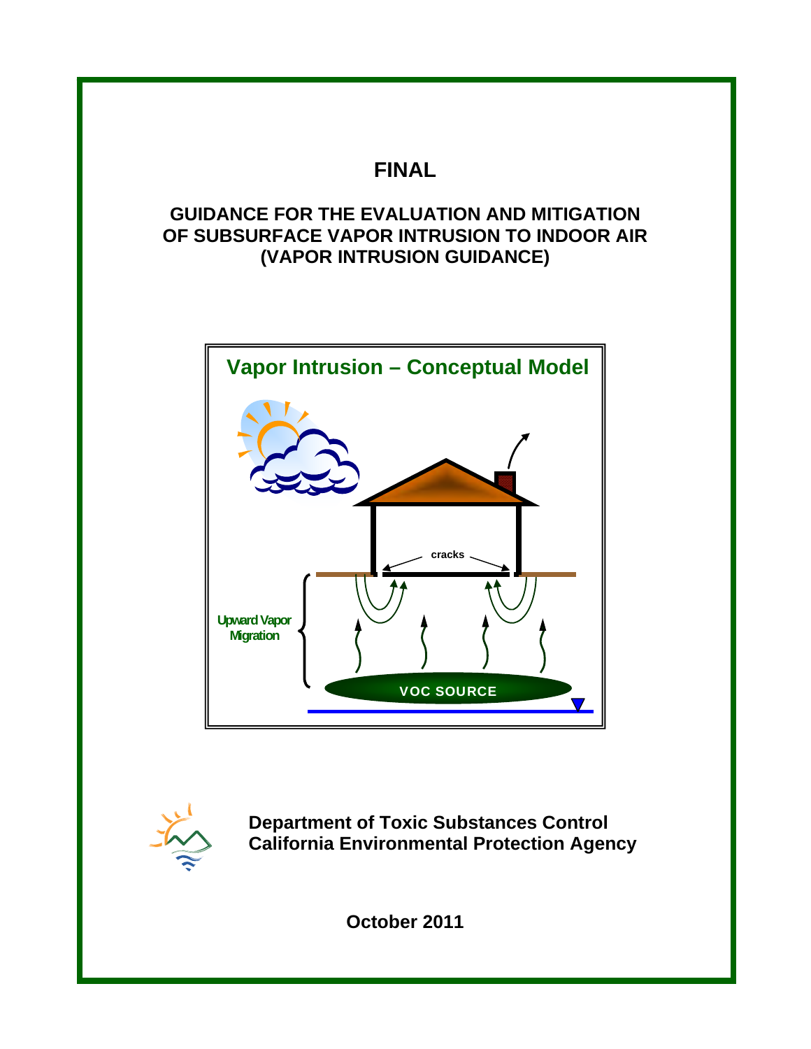# FINAL

## GUIDANCE FOR THE EVALUATION AND MITIGATION OF SUBSURFACE VAPOR INTRUSION TO INDOOR AIR (VAPOR INTRUSION GUIDANCE)

Vapor Intrusion – Conceptual Model

cracks

Upward Vapor Migration

VOC SOURCE

**Department of Toxic Substances Control**
**California Environmental Protection Agency**

**October 2011**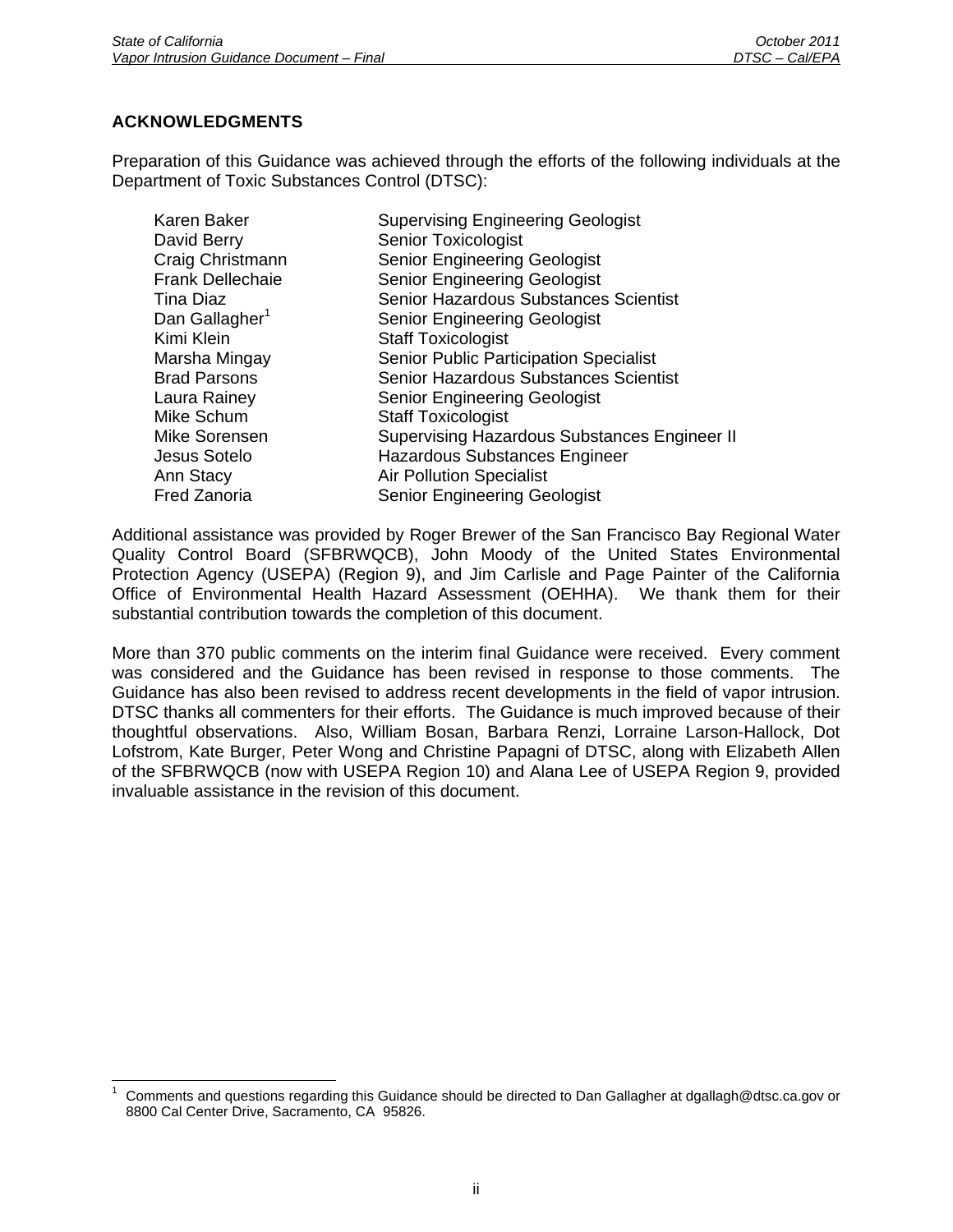## ACKNOWLEDGMENTS

Preparation of this Guidance was achieved through the efforts of the following individuals at the Department of Toxic Substances Control (DTSC):

| | |
|---|---|
| Karen Baker | Supervising Engineering Geologist |
| David Berry | Senior Toxicologist |
| Craig Christmann | Senior Engineering Geologist |
| Frank Dellechaie | Senior Engineering Geologist |
| Tina Diaz | Senior Hazardous Substances Scientist |
| Dan Gallagher[1] | Senior Engineering Geologist |
| Kimi Klein | Staff Toxicologist |
| Marsha Mingay | Senior Public Participation Specialist |
| Brad Parsons | Senior Hazardous Substances Scientist |
| Laura Rainey | Senior Engineering Geologist |
| Mike Schum | Staff Toxicologist |
| Mike Sorensen | Supervising Hazardous Substances Engineer II |
| Jesus Sotelo | Hazardous Substances Engineer |
| Ann Stacy | Air Pollution Specialist |
| Fred Zanoria | Senior Engineering Geologist |

Additional assistance was provided by Roger Brewer of the San Francisco Bay Regional Water Quality Control Board (SFBRWQCB), John Moody of the United States Environmental Protection Agency (USEPA) (Region 9), and Jim Carlisle and Page Painter of the California Office of Environmental Health Hazard Assessment (OEHHA). We thank them for their substantial contribution towards the completion of this document.

More than 370 public comments on the interim final Guidance were received. Every comment was considered and the Guidance has been revised in response to those comments. The Guidance has also been revised to address recent developments in the field of vapor intrusion. DTSC thanks all commenters for their efforts. The Guidance is much improved because of their thoughtful observations. Also, William Bosan, Barbara Renzi, Lorraine Larson-Hallock, Dot Lofstrom, Kate Burger, Peter Wong and Christine Papagni of DTSC, along with Elizabeth Allen of the SFBRWQCB (now with USEPA Region 10) and Alana Lee of USEPA Region 9, provided invaluable assistance in the revision of this document.

---

[1] Comments and questions regarding this Guidance should be directed to Dan Gallagher at dgallagh@dtsc.ca.gov or 8800 Cal Center Drive, Sacramento, CA 95826.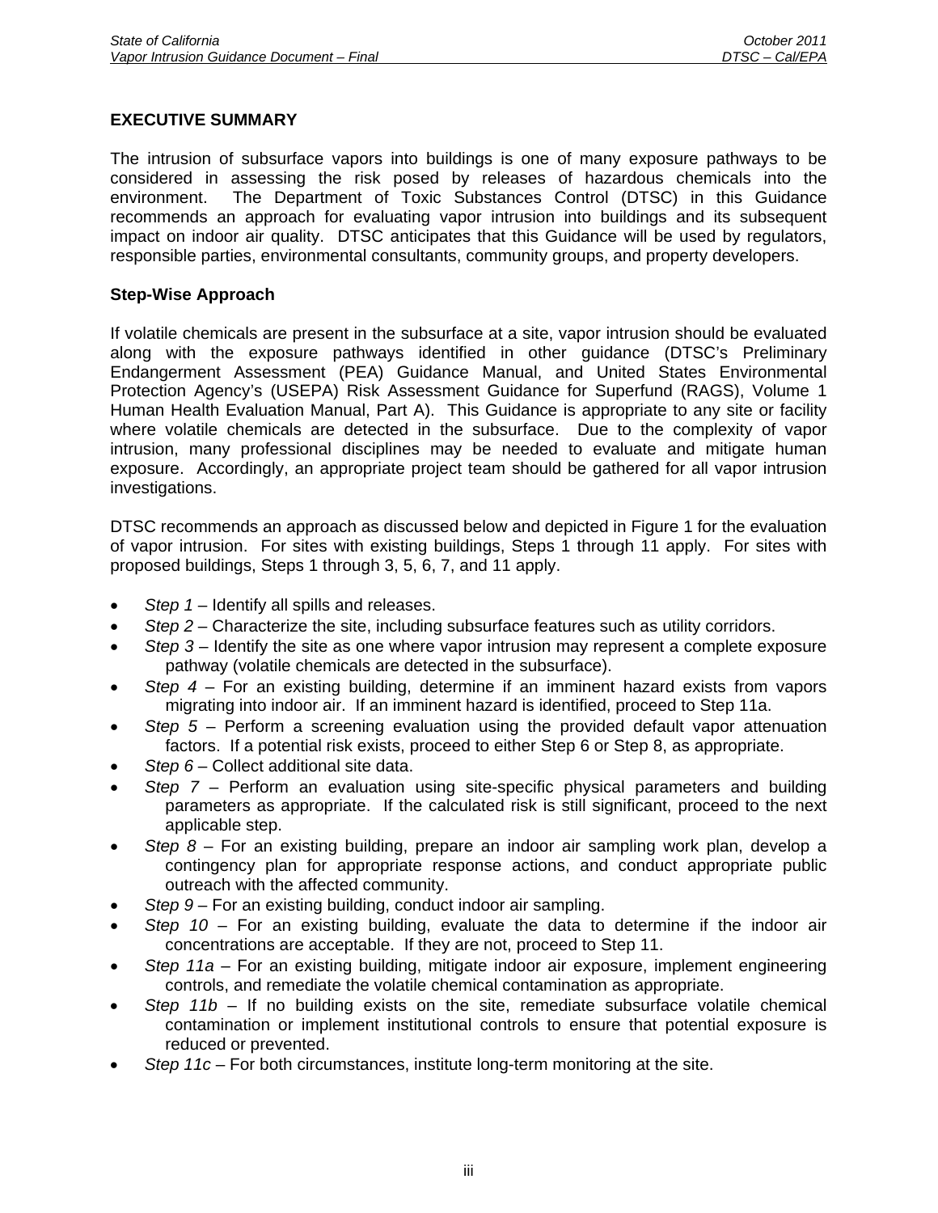## EXECUTIVE SUMMARY

The intrusion of subsurface vapors into buildings is one of many exposure pathways to be considered in assessing the risk posed by releases of hazardous chemicals into the environment. The Department of Toxic Substances Control (DTSC) in this Guidance recommends an approach for evaluating vapor intrusion into buildings and its subsequent impact on indoor air quality. DTSC anticipates that this Guidance will be used by regulators, responsible parties, environmental consultants, community groups, and property developers.

### Step-Wise Approach

If volatile chemicals are present in the subsurface at a site, vapor intrusion should be evaluated along with the exposure pathways identified in other guidance (DTSC's Preliminary Endangerment Assessment (PEA) Guidance Manual, and United States Environmental Protection Agency's (USEPA) Risk Assessment Guidance for Superfund (RAGS), Volume 1 Human Health Evaluation Manual, Part A). This Guidance is appropriate to any site or facility where volatile chemicals are detected in the subsurface. Due to the complexity of vapor intrusion, many professional disciplines may be needed to evaluate and mitigate human exposure. Accordingly, an appropriate project team should be gathered for all vapor intrusion investigations.

DTSC recommends an approach as discussed below and depicted in Figure 1 for the evaluation of vapor intrusion. For sites with existing buildings, Steps 1 through 11 apply. For sites with proposed buildings, Steps 1 through 3, 5, 6, 7, and 11 apply.

- *Step 1* – Identify all spills and releases.
- *Step 2* – Characterize the site, including subsurface features such as utility corridors.
- *Step 3* – Identify the site as one where vapor intrusion may represent a complete exposure pathway (volatile chemicals are detected in the subsurface).
- *Step 4* – For an existing building, determine if an imminent hazard exists from vapors migrating into indoor air. If an imminent hazard is identified, proceed to Step 11a.
- *Step 5* – Perform a screening evaluation using the provided default vapor attenuation factors. If a potential risk exists, proceed to either Step 6 or Step 8, as appropriate.
- *Step 6* – Collect additional site data.
- *Step 7* – Perform an evaluation using site-specific physical parameters and building parameters as appropriate. If the calculated risk is still significant, proceed to the next applicable step.
- *Step 8* – For an existing building, prepare an indoor air sampling work plan, develop a contingency plan for appropriate response actions, and conduct appropriate public outreach with the affected community.
- *Step 9* – For an existing building, conduct indoor air sampling.
- *Step 10* – For an existing building, evaluate the data to determine if the indoor air concentrations are acceptable. If they are not, proceed to Step 11.
- *Step 11a* – For an existing building, mitigate indoor air exposure, implement engineering controls, and remediate the volatile chemical contamination as appropriate.
- *Step 11b* – If no building exists on the site, remediate subsurface volatile chemical contamination or implement institutional controls to ensure that potential exposure is reduced or prevented.
- *Step 11c* – For both circumstances, institute long-term monitoring at the site.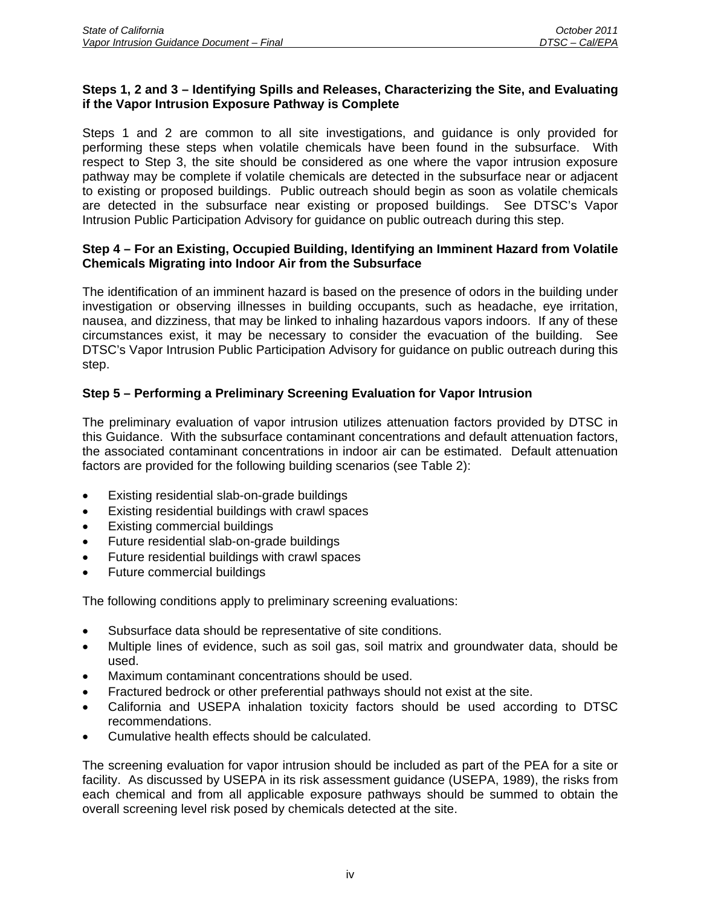**Steps 1, 2 and 3 – Identifying Spills and Releases, Characterizing the Site, and Evaluating if the Vapor Intrusion Exposure Pathway is Complete**

Steps 1 and 2 are common to all site investigations, and guidance is only provided for performing these steps when volatile chemicals have been found in the subsurface. With respect to Step 3, the site should be considered as one where the vapor intrusion exposure pathway may be complete if volatile chemicals are detected in the subsurface near or adjacent to existing or proposed buildings. Public outreach should begin as soon as volatile chemicals are detected in the subsurface near existing or proposed buildings. See DTSC's Vapor Intrusion Public Participation Advisory for guidance on public outreach during this step.

**Step 4 – For an Existing, Occupied Building, Identifying an Imminent Hazard from Volatile Chemicals Migrating into Indoor Air from the Subsurface**

The identification of an imminent hazard is based on the presence of odors in the building under investigation or observing illnesses in building occupants, such as headache, eye irritation, nausea, and dizziness, that may be linked to inhaling hazardous vapors indoors. If any of these circumstances exist, it may be necessary to consider the evacuation of the building. See DTSC's Vapor Intrusion Public Participation Advisory for guidance on public outreach during this step.

**Step 5 – Performing a Preliminary Screening Evaluation for Vapor Intrusion**

The preliminary evaluation of vapor intrusion utilizes attenuation factors provided by DTSC in this Guidance. With the subsurface contaminant concentrations and default attenuation factors, the associated contaminant concentrations in indoor air can be estimated. Default attenuation factors are provided for the following building scenarios (see Table 2):

- Existing residential slab-on-grade buildings
- Existing residential buildings with crawl spaces
- Existing commercial buildings
- Future residential slab-on-grade buildings
- Future residential buildings with crawl spaces
- Future commercial buildings

The following conditions apply to preliminary screening evaluations:

- Subsurface data should be representative of site conditions.
- Multiple lines of evidence, such as soil gas, soil matrix and groundwater data, should be used.
- Maximum contaminant concentrations should be used.
- Fractured bedrock or other preferential pathways should not exist at the site.
- California and USEPA inhalation toxicity factors should be used according to DTSC recommendations.
- Cumulative health effects should be calculated.

The screening evaluation for vapor intrusion should be included as part of the PEA for a site or facility. As discussed by USEPA in its risk assessment guidance (USEPA, 1989), the risks from each chemical and from all applicable exposure pathways should be summed to obtain the overall screening level risk posed by chemicals detected at the site.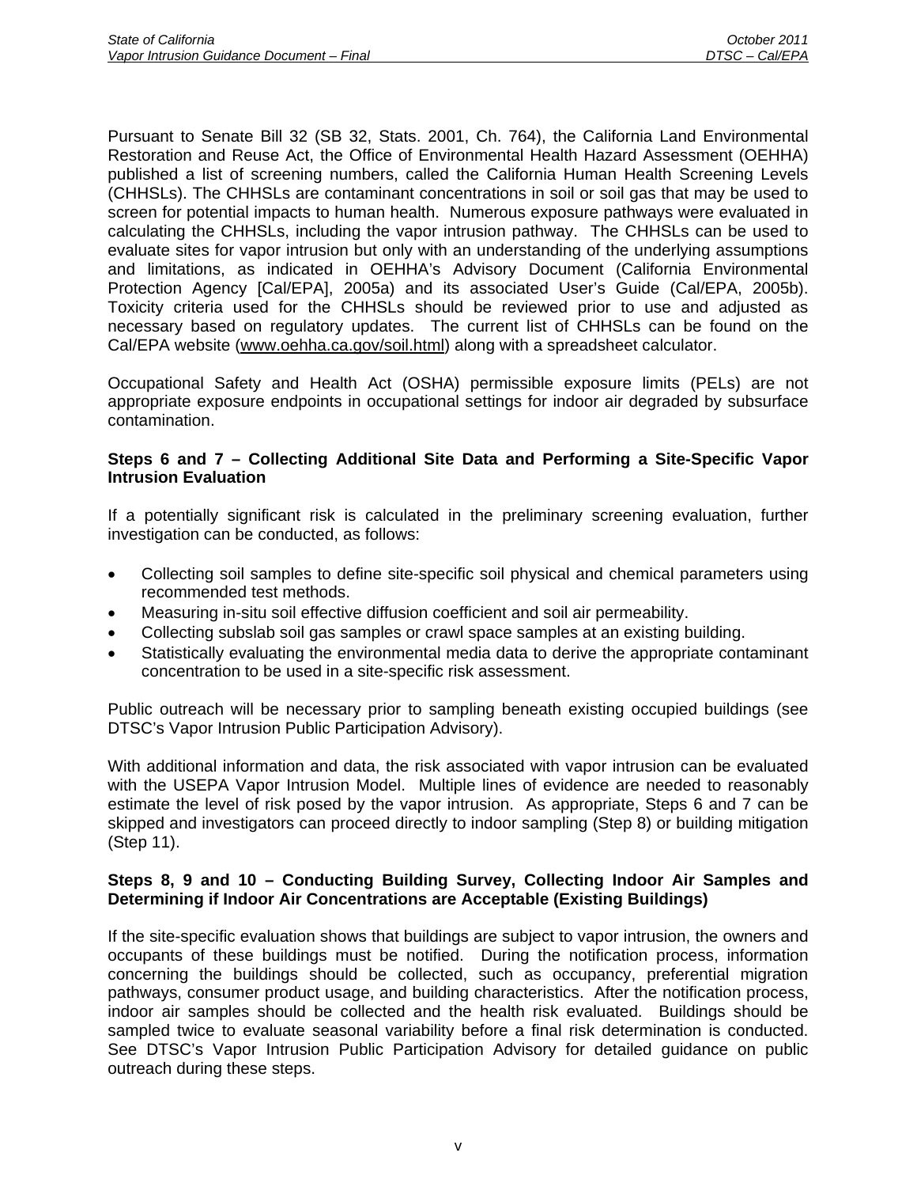Pursuant to Senate Bill 32 (SB 32, Stats. 2001, Ch. 764), the California Land Environmental Restoration and Reuse Act, the Office of Environmental Health Hazard Assessment (OEHHA) published a list of screening numbers, called the California Human Health Screening Levels (CHHSLs). The CHHSLs are contaminant concentrations in soil or soil gas that may be used to screen for potential impacts to human health. Numerous exposure pathways were evaluated in calculating the CHHSLs, including the vapor intrusion pathway. The CHHSLs can be used to evaluate sites for vapor intrusion but only with an understanding of the underlying assumptions and limitations, as indicated in OEHHA's Advisory Document (California Environmental Protection Agency [Cal/EPA], 2005a) and its associated User's Guide (Cal/EPA, 2005b). Toxicity criteria used for the CHHSLs should be reviewed prior to use and adjusted as necessary based on regulatory updates. The current list of CHHSLs can be found on the Cal/EPA website (www.oehha.ca.gov/soil.html) along with a spreadsheet calculator.

Occupational Safety and Health Act (OSHA) permissible exposure limits (PELs) are not appropriate exposure endpoints in occupational settings for indoor air degraded by subsurface contamination.

**Steps 6 and 7 – Collecting Additional Site Data and Performing a Site-Specific Vapor Intrusion Evaluation**

If a potentially significant risk is calculated in the preliminary screening evaluation, further investigation can be conducted, as follows:

- Collecting soil samples to define site-specific soil physical and chemical parameters using recommended test methods.
- Measuring in-situ soil effective diffusion coefficient and soil air permeability.
- Collecting subslab soil gas samples or crawl space samples at an existing building.
- Statistically evaluating the environmental media data to derive the appropriate contaminant concentration to be used in a site-specific risk assessment.

Public outreach will be necessary prior to sampling beneath existing occupied buildings (see DTSC's Vapor Intrusion Public Participation Advisory).

With additional information and data, the risk associated with vapor intrusion can be evaluated with the USEPA Vapor Intrusion Model. Multiple lines of evidence are needed to reasonably estimate the level of risk posed by the vapor intrusion. As appropriate, Steps 6 and 7 can be skipped and investigators can proceed directly to indoor sampling (Step 8) or building mitigation (Step 11).

**Steps 8, 9 and 10 – Conducting Building Survey, Collecting Indoor Air Samples and Determining if Indoor Air Concentrations are Acceptable (Existing Buildings)**

If the site-specific evaluation shows that buildings are subject to vapor intrusion, the owners and occupants of these buildings must be notified. During the notification process, information concerning the buildings should be collected, such as occupancy, preferential migration pathways, consumer product usage, and building characteristics. After the notification process, indoor air samples should be collected and the health risk evaluated. Buildings should be sampled twice to evaluate seasonal variability before a final risk determination is conducted. See DTSC's Vapor Intrusion Public Participation Advisory for detailed guidance on public outreach during these steps.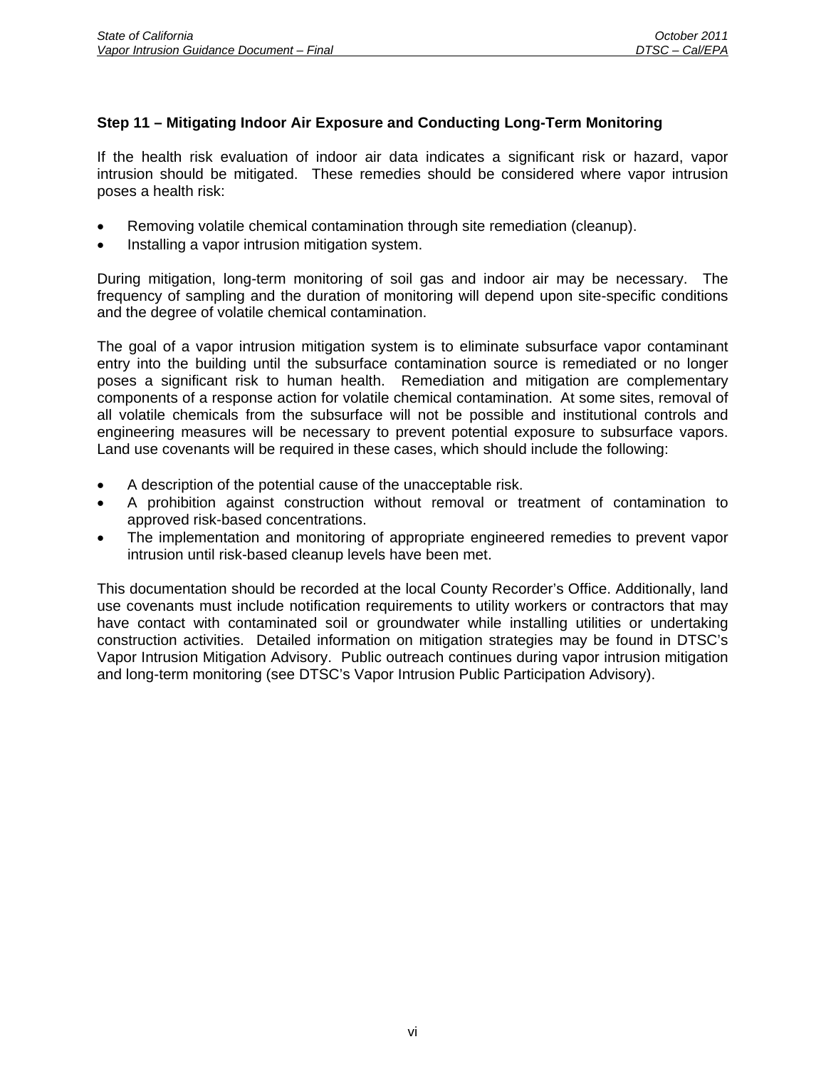**Step 11 – Mitigating Indoor Air Exposure and Conducting Long-Term Monitoring**

If the health risk evaluation of indoor air data indicates a significant risk or hazard, vapor intrusion should be mitigated. These remedies should be considered where vapor intrusion poses a health risk:

- Removing volatile chemical contamination through site remediation (cleanup).
- Installing a vapor intrusion mitigation system.

During mitigation, long-term monitoring of soil gas and indoor air may be necessary. The frequency of sampling and the duration of monitoring will depend upon site-specific conditions and the degree of volatile chemical contamination.

The goal of a vapor intrusion mitigation system is to eliminate subsurface vapor contaminant entry into the building until the subsurface contamination source is remediated or no longer poses a significant risk to human health. Remediation and mitigation are complementary components of a response action for volatile chemical contamination. At some sites, removal of all volatile chemicals from the subsurface will not be possible and institutional controls and engineering measures will be necessary to prevent potential exposure to subsurface vapors. Land use covenants will be required in these cases, which should include the following:

- A description of the potential cause of the unacceptable risk.
- A prohibition against construction without removal or treatment of contamination to approved risk-based concentrations.
- The implementation and monitoring of appropriate engineered remedies to prevent vapor intrusion until risk-based cleanup levels have been met.

This documentation should be recorded at the local County Recorder's Office. Additionally, land use covenants must include notification requirements to utility workers or contractors that may have contact with contaminated soil or groundwater while installing utilities or undertaking construction activities. Detailed information on mitigation strategies may be found in DTSC's Vapor Intrusion Mitigation Advisory. Public outreach continues during vapor intrusion mitigation and long-term monitoring (see DTSC's Vapor Intrusion Public Participation Advisory).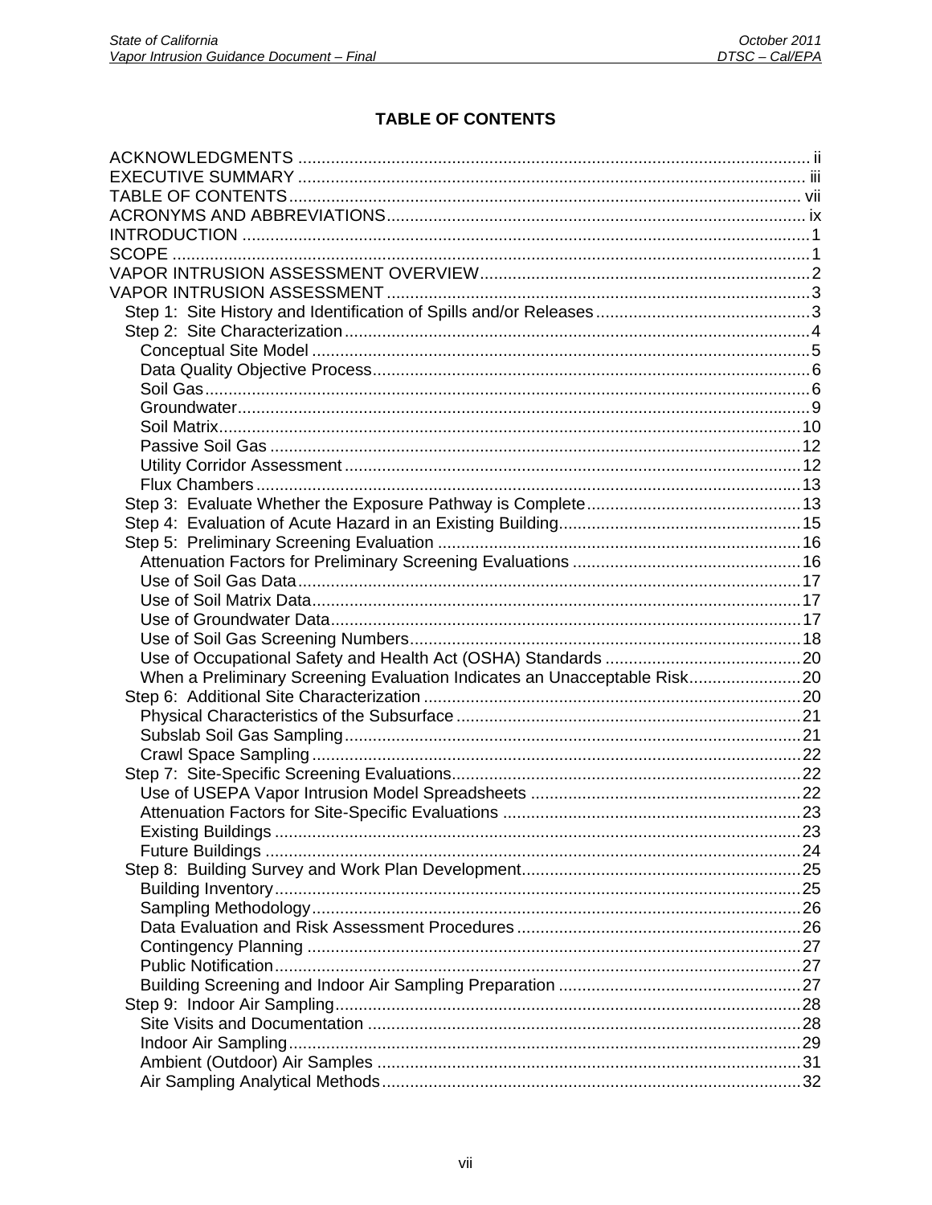# TABLE OF CONTENTS

ACKNOWLEDGMENTS ..... ii
EXECUTIVE SUMMARY ..... iii
TABLE OF CONTENTS ..... vii
ACRONYMS AND ABBREVIATIONS ..... ix
INTRODUCTION ..... 1
SCOPE ..... 1
VAPOR INTRUSION ASSESSMENT OVERVIEW ..... 2
VAPOR INTRUSION ASSESSMENT ..... 3
- Step 1: Site History and Identification of Spills and/or Releases ..... 3
- Step 2: Site Characterization ..... 4
  - Conceptual Site Model ..... 5
  - Data Quality Objective Process ..... 6
  - Soil Gas ..... 6
  - Groundwater ..... 9
  - Soil Matrix ..... 10
  - Passive Soil Gas ..... 12
  - Utility Corridor Assessment ..... 12
  - Flux Chambers ..... 13
- Step 3: Evaluate Whether the Exposure Pathway is Complete ..... 13
- Step 4: Evaluation of Acute Hazard in an Existing Building ..... 15
- Step 5: Preliminary Screening Evaluation ..... 16
  - Attenuation Factors for Preliminary Screening Evaluations ..... 16
  - Use of Soil Gas Data ..... 17
  - Use of Soil Matrix Data ..... 17
  - Use of Groundwater Data ..... 17
  - Use of Soil Gas Screening Numbers ..... 18
  - Use of Occupational Safety and Health Act (OSHA) Standards ..... 20
  - When a Preliminary Screening Evaluation Indicates an Unacceptable Risk ..... 20
- Step 6: Additional Site Characterization ..... 20
  - Physical Characteristics of the Subsurface ..... 21
  - Subslab Soil Gas Sampling ..... 21
  - Crawl Space Sampling ..... 22
- Step 7: Site-Specific Screening Evaluations ..... 22
  - Use of USEPA Vapor Intrusion Model Spreadsheets ..... 22
  - Attenuation Factors for Site-Specific Evaluations ..... 23
  - Existing Buildings ..... 23
  - Future Buildings ..... 24
- Step 8: Building Survey and Work Plan Development ..... 25
  - Building Inventory ..... 25
  - Sampling Methodology ..... 26
  - Data Evaluation and Risk Assessment Procedures ..... 26
  - Contingency Planning ..... 27
  - Public Notification ..... 27
  - Building Screening and Indoor Air Sampling Preparation ..... 27
- Step 9: Indoor Air Sampling ..... 28
  - Site Visits and Documentation ..... 28
  - Indoor Air Sampling ..... 29
  - Ambient (Outdoor) Air Samples ..... 31
  - Air Sampling Analytical Methods ..... 32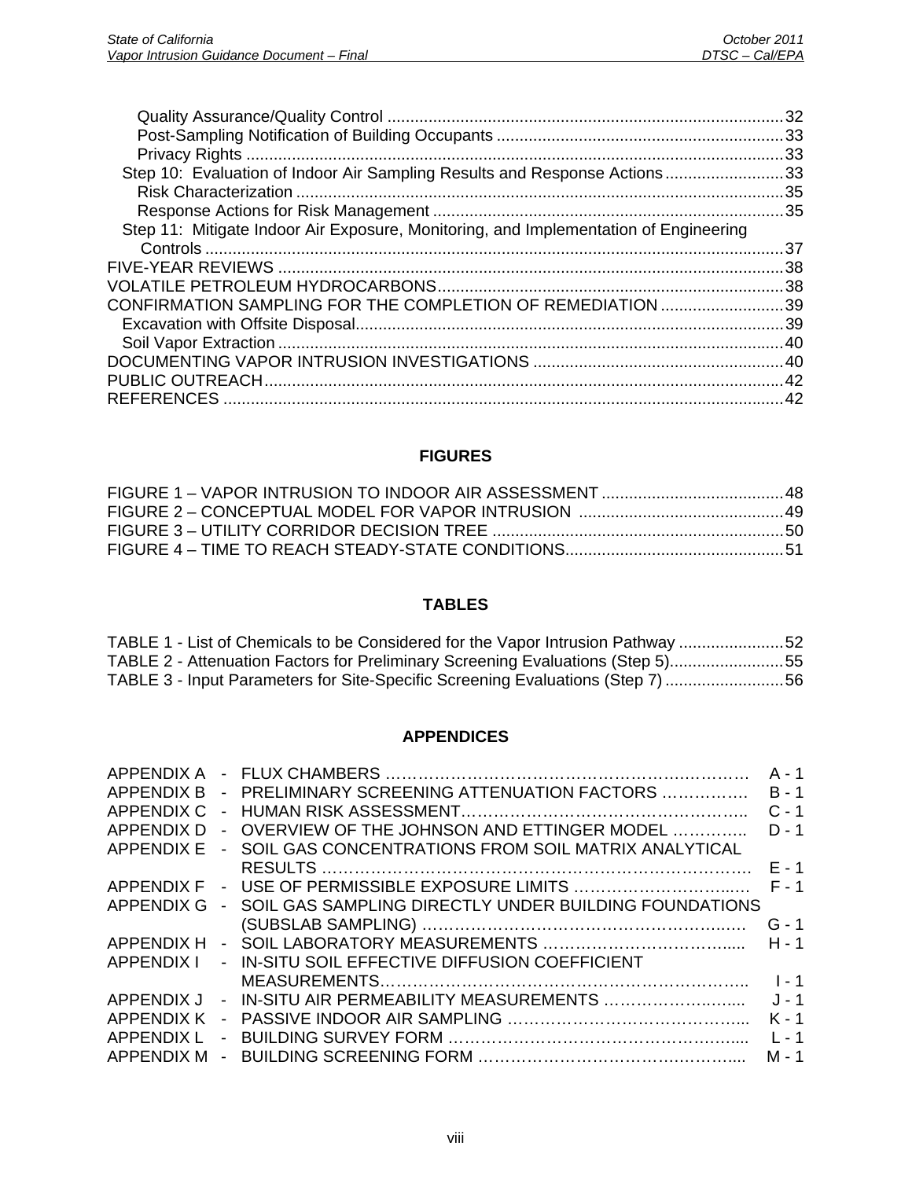Quality Assurance/Quality Control ....................................................................................... 32
Post-Sampling Notification of Building Occupants ............................................................... 33
Privacy Rights ...................................................................................................................... 33
Step 10: Evaluation of Indoor Air Sampling Results and Response Actions .......................... 33
Risk Characterization ........................................................................................................... 35
Response Actions for Risk Management ............................................................................ 35
Step 11: Mitigate Indoor Air Exposure, Monitoring, and Implementation of Engineering Controls ................................................................................................................................ 37
FIVE-YEAR REVIEWS .............................................................................................................. 38
VOLATILE PETROLEUM HYDROCARBONS ........................................................................... 38
CONFIRMATION SAMPLING FOR THE COMPLETION OF REMEDIATION ........................... 39
Excavation with Offsite Disposal ............................................................................................. 39
Soil Vapor Extraction .............................................................................................................. 40
DOCUMENTING VAPOR INTRUSION INVESTIGATIONS ...................................................... 40
PUBLIC OUTREACH ................................................................................................................. 42
REFERENCES .......................................................................................................................... 42

## FIGURES

FIGURE 1 – VAPOR INTRUSION TO INDOOR AIR ASSESSMENT ....................................... 48
FIGURE 2 – CONCEPTUAL MODEL FOR VAPOR INTRUSION ............................................ 49
FIGURE 3 – UTILITY CORRIDOR DECISION TREE ............................................................... 50
FIGURE 4 – TIME TO REACH STEADY-STATE CONDITIONS ............................................... 51

## TABLES

TABLE 1 - List of Chemicals to be Considered for the Vapor Intrusion Pathway ....................... 52
TABLE 2 - Attenuation Factors for Preliminary Screening Evaluations (Step 5) ......................... 55
TABLE 3 - Input Parameters for Site-Specific Screening Evaluations (Step 7) .......................... 56

## APPENDICES

APPENDIX A - FLUX CHAMBERS ............................................................ A - 1
APPENDIX B - PRELIMINARY SCREENING ATTENUATION FACTORS ............... B - 1
APPENDIX C - HUMAN RISK ASSESSMENT .............................................. C - 1
APPENDIX D - OVERVIEW OF THE JOHNSON AND ETTINGER MODEL .............. D - 1
APPENDIX E - SOIL GAS CONCENTRATIONS FROM SOIL MATRIX ANALYTICAL RESULTS ............................................................ E - 1
APPENDIX F - USE OF PERMISSIBLE EXPOSURE LIMITS ............................... F - 1
APPENDIX G - SOIL GAS SAMPLING DIRECTLY UNDER BUILDING FOUNDATIONS (SUBSLAB SAMPLING) ............................................ G - 1
APPENDIX H - SOIL LABORATORY MEASUREMENTS ...................................... H - 1
APPENDIX I - IN-SITU SOIL EFFECTIVE DIFFUSION COEFFICIENT MEASUREMENTS .................................................. I - 1
APPENDIX J - IN-SITU AIR PERMEABILITY MEASUREMENTS ........................... J - 1
APPENDIX K - PASSIVE INDOOR AIR SAMPLING ......................................... K - 1
APPENDIX L - BUILDING SURVEY FORM ................................................ L - 1
APPENDIX M - BUILDING SCREENING FORM ............................................ M - 1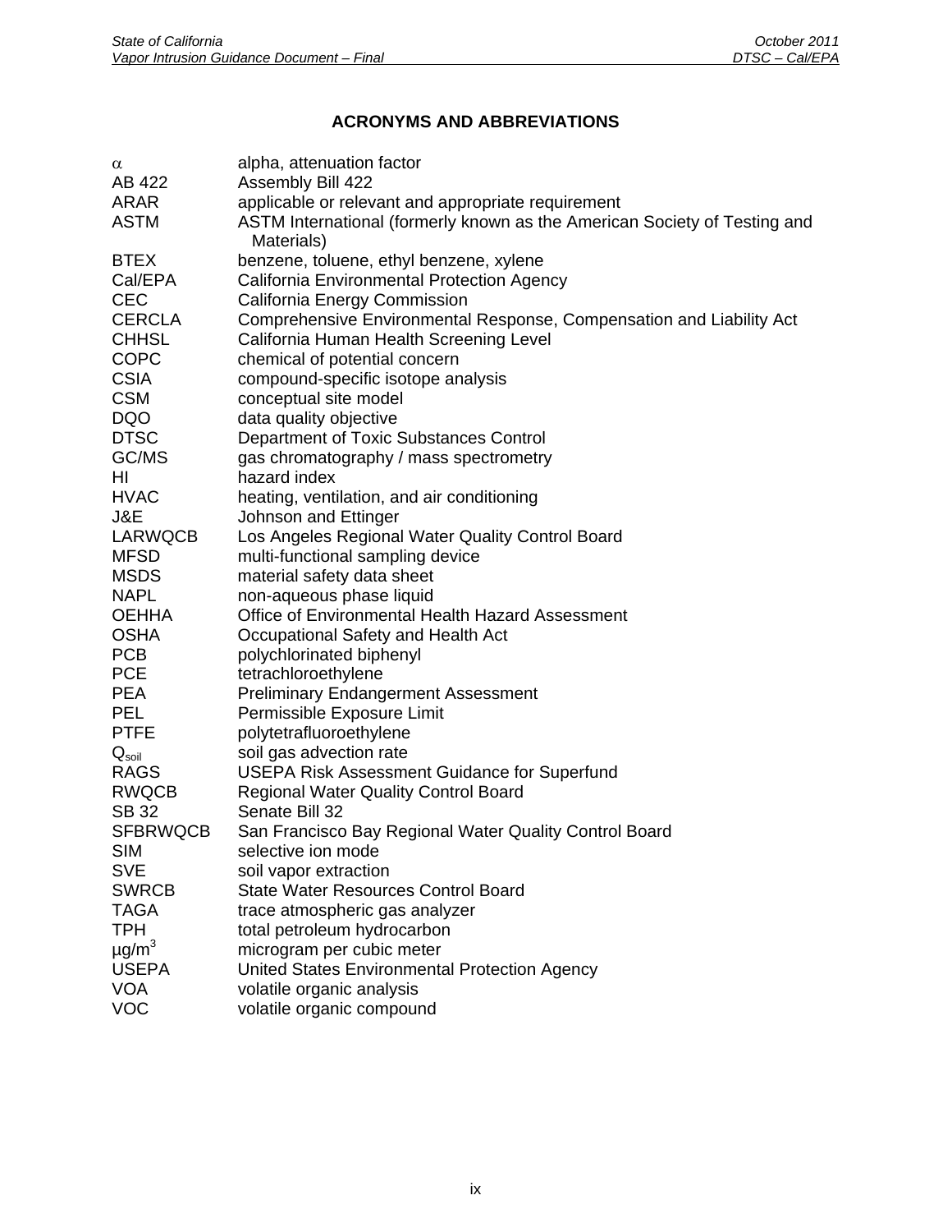## ACRONYMS AND ABBREVIATIONS

| | |
|---|---|
| $\alpha$ | alpha, attenuation factor |
| AB 422 | Assembly Bill 422 |
| ARAR | applicable or relevant and appropriate requirement |
| ASTM | ASTM International (formerly known as the American Society of Testing and Materials) |
| BTEX | benzene, toluene, ethyl benzene, xylene |
| Cal/EPA | California Environmental Protection Agency |
| CEC | California Energy Commission |
| CERCLA | Comprehensive Environmental Response, Compensation and Liability Act |
| CHHSL | California Human Health Screening Level |
| COPC | chemical of potential concern |
| CSIA | compound-specific isotope analysis |
| CSM | conceptual site model |
| DQO | data quality objective |
| DTSC | Department of Toxic Substances Control |
| GC/MS | gas chromatography / mass spectrometry |
| HI | hazard index |
| HVAC | heating, ventilation, and air conditioning |
| J&E | Johnson and Ettinger |
| LARWQCB | Los Angeles Regional Water Quality Control Board |
| MFSD | multi-functional sampling device |
| MSDS | material safety data sheet |
| NAPL | non-aqueous phase liquid |
| OEHHA | Office of Environmental Health Hazard Assessment |
| OSHA | Occupational Safety and Health Act |
| PCB | polychlorinated biphenyl |
| PCE | tetrachloroethylene |
| PEA | Preliminary Endangerment Assessment |
| PEL | Permissible Exposure Limit |
| PTFE | polytetrafluoroethylene |
| $Q_{soil}$ | soil gas advection rate |
| RAGS | USEPA Risk Assessment Guidance for Superfund |
| RWQCB | Regional Water Quality Control Board |
| SB 32 | Senate Bill 32 |
| SFBRWQCB | San Francisco Bay Regional Water Quality Control Board |
| SIM | selective ion mode |
| SVE | soil vapor extraction |
| SWRCB | State Water Resources Control Board |
| TAGA | trace atmospheric gas analyzer |
| TPH | total petroleum hydrocarbon |
| $\mu g/m^3$ | microgram per cubic meter |
| USEPA | United States Environmental Protection Agency |
| VOA | volatile organic analysis |
| VOC | volatile organic compound |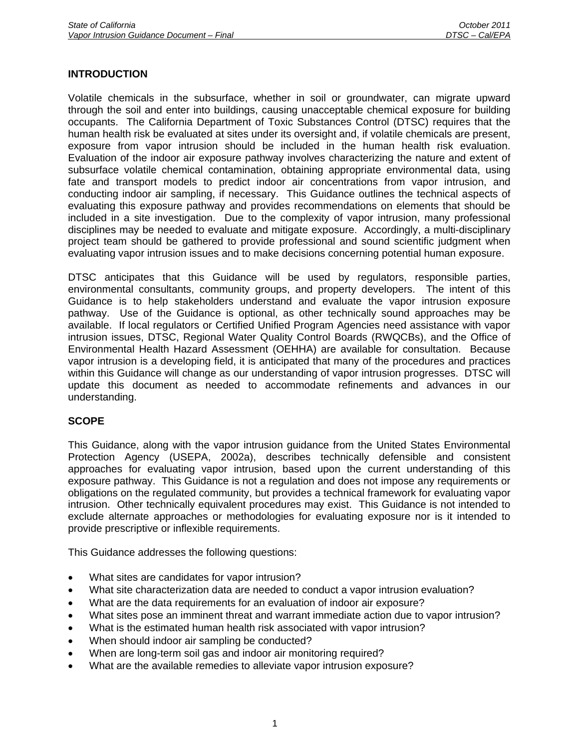## INTRODUCTION

Volatile chemicals in the subsurface, whether in soil or groundwater, can migrate upward through the soil and enter into buildings, causing unacceptable chemical exposure for building occupants. The California Department of Toxic Substances Control (DTSC) requires that the human health risk be evaluated at sites under its oversight and, if volatile chemicals are present, exposure from vapor intrusion should be included in the human health risk evaluation. Evaluation of the indoor air exposure pathway involves characterizing the nature and extent of subsurface volatile chemical contamination, obtaining appropriate environmental data, using fate and transport models to predict indoor air concentrations from vapor intrusion, and conducting indoor air sampling, if necessary. This Guidance outlines the technical aspects of evaluating this exposure pathway and provides recommendations on elements that should be included in a site investigation. Due to the complexity of vapor intrusion, many professional disciplines may be needed to evaluate and mitigate exposure. Accordingly, a multi-disciplinary project team should be gathered to provide professional and sound scientific judgment when evaluating vapor intrusion issues and to make decisions concerning potential human exposure.

DTSC anticipates that this Guidance will be used by regulators, responsible parties, environmental consultants, community groups, and property developers. The intent of this Guidance is to help stakeholders understand and evaluate the vapor intrusion exposure pathway. Use of the Guidance is optional, as other technically sound approaches may be available. If local regulators or Certified Unified Program Agencies need assistance with vapor intrusion issues, DTSC, Regional Water Quality Control Boards (RWQCBs), and the Office of Environmental Health Hazard Assessment (OEHHA) are available for consultation. Because vapor intrusion is a developing field, it is anticipated that many of the procedures and practices within this Guidance will change as our understanding of vapor intrusion progresses. DTSC will update this document as needed to accommodate refinements and advances in our understanding.

## SCOPE

This Guidance, along with the vapor intrusion guidance from the United States Environmental Protection Agency (USEPA, 2002a), describes technically defensible and consistent approaches for evaluating vapor intrusion, based upon the current understanding of this exposure pathway. This Guidance is not a regulation and does not impose any requirements or obligations on the regulated community, but provides a technical framework for evaluating vapor intrusion. Other technically equivalent procedures may exist. This Guidance is not intended to exclude alternate approaches or methodologies for evaluating exposure nor is it intended to provide prescriptive or inflexible requirements.

This Guidance addresses the following questions:

- What sites are candidates for vapor intrusion?
- What site characterization data are needed to conduct a vapor intrusion evaluation?
- What are the data requirements for an evaluation of indoor air exposure?
- What sites pose an imminent threat and warrant immediate action due to vapor intrusion?
- What is the estimated human health risk associated with vapor intrusion?
- When should indoor air sampling be conducted?
- When are long-term soil gas and indoor air monitoring required?
- What are the available remedies to alleviate vapor intrusion exposure?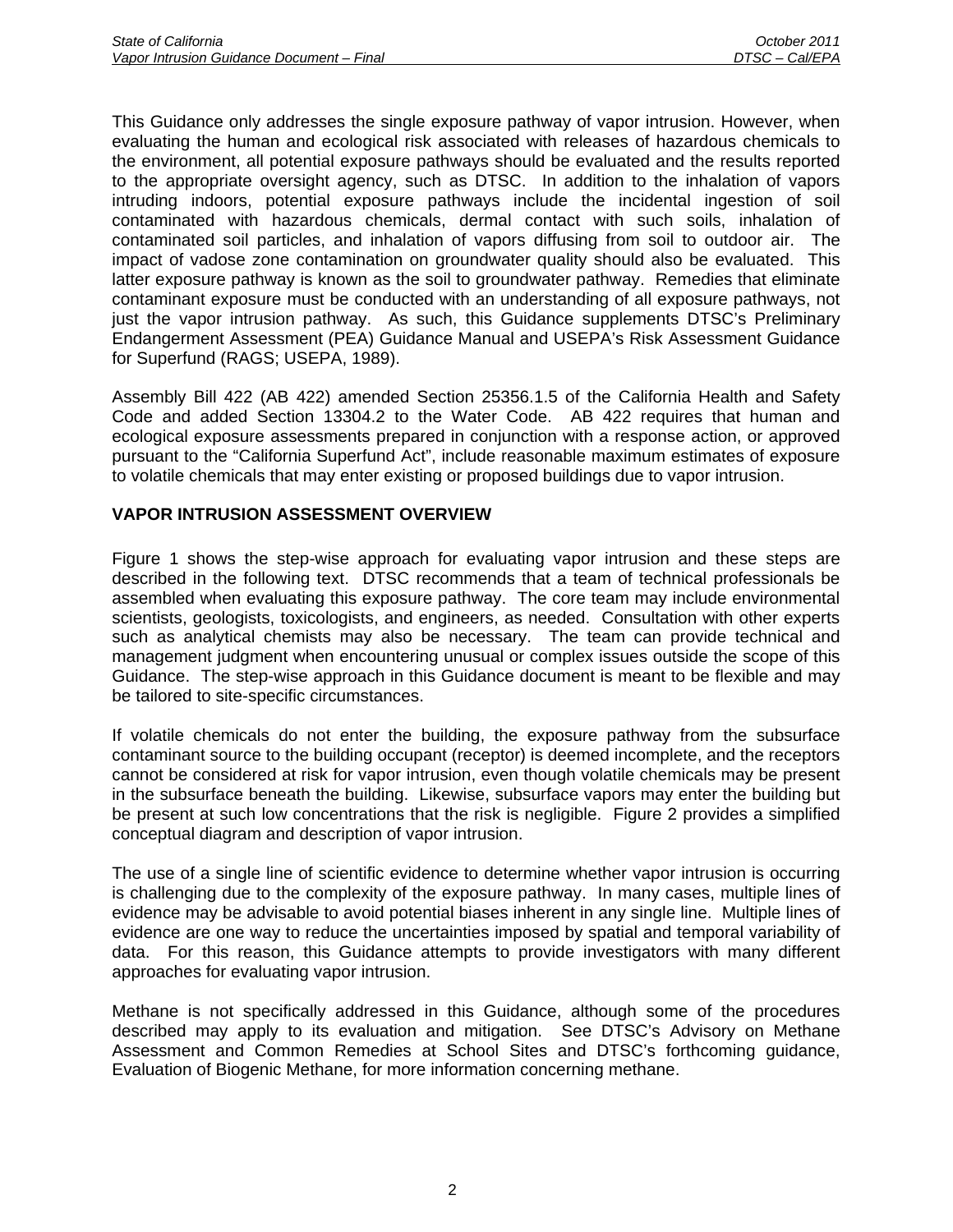This Guidance only addresses the single exposure pathway of vapor intrusion. However, when evaluating the human and ecological risk associated with releases of hazardous chemicals to the environment, all potential exposure pathways should be evaluated and the results reported to the appropriate oversight agency, such as DTSC. In addition to the inhalation of vapors intruding indoors, potential exposure pathways include the incidental ingestion of soil contaminated with hazardous chemicals, dermal contact with such soils, inhalation of contaminated soil particles, and inhalation of vapors diffusing from soil to outdoor air. The impact of vadose zone contamination on groundwater quality should also be evaluated. This latter exposure pathway is known as the soil to groundwater pathway. Remedies that eliminate contaminant exposure must be conducted with an understanding of all exposure pathways, not just the vapor intrusion pathway. As such, this Guidance supplements DTSC's Preliminary Endangerment Assessment (PEA) Guidance Manual and USEPA's Risk Assessment Guidance for Superfund (RAGS; USEPA, 1989).

Assembly Bill 422 (AB 422) amended Section 25356.1.5 of the California Health and Safety Code and added Section 13304.2 to the Water Code. AB 422 requires that human and ecological exposure assessments prepared in conjunction with a response action, or approved pursuant to the "California Superfund Act", include reasonable maximum estimates of exposure to volatile chemicals that may enter existing or proposed buildings due to vapor intrusion.

## VAPOR INTRUSION ASSESSMENT OVERVIEW

Figure 1 shows the step-wise approach for evaluating vapor intrusion and these steps are described in the following text. DTSC recommends that a team of technical professionals be assembled when evaluating this exposure pathway. The core team may include environmental scientists, geologists, toxicologists, and engineers, as needed. Consultation with other experts such as analytical chemists may also be necessary. The team can provide technical and management judgment when encountering unusual or complex issues outside the scope of this Guidance. The step-wise approach in this Guidance document is meant to be flexible and may be tailored to site-specific circumstances.

If volatile chemicals do not enter the building, the exposure pathway from the subsurface contaminant source to the building occupant (receptor) is deemed incomplete, and the receptors cannot be considered at risk for vapor intrusion, even though volatile chemicals may be present in the subsurface beneath the building. Likewise, subsurface vapors may enter the building but be present at such low concentrations that the risk is negligible. Figure 2 provides a simplified conceptual diagram and description of vapor intrusion.

The use of a single line of scientific evidence to determine whether vapor intrusion is occurring is challenging due to the complexity of the exposure pathway. In many cases, multiple lines of evidence may be advisable to avoid potential biases inherent in any single line. Multiple lines of evidence are one way to reduce the uncertainties imposed by spatial and temporal variability of data. For this reason, this Guidance attempts to provide investigators with many different approaches for evaluating vapor intrusion.

Methane is not specifically addressed in this Guidance, although some of the procedures described may apply to its evaluation and mitigation. See DTSC's Advisory on Methane Assessment and Common Remedies at School Sites and DTSC's forthcoming guidance, Evaluation of Biogenic Methane, for more information concerning methane.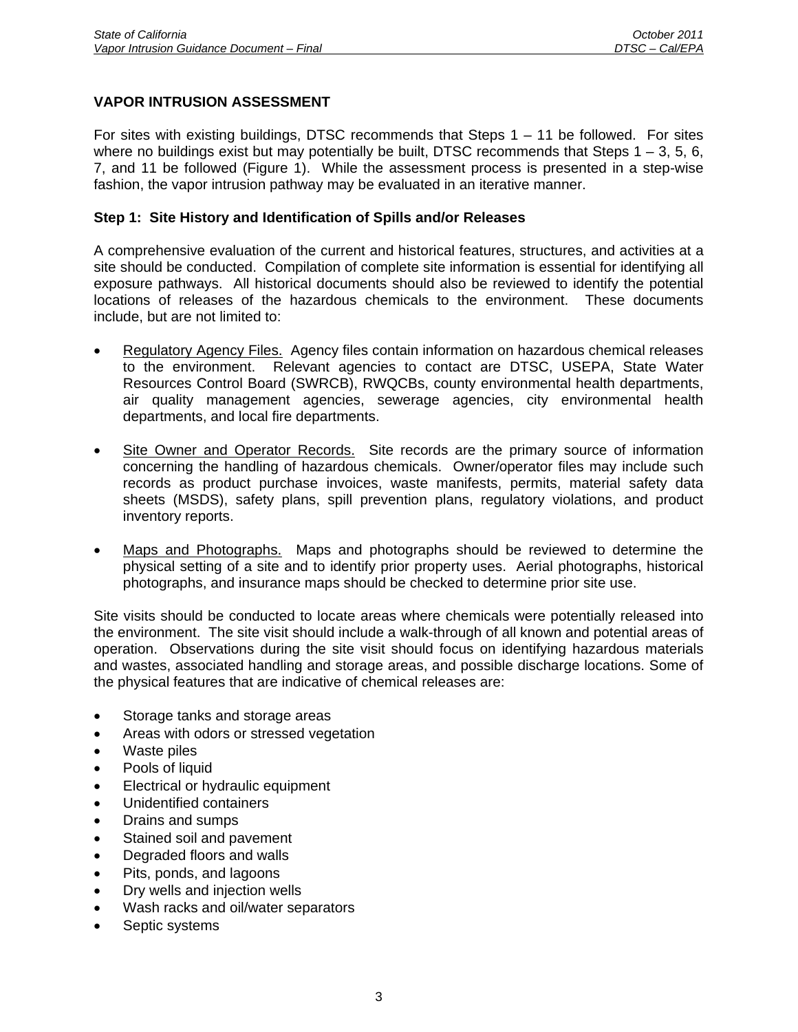## VAPOR INTRUSION ASSESSMENT

For sites with existing buildings, DTSC recommends that Steps 1 – 11 be followed. For sites where no buildings exist but may potentially be built, DTSC recommends that Steps 1 – 3, 5, 6, 7, and 11 be followed (Figure 1). While the assessment process is presented in a step-wise fashion, the vapor intrusion pathway may be evaluated in an iterative manner.

### Step 1: Site History and Identification of Spills and/or Releases

A comprehensive evaluation of the current and historical features, structures, and activities at a site should be conducted. Compilation of complete site information is essential for identifying all exposure pathways. All historical documents should also be reviewed to identify the potential locations of releases of the hazardous chemicals to the environment. These documents include, but are not limited to:

- Regulatory Agency Files. Agency files contain information on hazardous chemical releases to the environment. Relevant agencies to contact are DTSC, USEPA, State Water Resources Control Board (SWRCB), RWQCBs, county environmental health departments, air quality management agencies, sewerage agencies, city environmental health departments, and local fire departments.

- Site Owner and Operator Records. Site records are the primary source of information concerning the handling of hazardous chemicals. Owner/operator files may include such records as product purchase invoices, waste manifests, permits, material safety data sheets (MSDS), safety plans, spill prevention plans, regulatory violations, and product inventory reports.

- Maps and Photographs. Maps and photographs should be reviewed to determine the physical setting of a site and to identify prior property uses. Aerial photographs, historical photographs, and insurance maps should be checked to determine prior site use.

Site visits should be conducted to locate areas where chemicals were potentially released into the environment. The site visit should include a walk-through of all known and potential areas of operation. Observations during the site visit should focus on identifying hazardous materials and wastes, associated handling and storage areas, and possible discharge locations. Some of the physical features that are indicative of chemical releases are:

- Storage tanks and storage areas
- Areas with odors or stressed vegetation
- Waste piles
- Pools of liquid
- Electrical or hydraulic equipment
- Unidentified containers
- Drains and sumps
- Stained soil and pavement
- Degraded floors and walls
- Pits, ponds, and lagoons
- Dry wells and injection wells
- Wash racks and oil/water separators
- Septic systems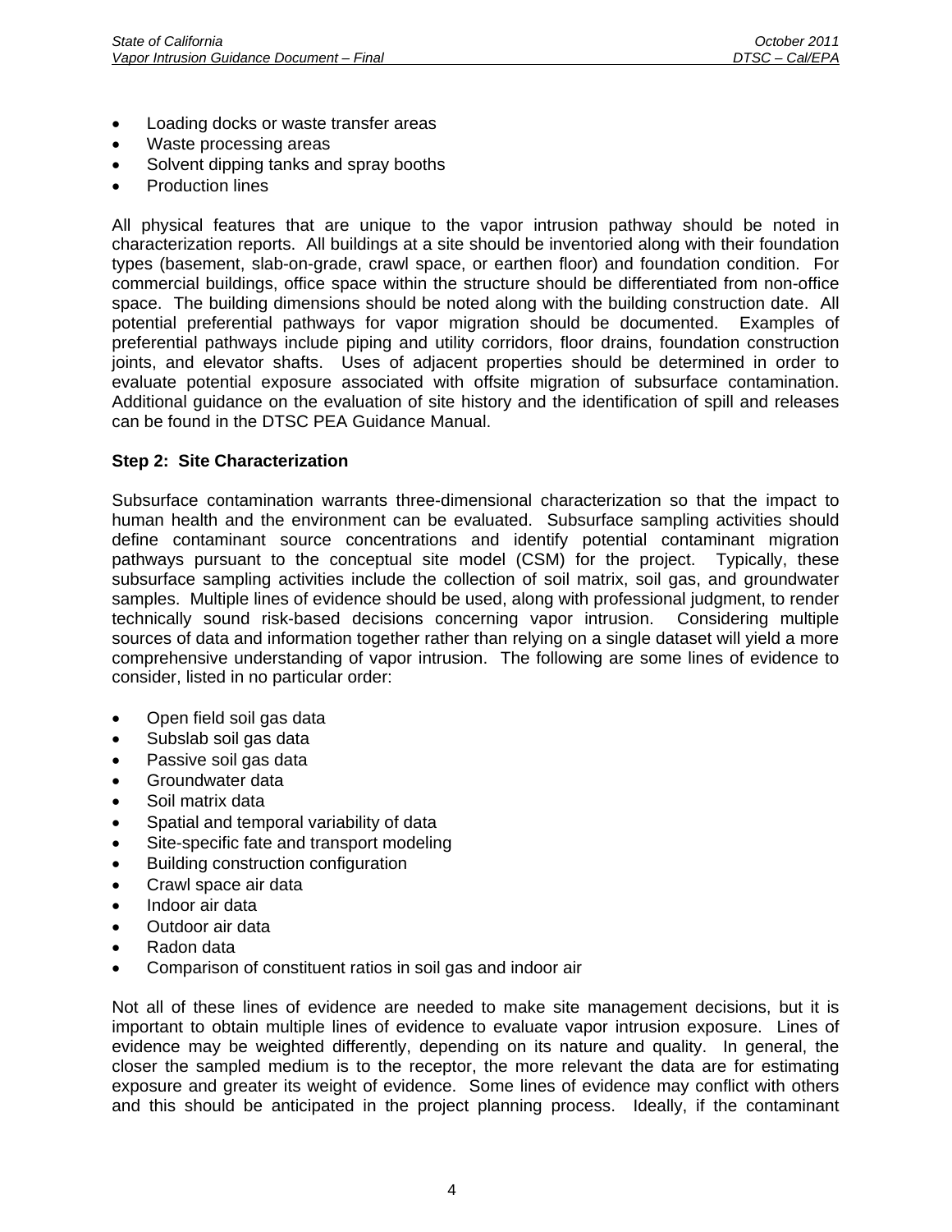- Loading docks or waste transfer areas
- Waste processing areas
- Solvent dipping tanks and spray booths
- Production lines

All physical features that are unique to the vapor intrusion pathway should be noted in characterization reports. All buildings at a site should be inventoried along with their foundation types (basement, slab-on-grade, crawl space, or earthen floor) and foundation condition. For commercial buildings, office space within the structure should be differentiated from non-office space. The building dimensions should be noted along with the building construction date. All potential preferential pathways for vapor migration should be documented. Examples of preferential pathways include piping and utility corridors, floor drains, foundation construction joints, and elevator shafts. Uses of adjacent properties should be determined in order to evaluate potential exposure associated with offsite migration of subsurface contamination. Additional guidance on the evaluation of site history and the identification of spill and releases can be found in the DTSC PEA Guidance Manual.

**Step 2: Site Characterization**

Subsurface contamination warrants three-dimensional characterization so that the impact to human health and the environment can be evaluated. Subsurface sampling activities should define contaminant source concentrations and identify potential contaminant migration pathways pursuant to the conceptual site model (CSM) for the project. Typically, these subsurface sampling activities include the collection of soil matrix, soil gas, and groundwater samples. Multiple lines of evidence should be used, along with professional judgment, to render technically sound risk-based decisions concerning vapor intrusion. Considering multiple sources of data and information together rather than relying on a single dataset will yield a more comprehensive understanding of vapor intrusion. The following are some lines of evidence to consider, listed in no particular order:

- Open field soil gas data
- Subslab soil gas data
- Passive soil gas data
- Groundwater data
- Soil matrix data
- Spatial and temporal variability of data
- Site-specific fate and transport modeling
- Building construction configuration
- Crawl space air data
- Indoor air data
- Outdoor air data
- Radon data
- Comparison of constituent ratios in soil gas and indoor air

Not all of these lines of evidence are needed to make site management decisions, but it is important to obtain multiple lines of evidence to evaluate vapor intrusion exposure. Lines of evidence may be weighted differently, depending on its nature and quality. In general, the closer the sampled medium is to the receptor, the more relevant the data are for estimating exposure and greater its weight of evidence. Some lines of evidence may conflict with others and this should be anticipated in the project planning process. Ideally, if the contaminant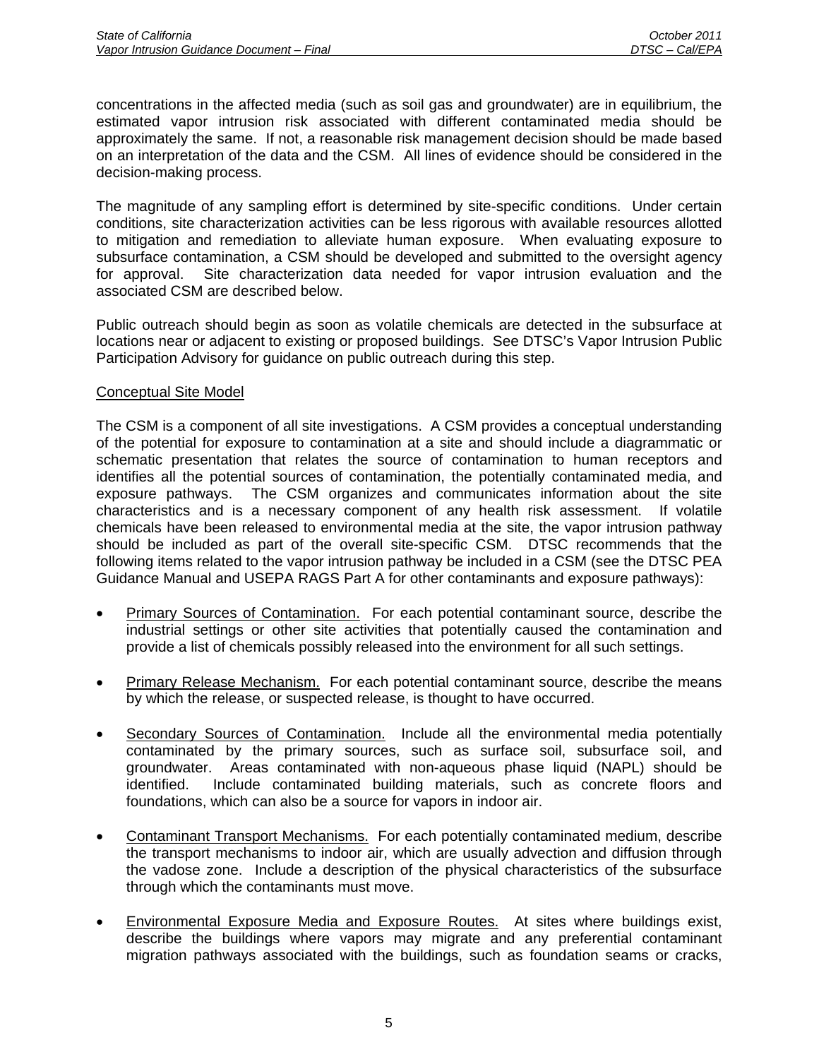concentrations in the affected media (such as soil gas and groundwater) are in equilibrium, the estimated vapor intrusion risk associated with different contaminated media should be approximately the same. If not, a reasonable risk management decision should be made based on an interpretation of the data and the CSM. All lines of evidence should be considered in the decision-making process.

The magnitude of any sampling effort is determined by site-specific conditions. Under certain conditions, site characterization activities can be less rigorous with available resources allotted to mitigation and remediation to alleviate human exposure. When evaluating exposure to subsurface contamination, a CSM should be developed and submitted to the oversight agency for approval. Site characterization data needed for vapor intrusion evaluation and the associated CSM are described below.

Public outreach should begin as soon as volatile chemicals are detected in the subsurface at locations near or adjacent to existing or proposed buildings. See DTSC's Vapor Intrusion Public Participation Advisory for guidance on public outreach during this step.

Conceptual Site Model

The CSM is a component of all site investigations. A CSM provides a conceptual understanding of the potential for exposure to contamination at a site and should include a diagrammatic or schematic presentation that relates the source of contamination to human receptors and identifies all the potential sources of contamination, the potentially contaminated media, and exposure pathways. The CSM organizes and communicates information about the site characteristics and is a necessary component of any health risk assessment. If volatile chemicals have been released to environmental media at the site, the vapor intrusion pathway should be included as part of the overall site-specific CSM. DTSC recommends that the following items related to the vapor intrusion pathway be included in a CSM (see the DTSC PEA Guidance Manual and USEPA RAGS Part A for other contaminants and exposure pathways):

- Primary Sources of Contamination. For each potential contaminant source, describe the industrial settings or other site activities that potentially caused the contamination and provide a list of chemicals possibly released into the environment for all such settings.

- Primary Release Mechanism. For each potential contaminant source, describe the means by which the release, or suspected release, is thought to have occurred.

- Secondary Sources of Contamination. Include all the environmental media potentially contaminated by the primary sources, such as surface soil, subsurface soil, and groundwater. Areas contaminated with non-aqueous phase liquid (NAPL) should be identified. Include contaminated building materials, such as concrete floors and foundations, which can also be a source for vapors in indoor air.

- Contaminant Transport Mechanisms. For each potentially contaminated medium, describe the transport mechanisms to indoor air, which are usually advection and diffusion through the vadose zone. Include a description of the physical characteristics of the subsurface through which the contaminants must move.

- Environmental Exposure Media and Exposure Routes. At sites where buildings exist, describe the buildings where vapors may migrate and any preferential contaminant migration pathways associated with the buildings, such as foundation seams or cracks,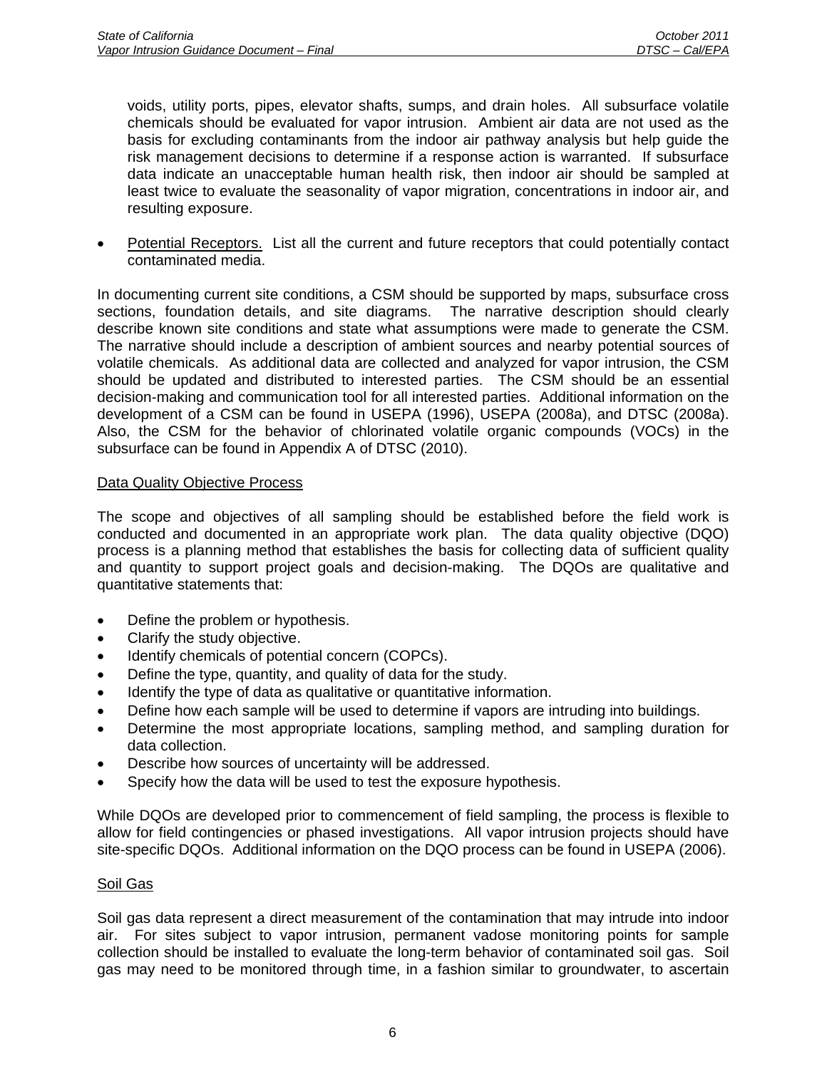voids, utility ports, pipes, elevator shafts, sumps, and drain holes. All subsurface volatile chemicals should be evaluated for vapor intrusion. Ambient air data are not used as the basis for excluding contaminants from the indoor air pathway analysis but help guide the risk management decisions to determine if a response action is warranted. If subsurface data indicate an unacceptable human health risk, then indoor air should be sampled at least twice to evaluate the seasonality of vapor migration, concentrations in indoor air, and resulting exposure.

- Potential Receptors. List all the current and future receptors that could potentially contact contaminated media.

In documenting current site conditions, a CSM should be supported by maps, subsurface cross sections, foundation details, and site diagrams. The narrative description should clearly describe known site conditions and state what assumptions were made to generate the CSM. The narrative should include a description of ambient sources and nearby potential sources of volatile chemicals. As additional data are collected and analyzed for vapor intrusion, the CSM should be updated and distributed to interested parties. The CSM should be an essential decision-making and communication tool for all interested parties. Additional information on the development of a CSM can be found in USEPA (1996), USEPA (2008a), and DTSC (2008a). Also, the CSM for the behavior of chlorinated volatile organic compounds (VOCs) in the subsurface can be found in Appendix A of DTSC (2010).

Data Quality Objective Process

The scope and objectives of all sampling should be established before the field work is conducted and documented in an appropriate work plan. The data quality objective (DQO) process is a planning method that establishes the basis for collecting data of sufficient quality and quantity to support project goals and decision-making. The DQOs are qualitative and quantitative statements that:

- Define the problem or hypothesis.
- Clarify the study objective.
- Identify chemicals of potential concern (COPCs).
- Define the type, quantity, and quality of data for the study.
- Identify the type of data as qualitative or quantitative information.
- Define how each sample will be used to determine if vapors are intruding into buildings.
- Determine the most appropriate locations, sampling method, and sampling duration for data collection.
- Describe how sources of uncertainty will be addressed.
- Specify how the data will be used to test the exposure hypothesis.

While DQOs are developed prior to commencement of field sampling, the process is flexible to allow for field contingencies or phased investigations. All vapor intrusion projects should have site-specific DQOs. Additional information on the DQO process can be found in USEPA (2006).

Soil Gas

Soil gas data represent a direct measurement of the contamination that may intrude into indoor air. For sites subject to vapor intrusion, permanent vadose monitoring points for sample collection should be installed to evaluate the long-term behavior of contaminated soil gas. Soil gas may need to be monitored through time, in a fashion similar to groundwater, to ascertain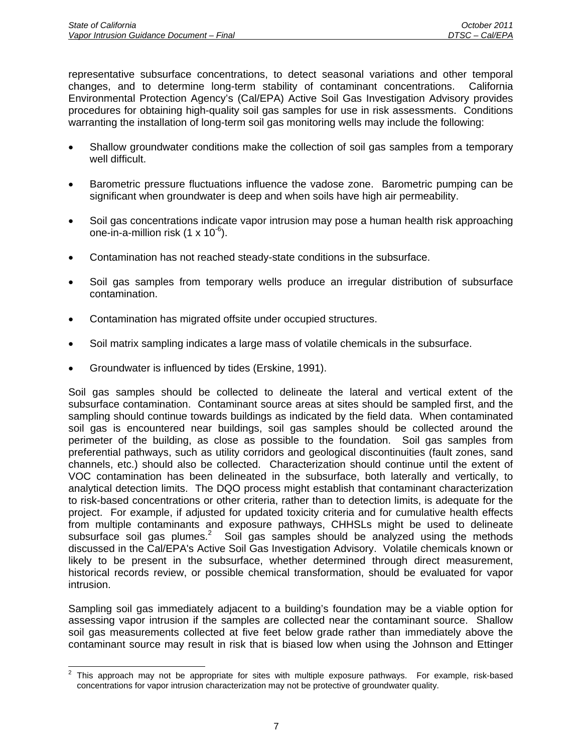representative subsurface concentrations, to detect seasonal variations and other temporal changes, and to determine long-term stability of contaminant concentrations. California Environmental Protection Agency's (Cal/EPA) Active Soil Gas Investigation Advisory provides procedures for obtaining high-quality soil gas samples for use in risk assessments. Conditions warranting the installation of long-term soil gas monitoring wells may include the following:

- Shallow groundwater conditions make the collection of soil gas samples from a temporary well difficult.
- Barometric pressure fluctuations influence the vadose zone. Barometric pumping can be significant when groundwater is deep and when soils have high air permeability.
- Soil gas concentrations indicate vapor intrusion may pose a human health risk approaching one-in-a-million risk ($1 \times 10^{-6}$).
- Contamination has not reached steady-state conditions in the subsurface.
- Soil gas samples from temporary wells produce an irregular distribution of subsurface contamination.
- Contamination has migrated offsite under occupied structures.
- Soil matrix sampling indicates a large mass of volatile chemicals in the subsurface.
- Groundwater is influenced by tides (Erskine, 1991).

Soil gas samples should be collected to delineate the lateral and vertical extent of the subsurface contamination. Contaminant source areas at sites should be sampled first, and the sampling should continue towards buildings as indicated by the field data. When contaminated soil gas is encountered near buildings, soil gas samples should be collected around the perimeter of the building, as close as possible to the foundation. Soil gas samples from preferential pathways, such as utility corridors and geological discontinuities (fault zones, sand channels, etc.) should also be collected. Characterization should continue until the extent of VOC contamination has been delineated in the subsurface, both laterally and vertically, to analytical detection limits. The DQO process might establish that contaminant characterization to risk-based concentrations or other criteria, rather than to detection limits, is adequate for the project. For example, if adjusted for updated toxicity criteria and for cumulative health effects from multiple contaminants and exposure pathways, CHHSLs might be used to delineate subsurface soil gas plumes.[2] Soil gas samples should be analyzed using the methods discussed in the Cal/EPA's Active Soil Gas Investigation Advisory. Volatile chemicals known or likely to be present in the subsurface, whether determined through direct measurement, historical records review, or possible chemical transformation, should be evaluated for vapor intrusion.

Sampling soil gas immediately adjacent to a building's foundation may be a viable option for assessing vapor intrusion if the samples are collected near the contaminant source. Shallow soil gas measurements collected at five feet below grade rather than immediately above the contaminant source may result in risk that is biased low when using the Johnson and Ettinger

---

[2] This approach may not be appropriate for sites with multiple exposure pathways. For example, risk-based concentrations for vapor intrusion characterization may not be protective of groundwater quality.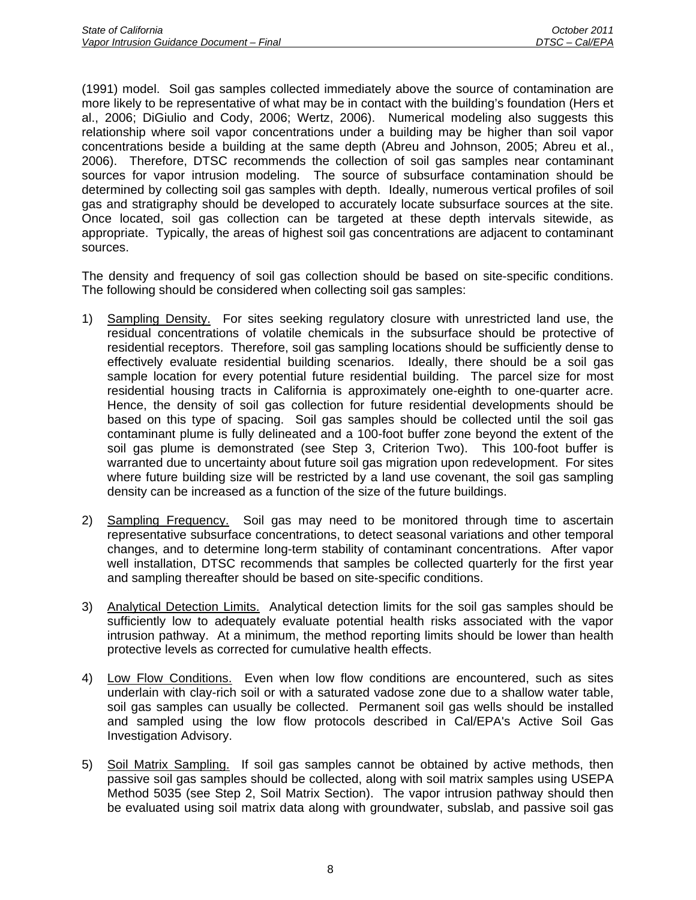(1991) model. Soil gas samples collected immediately above the source of contamination are more likely to be representative of what may be in contact with the building's foundation (Hers et al., 2006; DiGiulio and Cody, 2006; Wertz, 2006). Numerical modeling also suggests this relationship where soil vapor concentrations under a building may be higher than soil vapor concentrations beside a building at the same depth (Abreu and Johnson, 2005; Abreu et al., 2006). Therefore, DTSC recommends the collection of soil gas samples near contaminant sources for vapor intrusion modeling. The source of subsurface contamination should be determined by collecting soil gas samples with depth. Ideally, numerous vertical profiles of soil gas and stratigraphy should be developed to accurately locate subsurface sources at the site. Once located, soil gas collection can be targeted at these depth intervals sitewide, as appropriate. Typically, the areas of highest soil gas concentrations are adjacent to contaminant sources.

The density and frequency of soil gas collection should be based on site-specific conditions. The following should be considered when collecting soil gas samples:

1) Sampling Density. For sites seeking regulatory closure with unrestricted land use, the residual concentrations of volatile chemicals in the subsurface should be protective of residential receptors. Therefore, soil gas sampling locations should be sufficiently dense to effectively evaluate residential building scenarios. Ideally, there should be a soil gas sample location for every potential future residential building. The parcel size for most residential housing tracts in California is approximately one-eighth to one-quarter acre. Hence, the density of soil gas collection for future residential developments should be based on this type of spacing. Soil gas samples should be collected until the soil gas contaminant plume is fully delineated and a 100-foot buffer zone beyond the extent of the soil gas plume is demonstrated (see Step 3, Criterion Two). This 100-foot buffer is warranted due to uncertainty about future soil gas migration upon redevelopment. For sites where future building size will be restricted by a land use covenant, the soil gas sampling density can be increased as a function of the size of the future buildings.

2) Sampling Frequency. Soil gas may need to be monitored through time to ascertain representative subsurface concentrations, to detect seasonal variations and other temporal changes, and to determine long-term stability of contaminant concentrations. After vapor well installation, DTSC recommends that samples be collected quarterly for the first year and sampling thereafter should be based on site-specific conditions.

3) Analytical Detection Limits. Analytical detection limits for the soil gas samples should be sufficiently low to adequately evaluate potential health risks associated with the vapor intrusion pathway. At a minimum, the method reporting limits should be lower than health protective levels as corrected for cumulative health effects.

4) Low Flow Conditions. Even when low flow conditions are encountered, such as sites underlain with clay-rich soil or with a saturated vadose zone due to a shallow water table, soil gas samples can usually be collected. Permanent soil gas wells should be installed and sampled using the low flow protocols described in Cal/EPA's Active Soil Gas Investigation Advisory.

5) Soil Matrix Sampling. If soil gas samples cannot be obtained by active methods, then passive soil gas samples should be collected, along with soil matrix samples using USEPA Method 5035 (see Step 2, Soil Matrix Section). The vapor intrusion pathway should then be evaluated using soil matrix data along with groundwater, subslab, and passive soil gas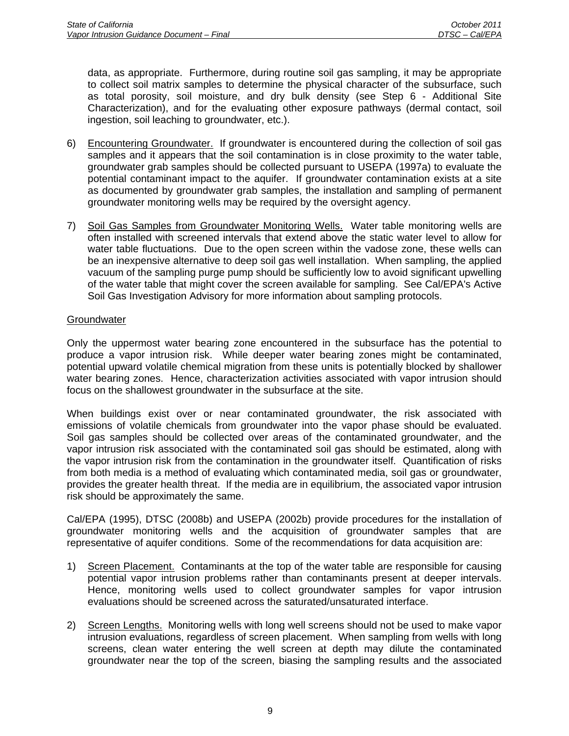data, as appropriate. Furthermore, during routine soil gas sampling, it may be appropriate to collect soil matrix samples to determine the physical character of the subsurface, such as total porosity, soil moisture, and dry bulk density (see Step 6 - Additional Site Characterization), and for the evaluating other exposure pathways (dermal contact, soil ingestion, soil leaching to groundwater, etc.).

6) Encountering Groundwater. If groundwater is encountered during the collection of soil gas samples and it appears that the soil contamination is in close proximity to the water table, groundwater grab samples should be collected pursuant to USEPA (1997a) to evaluate the potential contaminant impact to the aquifer. If groundwater contamination exists at a site as documented by groundwater grab samples, the installation and sampling of permanent groundwater monitoring wells may be required by the oversight agency.

7) Soil Gas Samples from Groundwater Monitoring Wells. Water table monitoring wells are often installed with screened intervals that extend above the static water level to allow for water table fluctuations. Due to the open screen within the vadose zone, these wells can be an inexpensive alternative to deep soil gas well installation. When sampling, the applied vacuum of the sampling purge pump should be sufficiently low to avoid significant upwelling of the water table that might cover the screen available for sampling. See Cal/EPA's Active Soil Gas Investigation Advisory for more information about sampling protocols.

Groundwater

Only the uppermost water bearing zone encountered in the subsurface has the potential to produce a vapor intrusion risk. While deeper water bearing zones might be contaminated, potential upward volatile chemical migration from these units is potentially blocked by shallower water bearing zones. Hence, characterization activities associated with vapor intrusion should focus on the shallowest groundwater in the subsurface at the site.

When buildings exist over or near contaminated groundwater, the risk associated with emissions of volatile chemicals from groundwater into the vapor phase should be evaluated. Soil gas samples should be collected over areas of the contaminated groundwater, and the vapor intrusion risk associated with the contaminated soil gas should be estimated, along with the vapor intrusion risk from the contamination in the groundwater itself. Quantification of risks from both media is a method of evaluating which contaminated media, soil gas or groundwater, provides the greater health threat. If the media are in equilibrium, the associated vapor intrusion risk should be approximately the same.

Cal/EPA (1995), DTSC (2008b) and USEPA (2002b) provide procedures for the installation of groundwater monitoring wells and the acquisition of groundwater samples that are representative of aquifer conditions. Some of the recommendations for data acquisition are:

1) Screen Placement. Contaminants at the top of the water table are responsible for causing potential vapor intrusion problems rather than contaminants present at deeper intervals. Hence, monitoring wells used to collect groundwater samples for vapor intrusion evaluations should be screened across the saturated/unsaturated interface.

2) Screen Lengths. Monitoring wells with long well screens should not be used to make vapor intrusion evaluations, regardless of screen placement. When sampling from wells with long screens, clean water entering the well screen at depth may dilute the contaminated groundwater near the top of the screen, biasing the sampling results and the associated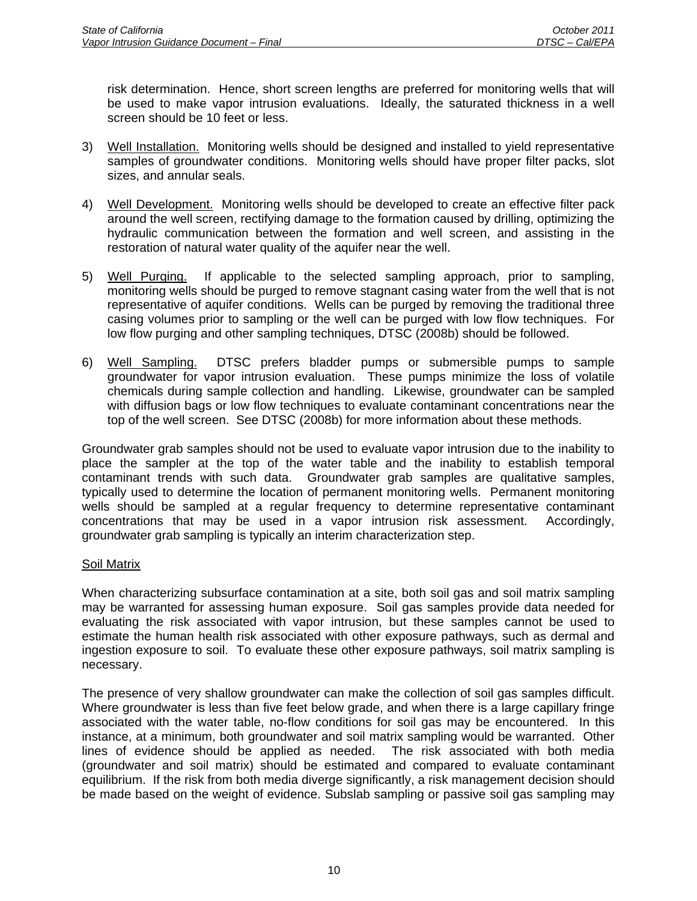risk determination. Hence, short screen lengths are preferred for monitoring wells that will be used to make vapor intrusion evaluations. Ideally, the saturated thickness in a well screen should be 10 feet or less.

3) Well Installation. Monitoring wells should be designed and installed to yield representative samples of groundwater conditions. Monitoring wells should have proper filter packs, slot sizes, and annular seals.

4) Well Development. Monitoring wells should be developed to create an effective filter pack around the well screen, rectifying damage to the formation caused by drilling, optimizing the hydraulic communication between the formation and well screen, and assisting in the restoration of natural water quality of the aquifer near the well.

5) Well Purging. If applicable to the selected sampling approach, prior to sampling, monitoring wells should be purged to remove stagnant casing water from the well that is not representative of aquifer conditions. Wells can be purged by removing the traditional three casing volumes prior to sampling or the well can be purged with low flow techniques. For low flow purging and other sampling techniques, DTSC (2008b) should be followed.

6) Well Sampling. DTSC prefers bladder pumps or submersible pumps to sample groundwater for vapor intrusion evaluation. These pumps minimize the loss of volatile chemicals during sample collection and handling. Likewise, groundwater can be sampled with diffusion bags or low flow techniques to evaluate contaminant concentrations near the top of the well screen. See DTSC (2008b) for more information about these methods.

Groundwater grab samples should not be used to evaluate vapor intrusion due to the inability to place the sampler at the top of the water table and the inability to establish temporal contaminant trends with such data. Groundwater grab samples are qualitative samples, typically used to determine the location of permanent monitoring wells. Permanent monitoring wells should be sampled at a regular frequency to determine representative contaminant concentrations that may be used in a vapor intrusion risk assessment. Accordingly, groundwater grab sampling is typically an interim characterization step.

Soil Matrix

When characterizing subsurface contamination at a site, both soil gas and soil matrix sampling may be warranted for assessing human exposure. Soil gas samples provide data needed for evaluating the risk associated with vapor intrusion, but these samples cannot be used to estimate the human health risk associated with other exposure pathways, such as dermal and ingestion exposure to soil. To evaluate these other exposure pathways, soil matrix sampling is necessary.

The presence of very shallow groundwater can make the collection of soil gas samples difficult. Where groundwater is less than five feet below grade, and when there is a large capillary fringe associated with the water table, no-flow conditions for soil gas may be encountered. In this instance, at a minimum, both groundwater and soil matrix sampling would be warranted. Other lines of evidence should be applied as needed. The risk associated with both media (groundwater and soil matrix) should be estimated and compared to evaluate contaminant equilibrium. If the risk from both media diverge significantly, a risk management decision should be made based on the weight of evidence. Subslab sampling or passive soil gas sampling may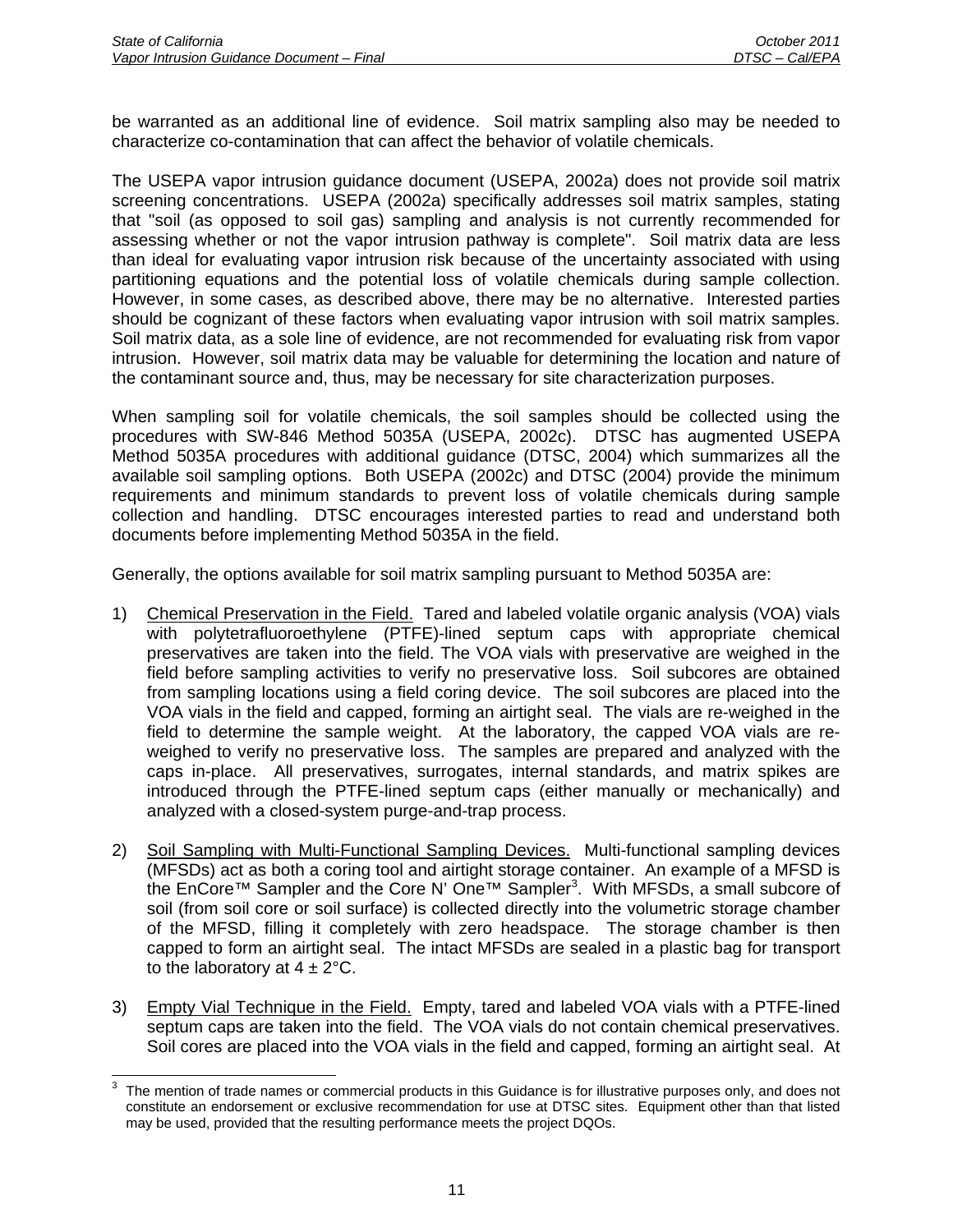be warranted as an additional line of evidence. Soil matrix sampling also may be needed to characterize co-contamination that can affect the behavior of volatile chemicals.

The USEPA vapor intrusion guidance document (USEPA, 2002a) does not provide soil matrix screening concentrations. USEPA (2002a) specifically addresses soil matrix samples, stating that "soil (as opposed to soil gas) sampling and analysis is not currently recommended for assessing whether or not the vapor intrusion pathway is complete". Soil matrix data are less than ideal for evaluating vapor intrusion risk because of the uncertainty associated with using partitioning equations and the potential loss of volatile chemicals during sample collection. However, in some cases, as described above, there may be no alternative. Interested parties should be cognizant of these factors when evaluating vapor intrusion with soil matrix samples. Soil matrix data, as a sole line of evidence, are not recommended for evaluating risk from vapor intrusion. However, soil matrix data may be valuable for determining the location and nature of the contaminant source and, thus, may be necessary for site characterization purposes.

When sampling soil for volatile chemicals, the soil samples should be collected using the procedures with SW-846 Method 5035A (USEPA, 2002c). DTSC has augmented USEPA Method 5035A procedures with additional guidance (DTSC, 2004) which summarizes all the available soil sampling options. Both USEPA (2002c) and DTSC (2004) provide the minimum requirements and minimum standards to prevent loss of volatile chemicals during sample collection and handling. DTSC encourages interested parties to read and understand both documents before implementing Method 5035A in the field.

Generally, the options available for soil matrix sampling pursuant to Method 5035A are:

1) Chemical Preservation in the Field. Tared and labeled volatile organic analysis (VOA) vials with polytetrafluoroethylene (PTFE)-lined septum caps with appropriate chemical preservatives are taken into the field. The VOA vials with preservative are weighed in the field before sampling activities to verify no preservative loss. Soil subcores are obtained from sampling locations using a field coring device. The soil subcores are placed into the VOA vials in the field and capped, forming an airtight seal. The vials are re-weighed in the field to determine the sample weight. At the laboratory, the capped VOA vials are re-weighed to verify no preservative loss. The samples are prepared and analyzed with the caps in-place. All preservatives, surrogates, internal standards, and matrix spikes are introduced through the PTFE-lined septum caps (either manually or mechanically) and analyzed with a closed-system purge-and-trap process.

2) Soil Sampling with Multi-Functional Sampling Devices. Multi-functional sampling devices (MFSDs) act as both a coring tool and airtight storage container. An example of a MFSD is the EnCore™ Sampler and the Core N' One™ Sampler[3]. With MFSDs, a small subcore of soil (from soil core or soil surface) is collected directly into the volumetric storage chamber of the MFSD, filling it completely with zero headspace. The storage chamber is then capped to form an airtight seal. The intact MFSDs are sealed in a plastic bag for transport to the laboratory at 4 ± 2°C.

3) Empty Vial Technique in the Field. Empty, tared and labeled VOA vials with a PTFE-lined septum caps are taken into the field. The VOA vials do not contain chemical preservatives. Soil cores are placed into the VOA vials in the field and capped, forming an airtight seal. At

[3] The mention of trade names or commercial products in this Guidance is for illustrative purposes only, and does not constitute an endorsement or exclusive recommendation for use at DTSC sites. Equipment other than that listed may be used, provided that the resulting performance meets the project DQOs.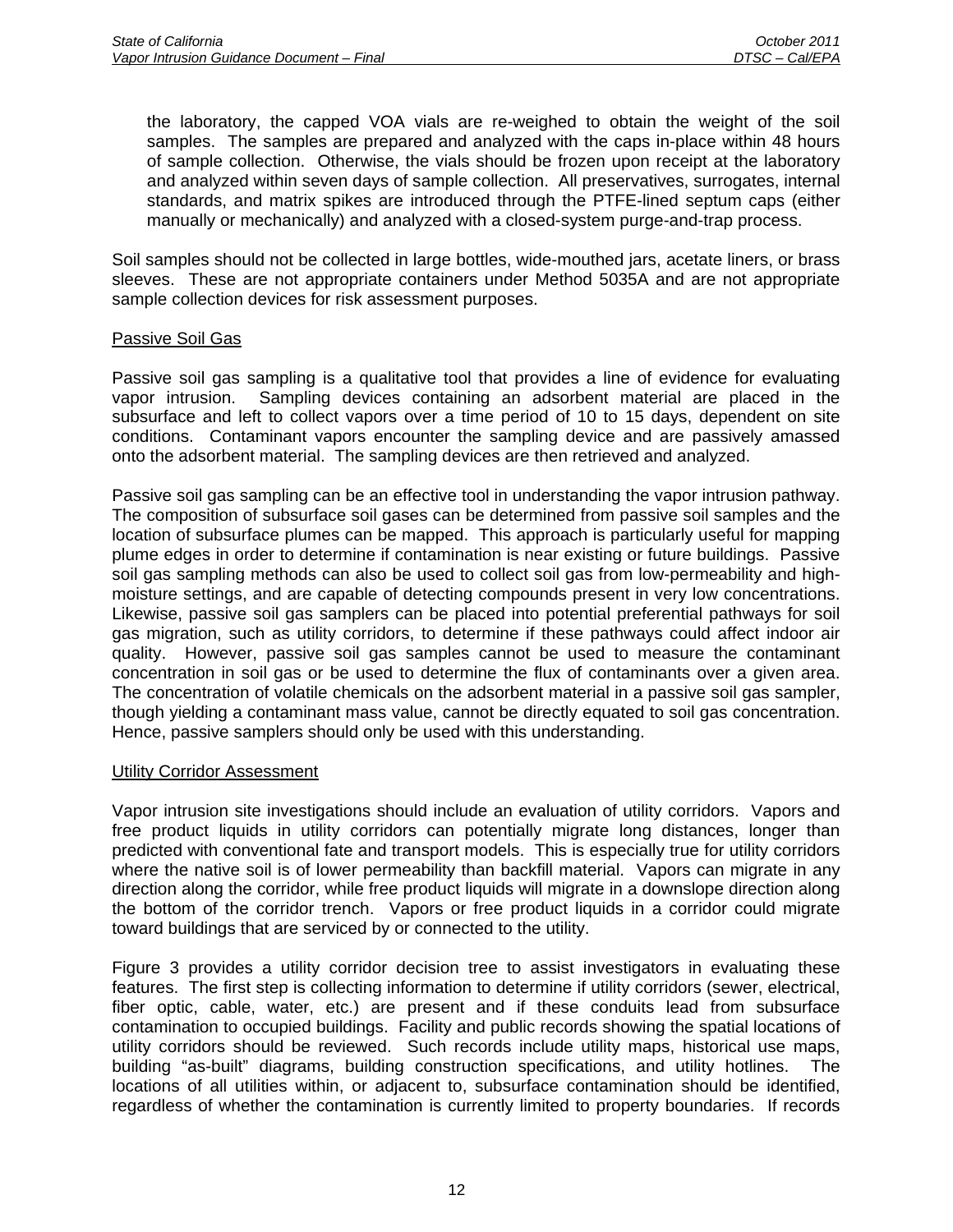the laboratory, the capped VOA vials are re-weighed to obtain the weight of the soil samples. The samples are prepared and analyzed with the caps in-place within 48 hours of sample collection. Otherwise, the vials should be frozen upon receipt at the laboratory and analyzed within seven days of sample collection. All preservatives, surrogates, internal standards, and matrix spikes are introduced through the PTFE-lined septum caps (either manually or mechanically) and analyzed with a closed-system purge-and-trap process.

Soil samples should not be collected in large bottles, wide-mouthed jars, acetate liners, or brass sleeves. These are not appropriate containers under Method 5035A and are not appropriate sample collection devices for risk assessment purposes.

### Passive Soil Gas

Passive soil gas sampling is a qualitative tool that provides a line of evidence for evaluating vapor intrusion. Sampling devices containing an adsorbent material are placed in the subsurface and left to collect vapors over a time period of 10 to 15 days, dependent on site conditions. Contaminant vapors encounter the sampling device and are passively amassed onto the adsorbent material. The sampling devices are then retrieved and analyzed.

Passive soil gas sampling can be an effective tool in understanding the vapor intrusion pathway. The composition of subsurface soil gases can be determined from passive soil samples and the location of subsurface plumes can be mapped. This approach is particularly useful for mapping plume edges in order to determine if contamination is near existing or future buildings. Passive soil gas sampling methods can also be used to collect soil gas from low-permeability and high-moisture settings, and are capable of detecting compounds present in very low concentrations. Likewise, passive soil gas samplers can be placed into potential preferential pathways for soil gas migration, such as utility corridors, to determine if these pathways could affect indoor air quality. However, passive soil gas samples cannot be used to measure the contaminant concentration in soil gas or be used to determine the flux of contaminants over a given area. The concentration of volatile chemicals on the adsorbent material in a passive soil gas sampler, though yielding a contaminant mass value, cannot be directly equated to soil gas concentration. Hence, passive samplers should only be used with this understanding.

### Utility Corridor Assessment

Vapor intrusion site investigations should include an evaluation of utility corridors. Vapors and free product liquids in utility corridors can potentially migrate long distances, longer than predicted with conventional fate and transport models. This is especially true for utility corridors where the native soil is of lower permeability than backfill material. Vapors can migrate in any direction along the corridor, while free product liquids will migrate in a downslope direction along the bottom of the corridor trench. Vapors or free product liquids in a corridor could migrate toward buildings that are serviced by or connected to the utility.

Figure 3 provides a utility corridor decision tree to assist investigators in evaluating these features. The first step is collecting information to determine if utility corridors (sewer, electrical, fiber optic, cable, water, etc.) are present and if these conduits lead from subsurface contamination to occupied buildings. Facility and public records showing the spatial locations of utility corridors should be reviewed. Such records include utility maps, historical use maps, building "as-built" diagrams, building construction specifications, and utility hotlines. The locations of all utilities within, or adjacent to, subsurface contamination should be identified, regardless of whether the contamination is currently limited to property boundaries. If records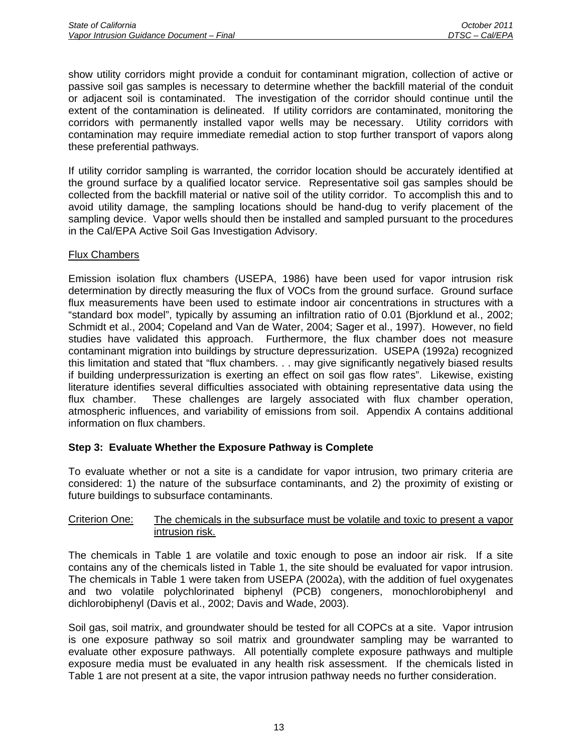show utility corridors might provide a conduit for contaminant migration, collection of active or passive soil gas samples is necessary to determine whether the backfill material of the conduit or adjacent soil is contaminated. The investigation of the corridor should continue until the extent of the contamination is delineated. If utility corridors are contaminated, monitoring the corridors with permanently installed vapor wells may be necessary. Utility corridors with contamination may require immediate remedial action to stop further transport of vapors along these preferential pathways.

If utility corridor sampling is warranted, the corridor location should be accurately identified at the ground surface by a qualified locator service. Representative soil gas samples should be collected from the backfill material or native soil of the utility corridor. To accomplish this and to avoid utility damage, the sampling locations should be hand-dug to verify placement of the sampling device. Vapor wells should then be installed and sampled pursuant to the procedures in the Cal/EPA Active Soil Gas Investigation Advisory.

Flux Chambers

Emission isolation flux chambers (USEPA, 1986) have been used for vapor intrusion risk determination by directly measuring the flux of VOCs from the ground surface. Ground surface flux measurements have been used to estimate indoor air concentrations in structures with a "standard box model", typically by assuming an infiltration ratio of 0.01 (Bjorklund et al., 2002; Schmidt et al., 2004; Copeland and Van de Water, 2004; Sager et al., 1997). However, no field studies have validated this approach. Furthermore, the flux chamber does not measure contaminant migration into buildings by structure depressurization. USEPA (1992a) recognized this limitation and stated that "flux chambers. . . may give significantly negatively biased results if building underpressurization is exerting an effect on soil gas flow rates". Likewise, existing literature identifies several difficulties associated with obtaining representative data using the flux chamber. These challenges are largely associated with flux chamber operation, atmospheric influences, and variability of emissions from soil. Appendix A contains additional information on flux chambers.

**Step 3: Evaluate Whether the Exposure Pathway is Complete**

To evaluate whether or not a site is a candidate for vapor intrusion, two primary criteria are considered: 1) the nature of the subsurface contaminants, and 2) the proximity of existing or future buildings to subsurface contaminants.

Criterion One: The chemicals in the subsurface must be volatile and toxic to present a vapor intrusion risk.

The chemicals in Table 1 are volatile and toxic enough to pose an indoor air risk. If a site contains any of the chemicals listed in Table 1, the site should be evaluated for vapor intrusion. The chemicals in Table 1 were taken from USEPA (2002a), with the addition of fuel oxygenates and two volatile polychlorinated biphenyl (PCB) congeners, monochlorobiphenyl and dichlorobiphenyl (Davis et al., 2002; Davis and Wade, 2003).

Soil gas, soil matrix, and groundwater should be tested for all COPCs at a site. Vapor intrusion is one exposure pathway so soil matrix and groundwater sampling may be warranted to evaluate other exposure pathways. All potentially complete exposure pathways and multiple exposure media must be evaluated in any health risk assessment. If the chemicals listed in Table 1 are not present at a site, the vapor intrusion pathway needs no further consideration.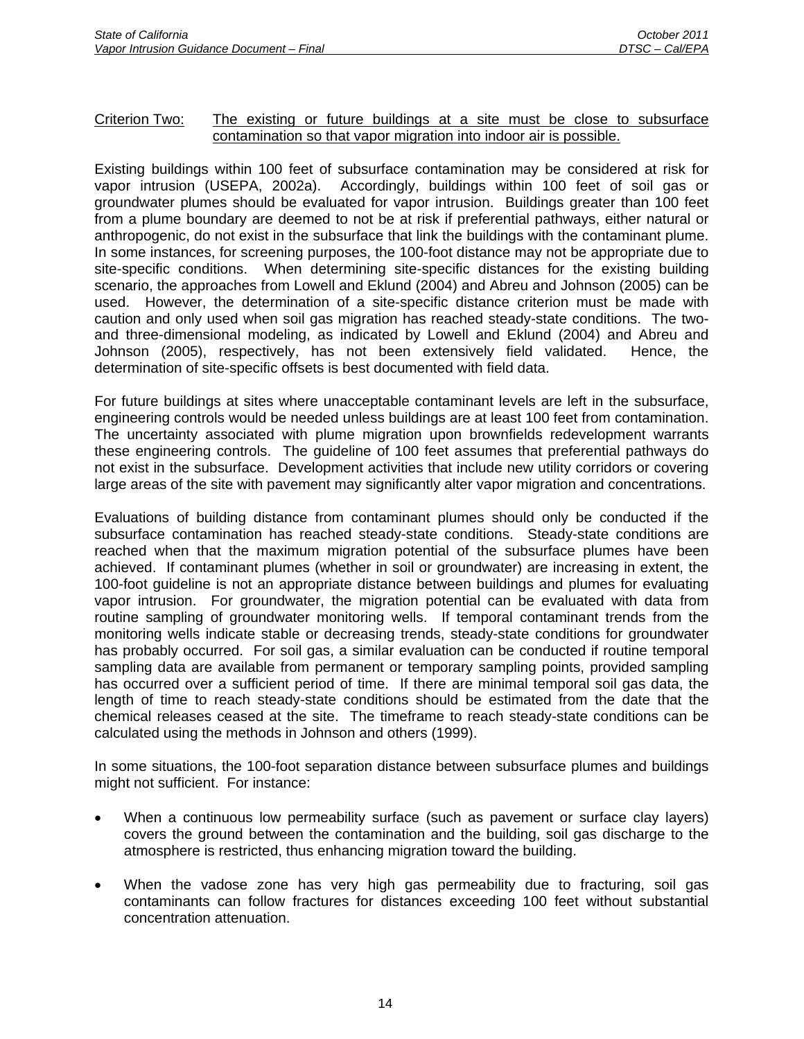Criterion Two: The existing or future buildings at a site must be close to subsurface contamination so that vapor migration into indoor air is possible.

Existing buildings within 100 feet of subsurface contamination may be considered at risk for vapor intrusion (USEPA, 2002a). Accordingly, buildings within 100 feet of soil gas or groundwater plumes should be evaluated for vapor intrusion. Buildings greater than 100 feet from a plume boundary are deemed to not be at risk if preferential pathways, either natural or anthropogenic, do not exist in the subsurface that link the buildings with the contaminant plume. In some instances, for screening purposes, the 100-foot distance may not be appropriate due to site-specific conditions. When determining site-specific distances for the existing building scenario, the approaches from Lowell and Eklund (2004) and Abreu and Johnson (2005) can be used. However, the determination of a site-specific distance criterion must be made with caution and only used when soil gas migration has reached steady-state conditions. The two- and three-dimensional modeling, as indicated by Lowell and Eklund (2004) and Abreu and Johnson (2005), respectively, has not been extensively field validated. Hence, the determination of site-specific offsets is best documented with field data.

For future buildings at sites where unacceptable contaminant levels are left in the subsurface, engineering controls would be needed unless buildings are at least 100 feet from contamination. The uncertainty associated with plume migration upon brownfields redevelopment warrants these engineering controls. The guideline of 100 feet assumes that preferential pathways do not exist in the subsurface. Development activities that include new utility corridors or covering large areas of the site with pavement may significantly alter vapor migration and concentrations.

Evaluations of building distance from contaminant plumes should only be conducted if the subsurface contamination has reached steady-state conditions. Steady-state conditions are reached when that the maximum migration potential of the subsurface plumes have been achieved. If contaminant plumes (whether in soil or groundwater) are increasing in extent, the 100-foot guideline is not an appropriate distance between buildings and plumes for evaluating vapor intrusion. For groundwater, the migration potential can be evaluated with data from routine sampling of groundwater monitoring wells. If temporal contaminant trends from the monitoring wells indicate stable or decreasing trends, steady-state conditions for groundwater has probably occurred. For soil gas, a similar evaluation can be conducted if routine temporal sampling data are available from permanent or temporary sampling points, provided sampling has occurred over a sufficient period of time. If there are minimal temporal soil gas data, the length of time to reach steady-state conditions should be estimated from the date that the chemical releases ceased at the site. The timeframe to reach steady-state conditions can be calculated using the methods in Johnson and others (1999).

In some situations, the 100-foot separation distance between subsurface plumes and buildings might not sufficient. For instance:

- When a continuous low permeability surface (such as pavement or surface clay layers) covers the ground between the contamination and the building, soil gas discharge to the atmosphere is restricted, thus enhancing migration toward the building.
- When the vadose zone has very high gas permeability due to fracturing, soil gas contaminants can follow fractures for distances exceeding 100 feet without substantial concentration attenuation.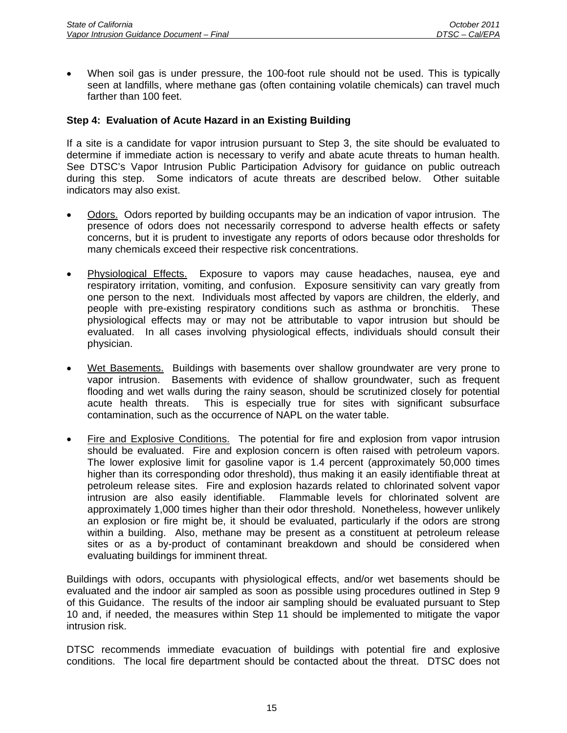- When soil gas is under pressure, the 100-foot rule should not be used. This is typically seen at landfills, where methane gas (often containing volatile chemicals) can travel much farther than 100 feet.

**Step 4: Evaluation of Acute Hazard in an Existing Building**

If a site is a candidate for vapor intrusion pursuant to Step 3, the site should be evaluated to determine if immediate action is necessary to verify and abate acute threats to human health. See DTSC's Vapor Intrusion Public Participation Advisory for guidance on public outreach during this step. Some indicators of acute threats are described below. Other suitable indicators may also exist.

- Odors. Odors reported by building occupants may be an indication of vapor intrusion. The presence of odors does not necessarily correspond to adverse health effects or safety concerns, but it is prudent to investigate any reports of odors because odor thresholds for many chemicals exceed their respective risk concentrations.

- Physiological Effects. Exposure to vapors may cause headaches, nausea, eye and respiratory irritation, vomiting, and confusion. Exposure sensitivity can vary greatly from one person to the next. Individuals most affected by vapors are children, the elderly, and people with pre-existing respiratory conditions such as asthma or bronchitis. These physiological effects may or may not be attributable to vapor intrusion but should be evaluated. In all cases involving physiological effects, individuals should consult their physician.

- Wet Basements. Buildings with basements over shallow groundwater are very prone to vapor intrusion. Basements with evidence of shallow groundwater, such as frequent flooding and wet walls during the rainy season, should be scrutinized closely for potential acute health threats. This is especially true for sites with significant subsurface contamination, such as the occurrence of NAPL on the water table.

- Fire and Explosive Conditions. The potential for fire and explosion from vapor intrusion should be evaluated. Fire and explosion concern is often raised with petroleum vapors. The lower explosive limit for gasoline vapor is 1.4 percent (approximately 50,000 times higher than its corresponding odor threshold), thus making it an easily identifiable threat at petroleum release sites. Fire and explosion hazards related to chlorinated solvent vapor intrusion are also easily identifiable. Flammable levels for chlorinated solvent are approximately 1,000 times higher than their odor threshold. Nonetheless, however unlikely an explosion or fire might be, it should be evaluated, particularly if the odors are strong within a building. Also, methane may be present as a constituent at petroleum release sites or as a by-product of contaminant breakdown and should be considered when evaluating buildings for imminent threat.

Buildings with odors, occupants with physiological effects, and/or wet basements should be evaluated and the indoor air sampled as soon as possible using procedures outlined in Step 9 of this Guidance. The results of the indoor air sampling should be evaluated pursuant to Step 10 and, if needed, the measures within Step 11 should be implemented to mitigate the vapor intrusion risk.

DTSC recommends immediate evacuation of buildings with potential fire and explosive conditions. The local fire department should be contacted about the threat. DTSC does not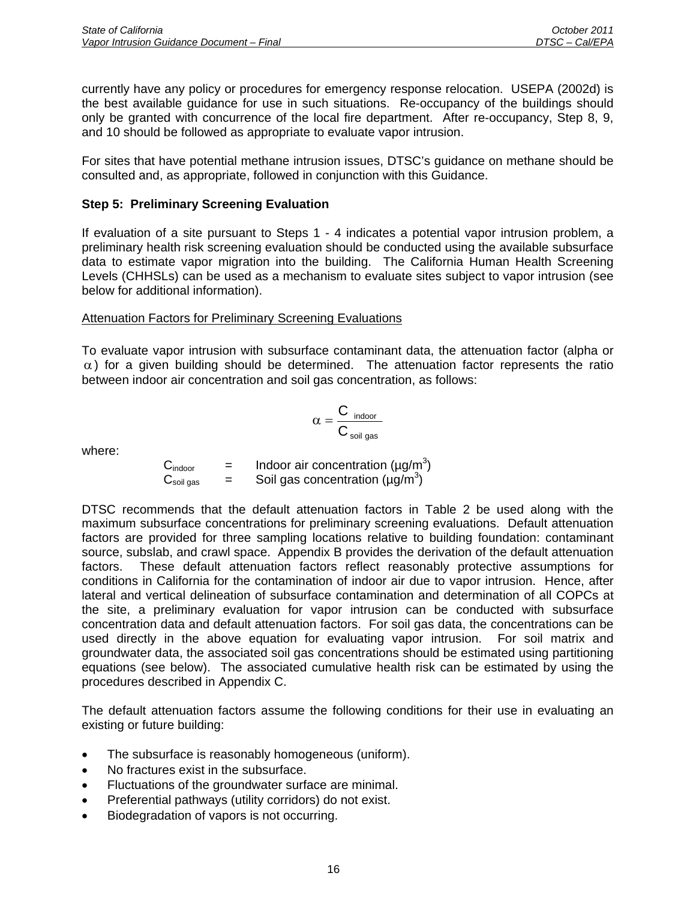currently have any policy or procedures for emergency response relocation. USEPA (2002d) is the best available guidance for use in such situations. Re-occupancy of the buildings should only be granted with concurrence of the local fire department. After re-occupancy, Step 8, 9, and 10 should be followed as appropriate to evaluate vapor intrusion.

For sites that have potential methane intrusion issues, DTSC's guidance on methane should be consulted and, as appropriate, followed in conjunction with this Guidance.

**Step 5: Preliminary Screening Evaluation**

If evaluation of a site pursuant to Steps 1 - 4 indicates a potential vapor intrusion problem, a preliminary health risk screening evaluation should be conducted using the available subsurface data to estimate vapor migration into the building. The California Human Health Screening Levels (CHHSLs) can be used as a mechanism to evaluate sites subject to vapor intrusion (see below for additional information).

<u>Attenuation Factors for Preliminary Screening Evaluations</u>

To evaluate vapor intrusion with subsurface contaminant data, the attenuation factor (alpha or $\alpha$) for a given building should be determined. The attenuation factor represents the ratio between indoor air concentration and soil gas concentration, as follows:

$$\alpha = \frac{C_{indoor}}{C_{soil\ gas}}$$

where:

$C_{indoor}$ = Indoor air concentration ($\mu g/m^3$)
$C_{soil\ gas}$ = Soil gas concentration ($\mu g/m^3$)

DTSC recommends that the default attenuation factors in Table 2 be used along with the maximum subsurface concentrations for preliminary screening evaluations. Default attenuation factors are provided for three sampling locations relative to building foundation: contaminant source, subslab, and crawl space. Appendix B provides the derivation of the default attenuation factors. These default attenuation factors reflect reasonably protective assumptions for conditions in California for the contamination of indoor air due to vapor intrusion. Hence, after lateral and vertical delineation of subsurface contamination and determination of all COPCs at the site, a preliminary evaluation for vapor intrusion can be conducted with subsurface concentration data and default attenuation factors. For soil gas data, the concentrations can be used directly in the above equation for evaluating vapor intrusion. For soil matrix and groundwater data, the associated soil gas concentrations should be estimated using partitioning equations (see below). The associated cumulative health risk can be estimated by using the procedures described in Appendix C.

The default attenuation factors assume the following conditions for their use in evaluating an existing or future building:

- The subsurface is reasonably homogeneous (uniform).
- No fractures exist in the subsurface.
- Fluctuations of the groundwater surface are minimal.
- Preferential pathways (utility corridors) do not exist.
- Biodegradation of vapors is not occurring.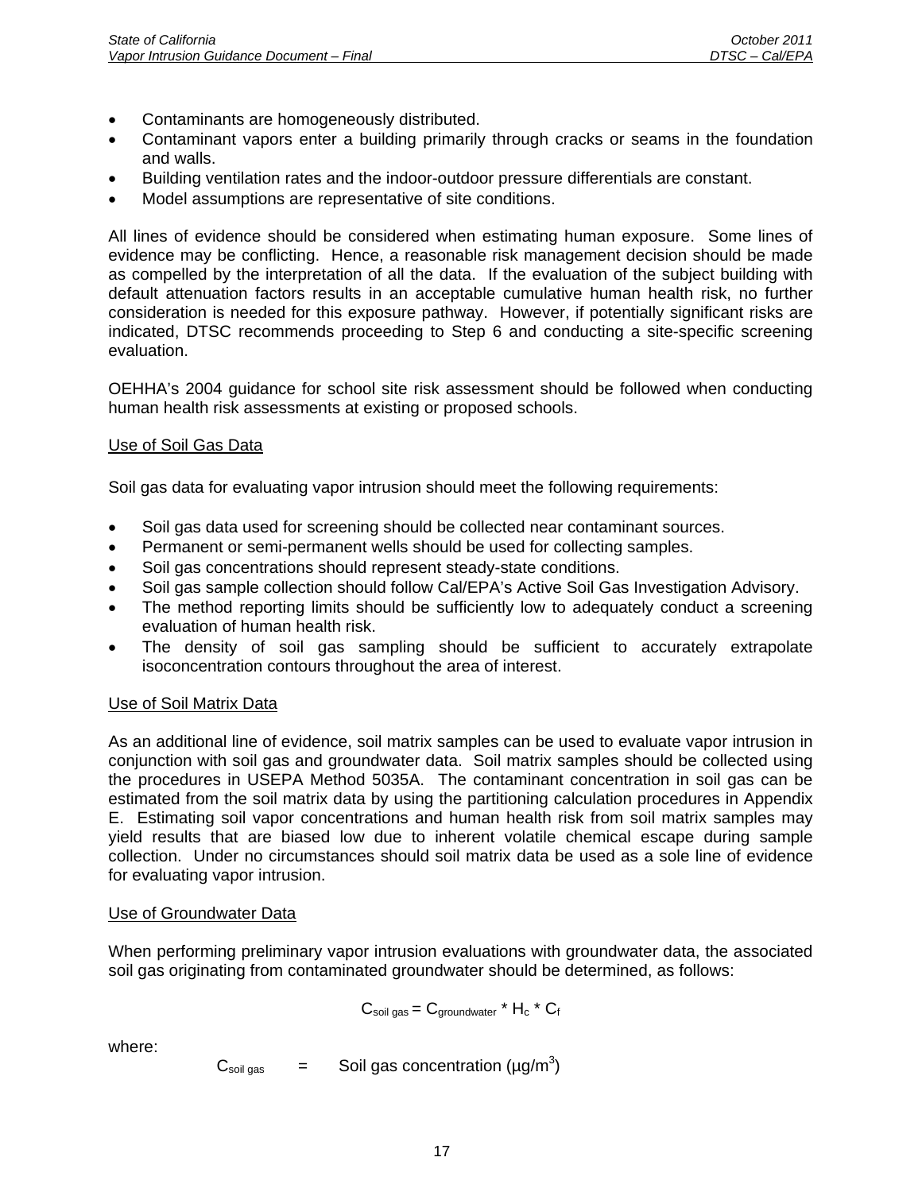- Contaminants are homogeneously distributed.
- Contaminant vapors enter a building primarily through cracks or seams in the foundation and walls.
- Building ventilation rates and the indoor-outdoor pressure differentials are constant.
- Model assumptions are representative of site conditions.

All lines of evidence should be considered when estimating human exposure. Some lines of evidence may be conflicting. Hence, a reasonable risk management decision should be made as compelled by the interpretation of all the data. If the evaluation of the subject building with default attenuation factors results in an acceptable cumulative human health risk, no further consideration is needed for this exposure pathway. However, if potentially significant risks are indicated, DTSC recommends proceeding to Step 6 and conducting a site-specific screening evaluation.

OEHHA's 2004 guidance for school site risk assessment should be followed when conducting human health risk assessments at existing or proposed schools.

Use of Soil Gas Data

Soil gas data for evaluating vapor intrusion should meet the following requirements:

- Soil gas data used for screening should be collected near contaminant sources.
- Permanent or semi-permanent wells should be used for collecting samples.
- Soil gas concentrations should represent steady-state conditions.
- Soil gas sample collection should follow Cal/EPA's Active Soil Gas Investigation Advisory.
- The method reporting limits should be sufficiently low to adequately conduct a screening evaluation of human health risk.
- The density of soil gas sampling should be sufficient to accurately extrapolate isoconcentration contours throughout the area of interest.

Use of Soil Matrix Data

As an additional line of evidence, soil matrix samples can be used to evaluate vapor intrusion in conjunction with soil gas and groundwater data. Soil matrix samples should be collected using the procedures in USEPA Method 5035A. The contaminant concentration in soil gas can be estimated from the soil matrix data by using the partitioning calculation procedures in Appendix E. Estimating soil vapor concentrations and human health risk from soil matrix samples may yield results that are biased low due to inherent volatile chemical escape during sample collection. Under no circumstances should soil matrix data be used as a sole line of evidence for evaluating vapor intrusion.

Use of Groundwater Data

When performing preliminary vapor intrusion evaluations with groundwater data, the associated soil gas originating from contaminated groundwater should be determined, as follows:

$$C_{soil\ gas} = C_{groundwater} * H_c * C_f$$

where:

$C_{soil\ gas}$ = Soil gas concentration ($\mu g/m^3$)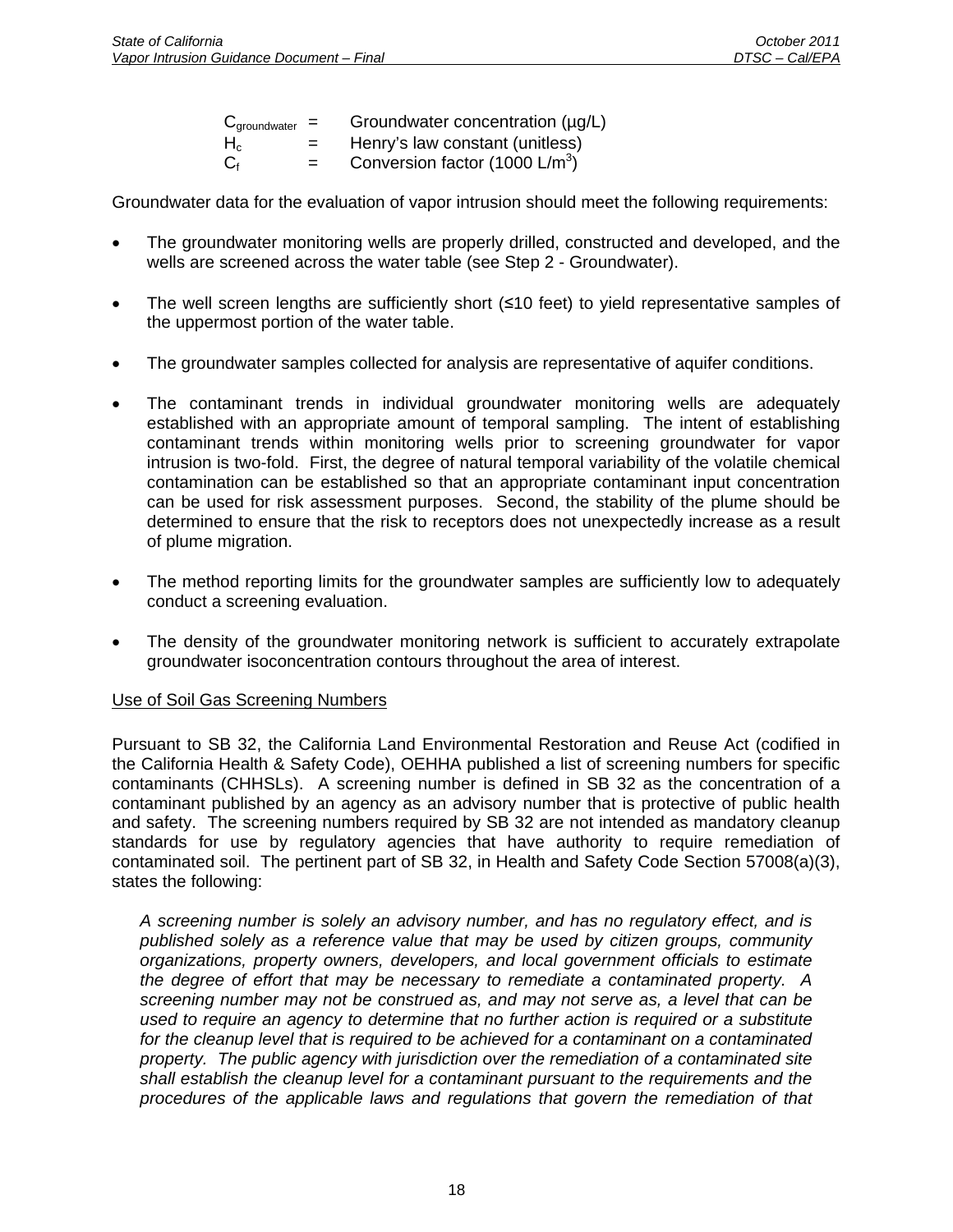$C_{groundwater}$ = Groundwater concentration (µg/L)
$H_c$ = Henry's law constant (unitless)
$C_f$ = Conversion factor (1000 L/$m^3$)

Groundwater data for the evaluation of vapor intrusion should meet the following requirements:

- The groundwater monitoring wells are properly drilled, constructed and developed, and the wells are screened across the water table (see Step 2 - Groundwater).
- The well screen lengths are sufficiently short (≤10 feet) to yield representative samples of the uppermost portion of the water table.
- The groundwater samples collected for analysis are representative of aquifer conditions.
- The contaminant trends in individual groundwater monitoring wells are adequately established with an appropriate amount of temporal sampling. The intent of establishing contaminant trends within monitoring wells prior to screening groundwater for vapor intrusion is two-fold. First, the degree of natural temporal variability of the volatile chemical contamination can be established so that an appropriate contaminant input concentration can be used for risk assessment purposes. Second, the stability of the plume should be determined to ensure that the risk to receptors does not unexpectedly increase as a result of plume migration.
- The method reporting limits for the groundwater samples are sufficiently low to adequately conduct a screening evaluation.
- The density of the groundwater monitoring network is sufficient to accurately extrapolate groundwater isoconcentration contours throughout the area of interest.

Use of Soil Gas Screening Numbers

Pursuant to SB 32, the California Land Environmental Restoration and Reuse Act (codified in the California Health & Safety Code), OEHHA published a list of screening numbers for specific contaminants (CHHSLs). A screening number is defined in SB 32 as the concentration of a contaminant published by an agency as an advisory number that is protective of public health and safety. The screening numbers required by SB 32 are not intended as mandatory cleanup standards for use by regulatory agencies that have authority to require remediation of contaminated soil. The pertinent part of SB 32, in Health and Safety Code Section 57008(a)(3), states the following:

*A screening number is solely an advisory number, and has no regulatory effect, and is published solely as a reference value that may be used by citizen groups, community organizations, property owners, developers, and local government officials to estimate the degree of effort that may be necessary to remediate a contaminated property. A screening number may not be construed as, and may not serve as, a level that can be used to require an agency to determine that no further action is required or a substitute for the cleanup level that is required to be achieved for a contaminant on a contaminated property. The public agency with jurisdiction over the remediation of a contaminated site shall establish the cleanup level for a contaminant pursuant to the requirements and the procedures of the applicable laws and regulations that govern the remediation of that*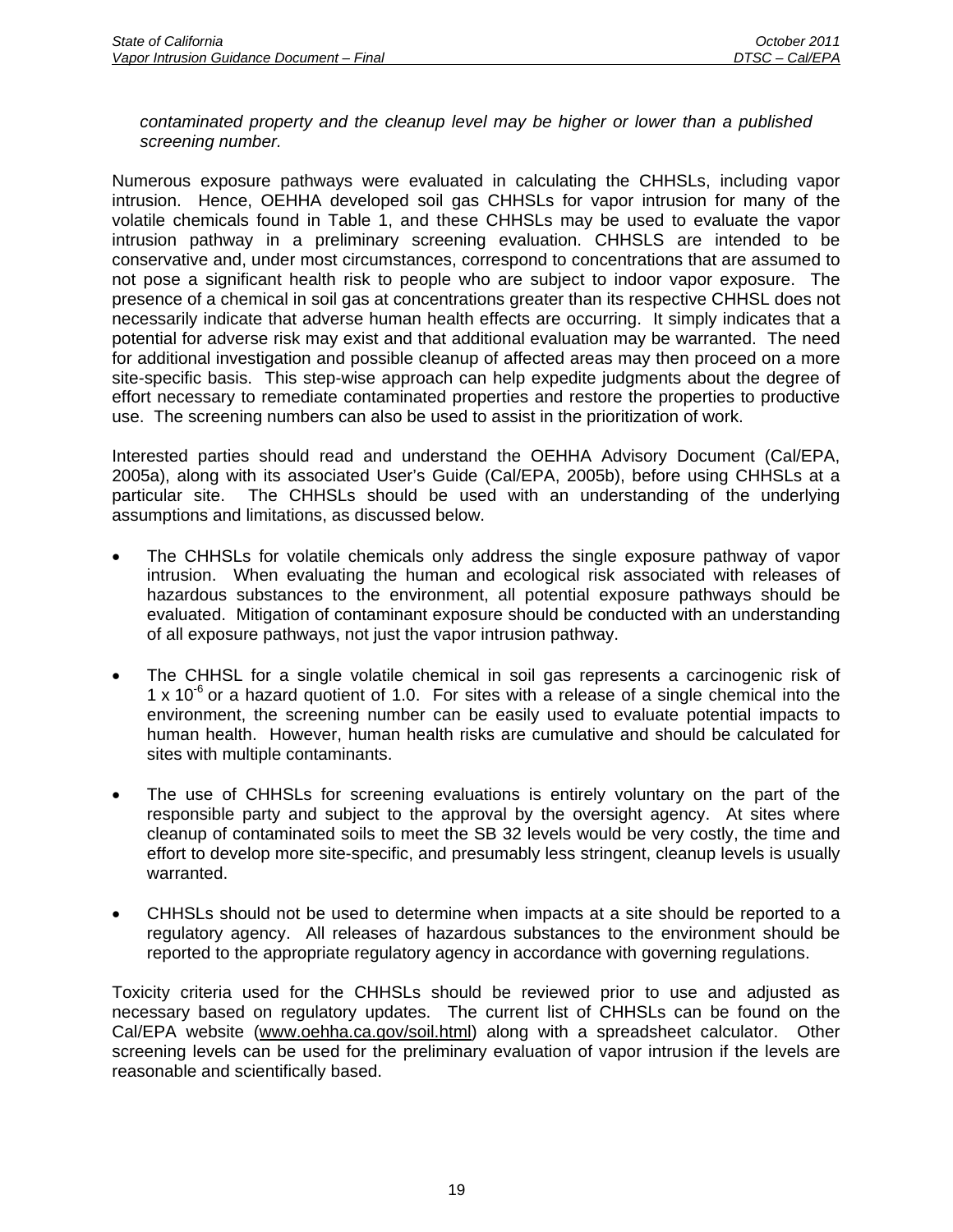*contaminated property and the cleanup level may be higher or lower than a published screening number.*

Numerous exposure pathways were evaluated in calculating the CHHSLs, including vapor intrusion. Hence, OEHHA developed soil gas CHHSLs for vapor intrusion for many of the volatile chemicals found in Table 1, and these CHHSLs may be used to evaluate the vapor intrusion pathway in a preliminary screening evaluation. CHHSLS are intended to be conservative and, under most circumstances, correspond to concentrations that are assumed to not pose a significant health risk to people who are subject to indoor vapor exposure. The presence of a chemical in soil gas at concentrations greater than its respective CHHSL does not necessarily indicate that adverse human health effects are occurring. It simply indicates that a potential for adverse risk may exist and that additional evaluation may be warranted. The need for additional investigation and possible cleanup of affected areas may then proceed on a more site-specific basis. This step-wise approach can help expedite judgments about the degree of effort necessary to remediate contaminated properties and restore the properties to productive use. The screening numbers can also be used to assist in the prioritization of work.

Interested parties should read and understand the OEHHA Advisory Document (Cal/EPA, 2005a), along with its associated User's Guide (Cal/EPA, 2005b), before using CHHSLs at a particular site. The CHHSLs should be used with an understanding of the underlying assumptions and limitations, as discussed below.

- The CHHSLs for volatile chemicals only address the single exposure pathway of vapor intrusion. When evaluating the human and ecological risk associated with releases of hazardous substances to the environment, all potential exposure pathways should be evaluated. Mitigation of contaminant exposure should be conducted with an understanding of all exposure pathways, not just the vapor intrusion pathway.

- The CHHSL for a single volatile chemical in soil gas represents a carcinogenic risk of $1 \times 10^{-6}$ or a hazard quotient of 1.0. For sites with a release of a single chemical into the environment, the screening number can be easily used to evaluate potential impacts to human health. However, human health risks are cumulative and should be calculated for sites with multiple contaminants.

- The use of CHHSLs for screening evaluations is entirely voluntary on the part of the responsible party and subject to the approval by the oversight agency. At sites where cleanup of contaminated soils to meet the SB 32 levels would be very costly, the time and effort to develop more site-specific, and presumably less stringent, cleanup levels is usually warranted.

- CHHSLs should not be used to determine when impacts at a site should be reported to a regulatory agency. All releases of hazardous substances to the environment should be reported to the appropriate regulatory agency in accordance with governing regulations.

Toxicity criteria used for the CHHSLs should be reviewed prior to use and adjusted as necessary based on regulatory updates. The current list of CHHSLs can be found on the Cal/EPA website (www.oehha.ca.gov/soil.html) along with a spreadsheet calculator. Other screening levels can be used for the preliminary evaluation of vapor intrusion if the levels are reasonable and scientifically based.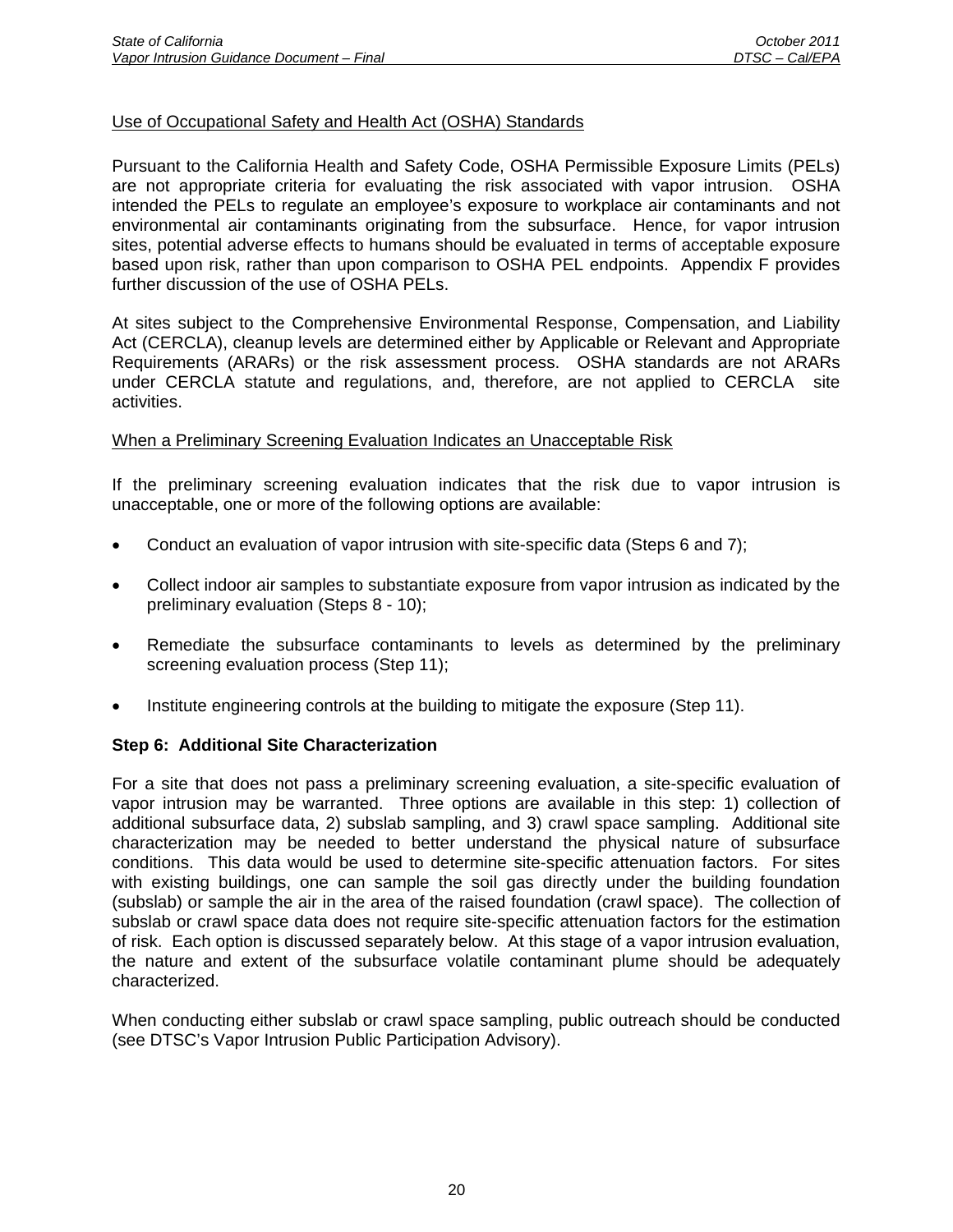Use of Occupational Safety and Health Act (OSHA) Standards

Pursuant to the California Health and Safety Code, OSHA Permissible Exposure Limits (PELs) are not appropriate criteria for evaluating the risk associated with vapor intrusion. OSHA intended the PELs to regulate an employee's exposure to workplace air contaminants and not environmental air contaminants originating from the subsurface. Hence, for vapor intrusion sites, potential adverse effects to humans should be evaluated in terms of acceptable exposure based upon risk, rather than upon comparison to OSHA PEL endpoints. Appendix F provides further discussion of the use of OSHA PELs.

At sites subject to the Comprehensive Environmental Response, Compensation, and Liability Act (CERCLA), cleanup levels are determined either by Applicable or Relevant and Appropriate Requirements (ARARs) or the risk assessment process. OSHA standards are not ARARs under CERCLA statute and regulations, and, therefore, are not applied to CERCLA site activities.

When a Preliminary Screening Evaluation Indicates an Unacceptable Risk

If the preliminary screening evaluation indicates that the risk due to vapor intrusion is unacceptable, one or more of the following options are available:

- Conduct an evaluation of vapor intrusion with site-specific data (Steps 6 and 7);
- Collect indoor air samples to substantiate exposure from vapor intrusion as indicated by the preliminary evaluation (Steps 8 - 10);
- Remediate the subsurface contaminants to levels as determined by the preliminary screening evaluation process (Step 11);
- Institute engineering controls at the building to mitigate the exposure (Step 11).

**Step 6: Additional Site Characterization**

For a site that does not pass a preliminary screening evaluation, a site-specific evaluation of vapor intrusion may be warranted. Three options are available in this step: 1) collection of additional subsurface data, 2) subslab sampling, and 3) crawl space sampling. Additional site characterization may be needed to better understand the physical nature of subsurface conditions. This data would be used to determine site-specific attenuation factors. For sites with existing buildings, one can sample the soil gas directly under the building foundation (subslab) or sample the air in the area of the raised foundation (crawl space). The collection of subslab or crawl space data does not require site-specific attenuation factors for the estimation of risk. Each option is discussed separately below. At this stage of a vapor intrusion evaluation, the nature and extent of the subsurface volatile contaminant plume should be adequately characterized.

When conducting either subslab or crawl space sampling, public outreach should be conducted (see DTSC's Vapor Intrusion Public Participation Advisory).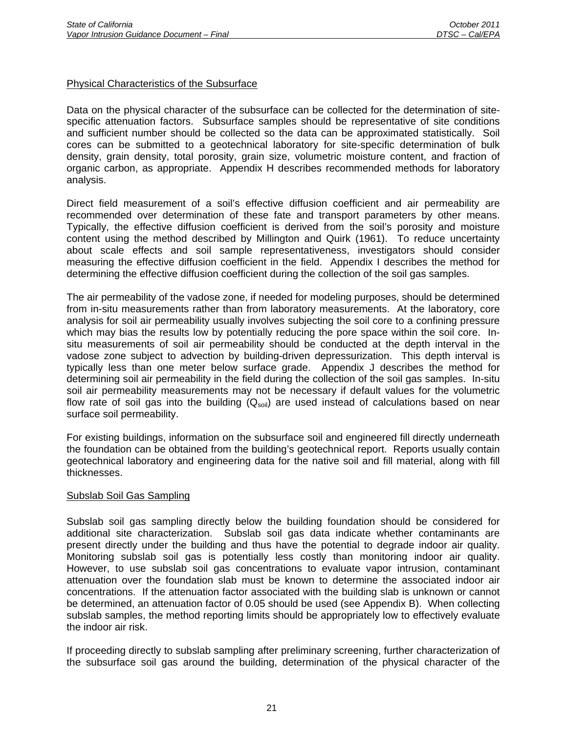## Physical Characteristics of the Subsurface

Data on the physical character of the subsurface can be collected for the determination of site-specific attenuation factors. Subsurface samples should be representative of site conditions and sufficient number should be collected so the data can be approximated statistically. Soil cores can be submitted to a geotechnical laboratory for site-specific determination of bulk density, grain density, total porosity, grain size, volumetric moisture content, and fraction of organic carbon, as appropriate. Appendix H describes recommended methods for laboratory analysis.

Direct field measurement of a soil's effective diffusion coefficient and air permeability are recommended over determination of these fate and transport parameters by other means. Typically, the effective diffusion coefficient is derived from the soil's porosity and moisture content using the method described by Millington and Quirk (1961). To reduce uncertainty about scale effects and soil sample representativeness, investigators should consider measuring the effective diffusion coefficient in the field. Appendix I describes the method for determining the effective diffusion coefficient during the collection of the soil gas samples.

The air permeability of the vadose zone, if needed for modeling purposes, should be determined from in-situ measurements rather than from laboratory measurements. At the laboratory, core analysis for soil air permeability usually involves subjecting the soil core to a confining pressure which may bias the results low by potentially reducing the pore space within the soil core. In-situ measurements of soil air permeability should be conducted at the depth interval in the vadose zone subject to advection by building-driven depressurization. This depth interval is typically less than one meter below surface grade. Appendix J describes the method for determining soil air permeability in the field during the collection of the soil gas samples. In-situ soil air permeability measurements may not be necessary if default values for the volumetric flow rate of soil gas into the building ($Q_{soil}$) are used instead of calculations based on near surface soil permeability.

For existing buildings, information on the subsurface soil and engineered fill directly underneath the foundation can be obtained from the building's geotechnical report. Reports usually contain geotechnical laboratory and engineering data for the native soil and fill material, along with fill thicknesses.

## Subslab Soil Gas Sampling

Subslab soil gas sampling directly below the building foundation should be considered for additional site characterization. Subslab soil gas data indicate whether contaminants are present directly under the building and thus have the potential to degrade indoor air quality. Monitoring subslab soil gas is potentially less costly than monitoring indoor air quality. However, to use subslab soil gas concentrations to evaluate vapor intrusion, contaminant attenuation over the foundation slab must be known to determine the associated indoor air concentrations. If the attenuation factor associated with the building slab is unknown or cannot be determined, an attenuation factor of 0.05 should be used (see Appendix B). When collecting subslab samples, the method reporting limits should be appropriately low to effectively evaluate the indoor air risk.

If proceeding directly to subslab sampling after preliminary screening, further characterization of the subsurface soil gas around the building, determination of the physical character of the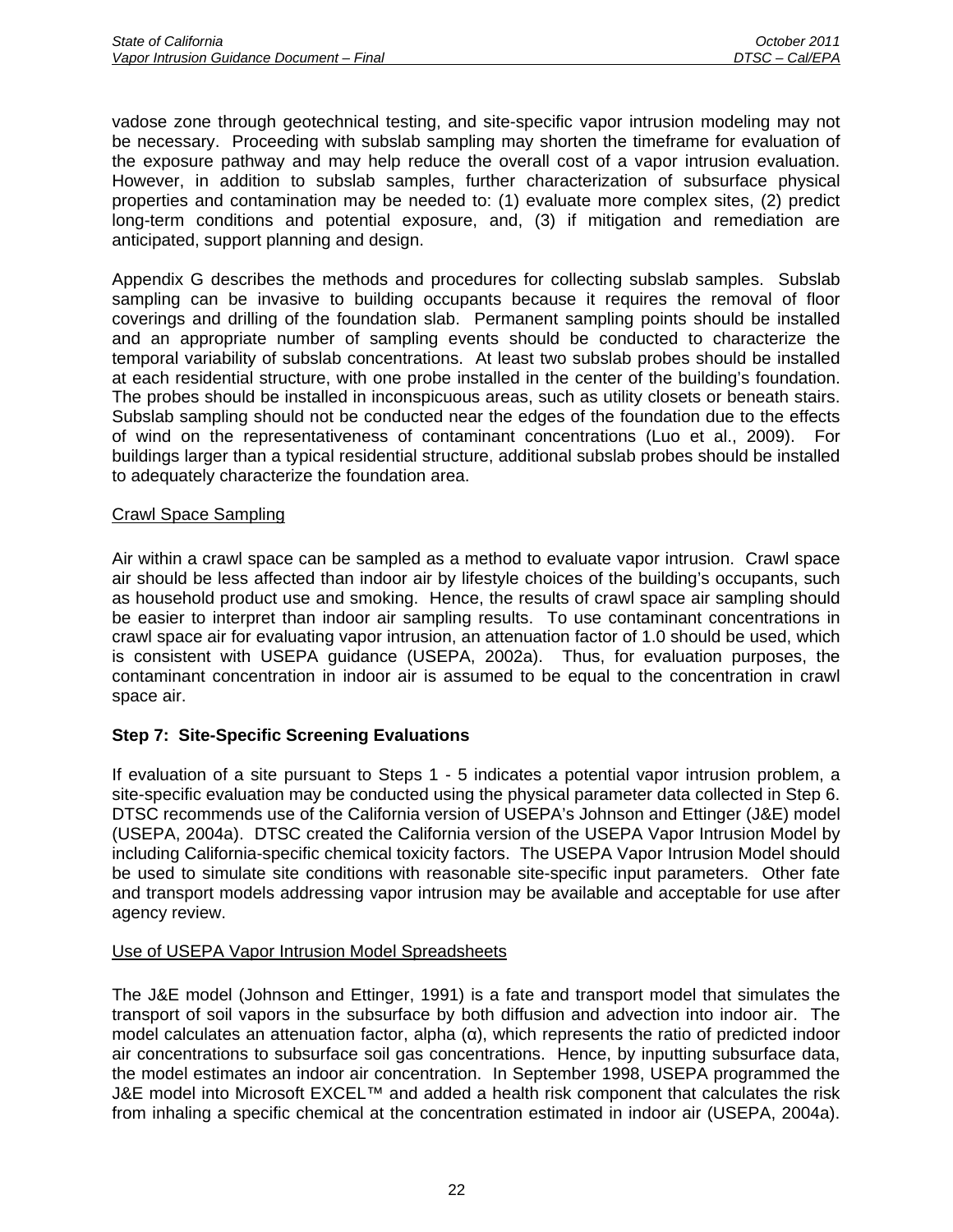vadose zone through geotechnical testing, and site-specific vapor intrusion modeling may not be necessary. Proceeding with subslab sampling may shorten the timeframe for evaluation of the exposure pathway and may help reduce the overall cost of a vapor intrusion evaluation. However, in addition to subslab samples, further characterization of subsurface physical properties and contamination may be needed to: (1) evaluate more complex sites, (2) predict long-term conditions and potential exposure, and, (3) if mitigation and remediation are anticipated, support planning and design.

Appendix G describes the methods and procedures for collecting subslab samples. Subslab sampling can be invasive to building occupants because it requires the removal of floor coverings and drilling of the foundation slab. Permanent sampling points should be installed and an appropriate number of sampling events should be conducted to characterize the temporal variability of subslab concentrations. At least two subslab probes should be installed at each residential structure, with one probe installed in the center of the building's foundation. The probes should be installed in inconspicuous areas, such as utility closets or beneath stairs. Subslab sampling should not be conducted near the edges of the foundation due to the effects of wind on the representativeness of contaminant concentrations (Luo et al., 2009). For buildings larger than a typical residential structure, additional subslab probes should be installed to adequately characterize the foundation area.

Crawl Space Sampling

Air within a crawl space can be sampled as a method to evaluate vapor intrusion. Crawl space air should be less affected than indoor air by lifestyle choices of the building's occupants, such as household product use and smoking. Hence, the results of crawl space air sampling should be easier to interpret than indoor air sampling results. To use contaminant concentrations in crawl space air for evaluating vapor intrusion, an attenuation factor of 1.0 should be used, which is consistent with USEPA guidance (USEPA, 2002a). Thus, for evaluation purposes, the contaminant concentration in indoor air is assumed to be equal to the concentration in crawl space air.

**Step 7: Site-Specific Screening Evaluations**

If evaluation of a site pursuant to Steps 1 - 5 indicates a potential vapor intrusion problem, a site-specific evaluation may be conducted using the physical parameter data collected in Step 6. DTSC recommends use of the California version of USEPA's Johnson and Ettinger (J&E) model (USEPA, 2004a). DTSC created the California version of the USEPA Vapor Intrusion Model by including California-specific chemical toxicity factors. The USEPA Vapor Intrusion Model should be used to simulate site conditions with reasonable site-specific input parameters. Other fate and transport models addressing vapor intrusion may be available and acceptable for use after agency review.

Use of USEPA Vapor Intrusion Model Spreadsheets

The J&E model (Johnson and Ettinger, 1991) is a fate and transport model that simulates the transport of soil vapors in the subsurface by both diffusion and advection into indoor air. The model calculates an attenuation factor, alpha ($\alpha$), which represents the ratio of predicted indoor air concentrations to subsurface soil gas concentrations. Hence, by inputting subsurface data, the model estimates an indoor air concentration. In September 1998, USEPA programmed the J&E model into Microsoft EXCEL™ and added a health risk component that calculates the risk from inhaling a specific chemical at the concentration estimated in indoor air (USEPA, 2004a).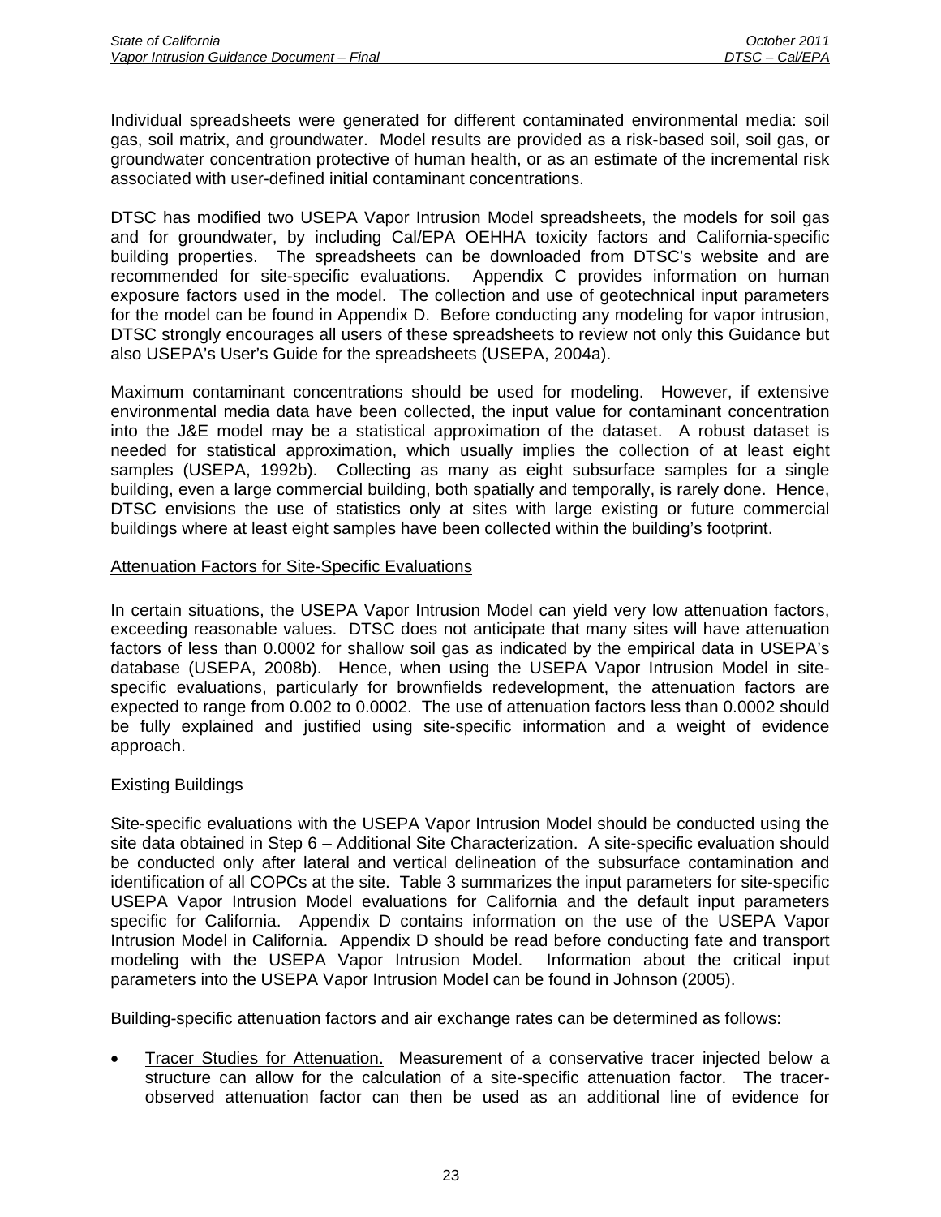Individual spreadsheets were generated for different contaminated environmental media: soil gas, soil matrix, and groundwater. Model results are provided as a risk-based soil, soil gas, or groundwater concentration protective of human health, or as an estimate of the incremental risk associated with user-defined initial contaminant concentrations.

DTSC has modified two USEPA Vapor Intrusion Model spreadsheets, the models for soil gas and for groundwater, by including Cal/EPA OEHHA toxicity factors and California-specific building properties. The spreadsheets can be downloaded from DTSC's website and are recommended for site-specific evaluations. Appendix C provides information on human exposure factors used in the model. The collection and use of geotechnical input parameters for the model can be found in Appendix D. Before conducting any modeling for vapor intrusion, DTSC strongly encourages all users of these spreadsheets to review not only this Guidance but also USEPA's User's Guide for the spreadsheets (USEPA, 2004a).

Maximum contaminant concentrations should be used for modeling. However, if extensive environmental media data have been collected, the input value for contaminant concentration into the J&E model may be a statistical approximation of the dataset. A robust dataset is needed for statistical approximation, which usually implies the collection of at least eight samples (USEPA, 1992b). Collecting as many as eight subsurface samples for a single building, even a large commercial building, both spatially and temporally, is rarely done. Hence, DTSC envisions the use of statistics only at sites with large existing or future commercial buildings where at least eight samples have been collected within the building's footprint.

Attenuation Factors for Site-Specific Evaluations

In certain situations, the USEPA Vapor Intrusion Model can yield very low attenuation factors, exceeding reasonable values. DTSC does not anticipate that many sites will have attenuation factors of less than 0.0002 for shallow soil gas as indicated by the empirical data in USEPA's database (USEPA, 2008b). Hence, when using the USEPA Vapor Intrusion Model in site-specific evaluations, particularly for brownfields redevelopment, the attenuation factors are expected to range from 0.002 to 0.0002. The use of attenuation factors less than 0.0002 should be fully explained and justified using site-specific information and a weight of evidence approach.

Existing Buildings

Site-specific evaluations with the USEPA Vapor Intrusion Model should be conducted using the site data obtained in Step 6 – Additional Site Characterization. A site-specific evaluation should be conducted only after lateral and vertical delineation of the subsurface contamination and identification of all COPCs at the site. Table 3 summarizes the input parameters for site-specific USEPA Vapor Intrusion Model evaluations for California and the default input parameters specific for California. Appendix D contains information on the use of the USEPA Vapor Intrusion Model in California. Appendix D should be read before conducting fate and transport modeling with the USEPA Vapor Intrusion Model. Information about the critical input parameters into the USEPA Vapor Intrusion Model can be found in Johnson (2005).

Building-specific attenuation factors and air exchange rates can be determined as follows:

- Tracer Studies for Attenuation. Measurement of a conservative tracer injected below a structure can allow for the calculation of a site-specific attenuation factor. The tracer-observed attenuation factor can then be used as an additional line of evidence for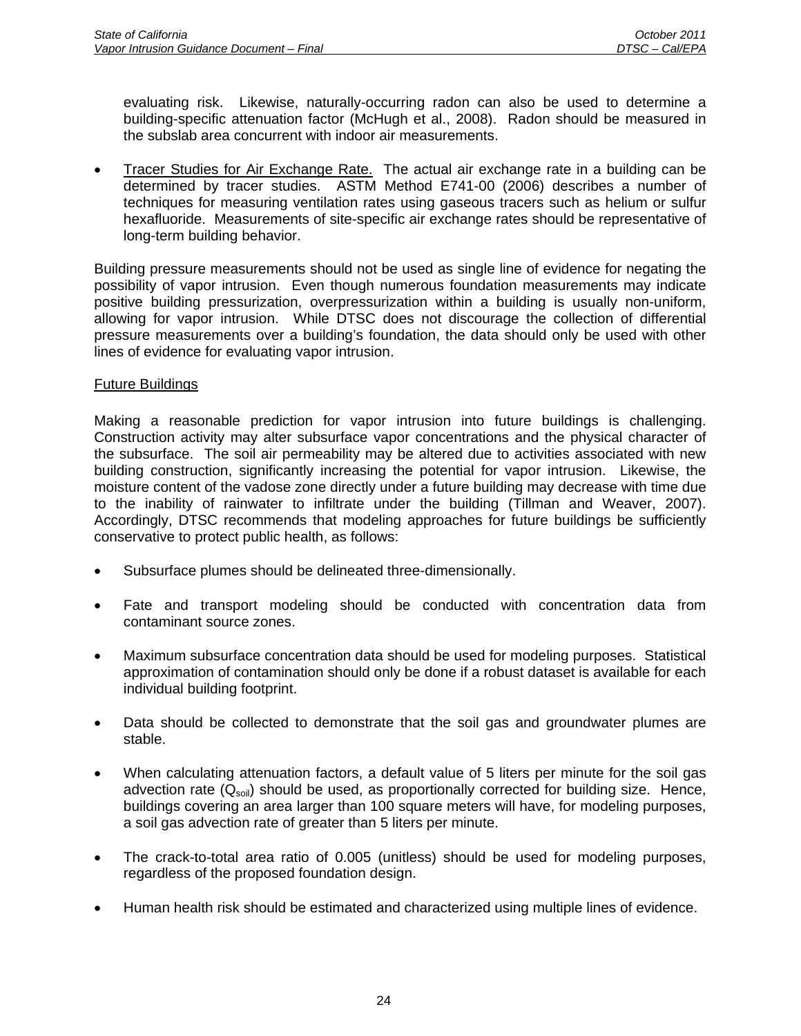evaluating risk. Likewise, naturally-occurring radon can also be used to determine a building-specific attenuation factor (McHugh et al., 2008). Radon should be measured in the subslab area concurrent with indoor air measurements.

- Tracer Studies for Air Exchange Rate. The actual air exchange rate in a building can be determined by tracer studies. ASTM Method E741-00 (2006) describes a number of techniques for measuring ventilation rates using gaseous tracers such as helium or sulfur hexafluoride. Measurements of site-specific air exchange rates should be representative of long-term building behavior.

Building pressure measurements should not be used as single line of evidence for negating the possibility of vapor intrusion. Even though numerous foundation measurements may indicate positive building pressurization, overpressurization within a building is usually non-uniform, allowing for vapor intrusion. While DTSC does not discourage the collection of differential pressure measurements over a building's foundation, the data should only be used with other lines of evidence for evaluating vapor intrusion.

Future Buildings

Making a reasonable prediction for vapor intrusion into future buildings is challenging. Construction activity may alter subsurface vapor concentrations and the physical character of the subsurface. The soil air permeability may be altered due to activities associated with new building construction, significantly increasing the potential for vapor intrusion. Likewise, the moisture content of the vadose zone directly under a future building may decrease with time due to the inability of rainwater to infiltrate under the building (Tillman and Weaver, 2007). Accordingly, DTSC recommends that modeling approaches for future buildings be sufficiently conservative to protect public health, as follows:

- Subsurface plumes should be delineated three-dimensionally.
- Fate and transport modeling should be conducted with concentration data from contaminant source zones.
- Maximum subsurface concentration data should be used for modeling purposes. Statistical approximation of contamination should only be done if a robust dataset is available for each individual building footprint.
- Data should be collected to demonstrate that the soil gas and groundwater plumes are stable.
- When calculating attenuation factors, a default value of 5 liters per minute for the soil gas advection rate ($Q_{soil}$) should be used, as proportionally corrected for building size. Hence, buildings covering an area larger than 100 square meters will have, for modeling purposes, a soil gas advection rate of greater than 5 liters per minute.
- The crack-to-total area ratio of 0.005 (unitless) should be used for modeling purposes, regardless of the proposed foundation design.
- Human health risk should be estimated and characterized using multiple lines of evidence.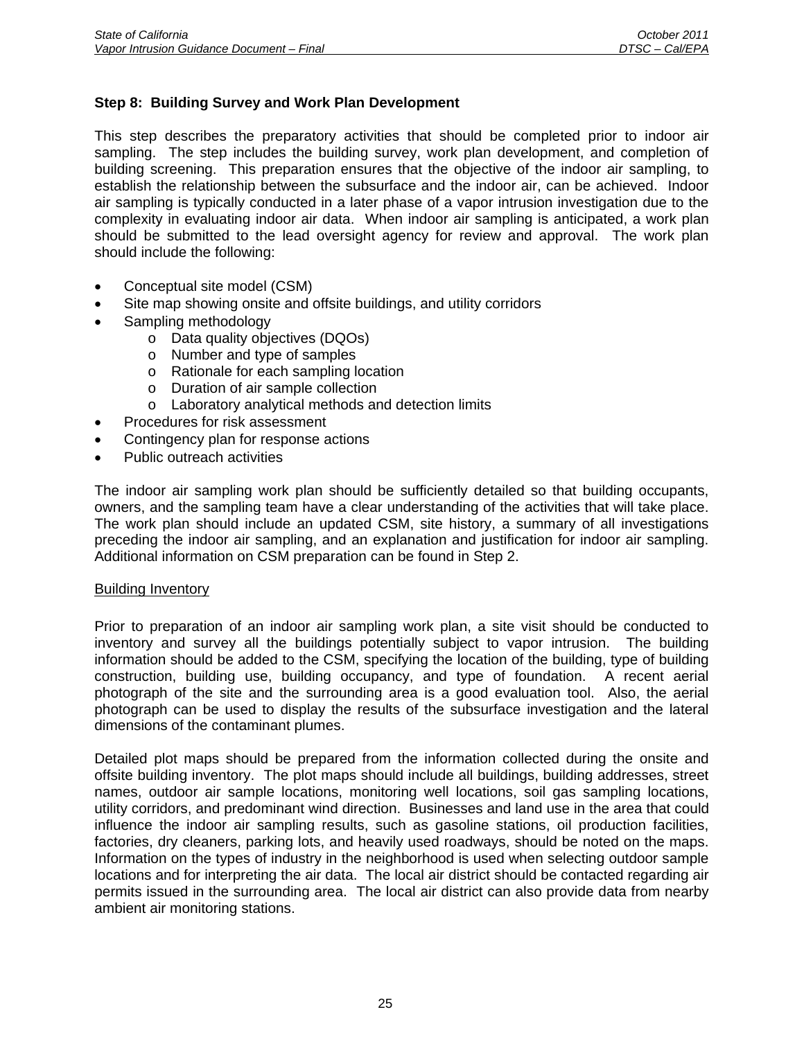### Step 8: Building Survey and Work Plan Development

This step describes the preparatory activities that should be completed prior to indoor air sampling. The step includes the building survey, work plan development, and completion of building screening. This preparation ensures that the objective of the indoor air sampling, to establish the relationship between the subsurface and the indoor air, can be achieved. Indoor air sampling is typically conducted in a later phase of a vapor intrusion investigation due to the complexity in evaluating indoor air data. When indoor air sampling is anticipated, a work plan should be submitted to the lead oversight agency for review and approval. The work plan should include the following:

- Conceptual site model (CSM)
- Site map showing onsite and offsite buildings, and utility corridors
- Sampling methodology
    - Data quality objectives (DQOs)
    - Number and type of samples
    - Rationale for each sampling location
    - Duration of air sample collection
    - Laboratory analytical methods and detection limits
- Procedures for risk assessment
- Contingency plan for response actions
- Public outreach activities

The indoor air sampling work plan should be sufficiently detailed so that building occupants, owners, and the sampling team have a clear understanding of the activities that will take place. The work plan should include an updated CSM, site history, a summary of all investigations preceding the indoor air sampling, and an explanation and justification for indoor air sampling. Additional information on CSM preparation can be found in Step 2.

Building Inventory

Prior to preparation of an indoor air sampling work plan, a site visit should be conducted to inventory and survey all the buildings potentially subject to vapor intrusion. The building information should be added to the CSM, specifying the location of the building, type of building construction, building use, building occupancy, and type of foundation. A recent aerial photograph of the site and the surrounding area is a good evaluation tool. Also, the aerial photograph can be used to display the results of the subsurface investigation and the lateral dimensions of the contaminant plumes.

Detailed plot maps should be prepared from the information collected during the onsite and offsite building inventory. The plot maps should include all buildings, building addresses, street names, outdoor air sample locations, monitoring well locations, soil gas sampling locations, utility corridors, and predominant wind direction. Businesses and land use in the area that could influence the indoor air sampling results, such as gasoline stations, oil production facilities, factories, dry cleaners, parking lots, and heavily used roadways, should be noted on the maps. Information on the types of industry in the neighborhood is used when selecting outdoor sample locations and for interpreting the air data. The local air district should be contacted regarding air permits issued in the surrounding area. The local air district can also provide data from nearby ambient air monitoring stations.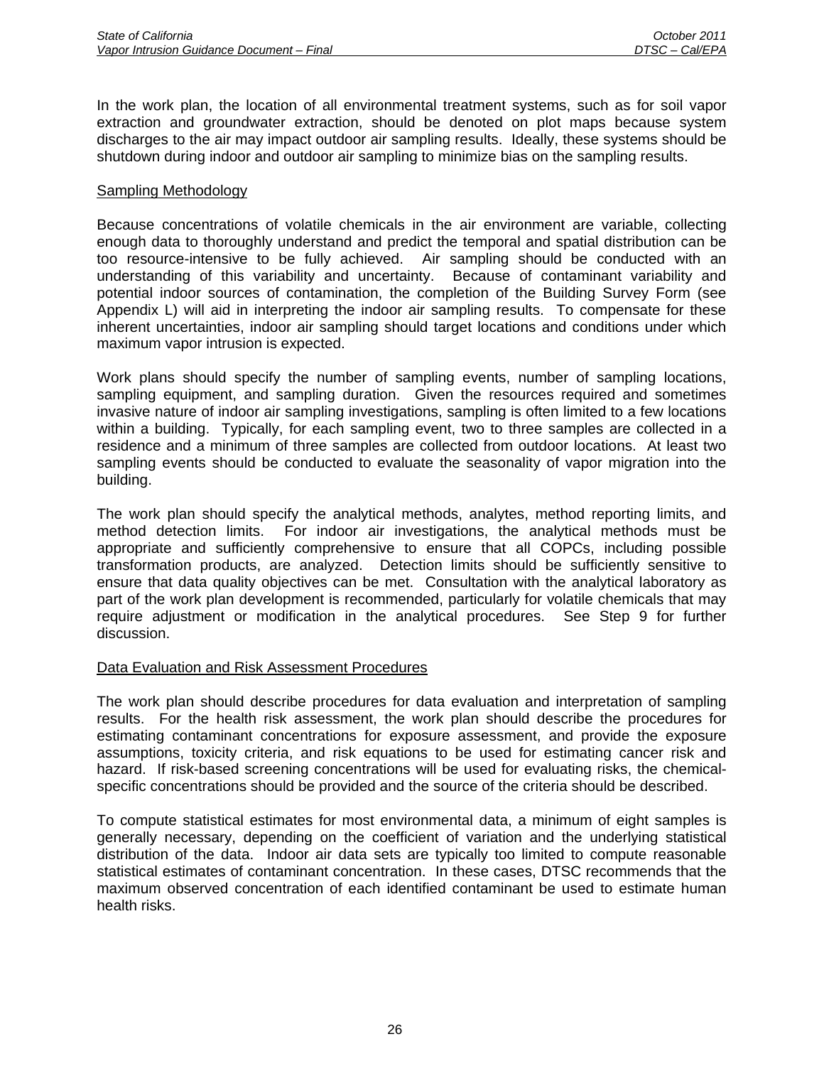In the work plan, the location of all environmental treatment systems, such as for soil vapor extraction and groundwater extraction, should be denoted on plot maps because system discharges to the air may impact outdoor air sampling results. Ideally, these systems should be shutdown during indoor and outdoor air sampling to minimize bias on the sampling results.

Sampling Methodology

Because concentrations of volatile chemicals in the air environment are variable, collecting enough data to thoroughly understand and predict the temporal and spatial distribution can be too resource-intensive to be fully achieved. Air sampling should be conducted with an understanding of this variability and uncertainty. Because of contaminant variability and potential indoor sources of contamination, the completion of the Building Survey Form (see Appendix L) will aid in interpreting the indoor air sampling results. To compensate for these inherent uncertainties, indoor air sampling should target locations and conditions under which maximum vapor intrusion is expected.

Work plans should specify the number of sampling events, number of sampling locations, sampling equipment, and sampling duration. Given the resources required and sometimes invasive nature of indoor air sampling investigations, sampling is often limited to a few locations within a building. Typically, for each sampling event, two to three samples are collected in a residence and a minimum of three samples are collected from outdoor locations. At least two sampling events should be conducted to evaluate the seasonality of vapor migration into the building.

The work plan should specify the analytical methods, analytes, method reporting limits, and method detection limits. For indoor air investigations, the analytical methods must be appropriate and sufficiently comprehensive to ensure that all COPCs, including possible transformation products, are analyzed. Detection limits should be sufficiently sensitive to ensure that data quality objectives can be met. Consultation with the analytical laboratory as part of the work plan development is recommended, particularly for volatile chemicals that may require adjustment or modification in the analytical procedures. See Step 9 for further discussion.

Data Evaluation and Risk Assessment Procedures

The work plan should describe procedures for data evaluation and interpretation of sampling results. For the health risk assessment, the work plan should describe the procedures for estimating contaminant concentrations for exposure assessment, and provide the exposure assumptions, toxicity criteria, and risk equations to be used for estimating cancer risk and hazard. If risk-based screening concentrations will be used for evaluating risks, the chemical-specific concentrations should be provided and the source of the criteria should be described.

To compute statistical estimates for most environmental data, a minimum of eight samples is generally necessary, depending on the coefficient of variation and the underlying statistical distribution of the data. Indoor air data sets are typically too limited to compute reasonable statistical estimates of contaminant concentration. In these cases, DTSC recommends that the maximum observed concentration of each identified contaminant be used to estimate human health risks.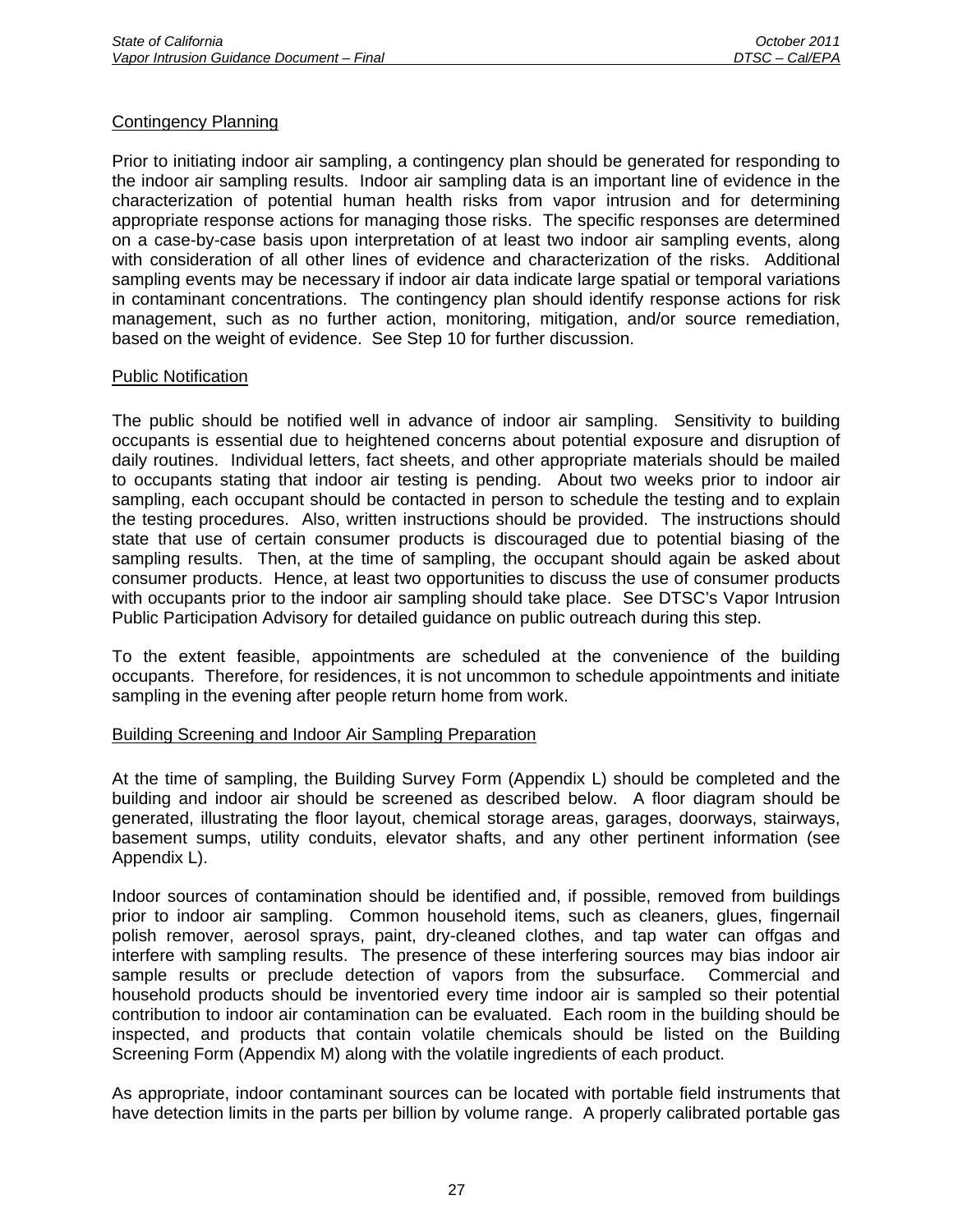Contingency Planning

Prior to initiating indoor air sampling, a contingency plan should be generated for responding to the indoor air sampling results. Indoor air sampling data is an important line of evidence in the characterization of potential human health risks from vapor intrusion and for determining appropriate response actions for managing those risks. The specific responses are determined on a case-by-case basis upon interpretation of at least two indoor air sampling events, along with consideration of all other lines of evidence and characterization of the risks. Additional sampling events may be necessary if indoor air data indicate large spatial or temporal variations in contaminant concentrations. The contingency plan should identify response actions for risk management, such as no further action, monitoring, mitigation, and/or source remediation, based on the weight of evidence. See Step 10 for further discussion.

Public Notification

The public should be notified well in advance of indoor air sampling. Sensitivity to building occupants is essential due to heightened concerns about potential exposure and disruption of daily routines. Individual letters, fact sheets, and other appropriate materials should be mailed to occupants stating that indoor air testing is pending. About two weeks prior to indoor air sampling, each occupant should be contacted in person to schedule the testing and to explain the testing procedures. Also, written instructions should be provided. The instructions should state that use of certain consumer products is discouraged due to potential biasing of the sampling results. Then, at the time of sampling, the occupant should again be asked about consumer products. Hence, at least two opportunities to discuss the use of consumer products with occupants prior to the indoor air sampling should take place. See DTSC's Vapor Intrusion Public Participation Advisory for detailed guidance on public outreach during this step.

To the extent feasible, appointments are scheduled at the convenience of the building occupants. Therefore, for residences, it is not uncommon to schedule appointments and initiate sampling in the evening after people return home from work.

Building Screening and Indoor Air Sampling Preparation

At the time of sampling, the Building Survey Form (Appendix L) should be completed and the building and indoor air should be screened as described below. A floor diagram should be generated, illustrating the floor layout, chemical storage areas, garages, doorways, stairways, basement sumps, utility conduits, elevator shafts, and any other pertinent information (see Appendix L).

Indoor sources of contamination should be identified and, if possible, removed from buildings prior to indoor air sampling. Common household items, such as cleaners, glues, fingernail polish remover, aerosol sprays, paint, dry-cleaned clothes, and tap water can offgas and interfere with sampling results. The presence of these interfering sources may bias indoor air sample results or preclude detection of vapors from the subsurface. Commercial and household products should be inventoried every time indoor air is sampled so their potential contribution to indoor air contamination can be evaluated. Each room in the building should be inspected, and products that contain volatile chemicals should be listed on the Building Screening Form (Appendix M) along with the volatile ingredients of each product.

As appropriate, indoor contaminant sources can be located with portable field instruments that have detection limits in the parts per billion by volume range. A properly calibrated portable gas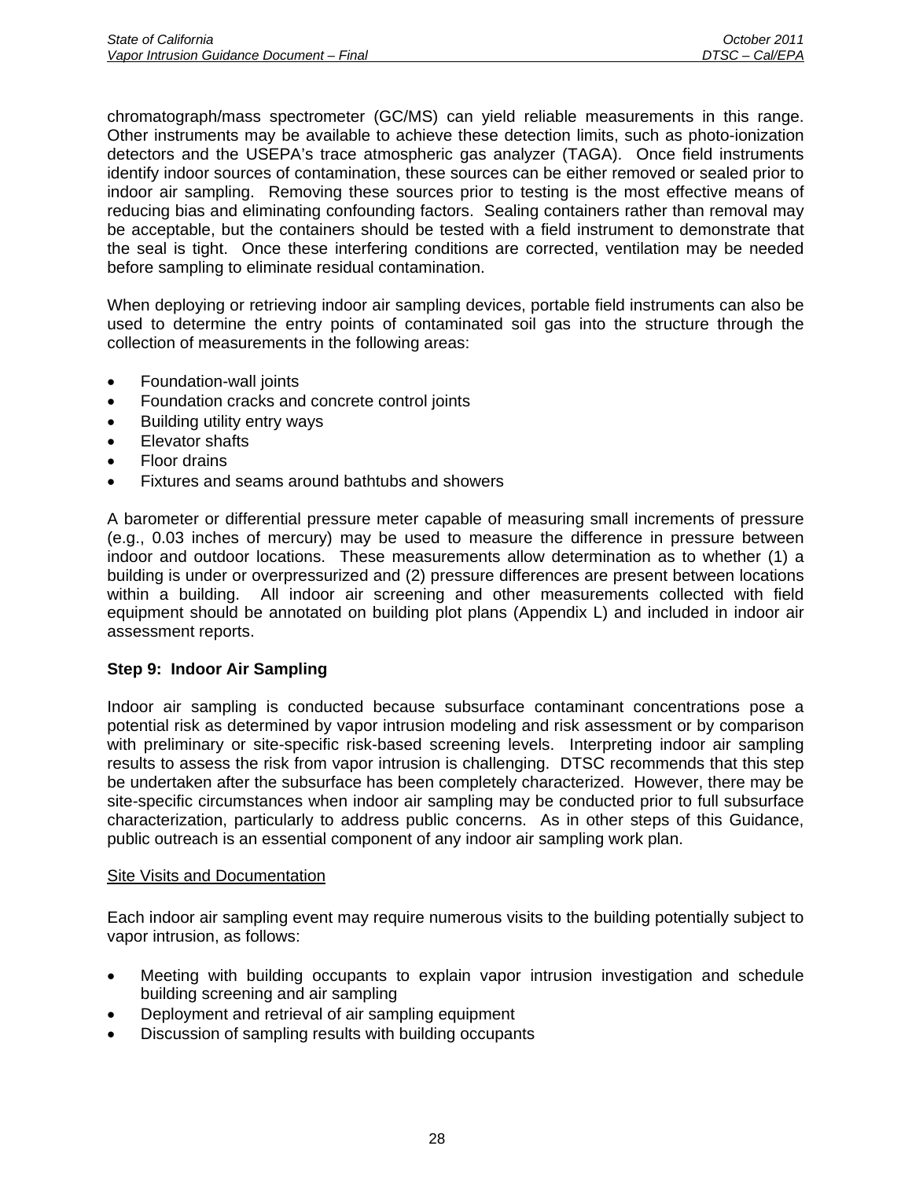chromatograph/mass spectrometer (GC/MS) can yield reliable measurements in this range. Other instruments may be available to achieve these detection limits, such as photo-ionization detectors and the USEPA's trace atmospheric gas analyzer (TAGA). Once field instruments identify indoor sources of contamination, these sources can be either removed or sealed prior to indoor air sampling. Removing these sources prior to testing is the most effective means of reducing bias and eliminating confounding factors. Sealing containers rather than removal may be acceptable, but the containers should be tested with a field instrument to demonstrate that the seal is tight. Once these interfering conditions are corrected, ventilation may be needed before sampling to eliminate residual contamination.

When deploying or retrieving indoor air sampling devices, portable field instruments can also be used to determine the entry points of contaminated soil gas into the structure through the collection of measurements in the following areas:

- Foundation-wall joints
- Foundation cracks and concrete control joints
- Building utility entry ways
- Elevator shafts
- Floor drains
- Fixtures and seams around bathtubs and showers

A barometer or differential pressure meter capable of measuring small increments of pressure (e.g., 0.03 inches of mercury) may be used to measure the difference in pressure between indoor and outdoor locations. These measurements allow determination as to whether (1) a building is under or overpressurized and (2) pressure differences are present between locations within a building. All indoor air screening and other measurements collected with field equipment should be annotated on building plot plans (Appendix L) and included in indoor air assessment reports.

**Step 9: Indoor Air Sampling**

Indoor air sampling is conducted because subsurface contaminant concentrations pose a potential risk as determined by vapor intrusion modeling and risk assessment or by comparison with preliminary or site-specific risk-based screening levels. Interpreting indoor air sampling results to assess the risk from vapor intrusion is challenging. DTSC recommends that this step be undertaken after the subsurface has been completely characterized. However, there may be site-specific circumstances when indoor air sampling may be conducted prior to full subsurface characterization, particularly to address public concerns. As in other steps of this Guidance, public outreach is an essential component of any indoor air sampling work plan.

Site Visits and Documentation

Each indoor air sampling event may require numerous visits to the building potentially subject to vapor intrusion, as follows:

- Meeting with building occupants to explain vapor intrusion investigation and schedule building screening and air sampling
- Deployment and retrieval of air sampling equipment
- Discussion of sampling results with building occupants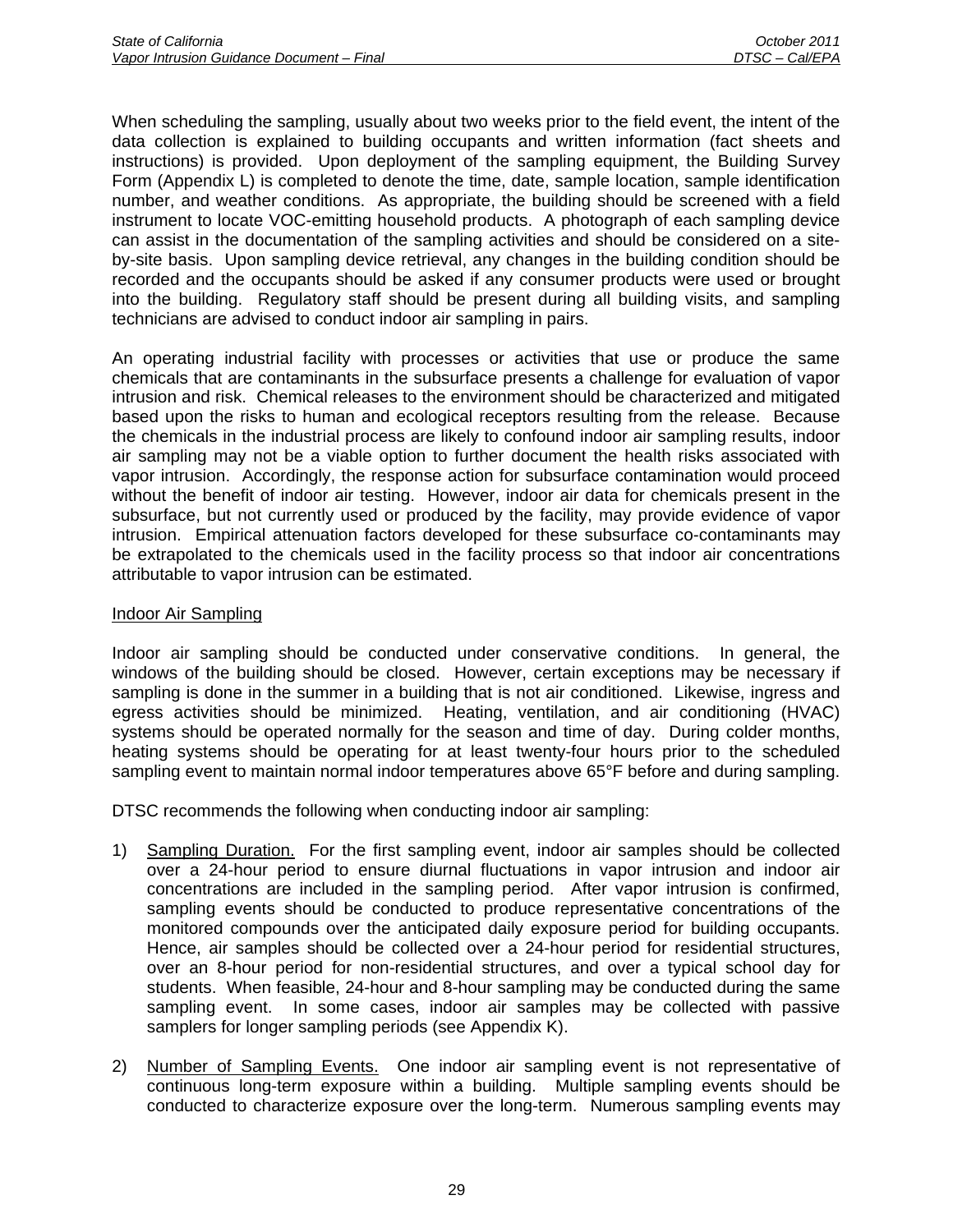When scheduling the sampling, usually about two weeks prior to the field event, the intent of the data collection is explained to building occupants and written information (fact sheets and instructions) is provided. Upon deployment of the sampling equipment, the Building Survey Form (Appendix L) is completed to denote the time, date, sample location, sample identification number, and weather conditions. As appropriate, the building should be screened with a field instrument to locate VOC-emitting household products. A photograph of each sampling device can assist in the documentation of the sampling activities and should be considered on a site-by-site basis. Upon sampling device retrieval, any changes in the building condition should be recorded and the occupants should be asked if any consumer products were used or brought into the building. Regulatory staff should be present during all building visits, and sampling technicians are advised to conduct indoor air sampling in pairs.

An operating industrial facility with processes or activities that use or produce the same chemicals that are contaminants in the subsurface presents a challenge for evaluation of vapor intrusion and risk. Chemical releases to the environment should be characterized and mitigated based upon the risks to human and ecological receptors resulting from the release. Because the chemicals in the industrial process are likely to confound indoor air sampling results, indoor air sampling may not be a viable option to further document the health risks associated with vapor intrusion. Accordingly, the response action for subsurface contamination would proceed without the benefit of indoor air testing. However, indoor air data for chemicals present in the subsurface, but not currently used or produced by the facility, may provide evidence of vapor intrusion. Empirical attenuation factors developed for these subsurface co-contaminants may be extrapolated to the chemicals used in the facility process so that indoor air concentrations attributable to vapor intrusion can be estimated.

<u>Indoor Air Sampling</u>

Indoor air sampling should be conducted under conservative conditions. In general, the windows of the building should be closed. However, certain exceptions may be necessary if sampling is done in the summer in a building that is not air conditioned. Likewise, ingress and egress activities should be minimized. Heating, ventilation, and air conditioning (HVAC) systems should be operated normally for the season and time of day. During colder months, heating systems should be operating for at least twenty-four hours prior to the scheduled sampling event to maintain normal indoor temperatures above 65°F before and during sampling.

DTSC recommends the following when conducting indoor air sampling:

1) <u>Sampling Duration.</u> For the first sampling event, indoor air samples should be collected over a 24-hour period to ensure diurnal fluctuations in vapor intrusion and indoor air concentrations are included in the sampling period. After vapor intrusion is confirmed, sampling events should be conducted to produce representative concentrations of the monitored compounds over the anticipated daily exposure period for building occupants. Hence, air samples should be collected over a 24-hour period for residential structures, over an 8-hour period for non-residential structures, and over a typical school day for students. When feasible, 24-hour and 8-hour sampling may be conducted during the same sampling event. In some cases, indoor air samples may be collected with passive samplers for longer sampling periods (see Appendix K).

2) <u>Number of Sampling Events.</u> One indoor air sampling event is not representative of continuous long-term exposure within a building. Multiple sampling events should be conducted to characterize exposure over the long-term. Numerous sampling events may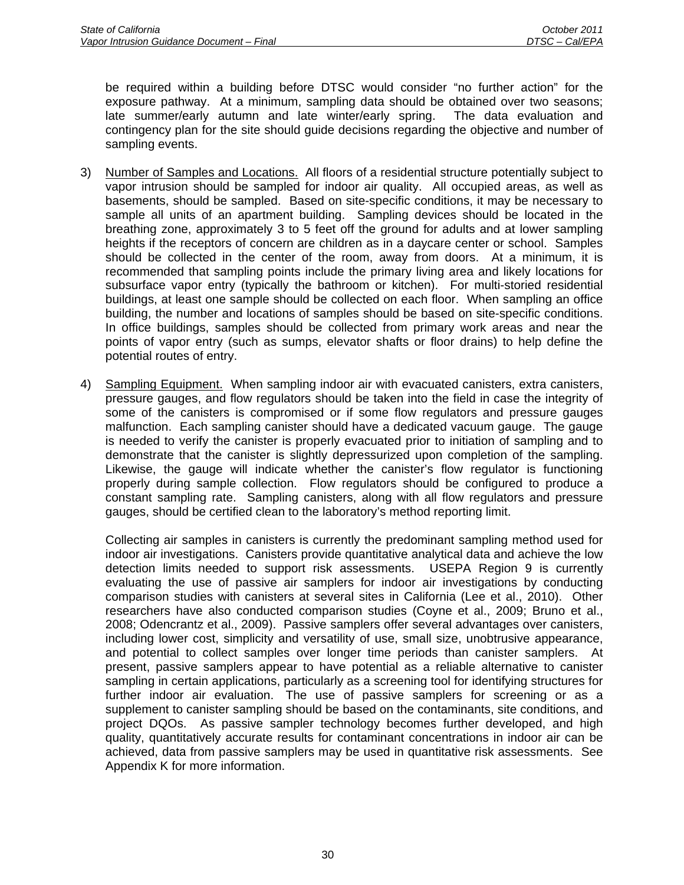be required within a building before DTSC would consider "no further action" for the exposure pathway. At a minimum, sampling data should be obtained over two seasons; late summer/early autumn and late winter/early spring. The data evaluation and contingency plan for the site should guide decisions regarding the objective and number of sampling events.

3) Number of Samples and Locations. All floors of a residential structure potentially subject to vapor intrusion should be sampled for indoor air quality. All occupied areas, as well as basements, should be sampled. Based on site-specific conditions, it may be necessary to sample all units of an apartment building. Sampling devices should be located in the breathing zone, approximately 3 to 5 feet off the ground for adults and at lower sampling heights if the receptors of concern are children as in a daycare center or school. Samples should be collected in the center of the room, away from doors. At a minimum, it is recommended that sampling points include the primary living area and likely locations for subsurface vapor entry (typically the bathroom or kitchen). For multi-storied residential buildings, at least one sample should be collected on each floor. When sampling an office building, the number and locations of samples should be based on site-specific conditions. In office buildings, samples should be collected from primary work areas and near the points of vapor entry (such as sumps, elevator shafts or floor drains) to help define the potential routes of entry.

4) Sampling Equipment. When sampling indoor air with evacuated canisters, extra canisters, pressure gauges, and flow regulators should be taken into the field in case the integrity of some of the canisters is compromised or if some flow regulators and pressure gauges malfunction. Each sampling canister should have a dedicated vacuum gauge. The gauge is needed to verify the canister is properly evacuated prior to initiation of sampling and to demonstrate that the canister is slightly depressurized upon completion of the sampling. Likewise, the gauge will indicate whether the canister's flow regulator is functioning properly during sample collection. Flow regulators should be configured to produce a constant sampling rate. Sampling canisters, along with all flow regulators and pressure gauges, should be certified clean to the laboratory's method reporting limit.

   Collecting air samples in canisters is currently the predominant sampling method used for indoor air investigations. Canisters provide quantitative analytical data and achieve the low detection limits needed to support risk assessments. USEPA Region 9 is currently evaluating the use of passive air samplers for indoor air investigations by conducting comparison studies with canisters at several sites in California (Lee et al., 2010). Other researchers have also conducted comparison studies (Coyne et al., 2009; Bruno et al., 2008; Odencrantz et al., 2009). Passive samplers offer several advantages over canisters, including lower cost, simplicity and versatility of use, small size, unobtrusive appearance, and potential to collect samples over longer time periods than canister samplers. At present, passive samplers appear to have potential as a reliable alternative to canister sampling in certain applications, particularly as a screening tool for identifying structures for further indoor air evaluation. The use of passive samplers for screening or as a supplement to canister sampling should be based on the contaminants, site conditions, and project DQOs. As passive sampler technology becomes further developed, and high quality, quantitatively accurate results for contaminant concentrations in indoor air can be achieved, data from passive samplers may be used in quantitative risk assessments. See Appendix K for more information.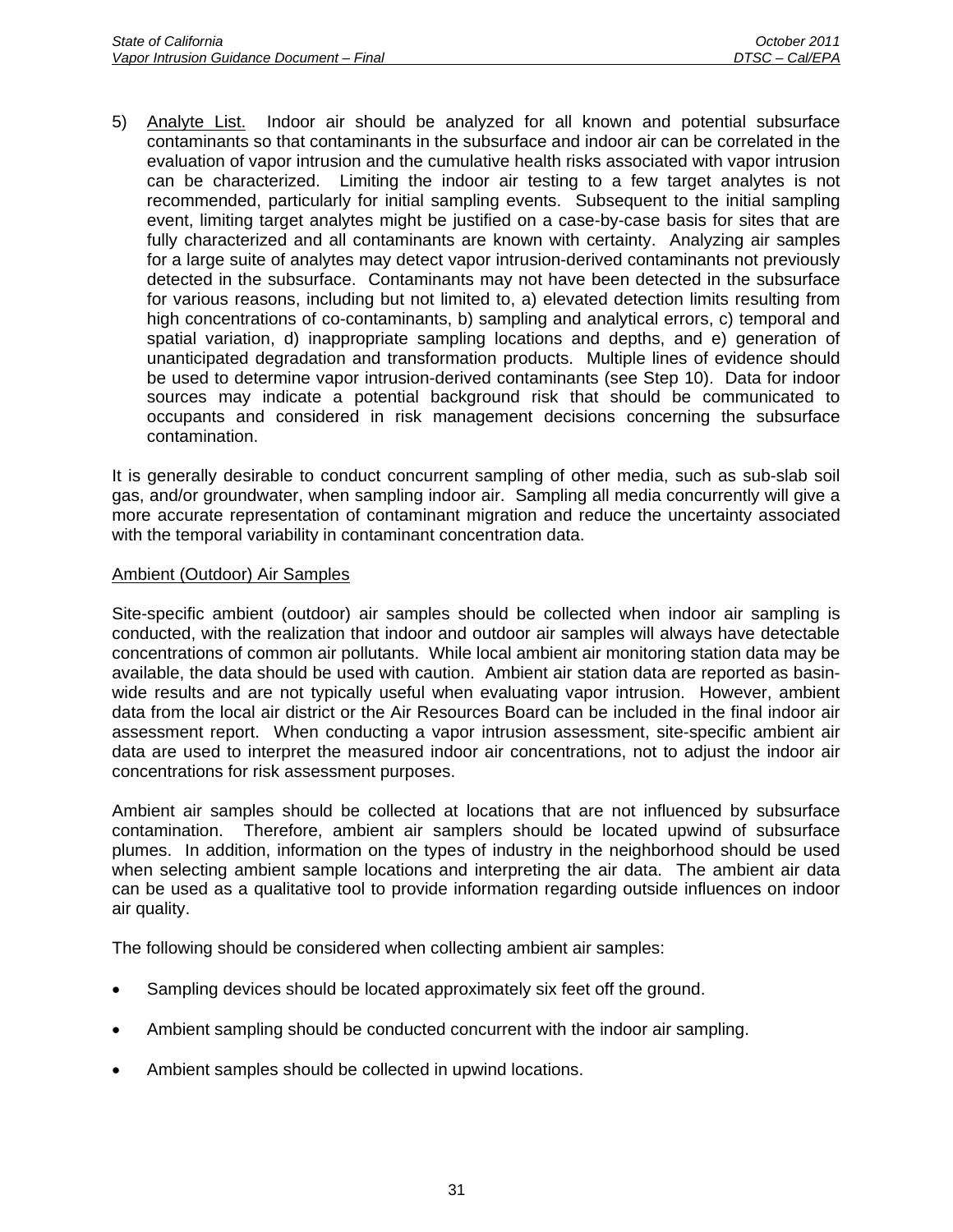5) Analyte List. Indoor air should be analyzed for all known and potential subsurface contaminants so that contaminants in the subsurface and indoor air can be correlated in the evaluation of vapor intrusion and the cumulative health risks associated with vapor intrusion can be characterized. Limiting the indoor air testing to a few target analytes is not recommended, particularly for initial sampling events. Subsequent to the initial sampling event, limiting target analytes might be justified on a case-by-case basis for sites that are fully characterized and all contaminants are known with certainty. Analyzing air samples for a large suite of analytes may detect vapor intrusion-derived contaminants not previously detected in the subsurface. Contaminants may not have been detected in the subsurface for various reasons, including but not limited to, a) elevated detection limits resulting from high concentrations of co-contaminants, b) sampling and analytical errors, c) temporal and spatial variation, d) inappropriate sampling locations and depths, and e) generation of unanticipated degradation and transformation products. Multiple lines of evidence should be used to determine vapor intrusion-derived contaminants (see Step 10). Data for indoor sources may indicate a potential background risk that should be communicated to occupants and considered in risk management decisions concerning the subsurface contamination.

It is generally desirable to conduct concurrent sampling of other media, such as sub-slab soil gas, and/or groundwater, when sampling indoor air. Sampling all media concurrently will give a more accurate representation of contaminant migration and reduce the uncertainty associated with the temporal variability in contaminant concentration data.

Ambient (Outdoor) Air Samples

Site-specific ambient (outdoor) air samples should be collected when indoor air sampling is conducted, with the realization that indoor and outdoor air samples will always have detectable concentrations of common air pollutants. While local ambient air monitoring station data may be available, the data should be used with caution. Ambient air station data are reported as basin-wide results and are not typically useful when evaluating vapor intrusion. However, ambient data from the local air district or the Air Resources Board can be included in the final indoor air assessment report. When conducting a vapor intrusion assessment, site-specific ambient air data are used to interpret the measured indoor air concentrations, not to adjust the indoor air concentrations for risk assessment purposes.

Ambient air samples should be collected at locations that are not influenced by subsurface contamination. Therefore, ambient air samplers should be located upwind of subsurface plumes. In addition, information on the types of industry in the neighborhood should be used when selecting ambient sample locations and interpreting the air data. The ambient air data can be used as a qualitative tool to provide information regarding outside influences on indoor air quality.

The following should be considered when collecting ambient air samples:

- Sampling devices should be located approximately six feet off the ground.
- Ambient sampling should be conducted concurrent with the indoor air sampling.
- Ambient samples should be collected in upwind locations.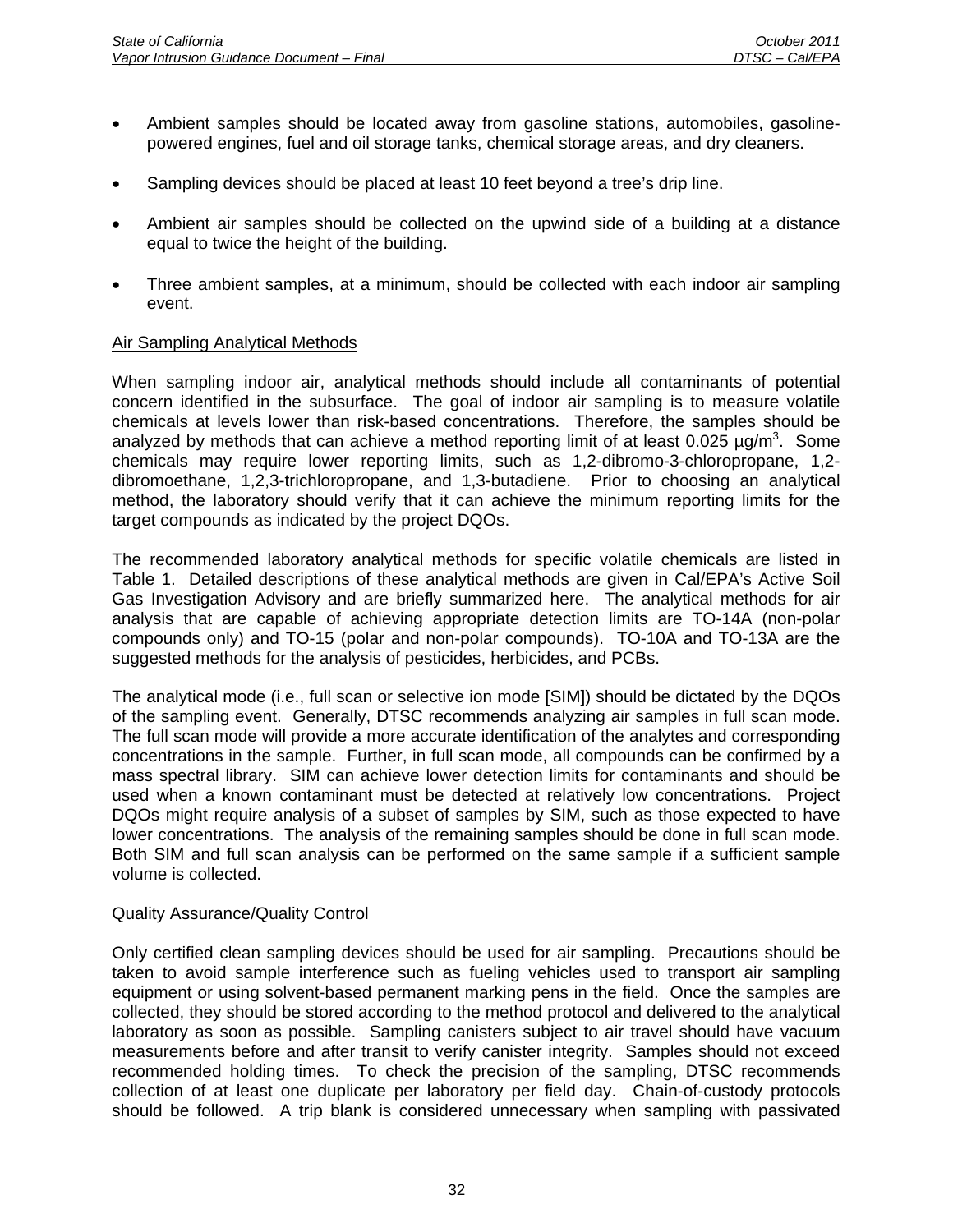- Ambient samples should be located away from gasoline stations, automobiles, gasoline-powered engines, fuel and oil storage tanks, chemical storage areas, and dry cleaners.

- Sampling devices should be placed at least 10 feet beyond a tree's drip line.

- Ambient air samples should be collected on the upwind side of a building at a distance equal to twice the height of the building.

- Three ambient samples, at a minimum, should be collected with each indoor air sampling event.

## Air Sampling Analytical Methods

When sampling indoor air, analytical methods should include all contaminants of potential concern identified in the subsurface. The goal of indoor air sampling is to measure volatile chemicals at levels lower than risk-based concentrations. Therefore, the samples should be analyzed by methods that can achieve a method reporting limit of at least 0.025 $\mu g/m^3$. Some chemicals may require lower reporting limits, such as 1,2-dibromo-3-chloropropane, 1,2-dibromoethane, 1,2,3-trichloropropane, and 1,3-butadiene. Prior to choosing an analytical method, the laboratory should verify that it can achieve the minimum reporting limits for the target compounds as indicated by the project DQOs.

The recommended laboratory analytical methods for specific volatile chemicals are listed in Table 1. Detailed descriptions of these analytical methods are given in Cal/EPA's Active Soil Gas Investigation Advisory and are briefly summarized here. The analytical methods for air analysis that are capable of achieving appropriate detection limits are TO-14A (non-polar compounds only) and TO-15 (polar and non-polar compounds). TO-10A and TO-13A are the suggested methods for the analysis of pesticides, herbicides, and PCBs.

The analytical mode (i.e., full scan or selective ion mode [SIM]) should be dictated by the DQOs of the sampling event. Generally, DTSC recommends analyzing air samples in full scan mode. The full scan mode will provide a more accurate identification of the analytes and corresponding concentrations in the sample. Further, in full scan mode, all compounds can be confirmed by a mass spectral library. SIM can achieve lower detection limits for contaminants and should be used when a known contaminant must be detected at relatively low concentrations. Project DQOs might require analysis of a subset of samples by SIM, such as those expected to have lower concentrations. The analysis of the remaining samples should be done in full scan mode. Both SIM and full scan analysis can be performed on the same sample if a sufficient sample volume is collected.

## Quality Assurance/Quality Control

Only certified clean sampling devices should be used for air sampling. Precautions should be taken to avoid sample interference such as fueling vehicles used to transport air sampling equipment or using solvent-based permanent marking pens in the field. Once the samples are collected, they should be stored according to the method protocol and delivered to the analytical laboratory as soon as possible. Sampling canisters subject to air travel should have vacuum measurements before and after transit to verify canister integrity. Samples should not exceed recommended holding times. To check the precision of the sampling, DTSC recommends collection of at least one duplicate per laboratory per field day. Chain-of-custody protocols should be followed. A trip blank is considered unnecessary when sampling with passivated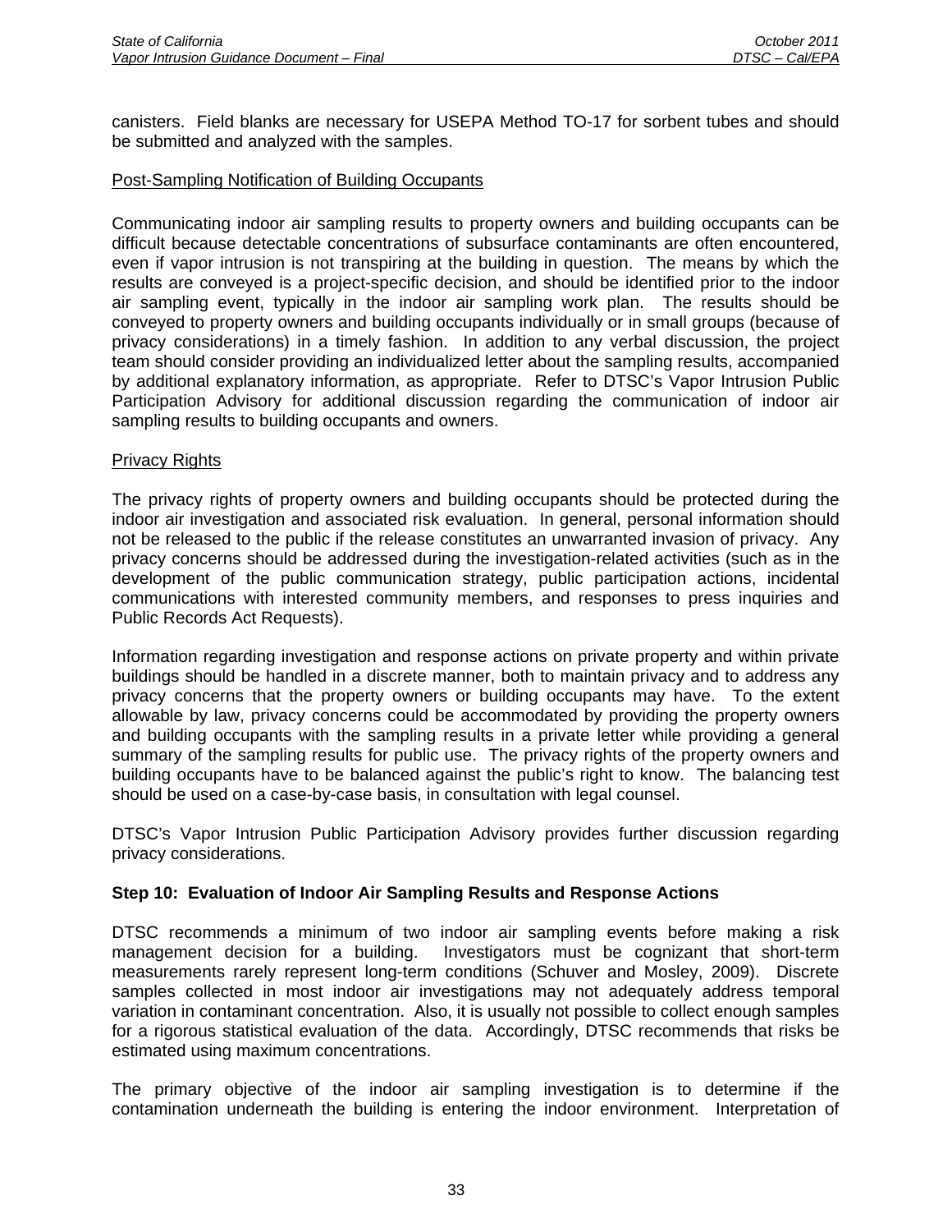canisters. Field blanks are necessary for USEPA Method TO-17 for sorbent tubes and should be submitted and analyzed with the samples.

Post-Sampling Notification of Building Occupants

Communicating indoor air sampling results to property owners and building occupants can be difficult because detectable concentrations of subsurface contaminants are often encountered, even if vapor intrusion is not transpiring at the building in question. The means by which the results are conveyed is a project-specific decision, and should be identified prior to the indoor air sampling event, typically in the indoor air sampling work plan. The results should be conveyed to property owners and building occupants individually or in small groups (because of privacy considerations) in a timely fashion. In addition to any verbal discussion, the project team should consider providing an individualized letter about the sampling results, accompanied by additional explanatory information, as appropriate. Refer to DTSC's Vapor Intrusion Public Participation Advisory for additional discussion regarding the communication of indoor air sampling results to building occupants and owners.

Privacy Rights

The privacy rights of property owners and building occupants should be protected during the indoor air investigation and associated risk evaluation. In general, personal information should not be released to the public if the release constitutes an unwarranted invasion of privacy. Any privacy concerns should be addressed during the investigation-related activities (such as in the development of the public communication strategy, public participation actions, incidental communications with interested community members, and responses to press inquiries and Public Records Act Requests).

Information regarding investigation and response actions on private property and within private buildings should be handled in a discrete manner, both to maintain privacy and to address any privacy concerns that the property owners or building occupants may have. To the extent allowable by law, privacy concerns could be accommodated by providing the property owners and building occupants with the sampling results in a private letter while providing a general summary of the sampling results for public use. The privacy rights of the property owners and building occupants have to be balanced against the public's right to know. The balancing test should be used on a case-by-case basis, in consultation with legal counsel.

DTSC's Vapor Intrusion Public Participation Advisory provides further discussion regarding privacy considerations.

**Step 10: Evaluation of Indoor Air Sampling Results and Response Actions**

DTSC recommends a minimum of two indoor air sampling events before making a risk management decision for a building. Investigators must be cognizant that short-term measurements rarely represent long-term conditions (Schuver and Mosley, 2009). Discrete samples collected in most indoor air investigations may not adequately address temporal variation in contaminant concentration. Also, it is usually not possible to collect enough samples for a rigorous statistical evaluation of the data. Accordingly, DTSC recommends that risks be estimated using maximum concentrations.

The primary objective of the indoor air sampling investigation is to determine if the contamination underneath the building is entering the indoor environment. Interpretation of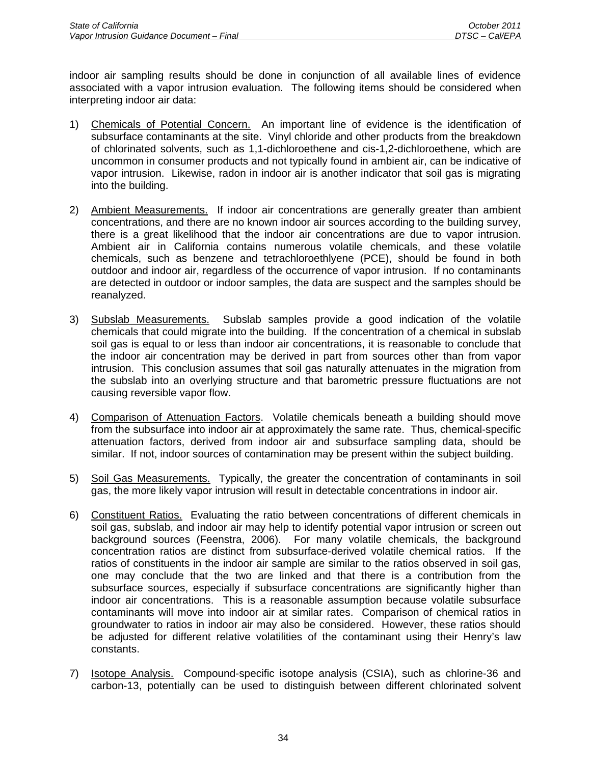indoor air sampling results should be done in conjunction of all available lines of evidence associated with a vapor intrusion evaluation. The following items should be considered when interpreting indoor air data:

1) Chemicals of Potential Concern. An important line of evidence is the identification of subsurface contaminants at the site. Vinyl chloride and other products from the breakdown of chlorinated solvents, such as 1,1-dichloroethene and cis-1,2-dichloroethene, which are uncommon in consumer products and not typically found in ambient air, can be indicative of vapor intrusion. Likewise, radon in indoor air is another indicator that soil gas is migrating into the building.

2) Ambient Measurements. If indoor air concentrations are generally greater than ambient concentrations, and there are no known indoor air sources according to the building survey, there is a great likelihood that the indoor air concentrations are due to vapor intrusion. Ambient air in California contains numerous volatile chemicals, and these volatile chemicals, such as benzene and tetrachloroethlyene (PCE), should be found in both outdoor and indoor air, regardless of the occurrence of vapor intrusion. If no contaminants are detected in outdoor or indoor samples, the data are suspect and the samples should be reanalyzed.

3) Subslab Measurements. Subslab samples provide a good indication of the volatile chemicals that could migrate into the building. If the concentration of a chemical in subslab soil gas is equal to or less than indoor air concentrations, it is reasonable to conclude that the indoor air concentration may be derived in part from sources other than from vapor intrusion. This conclusion assumes that soil gas naturally attenuates in the migration from the subslab into an overlying structure and that barometric pressure fluctuations are not causing reversible vapor flow.

4) Comparison of Attenuation Factors. Volatile chemicals beneath a building should move from the subsurface into indoor air at approximately the same rate. Thus, chemical-specific attenuation factors, derived from indoor air and subsurface sampling data, should be similar. If not, indoor sources of contamination may be present within the subject building.

5) Soil Gas Measurements. Typically, the greater the concentration of contaminants in soil gas, the more likely vapor intrusion will result in detectable concentrations in indoor air.

6) Constituent Ratios. Evaluating the ratio between concentrations of different chemicals in soil gas, subslab, and indoor air may help to identify potential vapor intrusion or screen out background sources (Feenstra, 2006). For many volatile chemicals, the background concentration ratios are distinct from subsurface-derived volatile chemical ratios. If the ratios of constituents in the indoor air sample are similar to the ratios observed in soil gas, one may conclude that the two are linked and that there is a contribution from the subsurface sources, especially if subsurface concentrations are significantly higher than indoor air concentrations. This is a reasonable assumption because volatile subsurface contaminants will move into indoor air at similar rates. Comparison of chemical ratios in groundwater to ratios in indoor air may also be considered. However, these ratios should be adjusted for different relative volatilities of the contaminant using their Henry's law constants.

7) Isotope Analysis. Compound-specific isotope analysis (CSIA), such as chlorine-36 and carbon-13, potentially can be used to distinguish between different chlorinated solvent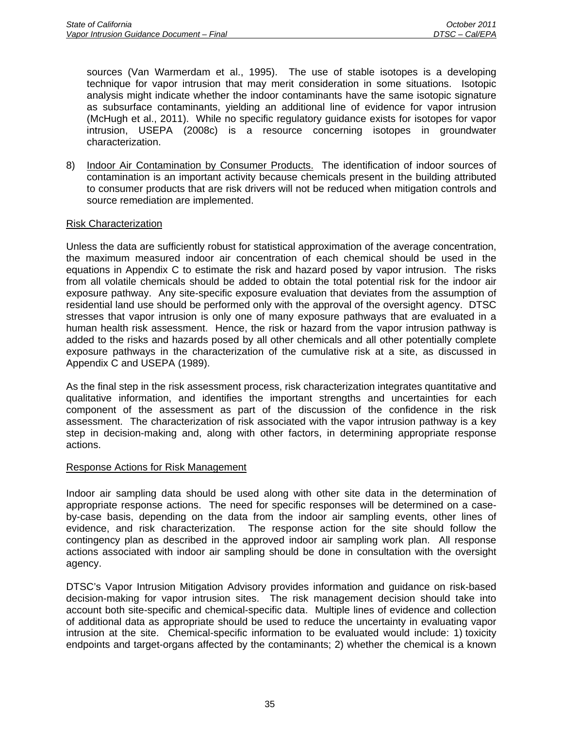sources (Van Warmerdam et al., 1995). The use of stable isotopes is a developing technique for vapor intrusion that may merit consideration in some situations. Isotopic analysis might indicate whether the indoor contaminants have the same isotopic signature as subsurface contaminants, yielding an additional line of evidence for vapor intrusion (McHugh et al., 2011). While no specific regulatory guidance exists for isotopes for vapor intrusion, USEPA (2008c) is a resource concerning isotopes in groundwater characterization.

8) Indoor Air Contamination by Consumer Products. The identification of indoor sources of contamination is an important activity because chemicals present in the building attributed to consumer products that are risk drivers will not be reduced when mitigation controls and source remediation are implemented.

## Risk Characterization

Unless the data are sufficiently robust for statistical approximation of the average concentration, the maximum measured indoor air concentration of each chemical should be used in the equations in Appendix C to estimate the risk and hazard posed by vapor intrusion. The risks from all volatile chemicals should be added to obtain the total potential risk for the indoor air exposure pathway. Any site-specific exposure evaluation that deviates from the assumption of residential land use should be performed only with the approval of the oversight agency. DTSC stresses that vapor intrusion is only one of many exposure pathways that are evaluated in a human health risk assessment. Hence, the risk or hazard from the vapor intrusion pathway is added to the risks and hazards posed by all other chemicals and all other potentially complete exposure pathways in the characterization of the cumulative risk at a site, as discussed in Appendix C and USEPA (1989).

As the final step in the risk assessment process, risk characterization integrates quantitative and qualitative information, and identifies the important strengths and uncertainties for each component of the assessment as part of the discussion of the confidence in the risk assessment. The characterization of risk associated with the vapor intrusion pathway is a key step in decision-making and, along with other factors, in determining appropriate response actions.

## Response Actions for Risk Management

Indoor air sampling data should be used along with other site data in the determination of appropriate response actions. The need for specific responses will be determined on a case-by-case basis, depending on the data from the indoor air sampling events, other lines of evidence, and risk characterization. The response action for the site should follow the contingency plan as described in the approved indoor air sampling work plan. All response actions associated with indoor air sampling should be done in consultation with the oversight agency.

DTSC's Vapor Intrusion Mitigation Advisory provides information and guidance on risk-based decision-making for vapor intrusion sites. The risk management decision should take into account both site-specific and chemical-specific data. Multiple lines of evidence and collection of additional data as appropriate should be used to reduce the uncertainty in evaluating vapor intrusion at the site. Chemical-specific information to be evaluated would include: 1) toxicity endpoints and target-organs affected by the contaminants; 2) whether the chemical is a known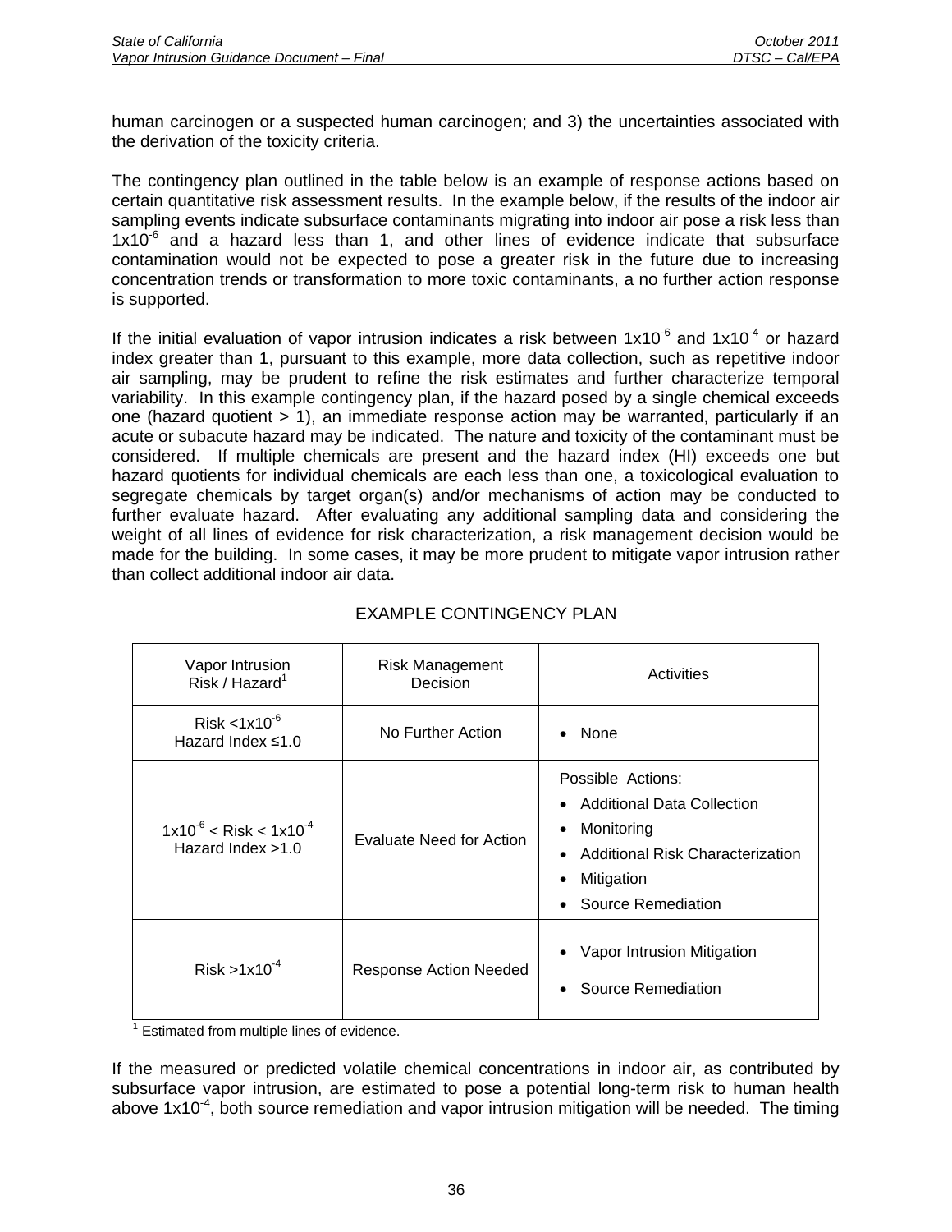human carcinogen or a suspected human carcinogen; and 3) the uncertainties associated with the derivation of the toxicity criteria.

The contingency plan outlined in the table below is an example of response actions based on certain quantitative risk assessment results. In the example below, if the results of the indoor air sampling events indicate subsurface contaminants migrating into indoor air pose a risk less than $1x10^{-6}$ and a hazard less than 1, and other lines of evidence indicate that subsurface contamination would not be expected to pose a greater risk in the future due to increasing concentration trends or transformation to more toxic contaminants, a no further action response is supported.

If the initial evaluation of vapor intrusion indicates a risk between $1x10^{-6}$ and $1x10^{-4}$ or hazard index greater than 1, pursuant to this example, more data collection, such as repetitive indoor air sampling, may be prudent to refine the risk estimates and further characterize temporal variability. In this example contingency plan, if the hazard posed by a single chemical exceeds one (hazard quotient > 1), an immediate response action may be warranted, particularly if an acute or subacute hazard may be indicated. The nature and toxicity of the contaminant must be considered. If multiple chemicals are present and the hazard index (HI) exceeds one but hazard quotients for individual chemicals are each less than one, a toxicological evaluation to segregate chemicals by target organ(s) and/or mechanisms of action may be conducted to further evaluate hazard. After evaluating any additional sampling data and considering the weight of all lines of evidence for risk characterization, a risk management decision would be made for the building. In some cases, it may be more prudent to mitigate vapor intrusion rather than collect additional indoor air data.

EXAMPLE CONTINGENCY PLAN

| Vapor Intrusion Risk / Hazard[1] | Risk Management Decision | Activities |
|---|---|---|
| Risk $<1x10^{-6}$<br>Hazard Index ≤1.0 | No Further Action | • None |
| $1x10^{-6}$ < Risk < $1x10^{-4}$<br>Hazard Index >1.0 | Evaluate Need for Action | Possible Actions:<br>• Additional Data Collection<br>• Monitoring<br>• Additional Risk Characterization<br>• Mitigation<br>• Source Remediation |
| Risk $>1x10^{-4}$ | Response Action Needed | • Vapor Intrusion Mitigation<br>• Source Remediation |

[1] Estimated from multiple lines of evidence.

If the measured or predicted volatile chemical concentrations in indoor air, as contributed by subsurface vapor intrusion, are estimated to pose a potential long-term risk to human health above $1x10^{-4}$, both source remediation and vapor intrusion mitigation will be needed. The timing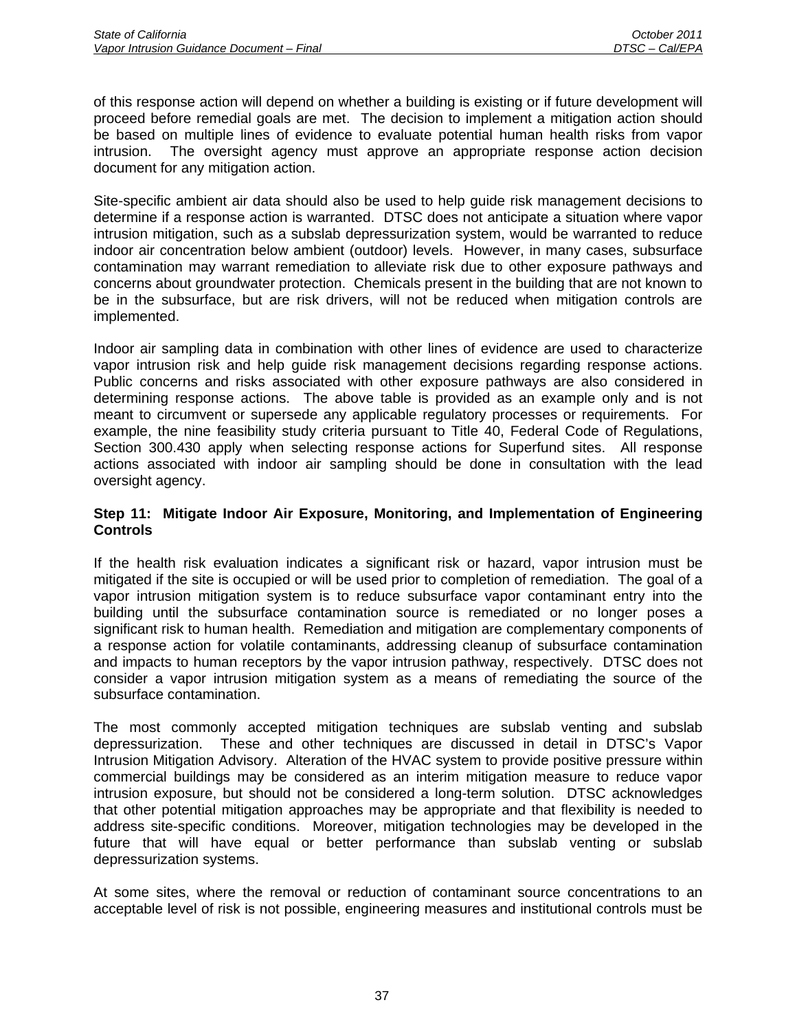of this response action will depend on whether a building is existing or if future development will proceed before remedial goals are met. The decision to implement a mitigation action should be based on multiple lines of evidence to evaluate potential human health risks from vapor intrusion. The oversight agency must approve an appropriate response action decision document for any mitigation action.

Site-specific ambient air data should also be used to help guide risk management decisions to determine if a response action is warranted. DTSC does not anticipate a situation where vapor intrusion mitigation, such as a subslab depressurization system, would be warranted to reduce indoor air concentration below ambient (outdoor) levels. However, in many cases, subsurface contamination may warrant remediation to alleviate risk due to other exposure pathways and concerns about groundwater protection. Chemicals present in the building that are not known to be in the subsurface, but are risk drivers, will not be reduced when mitigation controls are implemented.

Indoor air sampling data in combination with other lines of evidence are used to characterize vapor intrusion risk and help guide risk management decisions regarding response actions. Public concerns and risks associated with other exposure pathways are also considered in determining response actions. The above table is provided as an example only and is not meant to circumvent or supersede any applicable regulatory processes or requirements. For example, the nine feasibility study criteria pursuant to Title 40, Federal Code of Regulations, Section 300.430 apply when selecting response actions for Superfund sites. All response actions associated with indoor air sampling should be done in consultation with the lead oversight agency.

**Step 11: Mitigate Indoor Air Exposure, Monitoring, and Implementation of Engineering Controls**

If the health risk evaluation indicates a significant risk or hazard, vapor intrusion must be mitigated if the site is occupied or will be used prior to completion of remediation. The goal of a vapor intrusion mitigation system is to reduce subsurface vapor contaminant entry into the building until the subsurface contamination source is remediated or no longer poses a significant risk to human health. Remediation and mitigation are complementary components of a response action for volatile contaminants, addressing cleanup of subsurface contamination and impacts to human receptors by the vapor intrusion pathway, respectively. DTSC does not consider a vapor intrusion mitigation system as a means of remediating the source of the subsurface contamination.

The most commonly accepted mitigation techniques are subslab venting and subslab depressurization. These and other techniques are discussed in detail in DTSC's Vapor Intrusion Mitigation Advisory. Alteration of the HVAC system to provide positive pressure within commercial buildings may be considered as an interim mitigation measure to reduce vapor intrusion exposure, but should not be considered a long-term solution. DTSC acknowledges that other potential mitigation approaches may be appropriate and that flexibility is needed to address site-specific conditions. Moreover, mitigation technologies may be developed in the future that will have equal or better performance than subslab venting or subslab depressurization systems.

At some sites, where the removal or reduction of contaminant source concentrations to an acceptable level of risk is not possible, engineering measures and institutional controls must be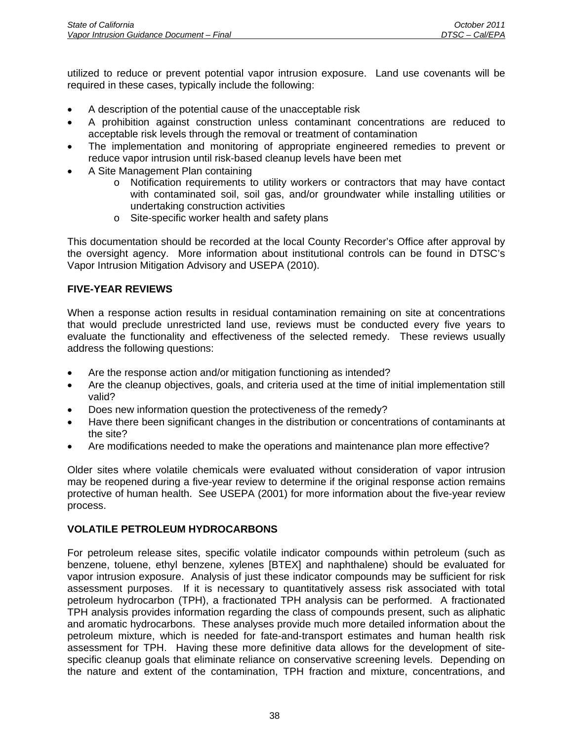utilized to reduce or prevent potential vapor intrusion exposure. Land use covenants will be required in these cases, typically include the following:

- A description of the potential cause of the unacceptable risk
- A prohibition against construction unless contaminant concentrations are reduced to acceptable risk levels through the removal or treatment of contamination
- The implementation and monitoring of appropriate engineered remedies to prevent or reduce vapor intrusion until risk-based cleanup levels have been met
- A Site Management Plan containing
    - Notification requirements to utility workers or contractors that may have contact with contaminated soil, soil gas, and/or groundwater while installing utilities or undertaking construction activities
    - Site-specific worker health and safety plans

This documentation should be recorded at the local County Recorder's Office after approval by the oversight agency. More information about institutional controls can be found in DTSC's Vapor Intrusion Mitigation Advisory and USEPA (2010).

## FIVE-YEAR REVIEWS

When a response action results in residual contamination remaining on site at concentrations that would preclude unrestricted land use, reviews must be conducted every five years to evaluate the functionality and effectiveness of the selected remedy. These reviews usually address the following questions:

- Are the response action and/or mitigation functioning as intended?
- Are the cleanup objectives, goals, and criteria used at the time of initial implementation still valid?
- Does new information question the protectiveness of the remedy?
- Have there been significant changes in the distribution or concentrations of contaminants at the site?
- Are modifications needed to make the operations and maintenance plan more effective?

Older sites where volatile chemicals were evaluated without consideration of vapor intrusion may be reopened during a five-year review to determine if the original response action remains protective of human health. See USEPA (2001) for more information about the five-year review process.

## VOLATILE PETROLEUM HYDROCARBONS

For petroleum release sites, specific volatile indicator compounds within petroleum (such as benzene, toluene, ethyl benzene, xylenes [BTEX] and naphthalene) should be evaluated for vapor intrusion exposure. Analysis of just these indicator compounds may be sufficient for risk assessment purposes. If it is necessary to quantitatively assess risk associated with total petroleum hydrocarbon (TPH), a fractionated TPH analysis can be performed. A fractionated TPH analysis provides information regarding the class of compounds present, such as aliphatic and aromatic hydrocarbons. These analyses provide much more detailed information about the petroleum mixture, which is needed for fate-and-transport estimates and human health risk assessment for TPH. Having these more definitive data allows for the development of site-specific cleanup goals that eliminate reliance on conservative screening levels. Depending on the nature and extent of the contamination, TPH fraction and mixture, concentrations, and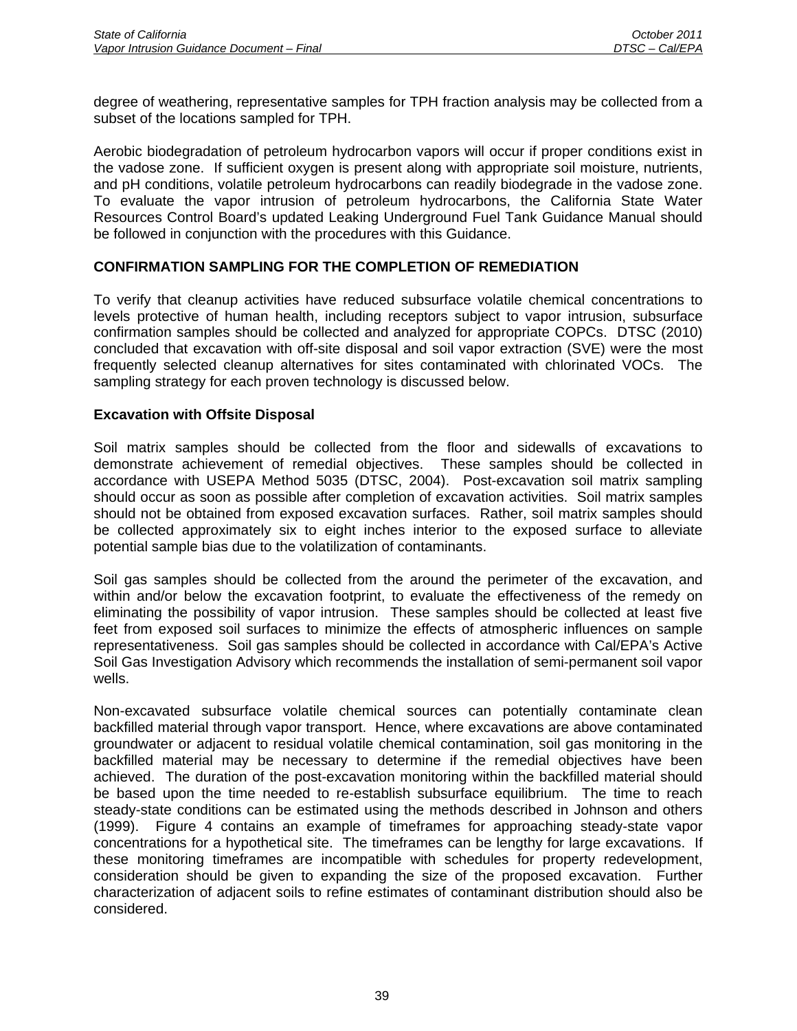degree of weathering, representative samples for TPH fraction analysis may be collected from a subset of the locations sampled for TPH.

Aerobic biodegradation of petroleum hydrocarbon vapors will occur if proper conditions exist in the vadose zone. If sufficient oxygen is present along with appropriate soil moisture, nutrients, and pH conditions, volatile petroleum hydrocarbons can readily biodegrade in the vadose zone. To evaluate the vapor intrusion of petroleum hydrocarbons, the California State Water Resources Control Board's updated Leaking Underground Fuel Tank Guidance Manual should be followed in conjunction with the procedures with this Guidance.

## CONFIRMATION SAMPLING FOR THE COMPLETION OF REMEDIATION

To verify that cleanup activities have reduced subsurface volatile chemical concentrations to levels protective of human health, including receptors subject to vapor intrusion, subsurface confirmation samples should be collected and analyzed for appropriate COPCs. DTSC (2010) concluded that excavation with off-site disposal and soil vapor extraction (SVE) were the most frequently selected cleanup alternatives for sites contaminated with chlorinated VOCs. The sampling strategy for each proven technology is discussed below.

### Excavation with Offsite Disposal

Soil matrix samples should be collected from the floor and sidewalls of excavations to demonstrate achievement of remedial objectives. These samples should be collected in accordance with USEPA Method 5035 (DTSC, 2004). Post-excavation soil matrix sampling should occur as soon as possible after completion of excavation activities. Soil matrix samples should not be obtained from exposed excavation surfaces. Rather, soil matrix samples should be collected approximately six to eight inches interior to the exposed surface to alleviate potential sample bias due to the volatilization of contaminants.

Soil gas samples should be collected from the around the perimeter of the excavation, and within and/or below the excavation footprint, to evaluate the effectiveness of the remedy on eliminating the possibility of vapor intrusion. These samples should be collected at least five feet from exposed soil surfaces to minimize the effects of atmospheric influences on sample representativeness. Soil gas samples should be collected in accordance with Cal/EPA's Active Soil Gas Investigation Advisory which recommends the installation of semi-permanent soil vapor wells.

Non-excavated subsurface volatile chemical sources can potentially contaminate clean backfilled material through vapor transport. Hence, where excavations are above contaminated groundwater or adjacent to residual volatile chemical contamination, soil gas monitoring in the backfilled material may be necessary to determine if the remedial objectives have been achieved. The duration of the post-excavation monitoring within the backfilled material should be based upon the time needed to re-establish subsurface equilibrium. The time to reach steady-state conditions can be estimated using the methods described in Johnson and others (1999). Figure 4 contains an example of timeframes for approaching steady-state vapor concentrations for a hypothetical site. The timeframes can be lengthy for large excavations. If these monitoring timeframes are incompatible with schedules for property redevelopment, consideration should be given to expanding the size of the proposed excavation. Further characterization of adjacent soils to refine estimates of contaminant distribution should also be considered.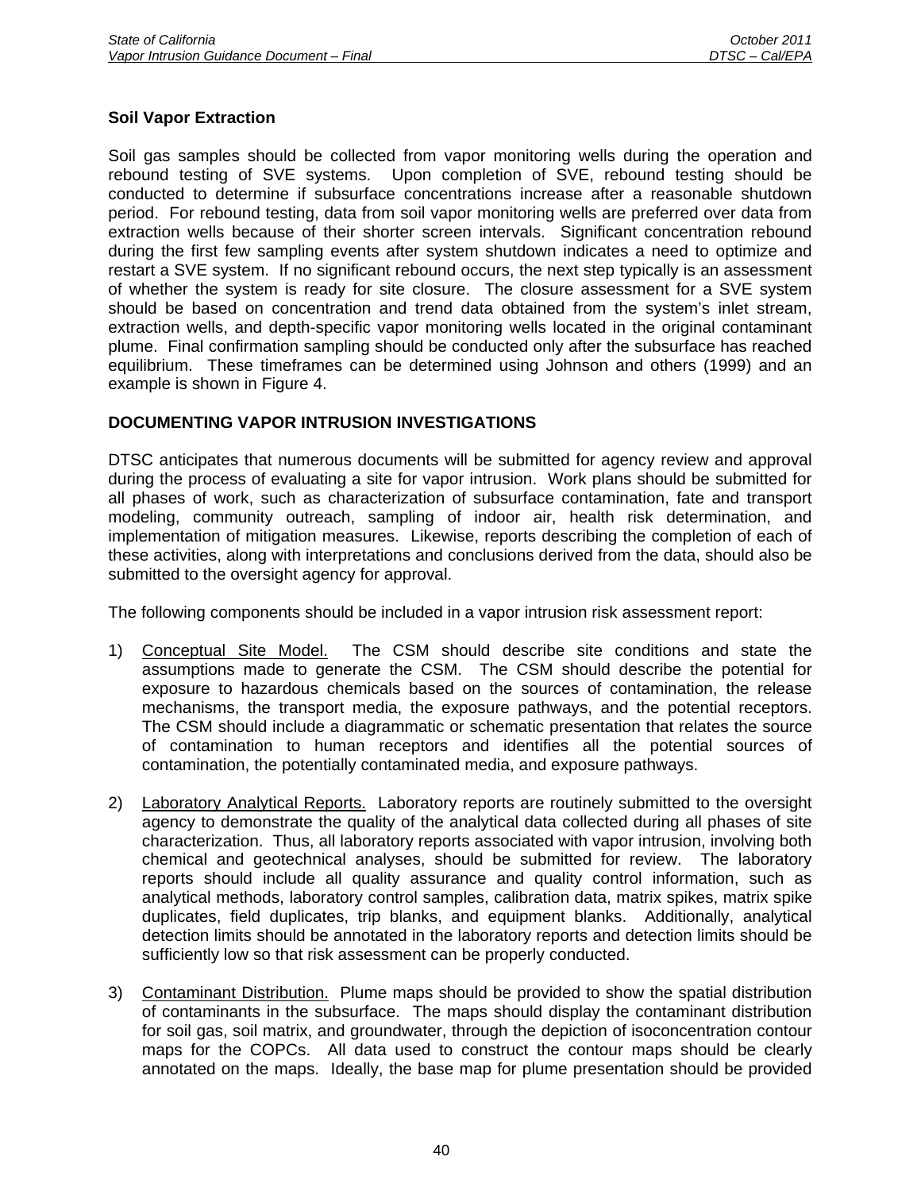### Soil Vapor Extraction

Soil gas samples should be collected from vapor monitoring wells during the operation and rebound testing of SVE systems. Upon completion of SVE, rebound testing should be conducted to determine if subsurface concentrations increase after a reasonable shutdown period. For rebound testing, data from soil vapor monitoring wells are preferred over data from extraction wells because of their shorter screen intervals. Significant concentration rebound during the first few sampling events after system shutdown indicates a need to optimize and restart a SVE system. If no significant rebound occurs, the next step typically is an assessment of whether the system is ready for site closure. The closure assessment for a SVE system should be based on concentration and trend data obtained from the system's inlet stream, extraction wells, and depth-specific vapor monitoring wells located in the original contaminant plume. Final confirmation sampling should be conducted only after the subsurface has reached equilibrium. These timeframes can be determined using Johnson and others (1999) and an example is shown in Figure 4.

## DOCUMENTING VAPOR INTRUSION INVESTIGATIONS

DTSC anticipates that numerous documents will be submitted for agency review and approval during the process of evaluating a site for vapor intrusion. Work plans should be submitted for all phases of work, such as characterization of subsurface contamination, fate and transport modeling, community outreach, sampling of indoor air, health risk determination, and implementation of mitigation measures. Likewise, reports describing the completion of each of these activities, along with interpretations and conclusions derived from the data, should also be submitted to the oversight agency for approval.

The following components should be included in a vapor intrusion risk assessment report:

1) Conceptual Site Model. The CSM should describe site conditions and state the assumptions made to generate the CSM. The CSM should describe the potential for exposure to hazardous chemicals based on the sources of contamination, the release mechanisms, the transport media, the exposure pathways, and the potential receptors. The CSM should include a diagrammatic or schematic presentation that relates the source of contamination to human receptors and identifies all the potential sources of contamination, the potentially contaminated media, and exposure pathways.

2) Laboratory Analytical Reports. Laboratory reports are routinely submitted to the oversight agency to demonstrate the quality of the analytical data collected during all phases of site characterization. Thus, all laboratory reports associated with vapor intrusion, involving both chemical and geotechnical analyses, should be submitted for review. The laboratory reports should include all quality assurance and quality control information, such as analytical methods, laboratory control samples, calibration data, matrix spikes, matrix spike duplicates, field duplicates, trip blanks, and equipment blanks. Additionally, analytical detection limits should be annotated in the laboratory reports and detection limits should be sufficiently low so that risk assessment can be properly conducted.

3) Contaminant Distribution. Plume maps should be provided to show the spatial distribution of contaminants in the subsurface. The maps should display the contaminant distribution for soil gas, soil matrix, and groundwater, through the depiction of isoconcentration contour maps for the COPCs. All data used to construct the contour maps should be clearly annotated on the maps. Ideally, the base map for plume presentation should be provided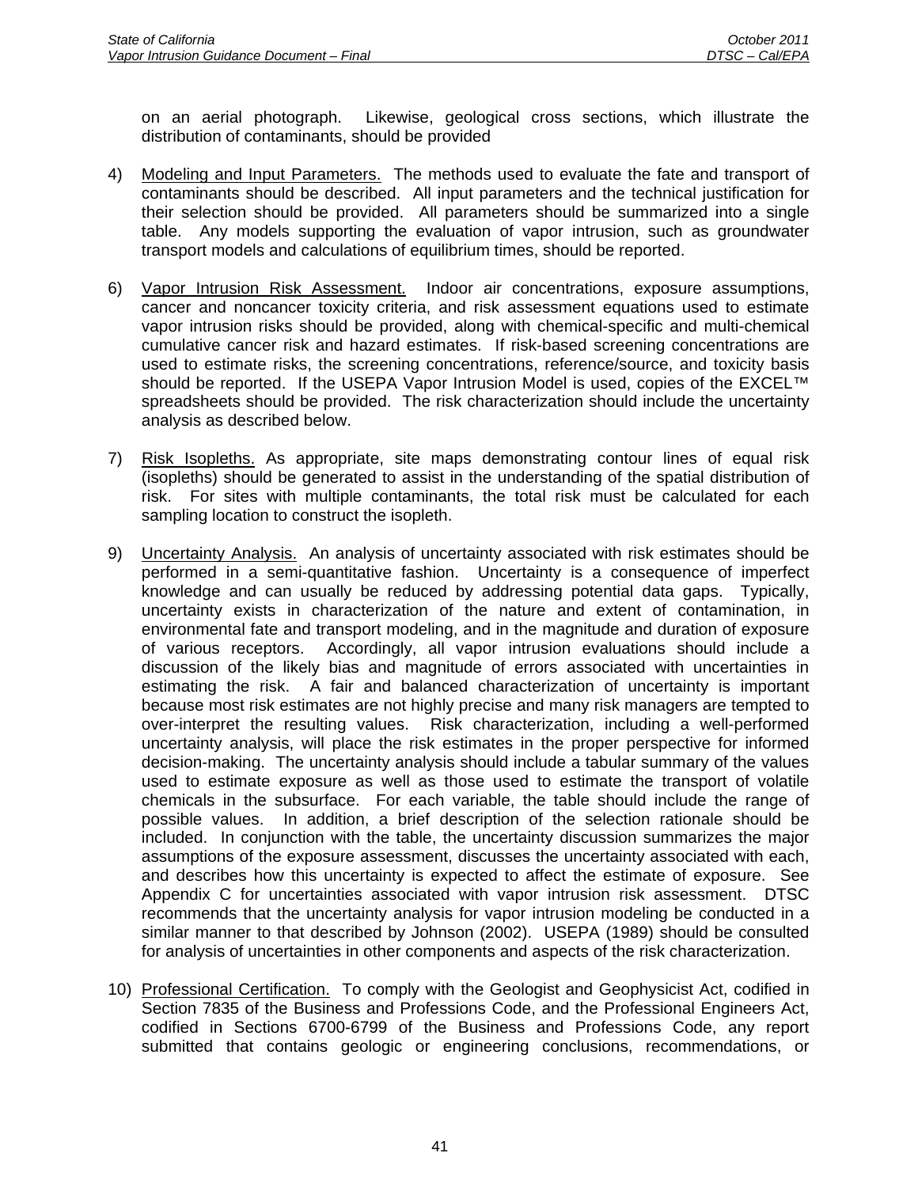on an aerial photograph. Likewise, geological cross sections, which illustrate the distribution of contaminants, should be provided

4) Modeling and Input Parameters. The methods used to evaluate the fate and transport of contaminants should be described. All input parameters and the technical justification for their selection should be provided. All parameters should be summarized into a single table. Any models supporting the evaluation of vapor intrusion, such as groundwater transport models and calculations of equilibrium times, should be reported.

6) Vapor Intrusion Risk Assessment. Indoor air concentrations, exposure assumptions, cancer and noncancer toxicity criteria, and risk assessment equations used to estimate vapor intrusion risks should be provided, along with chemical-specific and multi-chemical cumulative cancer risk and hazard estimates. If risk-based screening concentrations are used to estimate risks, the screening concentrations, reference/source, and toxicity basis should be reported. If the USEPA Vapor Intrusion Model is used, copies of the EXCEL™ spreadsheets should be provided. The risk characterization should include the uncertainty analysis as described below.

7) Risk Isopleths. As appropriate, site maps demonstrating contour lines of equal risk (isopleths) should be generated to assist in the understanding of the spatial distribution of risk. For sites with multiple contaminants, the total risk must be calculated for each sampling location to construct the isopleth.

9) Uncertainty Analysis. An analysis of uncertainty associated with risk estimates should be performed in a semi-quantitative fashion. Uncertainty is a consequence of imperfect knowledge and can usually be reduced by addressing potential data gaps. Typically, uncertainty exists in characterization of the nature and extent of contamination, in environmental fate and transport modeling, and in the magnitude and duration of exposure of various receptors. Accordingly, all vapor intrusion evaluations should include a discussion of the likely bias and magnitude of errors associated with uncertainties in estimating the risk. A fair and balanced characterization of uncertainty is important because most risk estimates are not highly precise and many risk managers are tempted to over-interpret the resulting values. Risk characterization, including a well-performed uncertainty analysis, will place the risk estimates in the proper perspective for informed decision-making. The uncertainty analysis should include a tabular summary of the values used to estimate exposure as well as those used to estimate the transport of volatile chemicals in the subsurface. For each variable, the table should include the range of possible values. In addition, a brief description of the selection rationale should be included. In conjunction with the table, the uncertainty discussion summarizes the major assumptions of the exposure assessment, discusses the uncertainty associated with each, and describes how this uncertainty is expected to affect the estimate of exposure. See Appendix C for uncertainties associated with vapor intrusion risk assessment. DTSC recommends that the uncertainty analysis for vapor intrusion modeling be conducted in a similar manner to that described by Johnson (2002). USEPA (1989) should be consulted for analysis of uncertainties in other components and aspects of the risk characterization.

10) Professional Certification. To comply with the Geologist and Geophysicist Act, codified in Section 7835 of the Business and Professions Code, and the Professional Engineers Act, codified in Sections 6700-6799 of the Business and Professions Code, any report submitted that contains geologic or engineering conclusions, recommendations, or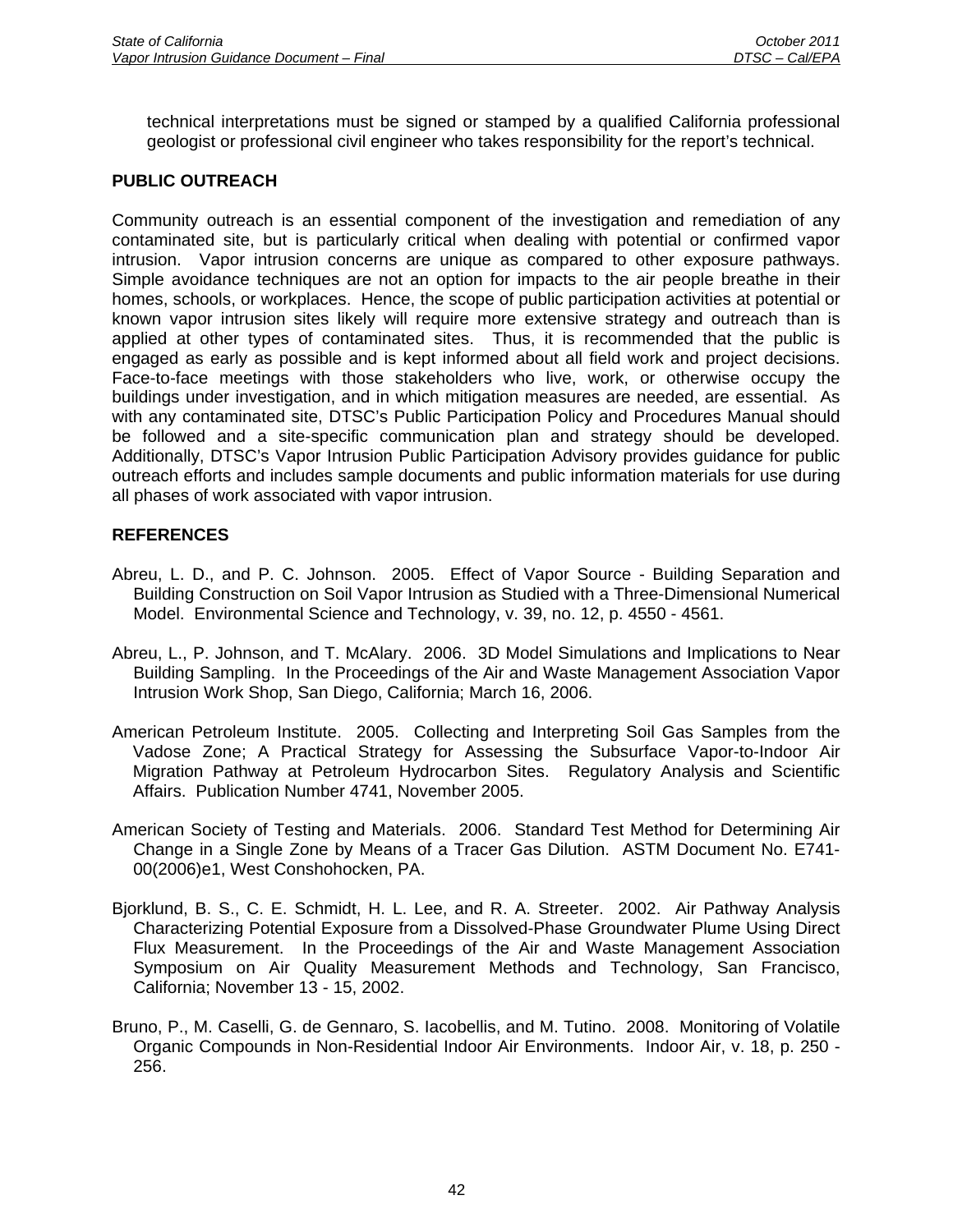technical interpretations must be signed or stamped by a qualified California professional geologist or professional civil engineer who takes responsibility for the report's technical.

## PUBLIC OUTREACH

Community outreach is an essential component of the investigation and remediation of any contaminated site, but is particularly critical when dealing with potential or confirmed vapor intrusion. Vapor intrusion concerns are unique as compared to other exposure pathways. Simple avoidance techniques are not an option for impacts to the air people breathe in their homes, schools, or workplaces. Hence, the scope of public participation activities at potential or known vapor intrusion sites likely will require more extensive strategy and outreach than is applied at other types of contaminated sites. Thus, it is recommended that the public is engaged as early as possible and is kept informed about all field work and project decisions. Face-to-face meetings with those stakeholders who live, work, or otherwise occupy the buildings under investigation, and in which mitigation measures are needed, are essential. As with any contaminated site, DTSC's Public Participation Policy and Procedures Manual should be followed and a site-specific communication plan and strategy should be developed. Additionally, DTSC's Vapor Intrusion Public Participation Advisory provides guidance for public outreach efforts and includes sample documents and public information materials for use during all phases of work associated with vapor intrusion.

## REFERENCES

Abreu, L. D., and P. C. Johnson. 2005. Effect of Vapor Source - Building Separation and Building Construction on Soil Vapor Intrusion as Studied with a Three-Dimensional Numerical Model. Environmental Science and Technology, v. 39, no. 12, p. 4550 - 4561.

Abreu, L., P. Johnson, and T. McAlary. 2006. 3D Model Simulations and Implications to Near Building Sampling. In the Proceedings of the Air and Waste Management Association Vapor Intrusion Work Shop, San Diego, California; March 16, 2006.

American Petroleum Institute. 2005. Collecting and Interpreting Soil Gas Samples from the Vadose Zone; A Practical Strategy for Assessing the Subsurface Vapor-to-Indoor Air Migration Pathway at Petroleum Hydrocarbon Sites. Regulatory Analysis and Scientific Affairs. Publication Number 4741, November 2005.

American Society of Testing and Materials. 2006. Standard Test Method for Determining Air Change in a Single Zone by Means of a Tracer Gas Dilution. ASTM Document No. E741-00(2006)e1, West Conshohocken, PA.

Bjorklund, B. S., C. E. Schmidt, H. L. Lee, and R. A. Streeter. 2002. Air Pathway Analysis Characterizing Potential Exposure from a Dissolved-Phase Groundwater Plume Using Direct Flux Measurement. In the Proceedings of the Air and Waste Management Association Symposium on Air Quality Measurement Methods and Technology, San Francisco, California; November 13 - 15, 2002.

Bruno, P., M. Caselli, G. de Gennaro, S. Iacobellis, and M. Tutino. 2008. Monitoring of Volatile Organic Compounds in Non-Residential Indoor Air Environments. Indoor Air, v. 18, p. 250 - 256.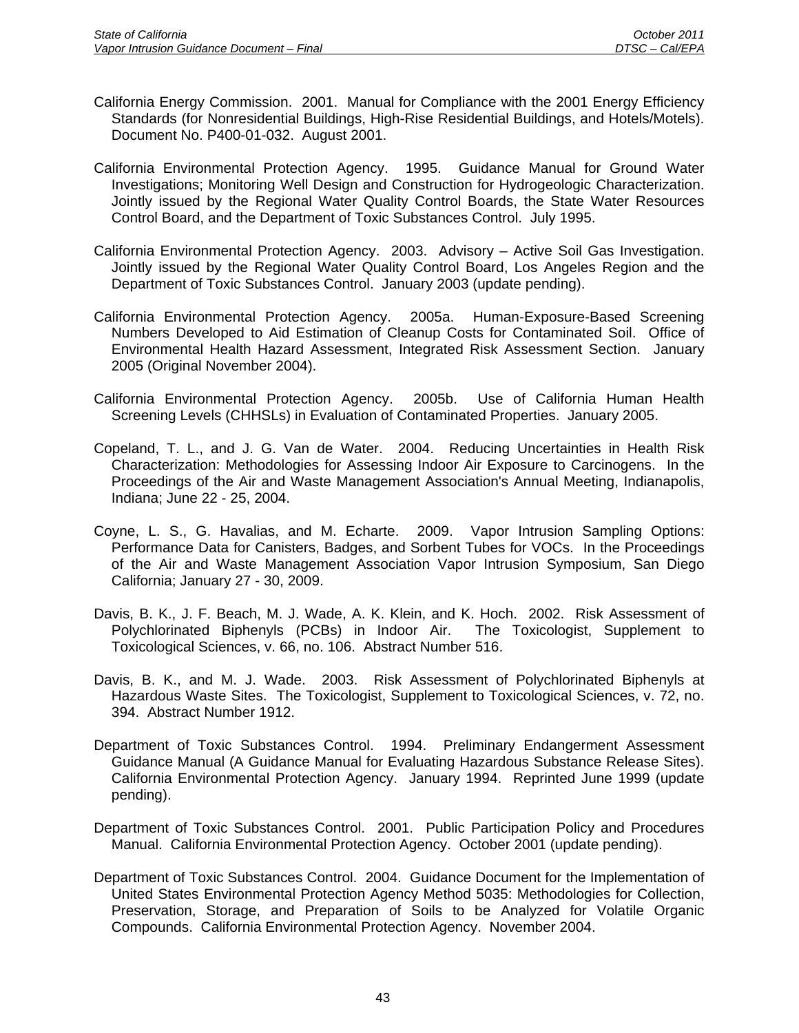California Energy Commission. 2001. Manual for Compliance with the 2001 Energy Efficiency Standards (for Nonresidential Buildings, High-Rise Residential Buildings, and Hotels/Motels). Document No. P400-01-032. August 2001.

California Environmental Protection Agency. 1995. Guidance Manual for Ground Water Investigations; Monitoring Well Design and Construction for Hydrogeologic Characterization. Jointly issued by the Regional Water Quality Control Boards, the State Water Resources Control Board, and the Department of Toxic Substances Control. July 1995.

California Environmental Protection Agency. 2003. Advisory – Active Soil Gas Investigation. Jointly issued by the Regional Water Quality Control Board, Los Angeles Region and the Department of Toxic Substances Control. January 2003 (update pending).

California Environmental Protection Agency. 2005a. Human-Exposure-Based Screening Numbers Developed to Aid Estimation of Cleanup Costs for Contaminated Soil. Office of Environmental Health Hazard Assessment, Integrated Risk Assessment Section. January 2005 (Original November 2004).

California Environmental Protection Agency. 2005b. Use of California Human Health Screening Levels (CHHSLs) in Evaluation of Contaminated Properties. January 2005.

Copeland, T. L., and J. G. Van de Water. 2004. Reducing Uncertainties in Health Risk Characterization: Methodologies for Assessing Indoor Air Exposure to Carcinogens. In the Proceedings of the Air and Waste Management Association's Annual Meeting, Indianapolis, Indiana; June 22 - 25, 2004.

Coyne, L. S., G. Havalias, and M. Echarte. 2009. Vapor Intrusion Sampling Options: Performance Data for Canisters, Badges, and Sorbent Tubes for VOCs. In the Proceedings of the Air and Waste Management Association Vapor Intrusion Symposium, San Diego California; January 27 - 30, 2009.

Davis, B. K., J. F. Beach, M. J. Wade, A. K. Klein, and K. Hoch. 2002. Risk Assessment of Polychlorinated Biphenyls (PCBs) in Indoor Air. The Toxicologist, Supplement to Toxicological Sciences, v. 66, no. 106. Abstract Number 516.

Davis, B. K., and M. J. Wade. 2003. Risk Assessment of Polychlorinated Biphenyls at Hazardous Waste Sites. The Toxicologist, Supplement to Toxicological Sciences, v. 72, no. 394. Abstract Number 1912.

Department of Toxic Substances Control. 1994. Preliminary Endangerment Assessment Guidance Manual (A Guidance Manual for Evaluating Hazardous Substance Release Sites). California Environmental Protection Agency. January 1994. Reprinted June 1999 (update pending).

Department of Toxic Substances Control. 2001. Public Participation Policy and Procedures Manual. California Environmental Protection Agency. October 2001 (update pending).

Department of Toxic Substances Control. 2004. Guidance Document for the Implementation of United States Environmental Protection Agency Method 5035: Methodologies for Collection, Preservation, Storage, and Preparation of Soils to be Analyzed for Volatile Organic Compounds. California Environmental Protection Agency. November 2004.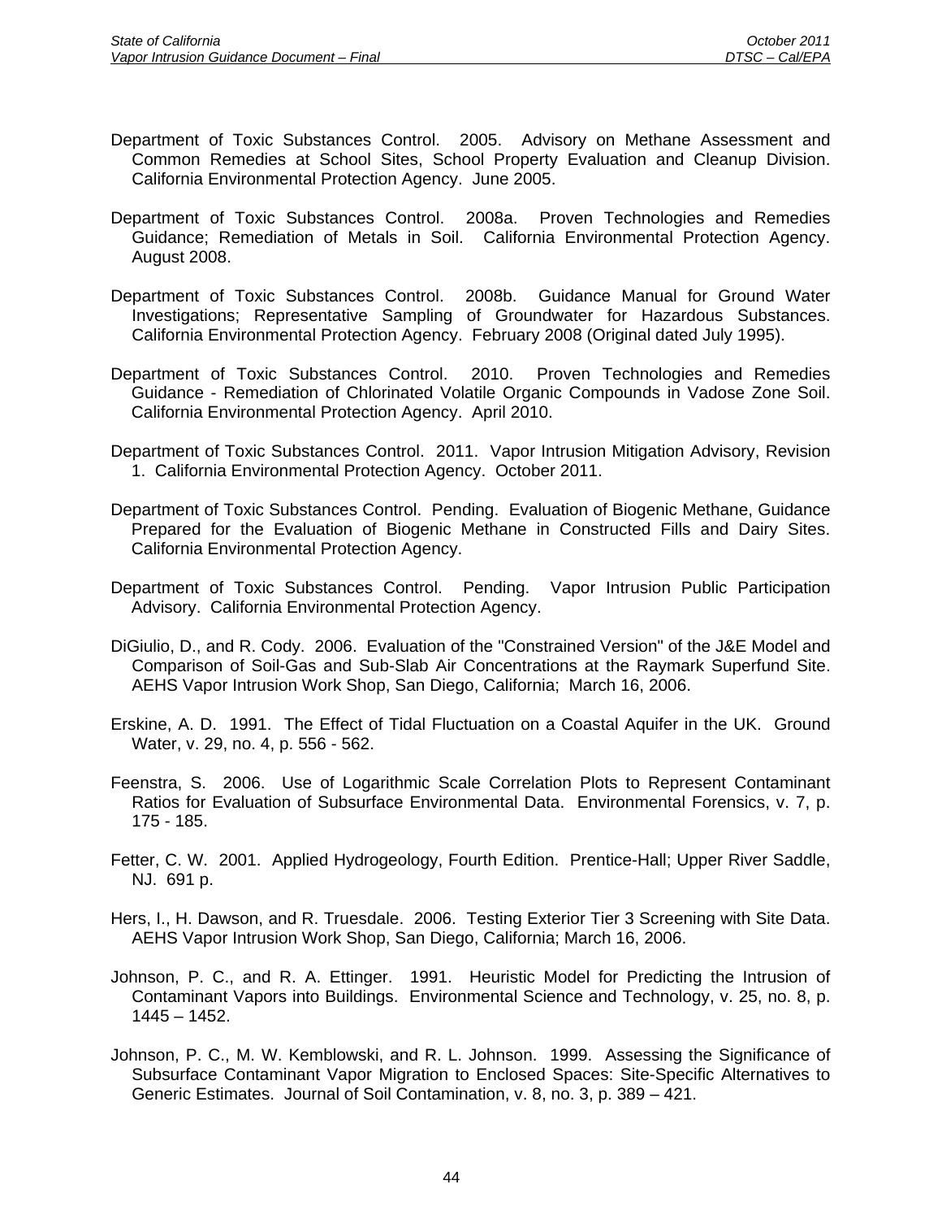Department of Toxic Substances Control. 2005. Advisory on Methane Assessment and Common Remedies at School Sites, School Property Evaluation and Cleanup Division. California Environmental Protection Agency. June 2005.

Department of Toxic Substances Control. 2008a. Proven Technologies and Remedies Guidance; Remediation of Metals in Soil. California Environmental Protection Agency. August 2008.

Department of Toxic Substances Control. 2008b. Guidance Manual for Ground Water Investigations; Representative Sampling of Groundwater for Hazardous Substances. California Environmental Protection Agency. February 2008 (Original dated July 1995).

Department of Toxic Substances Control. 2010. Proven Technologies and Remedies Guidance - Remediation of Chlorinated Volatile Organic Compounds in Vadose Zone Soil. California Environmental Protection Agency. April 2010.

Department of Toxic Substances Control. 2011. Vapor Intrusion Mitigation Advisory, Revision 1. California Environmental Protection Agency. October 2011.

Department of Toxic Substances Control. Pending. Evaluation of Biogenic Methane, Guidance Prepared for the Evaluation of Biogenic Methane in Constructed Fills and Dairy Sites. California Environmental Protection Agency.

Department of Toxic Substances Control. Pending. Vapor Intrusion Public Participation Advisory. California Environmental Protection Agency.

DiGiulio, D., and R. Cody. 2006. Evaluation of the "Constrained Version" of the J&E Model and Comparison of Soil-Gas and Sub-Slab Air Concentrations at the Raymark Superfund Site. AEHS Vapor Intrusion Work Shop, San Diego, California; March 16, 2006.

Erskine, A. D. 1991. The Effect of Tidal Fluctuation on a Coastal Aquifer in the UK. Ground Water, v. 29, no. 4, p. 556 - 562.

Feenstra, S. 2006. Use of Logarithmic Scale Correlation Plots to Represent Contaminant Ratios for Evaluation of Subsurface Environmental Data. Environmental Forensics, v. 7, p. 175 - 185.

Fetter, C. W. 2001. Applied Hydrogeology, Fourth Edition. Prentice-Hall; Upper River Saddle, NJ. 691 p.

Hers, I., H. Dawson, and R. Truesdale. 2006. Testing Exterior Tier 3 Screening with Site Data. AEHS Vapor Intrusion Work Shop, San Diego, California; March 16, 2006.

Johnson, P. C., and R. A. Ettinger. 1991. Heuristic Model for Predicting the Intrusion of Contaminant Vapors into Buildings. Environmental Science and Technology, v. 25, no. 8, p. 1445 – 1452.

Johnson, P. C., M. W. Kemblowski, and R. L. Johnson. 1999. Assessing the Significance of Subsurface Contaminant Vapor Migration to Enclosed Spaces: Site-Specific Alternatives to Generic Estimates. Journal of Soil Contamination, v. 8, no. 3, p. 389 – 421.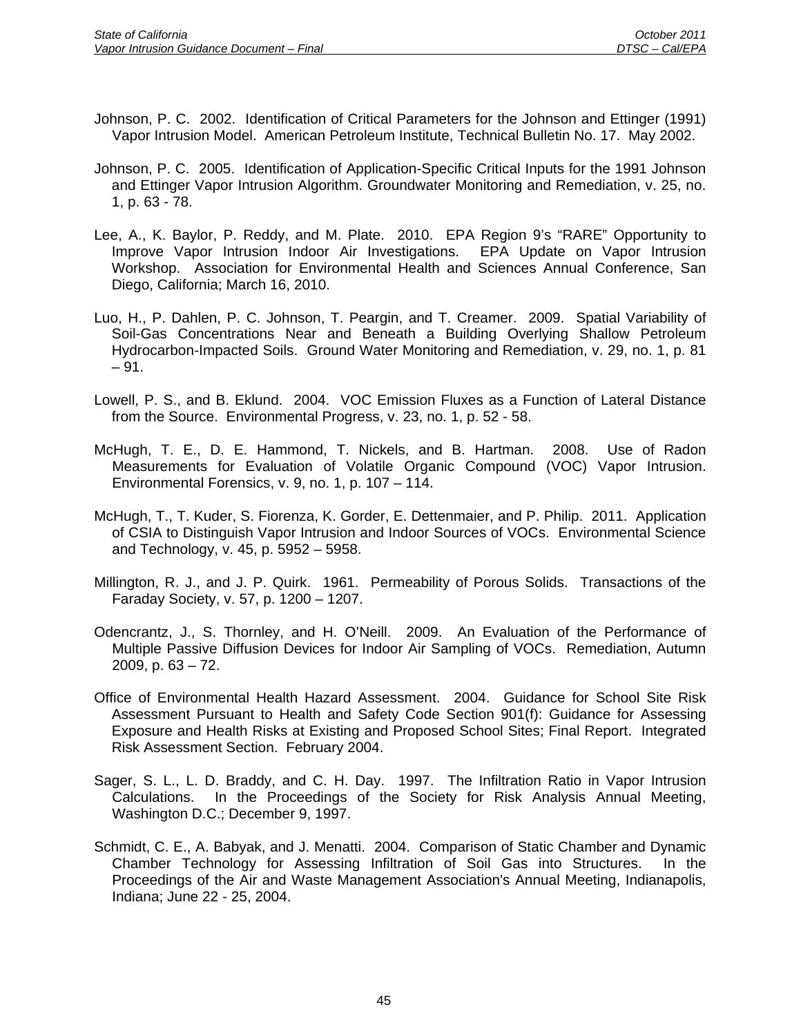Johnson, P. C. 2002. Identification of Critical Parameters for the Johnson and Ettinger (1991) Vapor Intrusion Model. American Petroleum Institute, Technical Bulletin No. 17. May 2002.

Johnson, P. C. 2005. Identification of Application-Specific Critical Inputs for the 1991 Johnson and Ettinger Vapor Intrusion Algorithm. Groundwater Monitoring and Remediation, v. 25, no. 1, p. 63 - 78.

Lee, A., K. Baylor, P. Reddy, and M. Plate. 2010. EPA Region 9's "RARE" Opportunity to Improve Vapor Intrusion Indoor Air Investigations. EPA Update on Vapor Intrusion Workshop. Association for Environmental Health and Sciences Annual Conference, San Diego, California; March 16, 2010.

Luo, H., P. Dahlen, P. C. Johnson, T. Peargin, and T. Creamer. 2009. Spatial Variability of Soil-Gas Concentrations Near and Beneath a Building Overlying Shallow Petroleum Hydrocarbon-Impacted Soils. Ground Water Monitoring and Remediation, v. 29, no. 1, p. 81 – 91.

Lowell, P. S., and B. Eklund. 2004. VOC Emission Fluxes as a Function of Lateral Distance from the Source. Environmental Progress, v. 23, no. 1, p. 52 - 58.

McHugh, T. E., D. E. Hammond, T. Nickels, and B. Hartman. 2008. Use of Radon Measurements for Evaluation of Volatile Organic Compound (VOC) Vapor Intrusion. Environmental Forensics, v. 9, no. 1, p. 107 – 114.

McHugh, T., T. Kuder, S. Fiorenza, K. Gorder, E. Dettenmaier, and P. Philip. 2011. Application of CSIA to Distinguish Vapor Intrusion and Indoor Sources of VOCs. Environmental Science and Technology, v. 45, p. 5952 – 5958.

Millington, R. J., and J. P. Quirk. 1961. Permeability of Porous Solids. Transactions of the Faraday Society, v. 57, p. 1200 – 1207.

Odencrantz, J., S. Thornley, and H. O'Neill. 2009. An Evaluation of the Performance of Multiple Passive Diffusion Devices for Indoor Air Sampling of VOCs. Remediation, Autumn 2009, p. 63 – 72.

Office of Environmental Health Hazard Assessment. 2004. Guidance for School Site Risk Assessment Pursuant to Health and Safety Code Section 901(f): Guidance for Assessing Exposure and Health Risks at Existing and Proposed School Sites; Final Report. Integrated Risk Assessment Section. February 2004.

Sager, S. L., L. D. Braddy, and C. H. Day. 1997. The Infiltration Ratio in Vapor Intrusion Calculations. In the Proceedings of the Society for Risk Analysis Annual Meeting, Washington D.C.; December 9, 1997.

Schmidt, C. E., A. Babyak, and J. Menatti. 2004. Comparison of Static Chamber and Dynamic Chamber Technology for Assessing Infiltration of Soil Gas into Structures. In the Proceedings of the Air and Waste Management Association's Annual Meeting, Indianapolis, Indiana; June 22 - 25, 2004.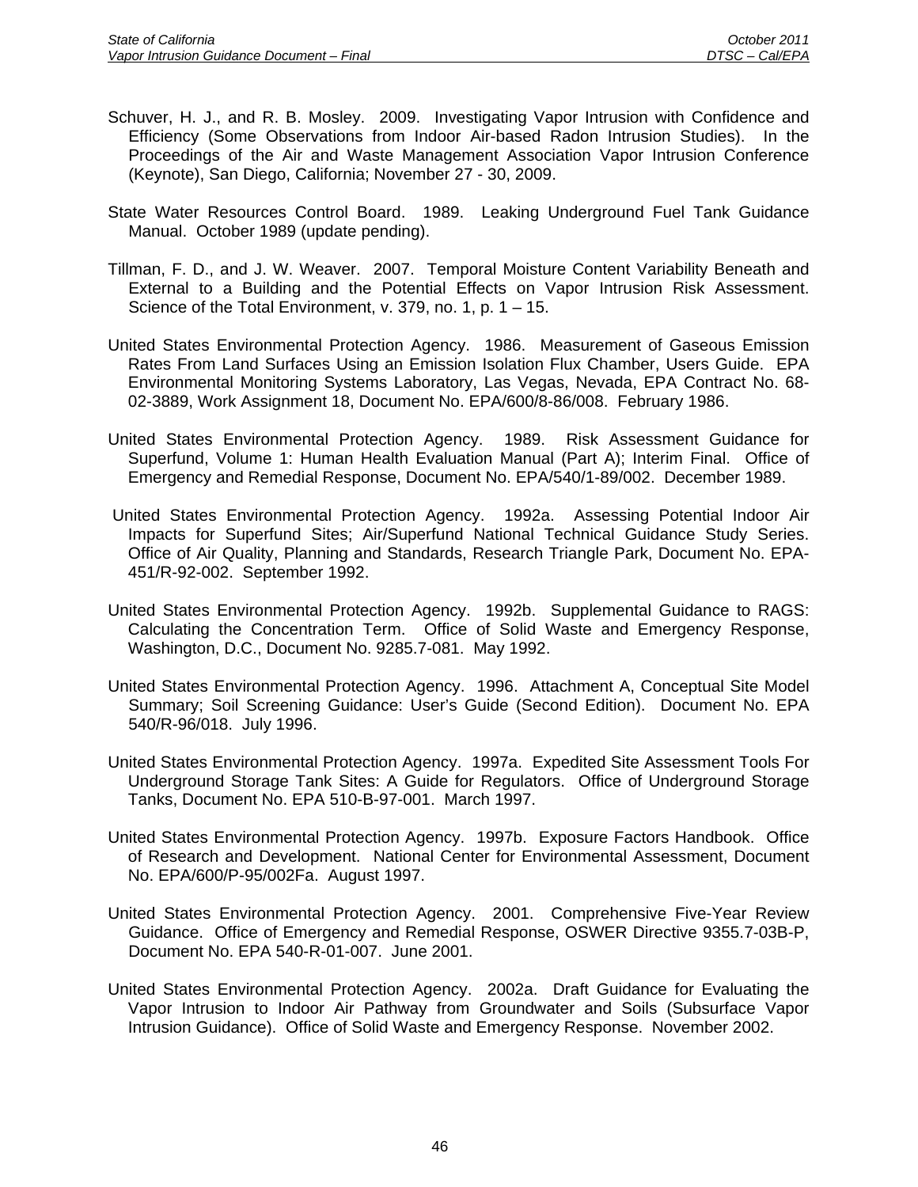Schuver, H. J., and R. B. Mosley. 2009. Investigating Vapor Intrusion with Confidence and Efficiency (Some Observations from Indoor Air-based Radon Intrusion Studies). In the Proceedings of the Air and Waste Management Association Vapor Intrusion Conference (Keynote), San Diego, California; November 27 - 30, 2009.

State Water Resources Control Board. 1989. Leaking Underground Fuel Tank Guidance Manual. October 1989 (update pending).

Tillman, F. D., and J. W. Weaver. 2007. Temporal Moisture Content Variability Beneath and External to a Building and the Potential Effects on Vapor Intrusion Risk Assessment. Science of the Total Environment, v. 379, no. 1, p. 1 – 15.

United States Environmental Protection Agency. 1986. Measurement of Gaseous Emission Rates From Land Surfaces Using an Emission Isolation Flux Chamber, Users Guide. EPA Environmental Monitoring Systems Laboratory, Las Vegas, Nevada, EPA Contract No. 68-02-3889, Work Assignment 18, Document No. EPA/600/8-86/008. February 1986.

United States Environmental Protection Agency. 1989. Risk Assessment Guidance for Superfund, Volume 1: Human Health Evaluation Manual (Part A); Interim Final. Office of Emergency and Remedial Response, Document No. EPA/540/1-89/002. December 1989.

United States Environmental Protection Agency. 1992a. Assessing Potential Indoor Air Impacts for Superfund Sites; Air/Superfund National Technical Guidance Study Series. Office of Air Quality, Planning and Standards, Research Triangle Park, Document No. EPA-451/R-92-002. September 1992.

United States Environmental Protection Agency. 1992b. Supplemental Guidance to RAGS: Calculating the Concentration Term. Office of Solid Waste and Emergency Response, Washington, D.C., Document No. 9285.7-081. May 1992.

United States Environmental Protection Agency. 1996. Attachment A, Conceptual Site Model Summary; Soil Screening Guidance: User's Guide (Second Edition). Document No. EPA 540/R-96/018. July 1996.

United States Environmental Protection Agency. 1997a. Expedited Site Assessment Tools For Underground Storage Tank Sites: A Guide for Regulators. Office of Underground Storage Tanks, Document No. EPA 510-B-97-001. March 1997.

United States Environmental Protection Agency. 1997b. Exposure Factors Handbook. Office of Research and Development. National Center for Environmental Assessment, Document No. EPA/600/P-95/002Fa. August 1997.

United States Environmental Protection Agency. 2001. Comprehensive Five-Year Review Guidance. Office of Emergency and Remedial Response, OSWER Directive 9355.7-03B-P, Document No. EPA 540-R-01-007. June 2001.

United States Environmental Protection Agency. 2002a. Draft Guidance for Evaluating the Vapor Intrusion to Indoor Air Pathway from Groundwater and Soils (Subsurface Vapor Intrusion Guidance). Office of Solid Waste and Emergency Response. November 2002.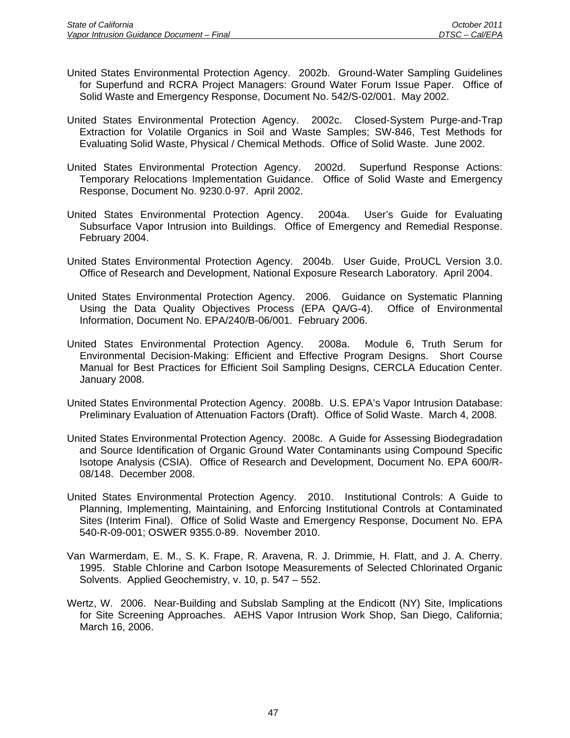United States Environmental Protection Agency. 2002b. Ground-Water Sampling Guidelines for Superfund and RCRA Project Managers: Ground Water Forum Issue Paper. Office of Solid Waste and Emergency Response, Document No. 542/S-02/001. May 2002.

United States Environmental Protection Agency. 2002c. Closed-System Purge-and-Trap Extraction for Volatile Organics in Soil and Waste Samples; SW-846, Test Methods for Evaluating Solid Waste, Physical / Chemical Methods. Office of Solid Waste. June 2002.

United States Environmental Protection Agency. 2002d. Superfund Response Actions: Temporary Relocations Implementation Guidance. Office of Solid Waste and Emergency Response, Document No. 9230.0-97. April 2002.

United States Environmental Protection Agency. 2004a. User's Guide for Evaluating Subsurface Vapor Intrusion into Buildings. Office of Emergency and Remedial Response. February 2004.

United States Environmental Protection Agency. 2004b. User Guide, ProUCL Version 3.0. Office of Research and Development, National Exposure Research Laboratory. April 2004.

United States Environmental Protection Agency. 2006. Guidance on Systematic Planning Using the Data Quality Objectives Process (EPA QA/G-4). Office of Environmental Information, Document No. EPA/240/B-06/001. February 2006.

United States Environmental Protection Agency. 2008a. Module 6, Truth Serum for Environmental Decision-Making: Efficient and Effective Program Designs. Short Course Manual for Best Practices for Efficient Soil Sampling Designs, CERCLA Education Center. January 2008.

United States Environmental Protection Agency. 2008b. U.S. EPA's Vapor Intrusion Database: Preliminary Evaluation of Attenuation Factors (Draft). Office of Solid Waste. March 4, 2008.

United States Environmental Protection Agency. 2008c. A Guide for Assessing Biodegradation and Source Identification of Organic Ground Water Contaminants using Compound Specific Isotope Analysis (CSIA). Office of Research and Development, Document No. EPA 600/R-08/148. December 2008.

United States Environmental Protection Agency. 2010. Institutional Controls: A Guide to Planning, Implementing, Maintaining, and Enforcing Institutional Controls at Contaminated Sites (Interim Final). Office of Solid Waste and Emergency Response, Document No. EPA 540-R-09-001; OSWER 9355.0-89. November 2010.

Van Warmerdam, E. M., S. K. Frape, R. Aravena, R. J. Drimmie, H. Flatt, and J. A. Cherry. 1995. Stable Chlorine and Carbon Isotope Measurements of Selected Chlorinated Organic Solvents. Applied Geochemistry, v. 10, p. 547 – 552.

Wertz, W. 2006. Near-Building and Subslab Sampling at the Endicott (NY) Site, Implications for Site Screening Approaches. AEHS Vapor Intrusion Work Shop, San Diego, California; March 16, 2006.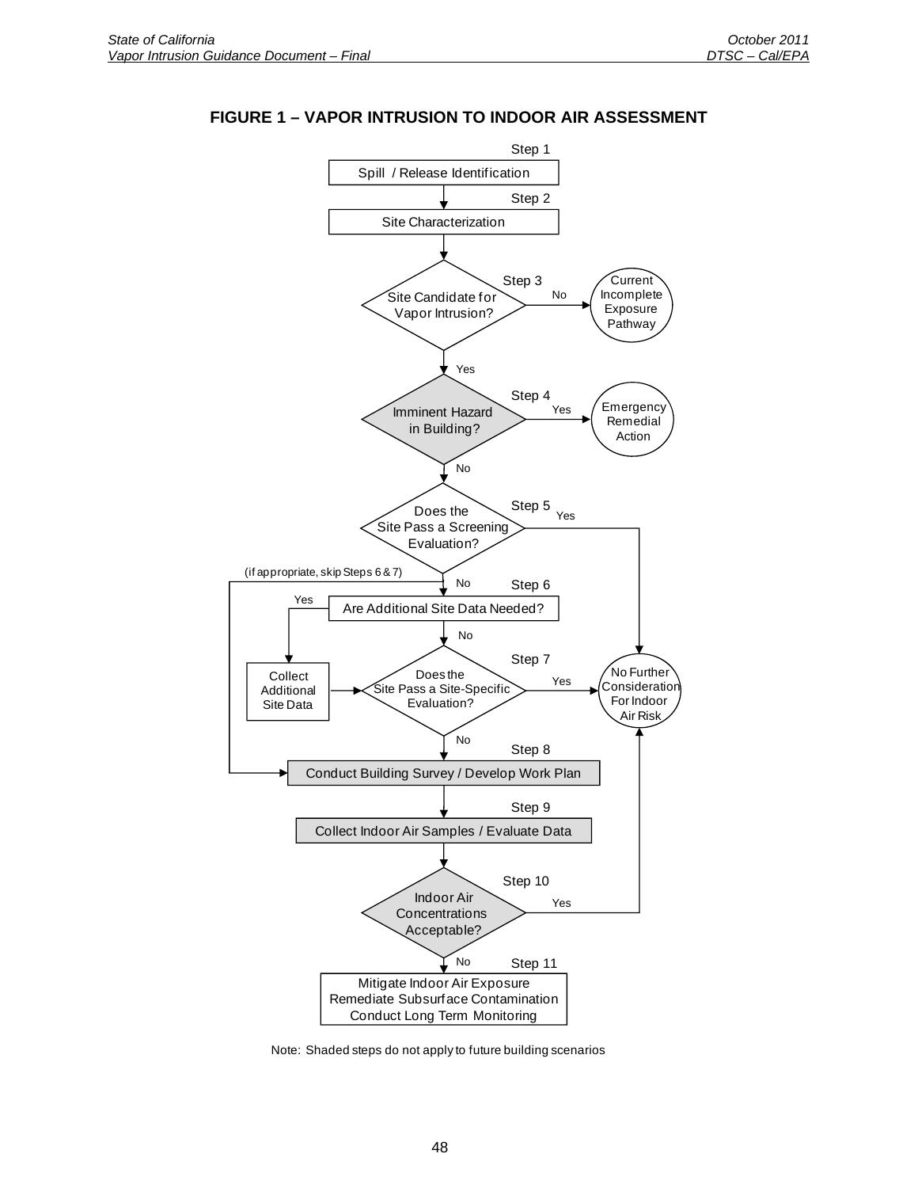## FIGURE 1 – VAPOR INTRUSION TO INDOOR AIR ASSESSMENT

Step 1
Spill / Release Identification

Step 2
Site Characterization

Step 3
Site Candidate for Vapor Intrusion?
No → Current Incomplete Exposure Pathway
Yes ↓

Step 4
Imminent Hazard in Building?
Yes → Emergency Remedial Action
No ↓

Step 5
Does the Site Pass a Screening Evaluation?
Yes → No Further Consideration For Indoor Air Risk
No ↓
(if appropriate, skip Steps 6 & 7) → Step 8

Step 6
Are Additional Site Data Needed?
Yes → Collect Additional Site Data → Step 7
No ↓

Step 7
Does the Site Pass a Site-Specific Evaluation?
Yes → No Further Consideration For Indoor Air Risk
No ↓

Step 8
Conduct Building Survey / Develop Work Plan

Step 9
Collect Indoor Air Samples / Evaluate Data

Step 10
Indoor Air Concentrations Acceptable?
Yes → No Further Consideration For Indoor Air Risk
No ↓

Step 11
Mitigate Indoor Air Exposure
Remediate Subsurface Contamination
Conduct Long Term Monitoring

Note: Shaded steps do not apply to future building scenarios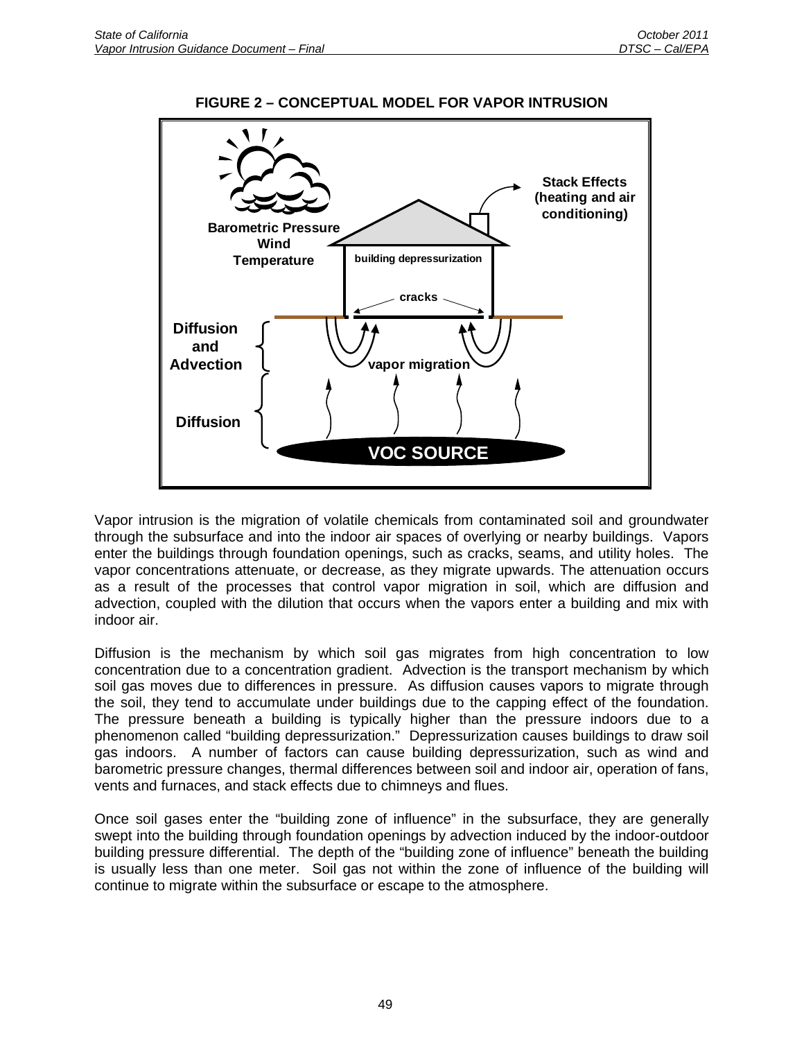**FIGURE 2 – CONCEPTUAL MODEL FOR VAPOR INTRUSION**

Barometric Pressure
Wind
Temperature

building depressurization

Stack Effects (heating and air conditioning)

cracks

Diffusion and Advection

vapor migration

Diffusion

VOC SOURCE

Vapor intrusion is the migration of volatile chemicals from contaminated soil and groundwater through the subsurface and into the indoor air spaces of overlying or nearby buildings. Vapors enter the buildings through foundation openings, such as cracks, seams, and utility holes. The vapor concentrations attenuate, or decrease, as they migrate upwards. The attenuation occurs as a result of the processes that control vapor migration in soil, which are diffusion and advection, coupled with the dilution that occurs when the vapors enter a building and mix with indoor air.

Diffusion is the mechanism by which soil gas migrates from high concentration to low concentration due to a concentration gradient. Advection is the transport mechanism by which soil gas moves due to differences in pressure. As diffusion causes vapors to migrate through the soil, they tend to accumulate under buildings due to the capping effect of the foundation. The pressure beneath a building is typically higher than the pressure indoors due to a phenomenon called "building depressurization." Depressurization causes buildings to draw soil gas indoors. A number of factors can cause building depressurization, such as wind and barometric pressure changes, thermal differences between soil and indoor air, operation of fans, vents and furnaces, and stack effects due to chimneys and flues.

Once soil gases enter the "building zone of influence" in the subsurface, they are generally swept into the building through foundation openings by advection induced by the indoor-outdoor building pressure differential. The depth of the "building zone of influence" beneath the building is usually less than one meter. Soil gas not within the zone of influence of the building will continue to migrate within the subsurface or escape to the atmosphere.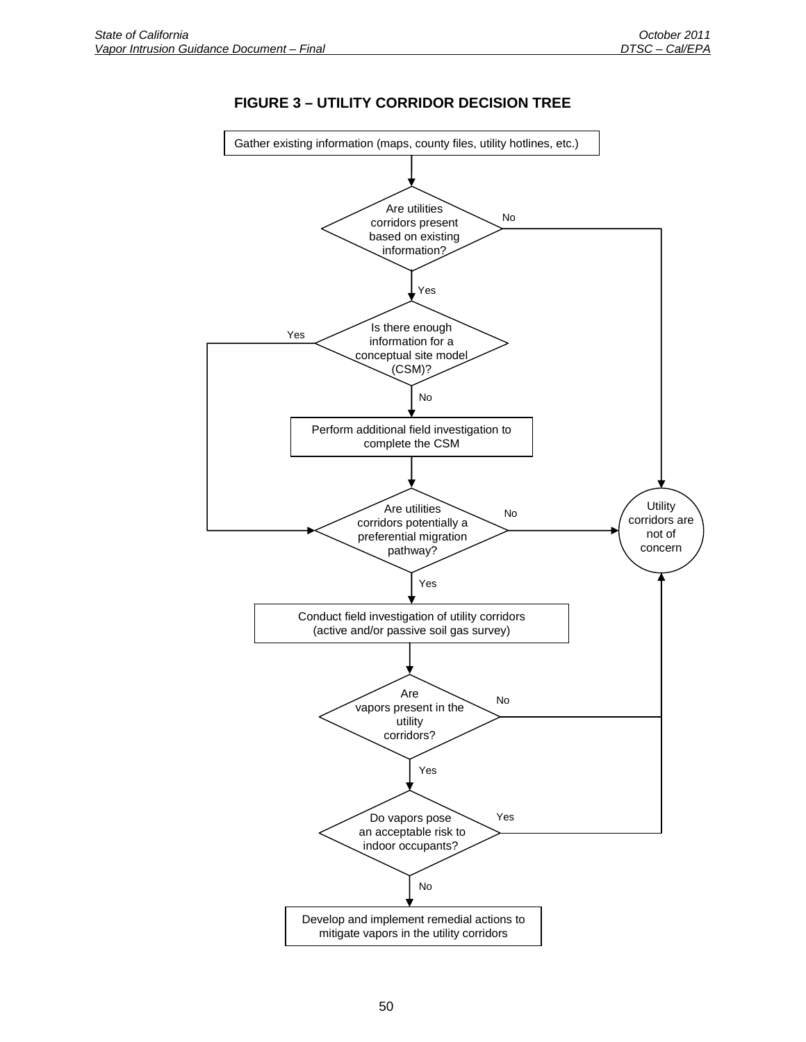## FIGURE 3 – UTILITY CORRIDOR DECISION TREE

Gather existing information (maps, county files, utility hotlines, etc.)

Are utilities corridors present based on existing information?

No

Yes

Is there enough information for a conceptual site model (CSM)?

Yes

No

Perform additional field investigation to complete the CSM

Are utilities corridors potentially a preferential migration pathway?

No

Utility corridors are not of concern

Yes

Conduct field investigation of utility corridors (active and/or passive soil gas survey)

Are vapors present in the utility corridors?

No

Yes

Do vapors pose an acceptable risk to indoor occupants?

Yes

No

Develop and implement remedial actions to mitigate vapors in the utility corridors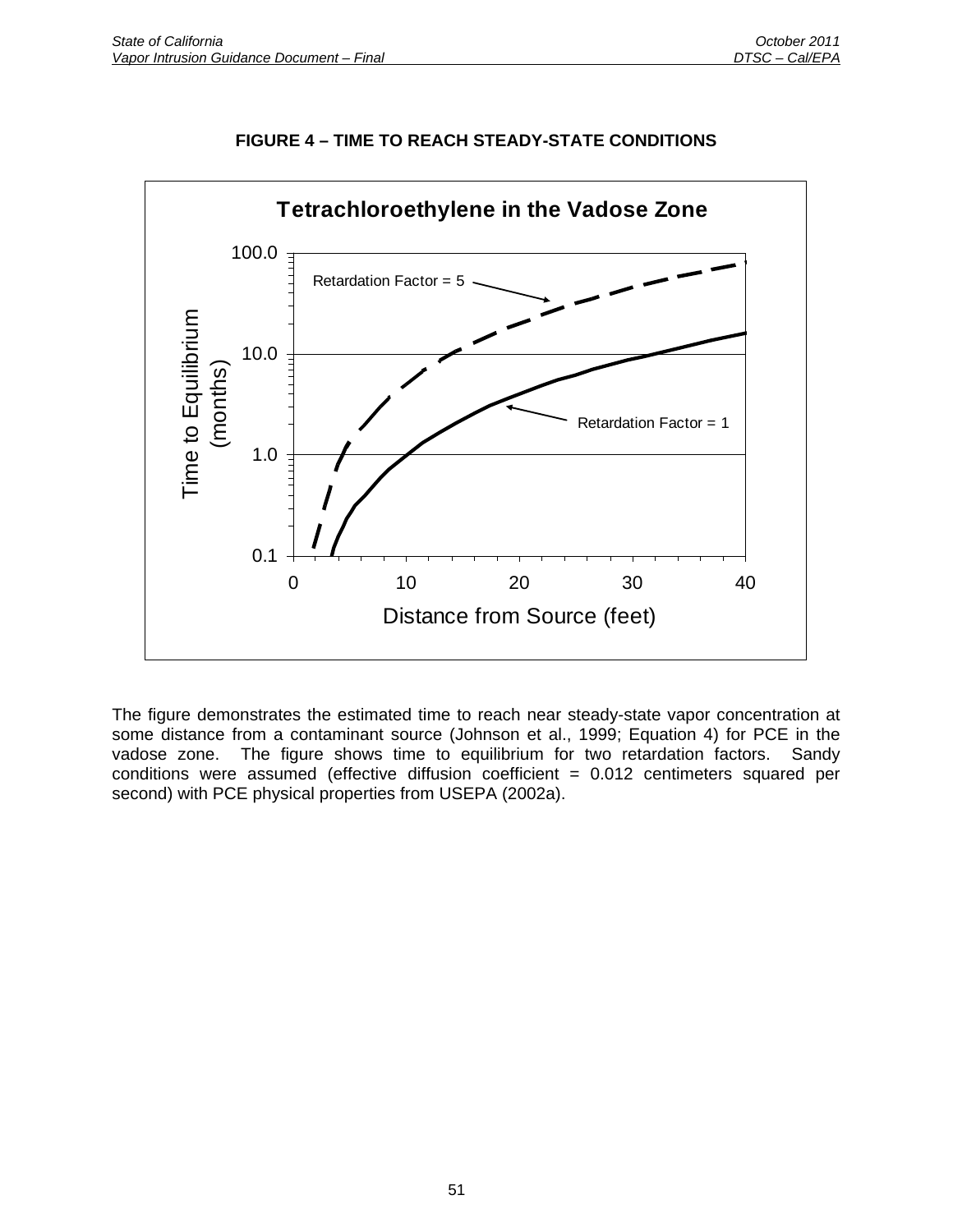**FIGURE 4 – TIME TO REACH STEADY-STATE CONDITIONS**

The figure demonstrates the estimated time to reach near steady-state vapor concentration at some distance from a contaminant source (Johnson et al., 1999; Equation 4) for PCE in the vadose zone. The figure shows time to equilibrium for two retardation factors. Sandy conditions were assumed (effective diffusion coefficient = 0.012 centimeters squared per second) with PCE physical properties from USEPA (2002a).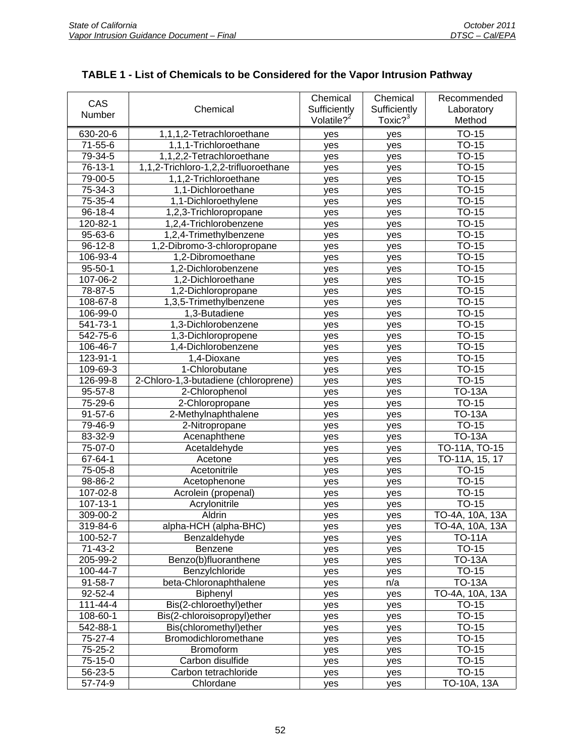## TABLE 1 - List of Chemicals to be Considered for the Vapor Intrusion Pathway

| CAS Number | Chemical | Chemical Sufficiently Volatile?[2] | Chemical Sufficiently Toxic?[3] | Recommended Laboratory Method |
|---|---|---|---|---|
| 630-20-6 | 1,1,1,2-Tetrachloroethane | yes | yes | TO-15 |
| 71-55-6 | 1,1,1-Trichloroethane | yes | yes | TO-15 |
| 79-34-5 | 1,1,2,2-Tetrachloroethane | yes | yes | TO-15 |
| 76-13-1 | 1,1,2-Trichloro-1,2,2-trifluoroethane | yes | yes | TO-15 |
| 79-00-5 | 1,1,2-Trichloroethane | yes | yes | TO-15 |
| 75-34-3 | 1,1-Dichloroethane | yes | yes | TO-15 |
| 75-35-4 | 1,1-Dichloroethylene | yes | yes | TO-15 |
| 96-18-4 | 1,2,3-Trichloropropane | yes | yes | TO-15 |
| 120-82-1 | 1,2,4-Trichlorobenzene | yes | yes | TO-15 |
| 95-63-6 | 1,2,4-Trimethylbenzene | yes | yes | TO-15 |
| 96-12-8 | 1,2-Dibromo-3-chloropropane | yes | yes | TO-15 |
| 106-93-4 | 1,2-Dibromoethane | yes | yes | TO-15 |
| 95-50-1 | 1,2-Dichlorobenzene | yes | yes | TO-15 |
| 107-06-2 | 1,2-Dichloroethane | yes | yes | TO-15 |
| 78-87-5 | 1,2-Dichloropropane | yes | yes | TO-15 |
| 108-67-8 | 1,3,5-Trimethylbenzene | yes | yes | TO-15 |
| 106-99-0 | 1,3-Butadiene | yes | yes | TO-15 |
| 541-73-1 | 1,3-Dichlorobenzene | yes | yes | TO-15 |
| 542-75-6 | 1,3-Dichloropropene | yes | yes | TO-15 |
| 106-46-7 | 1,4-Dichlorobenzene | yes | yes | TO-15 |
| 123-91-1 | 1,4-Dioxane | yes | yes | TO-15 |
| 109-69-3 | 1-Chlorobutane | yes | yes | TO-15 |
| 126-99-8 | 2-Chloro-1,3-butadiene (chloroprene) | yes | yes | TO-15 |
| 95-57-8 | 2-Chlorophenol | yes | yes | TO-13A |
| 75-29-6 | 2-Chloropropane | yes | yes | TO-15 |
| 91-57-6 | 2-Methylnaphthalene | yes | yes | TO-13A |
| 79-46-9 | 2-Nitropropane | yes | yes | TO-15 |
| 83-32-9 | Acenaphthene | yes | yes | TO-13A |
| 75-07-0 | Acetaldehyde | yes | yes | TO-11A, TO-15 |
| 67-64-1 | Acetone | yes | yes | TO-11A, 15, 17 |
| 75-05-8 | Acetonitrile | yes | yes | TO-15 |
| 98-86-2 | Acetophenone | yes | yes | TO-15 |
| 107-02-8 | Acrolein (propenal) | yes | yes | TO-15 |
| 107-13-1 | Acrylonitrile | yes | yes | TO-15 |
| 309-00-2 | Aldrin | yes | yes | TO-4A, 10A, 13A |
| 319-84-6 | alpha-HCH (alpha-BHC) | yes | yes | TO-4A, 10A, 13A |
| 100-52-7 | Benzaldehyde | yes | yes | TO-11A |
| 71-43-2 | Benzene | yes | yes | TO-15 |
| 205-99-2 | Benzo(b)fluoranthene | yes | yes | TO-13A |
| 100-44-7 | Benzylchloride | yes | yes | TO-15 |
| 91-58-7 | beta-Chloronaphthalene | yes | n/a | TO-13A |
| 92-52-4 | Biphenyl | yes | yes | TO-4A, 10A, 13A |
| 111-44-4 | Bis(2-chloroethyl)ether | yes | yes | TO-15 |
| 108-60-1 | Bis(2-chloroisopropyl)ether | yes | yes | TO-15 |
| 542-88-1 | Bis(chloromethyl)ether | yes | yes | TO-15 |
| 75-27-4 | Bromodichloromethane | yes | yes | TO-15 |
| 75-25-2 | Bromoform | yes | yes | TO-15 |
| 75-15-0 | Carbon disulfide | yes | yes | TO-15 |
| 56-23-5 | Carbon tetrachloride | yes | yes | TO-15 |
| 57-74-9 | Chlordane | yes | yes | TO-10A, 13A |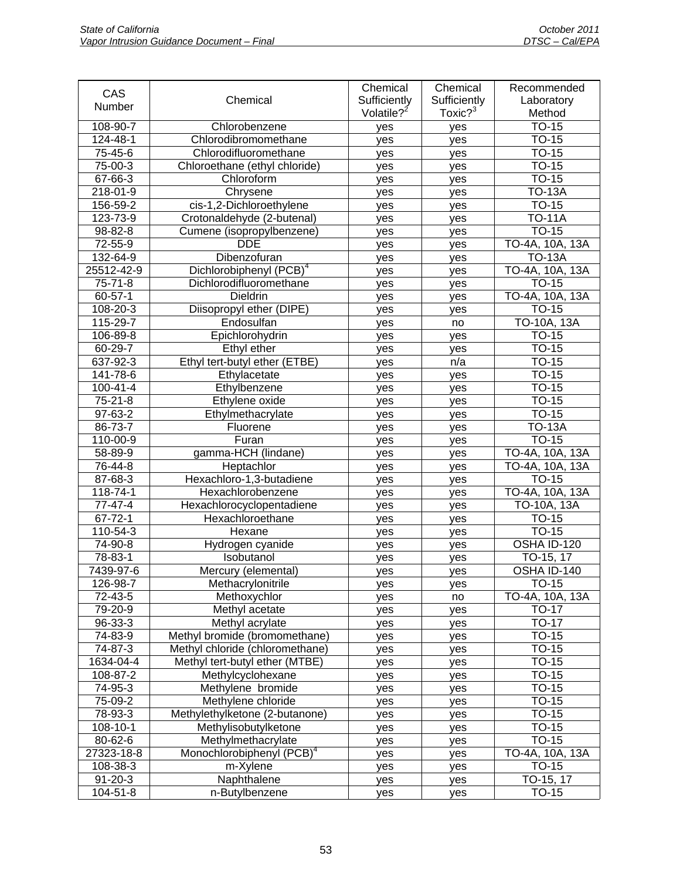| CAS Number | Chemical | Chemical Sufficiently Volatile?[2] | Chemical Sufficiently Toxic?[3] | Recommended Laboratory Method |
|---|---|---|---|---|
| 108-90-7 | Chlorobenzene | yes | yes | TO-15 |
| 124-48-1 | Chlorodibromomethane | yes | yes | TO-15 |
| 75-45-6 | Chlorodifluoromethane | yes | yes | TO-15 |
| 75-00-3 | Chloroethane (ethyl chloride) | yes | yes | TO-15 |
| 67-66-3 | Chloroform | yes | yes | TO-15 |
| 218-01-9 | Chrysene | yes | yes | TO-13A |
| 156-59-2 | cis-1,2-Dichloroethylene | yes | yes | TO-15 |
| 123-73-9 | Crotonaldehyde (2-butenal) | yes | yes | TO-11A |
| 98-82-8 | Cumene (isopropylbenzene) | yes | yes | TO-15 |
| 72-55-9 | DDE | yes | yes | TO-4A, 10A, 13A |
| 132-64-9 | Dibenzofuran | yes | yes | TO-13A |
| 25512-42-9 | Dichlorobiphenyl (PCB)[4] | yes | yes | TO-4A, 10A, 13A |
| 75-71-8 | Dichlorodifluoromethane | yes | yes | TO-15 |
| 60-57-1 | Dieldrin | yes | yes | TO-4A, 10A, 13A |
| 108-20-3 | Diisopropyl ether (DIPE) | yes | yes | TO-15 |
| 115-29-7 | Endosulfan | yes | no | TO-10A, 13A |
| 106-89-8 | Epichlorohydrin | yes | yes | TO-15 |
| 60-29-7 | Ethyl ether | yes | yes | TO-15 |
| 637-92-3 | Ethyl tert-butyl ether (ETBE) | yes | n/a | TO-15 |
| 141-78-6 | Ethylacetate | yes | yes | TO-15 |
| 100-41-4 | Ethylbenzene | yes | yes | TO-15 |
| 75-21-8 | Ethylene oxide | yes | yes | TO-15 |
| 97-63-2 | Ethylmethacrylate | yes | yes | TO-15 |
| 86-73-7 | Fluorene | yes | yes | TO-13A |
| 110-00-9 | Furan | yes | yes | TO-15 |
| 58-89-9 | gamma-HCH (lindane) | yes | yes | TO-4A, 10A, 13A |
| 76-44-8 | Heptachlor | yes | yes | TO-4A, 10A, 13A |
| 87-68-3 | Hexachloro-1,3-butadiene | yes | yes | TO-15 |
| 118-74-1 | Hexachlorobenzene | yes | yes | TO-4A, 10A, 13A |
| 77-47-4 | Hexachlorocyclopentadiene | yes | yes | TO-10A, 13A |
| 67-72-1 | Hexachloroethane | yes | yes | TO-15 |
| 110-54-3 | Hexane | yes | yes | TO-15 |
| 74-90-8 | Hydrogen cyanide | yes | yes | OSHA ID-120 |
| 78-83-1 | Isobutanol | yes | yes | TO-15, 17 |
| 7439-97-6 | Mercury (elemental) | yes | yes | OSHA ID-140 |
| 126-98-7 | Methacrylonitrile | yes | yes | TO-15 |
| 72-43-5 | Methoxychlor | yes | no | TO-4A, 10A, 13A |
| 79-20-9 | Methyl acetate | yes | yes | TO-17 |
| 96-33-3 | Methyl acrylate | yes | yes | TO-17 |
| 74-83-9 | Methyl bromide (bromomethane) | yes | yes | TO-15 |
| 74-87-3 | Methyl chloride (chloromethane) | yes | yes | TO-15 |
| 1634-04-4 | Methyl tert-butyl ether (MTBE) | yes | yes | TO-15 |
| 108-87-2 | Methylcyclohexane | yes | yes | TO-15 |
| 74-95-3 | Methylene bromide | yes | yes | TO-15 |
| 75-09-2 | Methylene chloride | yes | yes | TO-15 |
| 78-93-3 | Methylethylketone (2-butanone) | yes | yes | TO-15 |
| 108-10-1 | Methylisobutylketone | yes | yes | TO-15 |
| 80-62-6 | Methylmethacrylate | yes | yes | TO-15 |
| 27323-18-8 | Monochlorobiphenyl (PCB)[4] | yes | yes | TO-4A, 10A, 13A |
| 108-38-3 | m-Xylene | yes | yes | TO-15 |
| 91-20-3 | Naphthalene | yes | yes | TO-15, 17 |
| 104-51-8 | n-Butylbenzene | yes | yes | TO-15 |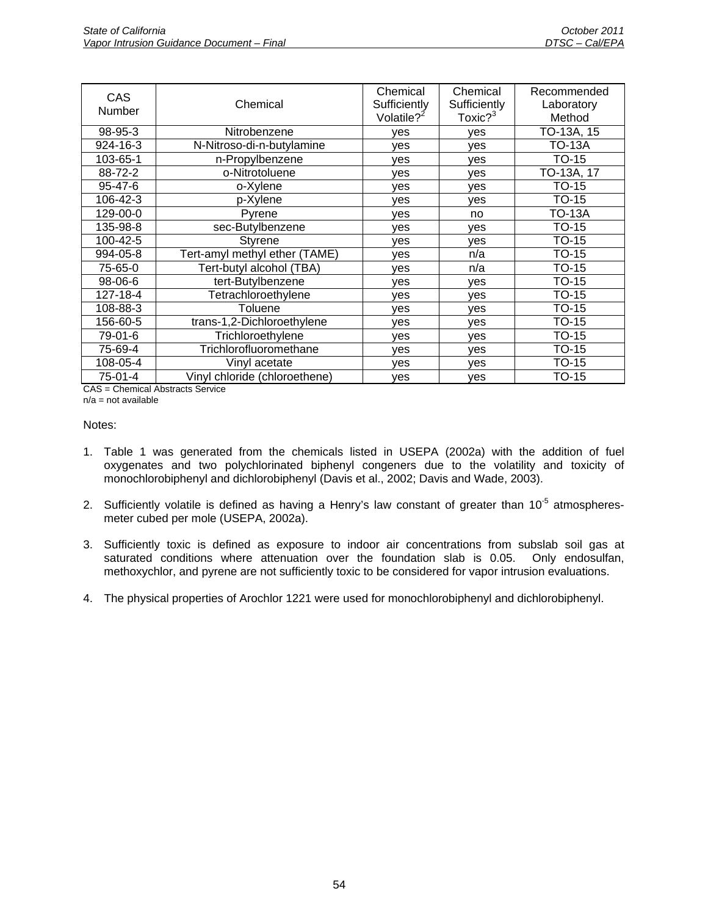| CAS Number | Chemical | Chemical Sufficiently Volatile?[2] | Chemical Sufficiently Toxic?[3] | Recommended Laboratory Method |
|---|---|---|---|---|
| 98-95-3 | Nitrobenzene | yes | yes | TO-13A, 15 |
| 924-16-3 | N-Nitroso-di-n-butylamine | yes | yes | TO-13A |
| 103-65-1 | n-Propylbenzene | yes | yes | TO-15 |
| 88-72-2 | o-Nitrotoluene | yes | yes | TO-13A, 17 |
| 95-47-6 | o-Xylene | yes | yes | TO-15 |
| 106-42-3 | p-Xylene | yes | yes | TO-15 |
| 129-00-0 | Pyrene | yes | no | TO-13A |
| 135-98-8 | sec-Butylbenzene | yes | yes | TO-15 |
| 100-42-5 | Styrene | yes | yes | TO-15 |
| 994-05-8 | Tert-amyl methyl ether (TAME) | yes | n/a | TO-15 |
| 75-65-0 | Tert-butyl alcohol (TBA) | yes | n/a | TO-15 |
| 98-06-6 | tert-Butylbenzene | yes | yes | TO-15 |
| 127-18-4 | Tetrachloroethylene | yes | yes | TO-15 |
| 108-88-3 | Toluene | yes | yes | TO-15 |
| 156-60-5 | trans-1,2-Dichloroethylene | yes | yes | TO-15 |
| 79-01-6 | Trichloroethylene | yes | yes | TO-15 |
| 75-69-4 | Trichlorofluoromethane | yes | yes | TO-15 |
| 108-05-4 | Vinyl acetate | yes | yes | TO-15 |
| 75-01-4 | Vinyl chloride (chloroethene) | yes | yes | TO-15 |

CAS = Chemical Abstracts Service
n/a = not available

Notes:

1. Table 1 was generated from the chemicals listed in USEPA (2002a) with the addition of fuel oxygenates and two polychlorinated biphenyl congeners due to the volatility and toxicity of monochlorobiphenyl and dichlorobiphenyl (Davis et al., 2002; Davis and Wade, 2003).

2. Sufficiently volatile is defined as having a Henry's law constant of greater than $10^{-5}$ atmospheres-meter cubed per mole (USEPA, 2002a).

3. Sufficiently toxic is defined as exposure to indoor air concentrations from subslab soil gas at saturated conditions where attenuation over the foundation slab is 0.05. Only endosulfan, methoxychlor, and pyrene are not sufficiently toxic to be considered for vapor intrusion evaluations.

4. The physical properties of Arochlor 1221 were used for monochlorobiphenyl and dichlorobiphenyl.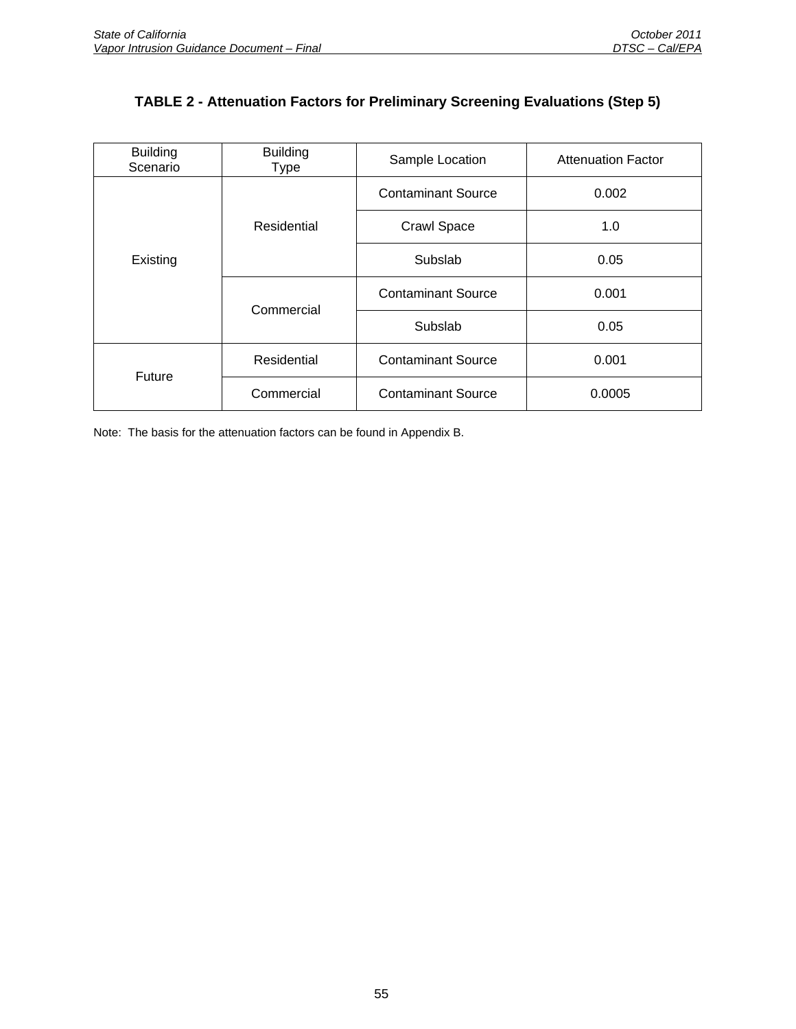# TABLE 2 - Attenuation Factors for Preliminary Screening Evaluations (Step 5)

| Building Scenario | Building Type | Sample Location | Attenuation Factor |
|---|---|---|---|
| Existing | Residential | Contaminant Source | 0.002 |
| | | Crawl Space | 1.0 |
| | | Subslab | 0.05 |
| | Commercial | Contaminant Source | 0.001 |
| | | Subslab | 0.05 |
| Future | Residential | Contaminant Source | 0.001 |
| | Commercial | Contaminant Source | 0.0005 |

Note: The basis for the attenuation factors can be found in Appendix B.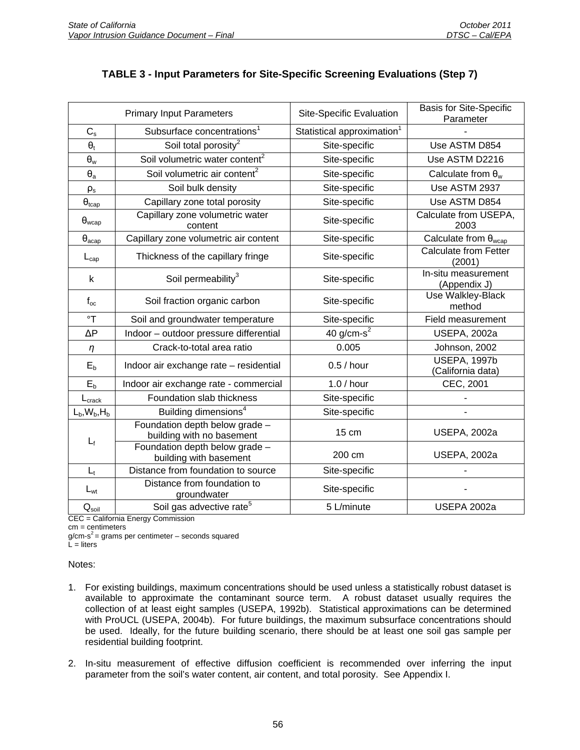## TABLE 3 - Input Parameters for Site-Specific Screening Evaluations (Step 7)

| Primary Input Parameters | | Site-Specific Evaluation | Basis for Site-Specific Parameter |
|---|---|---|---|
| $C_s$ | Subsurface concentrations[1] | Statistical approximation[1] | - |
| $\theta_t$ | Soil total porosity[2] | Site-specific | Use ASTM D854 |
| $\theta_w$ | Soil volumetric water content[2] | Site-specific | Use ASTM D2216 |
| $\theta_a$ | Soil volumetric air content[2] | Site-specific | Calculate from $\theta_w$ |
| $\rho_s$ | Soil bulk density | Site-specific | Use ASTM 2937 |
| $\theta_{tcap}$ | Capillary zone total porosity | Site-specific | Use ASTM D854 |
| $\theta_{wcap}$ | Capillary zone volumetric water content | Site-specific | Calculate from USEPA, 2003 |
| $\theta_{acap}$ | Capillary zone volumetric air content | Site-specific | Calculate from $\theta_{wcap}$ |
| $L_{cap}$ | Thickness of the capillary fringe | Site-specific | Calculate from Fetter (2001) |
| k | Soil permeability[3] | Site-specific | In-situ measurement (Appendix J) |
| $f_{oc}$ | Soil fraction organic carbon | Site-specific | Use Walkley-Black method |
| °T | Soil and groundwater temperature | Site-specific | Field measurement |
| ΔP | Indoor – outdoor pressure differential | 40 g/cm-s$^2$ | USEPA, 2002a |
| $\eta$ | Crack-to-total area ratio | 0.005 | Johnson, 2002 |
| $E_b$ | Indoor air exchange rate – residential | 0.5 / hour | USEPA, 1997b (California data) |
| $E_b$ | Indoor air exchange rate - commercial | 1.0 / hour | CEC, 2001 |
| $L_{crack}$ | Foundation slab thickness | Site-specific | - |
| $L_b$,$W_b$,$H_b$ | Building dimensions[4] | Site-specific | - |
| $L_f$ | Foundation depth below grade – building with no basement | 15 cm | USEPA, 2002a |
| | Foundation depth below grade – building with basement | 200 cm | USEPA, 2002a |
| $L_t$ | Distance from foundation to source | Site-specific | - |
| $L_{wt}$ | Distance from foundation to groundwater | Site-specific | - |
| $Q_{soil}$ | Soil gas advective rate[5] | 5 L/minute | USEPA 2002a |

CEC = California Energy Commission
cm = centimeters
g/cm-s$^2$ = grams per centimeter – seconds squared
L = liters

Notes:

1. For existing buildings, maximum concentrations should be used unless a statistically robust dataset is available to approximate the contaminant source term. A robust dataset usually requires the collection of at least eight samples (USEPA, 1992b). Statistical approximations can be determined with ProUCL (USEPA, 2004b). For future buildings, the maximum subsurface concentrations should be used. Ideally, for the future building scenario, there should be at least one soil gas sample per residential building footprint.

2. In-situ measurement of effective diffusion coefficient is recommended over inferring the input parameter from the soil's water content, air content, and total porosity. See Appendix I.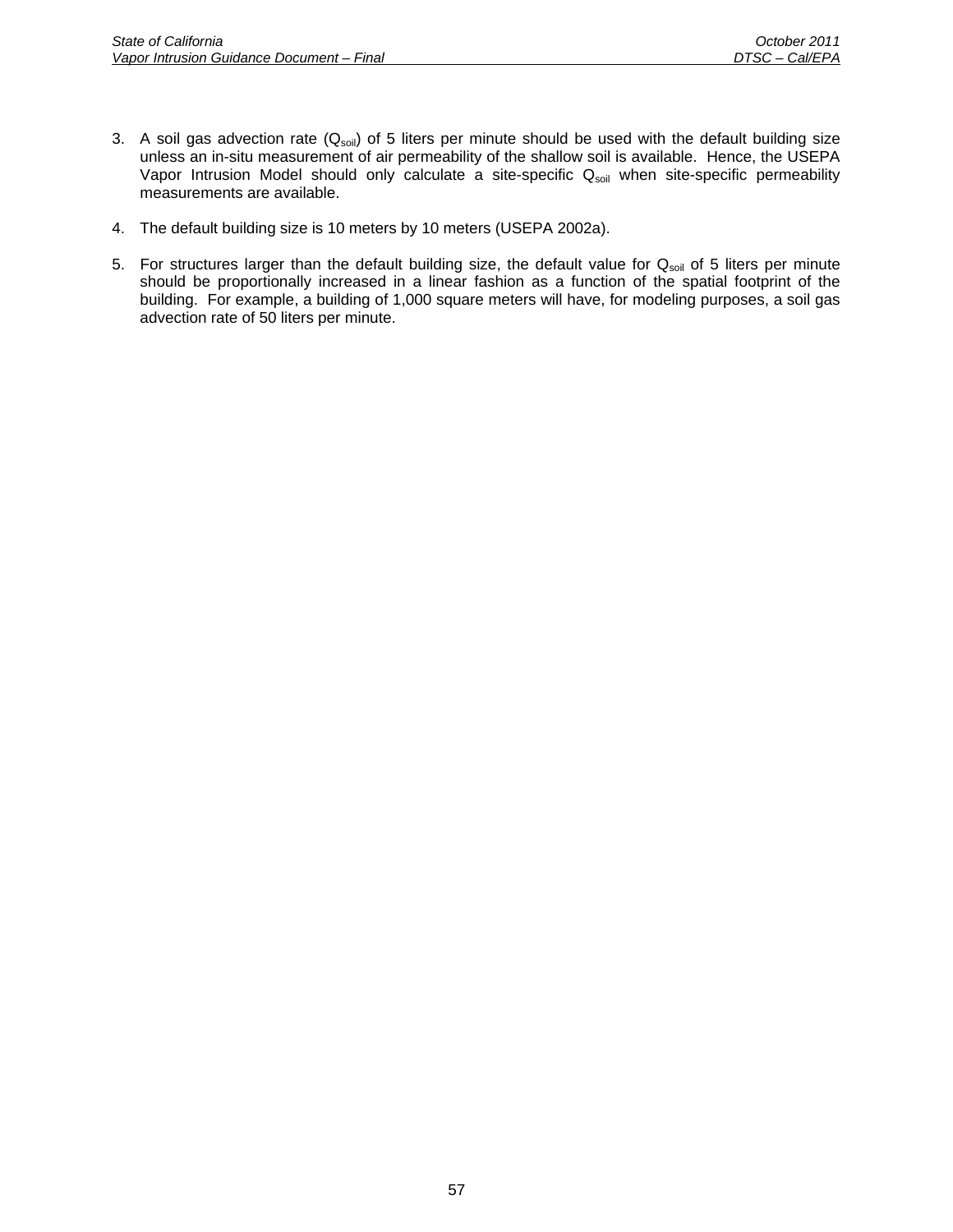3. A soil gas advection rate ($Q_{soil}$) of 5 liters per minute should be used with the default building size unless an in-situ measurement of air permeability of the shallow soil is available. Hence, the USEPA Vapor Intrusion Model should only calculate a site-specific $Q_{soil}$ when site-specific permeability measurements are available.

4. The default building size is 10 meters by 10 meters (USEPA 2002a).

5. For structures larger than the default building size, the default value for $Q_{soil}$ of 5 liters per minute should be proportionally increased in a linear fashion as a function of the spatial footprint of the building. For example, a building of 1,000 square meters will have, for modeling purposes, a soil gas advection rate of 50 liters per minute.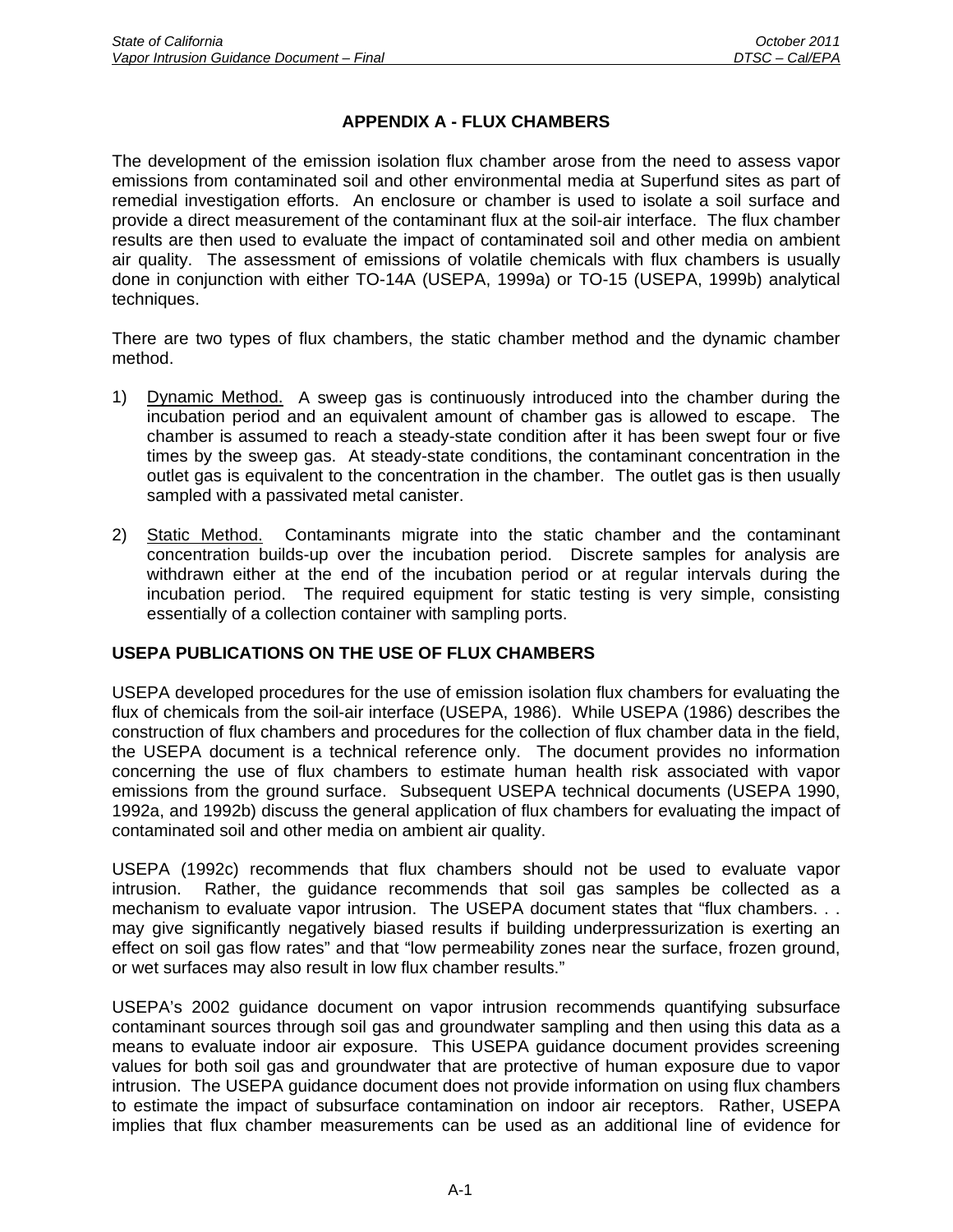## APPENDIX A - FLUX CHAMBERS

The development of the emission isolation flux chamber arose from the need to assess vapor emissions from contaminated soil and other environmental media at Superfund sites as part of remedial investigation efforts. An enclosure or chamber is used to isolate a soil surface and provide a direct measurement of the contaminant flux at the soil-air interface. The flux chamber results are then used to evaluate the impact of contaminated soil and other media on ambient air quality. The assessment of emissions of volatile chemicals with flux chambers is usually done in conjunction with either TO-14A (USEPA, 1999a) or TO-15 (USEPA, 1999b) analytical techniques.

There are two types of flux chambers, the static chamber method and the dynamic chamber method.

1) Dynamic Method. A sweep gas is continuously introduced into the chamber during the incubation period and an equivalent amount of chamber gas is allowed to escape. The chamber is assumed to reach a steady-state condition after it has been swept four or five times by the sweep gas. At steady-state conditions, the contaminant concentration in the outlet gas is equivalent to the concentration in the chamber. The outlet gas is then usually sampled with a passivated metal canister.

2) Static Method. Contaminants migrate into the static chamber and the contaminant concentration builds-up over the incubation period. Discrete samples for analysis are withdrawn either at the end of the incubation period or at regular intervals during the incubation period. The required equipment for static testing is very simple, consisting essentially of a collection container with sampling ports.

### USEPA PUBLICATIONS ON THE USE OF FLUX CHAMBERS

USEPA developed procedures for the use of emission isolation flux chambers for evaluating the flux of chemicals from the soil-air interface (USEPA, 1986). While USEPA (1986) describes the construction of flux chambers and procedures for the collection of flux chamber data in the field, the USEPA document is a technical reference only. The document provides no information concerning the use of flux chambers to estimate human health risk associated with vapor emissions from the ground surface. Subsequent USEPA technical documents (USEPA 1990, 1992a, and 1992b) discuss the general application of flux chambers for evaluating the impact of contaminated soil and other media on ambient air quality.

USEPA (1992c) recommends that flux chambers should not be used to evaluate vapor intrusion. Rather, the guidance recommends that soil gas samples be collected as a mechanism to evaluate vapor intrusion. The USEPA document states that "flux chambers. . . may give significantly negatively biased results if building underpressurization is exerting an effect on soil gas flow rates" and that "low permeability zones near the surface, frozen ground, or wet surfaces may also result in low flux chamber results."

USEPA's 2002 guidance document on vapor intrusion recommends quantifying subsurface contaminant sources through soil gas and groundwater sampling and then using this data as a means to evaluate indoor air exposure. This USEPA guidance document provides screening values for both soil gas and groundwater that are protective of human exposure due to vapor intrusion. The USEPA guidance document does not provide information on using flux chambers to estimate the impact of subsurface contamination on indoor air receptors. Rather, USEPA implies that flux chamber measurements can be used as an additional line of evidence for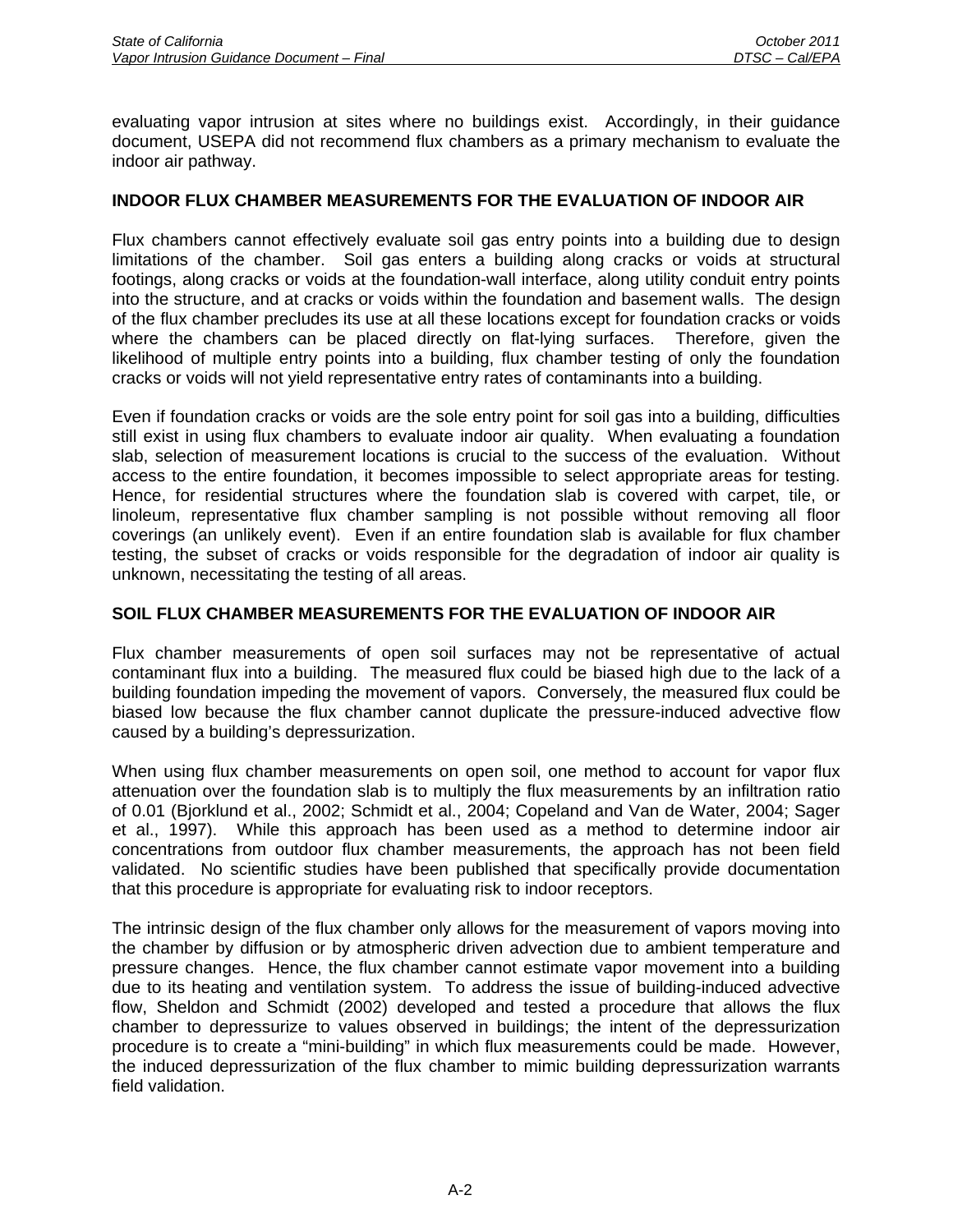evaluating vapor intrusion at sites where no buildings exist. Accordingly, in their guidance document, USEPA did not recommend flux chambers as a primary mechanism to evaluate the indoor air pathway.

**INDOOR FLUX CHAMBER MEASUREMENTS FOR THE EVALUATION OF INDOOR AIR**

Flux chambers cannot effectively evaluate soil gas entry points into a building due to design limitations of the chamber. Soil gas enters a building along cracks or voids at structural footings, along cracks or voids at the foundation-wall interface, along utility conduit entry points into the structure, and at cracks or voids within the foundation and basement walls. The design of the flux chamber precludes its use at all these locations except for foundation cracks or voids where the chambers can be placed directly on flat-lying surfaces. Therefore, given the likelihood of multiple entry points into a building, flux chamber testing of only the foundation cracks or voids will not yield representative entry rates of contaminants into a building.

Even if foundation cracks or voids are the sole entry point for soil gas into a building, difficulties still exist in using flux chambers to evaluate indoor air quality. When evaluating a foundation slab, selection of measurement locations is crucial to the success of the evaluation. Without access to the entire foundation, it becomes impossible to select appropriate areas for testing. Hence, for residential structures where the foundation slab is covered with carpet, tile, or linoleum, representative flux chamber sampling is not possible without removing all floor coverings (an unlikely event). Even if an entire foundation slab is available for flux chamber testing, the subset of cracks or voids responsible for the degradation of indoor air quality is unknown, necessitating the testing of all areas.

**SOIL FLUX CHAMBER MEASUREMENTS FOR THE EVALUATION OF INDOOR AIR**

Flux chamber measurements of open soil surfaces may not be representative of actual contaminant flux into a building. The measured flux could be biased high due to the lack of a building foundation impeding the movement of vapors. Conversely, the measured flux could be biased low because the flux chamber cannot duplicate the pressure-induced advective flow caused by a building's depressurization.

When using flux chamber measurements on open soil, one method to account for vapor flux attenuation over the foundation slab is to multiply the flux measurements by an infiltration ratio of 0.01 (Bjorklund et al., 2002; Schmidt et al., 2004; Copeland and Van de Water, 2004; Sager et al., 1997). While this approach has been used as a method to determine indoor air concentrations from outdoor flux chamber measurements, the approach has not been field validated. No scientific studies have been published that specifically provide documentation that this procedure is appropriate for evaluating risk to indoor receptors.

The intrinsic design of the flux chamber only allows for the measurement of vapors moving into the chamber by diffusion or by atmospheric driven advection due to ambient temperature and pressure changes. Hence, the flux chamber cannot estimate vapor movement into a building due to its heating and ventilation system. To address the issue of building-induced advective flow, Sheldon and Schmidt (2002) developed and tested a procedure that allows the flux chamber to depressurize to values observed in buildings; the intent of the depressurization procedure is to create a "mini-building" in which flux measurements could be made. However, the induced depressurization of the flux chamber to mimic building depressurization warrants field validation.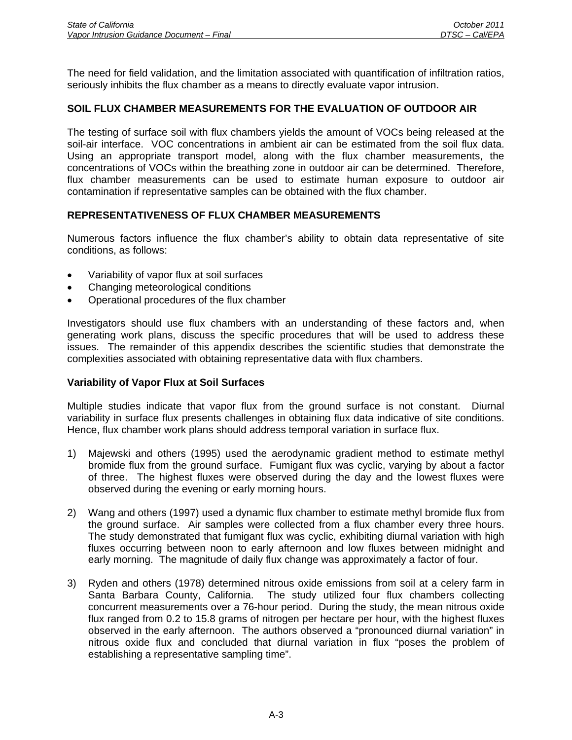The need for field validation, and the limitation associated with quantification of infiltration ratios, seriously inhibits the flux chamber as a means to directly evaluate vapor intrusion.

## SOIL FLUX CHAMBER MEASUREMENTS FOR THE EVALUATION OF OUTDOOR AIR

The testing of surface soil with flux chambers yields the amount of VOCs being released at the soil-air interface. VOC concentrations in ambient air can be estimated from the soil flux data. Using an appropriate transport model, along with the flux chamber measurements, the concentrations of VOCs within the breathing zone in outdoor air can be determined. Therefore, flux chamber measurements can be used to estimate human exposure to outdoor air contamination if representative samples can be obtained with the flux chamber.

## REPRESENTATIVENESS OF FLUX CHAMBER MEASUREMENTS

Numerous factors influence the flux chamber's ability to obtain data representative of site conditions, as follows:

- Variability of vapor flux at soil surfaces
- Changing meteorological conditions
- Operational procedures of the flux chamber

Investigators should use flux chambers with an understanding of these factors and, when generating work plans, discuss the specific procedures that will be used to address these issues. The remainder of this appendix describes the scientific studies that demonstrate the complexities associated with obtaining representative data with flux chambers.

### Variability of Vapor Flux at Soil Surfaces

Multiple studies indicate that vapor flux from the ground surface is not constant. Diurnal variability in surface flux presents challenges in obtaining flux data indicative of site conditions. Hence, flux chamber work plans should address temporal variation in surface flux.

1) Majewski and others (1995) used the aerodynamic gradient method to estimate methyl bromide flux from the ground surface. Fumigant flux was cyclic, varying by about a factor of three. The highest fluxes were observed during the day and the lowest fluxes were observed during the evening or early morning hours.

2) Wang and others (1997) used a dynamic flux chamber to estimate methyl bromide flux from the ground surface. Air samples were collected from a flux chamber every three hours. The study demonstrated that fumigant flux was cyclic, exhibiting diurnal variation with high fluxes occurring between noon to early afternoon and low fluxes between midnight and early morning. The magnitude of daily flux change was approximately a factor of four.

3) Ryden and others (1978) determined nitrous oxide emissions from soil at a celery farm in Santa Barbara County, California. The study utilized four flux chambers collecting concurrent measurements over a 76-hour period. During the study, the mean nitrous oxide flux ranged from 0.2 to 15.8 grams of nitrogen per hectare per hour, with the highest fluxes observed in the early afternoon. The authors observed a "pronounced diurnal variation" in nitrous oxide flux and concluded that diurnal variation in flux "poses the problem of establishing a representative sampling time".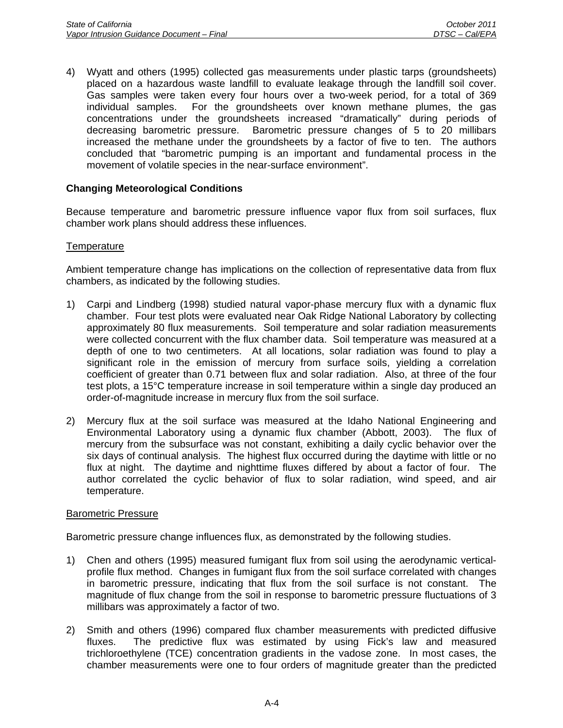4) Wyatt and others (1995) collected gas measurements under plastic tarps (groundsheets) placed on a hazardous waste landfill to evaluate leakage through the landfill soil cover. Gas samples were taken every four hours over a two-week period, for a total of 369 individual samples. For the groundsheets over known methane plumes, the gas concentrations under the groundsheets increased "dramatically" during periods of decreasing barometric pressure. Barometric pressure changes of 5 to 20 millibars increased the methane under the groundsheets by a factor of five to ten. The authors concluded that "barometric pumping is an important and fundamental process in the movement of volatile species in the near-surface environment".

**Changing Meteorological Conditions**

Because temperature and barometric pressure influence vapor flux from soil surfaces, flux chamber work plans should address these influences.

Temperature

Ambient temperature change has implications on the collection of representative data from flux chambers, as indicated by the following studies.

1) Carpi and Lindberg (1998) studied natural vapor-phase mercury flux with a dynamic flux chamber. Four test plots were evaluated near Oak Ridge National Laboratory by collecting approximately 80 flux measurements. Soil temperature and solar radiation measurements were collected concurrent with the flux chamber data. Soil temperature was measured at a depth of one to two centimeters. At all locations, solar radiation was found to play a significant role in the emission of mercury from surface soils, yielding a correlation coefficient of greater than 0.71 between flux and solar radiation. Also, at three of the four test plots, a 15°C temperature increase in soil temperature within a single day produced an order-of-magnitude increase in mercury flux from the soil surface.

2) Mercury flux at the soil surface was measured at the Idaho National Engineering and Environmental Laboratory using a dynamic flux chamber (Abbott, 2003). The flux of mercury from the subsurface was not constant, exhibiting a daily cyclic behavior over the six days of continual analysis. The highest flux occurred during the daytime with little or no flux at night. The daytime and nighttime fluxes differed by about a factor of four. The author correlated the cyclic behavior of flux to solar radiation, wind speed, and air temperature.

Barometric Pressure

Barometric pressure change influences flux, as demonstrated by the following studies.

1) Chen and others (1995) measured fumigant flux from soil using the aerodynamic vertical-profile flux method. Changes in fumigant flux from the soil surface correlated with changes in barometric pressure, indicating that flux from the soil surface is not constant. The magnitude of flux change from the soil in response to barometric pressure fluctuations of 3 millibars was approximately a factor of two.

2) Smith and others (1996) compared flux chamber measurements with predicted diffusive fluxes. The predictive flux was estimated by using Fick's law and measured trichloroethylene (TCE) concentration gradients in the vadose zone. In most cases, the chamber measurements were one to four orders of magnitude greater than the predicted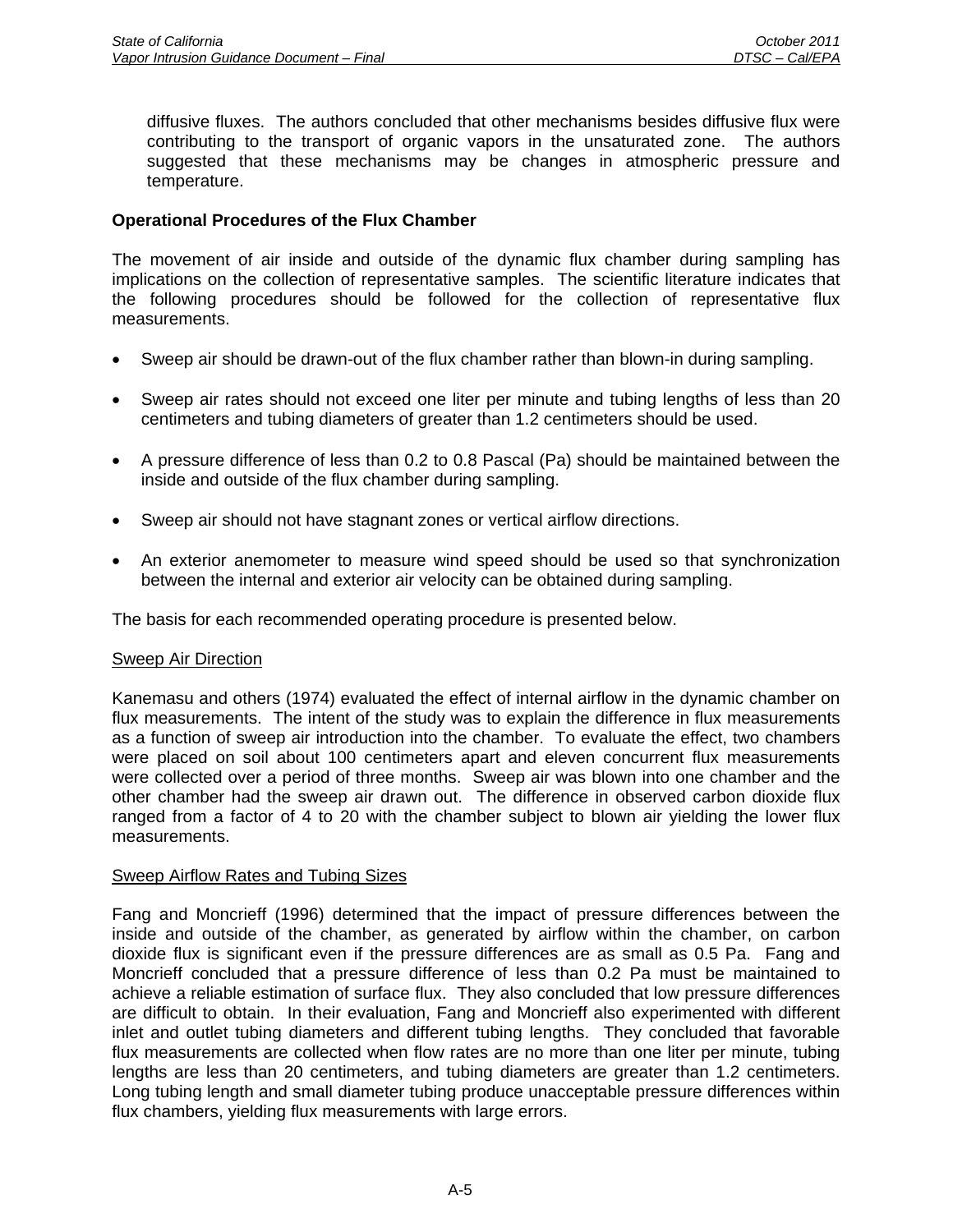diffusive fluxes. The authors concluded that other mechanisms besides diffusive flux were contributing to the transport of organic vapors in the unsaturated zone. The authors suggested that these mechanisms may be changes in atmospheric pressure and temperature.

**Operational Procedures of the Flux Chamber**

The movement of air inside and outside of the dynamic flux chamber during sampling has implications on the collection of representative samples. The scientific literature indicates that the following procedures should be followed for the collection of representative flux measurements.

- Sweep air should be drawn-out of the flux chamber rather than blown-in during sampling.
- Sweep air rates should not exceed one liter per minute and tubing lengths of less than 20 centimeters and tubing diameters of greater than 1.2 centimeters should be used.
- A pressure difference of less than 0.2 to 0.8 Pascal (Pa) should be maintained between the inside and outside of the flux chamber during sampling.
- Sweep air should not have stagnant zones or vertical airflow directions.
- An exterior anemometer to measure wind speed should be used so that synchronization between the internal and exterior air velocity can be obtained during sampling.

The basis for each recommended operating procedure is presented below.

Sweep Air Direction

Kanemasu and others (1974) evaluated the effect of internal airflow in the dynamic chamber on flux measurements. The intent of the study was to explain the difference in flux measurements as a function of sweep air introduction into the chamber. To evaluate the effect, two chambers were placed on soil about 100 centimeters apart and eleven concurrent flux measurements were collected over a period of three months. Sweep air was blown into one chamber and the other chamber had the sweep air drawn out. The difference in observed carbon dioxide flux ranged from a factor of 4 to 20 with the chamber subject to blown air yielding the lower flux measurements.

Sweep Airflow Rates and Tubing Sizes

Fang and Moncrieff (1996) determined that the impact of pressure differences between the inside and outside of the chamber, as generated by airflow within the chamber, on carbon dioxide flux is significant even if the pressure differences are as small as 0.5 Pa. Fang and Moncrieff concluded that a pressure difference of less than 0.2 Pa must be maintained to achieve a reliable estimation of surface flux. They also concluded that low pressure differences are difficult to obtain. In their evaluation, Fang and Moncrieff also experimented with different inlet and outlet tubing diameters and different tubing lengths. They concluded that favorable flux measurements are collected when flow rates are no more than one liter per minute, tubing lengths are less than 20 centimeters, and tubing diameters are greater than 1.2 centimeters. Long tubing length and small diameter tubing produce unacceptable pressure differences within flux chambers, yielding flux measurements with large errors.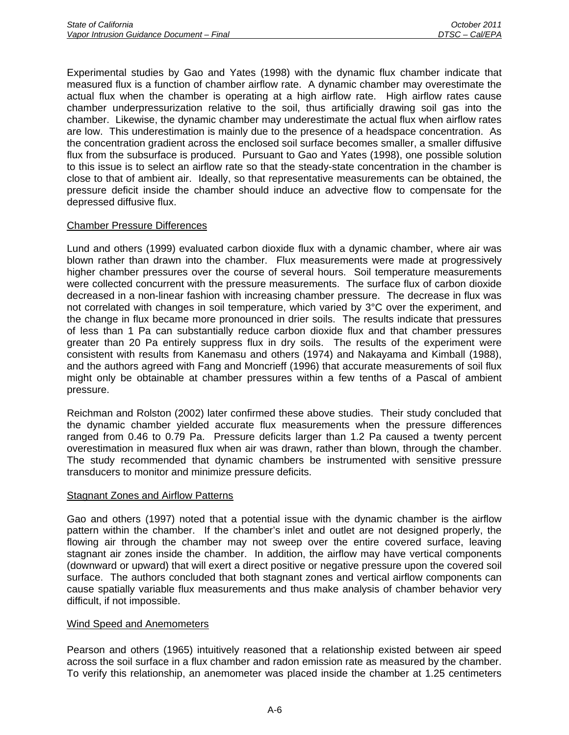Experimental studies by Gao and Yates (1998) with the dynamic flux chamber indicate that measured flux is a function of chamber airflow rate. A dynamic chamber may overestimate the actual flux when the chamber is operating at a high airflow rate. High airflow rates cause chamber underpressurization relative to the soil, thus artificially drawing soil gas into the chamber. Likewise, the dynamic chamber may underestimate the actual flux when airflow rates are low. This underestimation is mainly due to the presence of a headspace concentration. As the concentration gradient across the enclosed soil surface becomes smaller, a smaller diffusive flux from the subsurface is produced. Pursuant to Gao and Yates (1998), one possible solution to this issue is to select an airflow rate so that the steady-state concentration in the chamber is close to that of ambient air. Ideally, so that representative measurements can be obtained, the pressure deficit inside the chamber should induce an advective flow to compensate for the depressed diffusive flux.

<u>Chamber Pressure Differences</u>

Lund and others (1999) evaluated carbon dioxide flux with a dynamic chamber, where air was blown rather than drawn into the chamber. Flux measurements were made at progressively higher chamber pressures over the course of several hours. Soil temperature measurements were collected concurrent with the pressure measurements. The surface flux of carbon dioxide decreased in a non-linear fashion with increasing chamber pressure. The decrease in flux was not correlated with changes in soil temperature, which varied by 3°C over the experiment, and the change in flux became more pronounced in drier soils. The results indicate that pressures of less than 1 Pa can substantially reduce carbon dioxide flux and that chamber pressures greater than 20 Pa entirely suppress flux in dry soils. The results of the experiment were consistent with results from Kanemasu and others (1974) and Nakayama and Kimball (1988), and the authors agreed with Fang and Moncrieff (1996) that accurate measurements of soil flux might only be obtainable at chamber pressures within a few tenths of a Pascal of ambient pressure.

Reichman and Rolston (2002) later confirmed these above studies. Their study concluded that the dynamic chamber yielded accurate flux measurements when the pressure differences ranged from 0.46 to 0.79 Pa. Pressure deficits larger than 1.2 Pa caused a twenty percent overestimation in measured flux when air was drawn, rather than blown, through the chamber. The study recommended that dynamic chambers be instrumented with sensitive pressure transducers to monitor and minimize pressure deficits.

<u>Stagnant Zones and Airflow Patterns</u>

Gao and others (1997) noted that a potential issue with the dynamic chamber is the airflow pattern within the chamber. If the chamber's inlet and outlet are not designed properly, the flowing air through the chamber may not sweep over the entire covered surface, leaving stagnant air zones inside the chamber. In addition, the airflow may have vertical components (downward or upward) that will exert a direct positive or negative pressure upon the covered soil surface. The authors concluded that both stagnant zones and vertical airflow components can cause spatially variable flux measurements and thus make analysis of chamber behavior very difficult, if not impossible.

<u>Wind Speed and Anemometers</u>

Pearson and others (1965) intuitively reasoned that a relationship existed between air speed across the soil surface in a flux chamber and radon emission rate as measured by the chamber. To verify this relationship, an anemometer was placed inside the chamber at 1.25 centimeters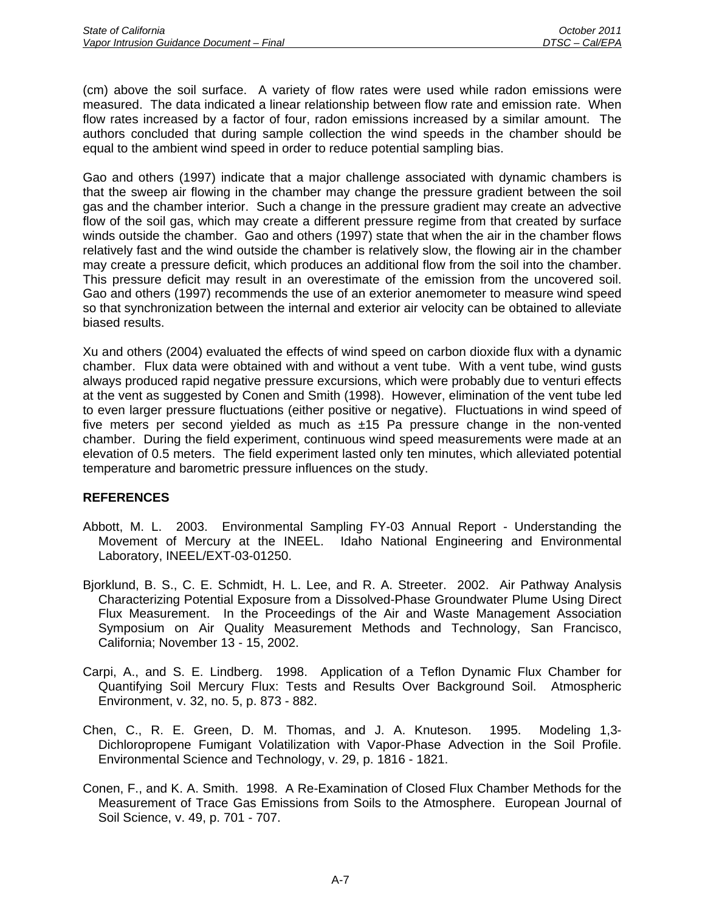(cm) above the soil surface. A variety of flow rates were used while radon emissions were measured. The data indicated a linear relationship between flow rate and emission rate. When flow rates increased by a factor of four, radon emissions increased by a similar amount. The authors concluded that during sample collection the wind speeds in the chamber should be equal to the ambient wind speed in order to reduce potential sampling bias.

Gao and others (1997) indicate that a major challenge associated with dynamic chambers is that the sweep air flowing in the chamber may change the pressure gradient between the soil gas and the chamber interior. Such a change in the pressure gradient may create an advective flow of the soil gas, which may create a different pressure regime from that created by surface winds outside the chamber. Gao and others (1997) state that when the air in the chamber flows relatively fast and the wind outside the chamber is relatively slow, the flowing air in the chamber may create a pressure deficit, which produces an additional flow from the soil into the chamber. This pressure deficit may result in an overestimate of the emission from the uncovered soil. Gao and others (1997) recommends the use of an exterior anemometer to measure wind speed so that synchronization between the internal and exterior air velocity can be obtained to alleviate biased results.

Xu and others (2004) evaluated the effects of wind speed on carbon dioxide flux with a dynamic chamber. Flux data were obtained with and without a vent tube. With a vent tube, wind gusts always produced rapid negative pressure excursions, which were probably due to venturi effects at the vent as suggested by Conen and Smith (1998). However, elimination of the vent tube led to even larger pressure fluctuations (either positive or negative). Fluctuations in wind speed of five meters per second yielded as much as ±15 Pa pressure change in the non-vented chamber. During the field experiment, continuous wind speed measurements were made at an elevation of 0.5 meters. The field experiment lasted only ten minutes, which alleviated potential temperature and barometric pressure influences on the study.

**REFERENCES**

Abbott, M. L. 2003. Environmental Sampling FY-03 Annual Report - Understanding the Movement of Mercury at the INEEL. Idaho National Engineering and Environmental Laboratory, INEEL/EXT-03-01250.

Bjorklund, B. S., C. E. Schmidt, H. L. Lee, and R. A. Streeter. 2002. Air Pathway Analysis Characterizing Potential Exposure from a Dissolved-Phase Groundwater Plume Using Direct Flux Measurement. In the Proceedings of the Air and Waste Management Association Symposium on Air Quality Measurement Methods and Technology, San Francisco, California; November 13 - 15, 2002.

Carpi, A., and S. E. Lindberg. 1998. Application of a Teflon Dynamic Flux Chamber for Quantifying Soil Mercury Flux: Tests and Results Over Background Soil. Atmospheric Environment, v. 32, no. 5, p. 873 - 882.

Chen, C., R. E. Green, D. M. Thomas, and J. A. Knuteson. 1995. Modeling 1,3-Dichloropropene Fumigant Volatilization with Vapor-Phase Advection in the Soil Profile. Environmental Science and Technology, v. 29, p. 1816 - 1821.

Conen, F., and K. A. Smith. 1998. A Re-Examination of Closed Flux Chamber Methods for the Measurement of Trace Gas Emissions from Soils to the Atmosphere. European Journal of Soil Science, v. 49, p. 701 - 707.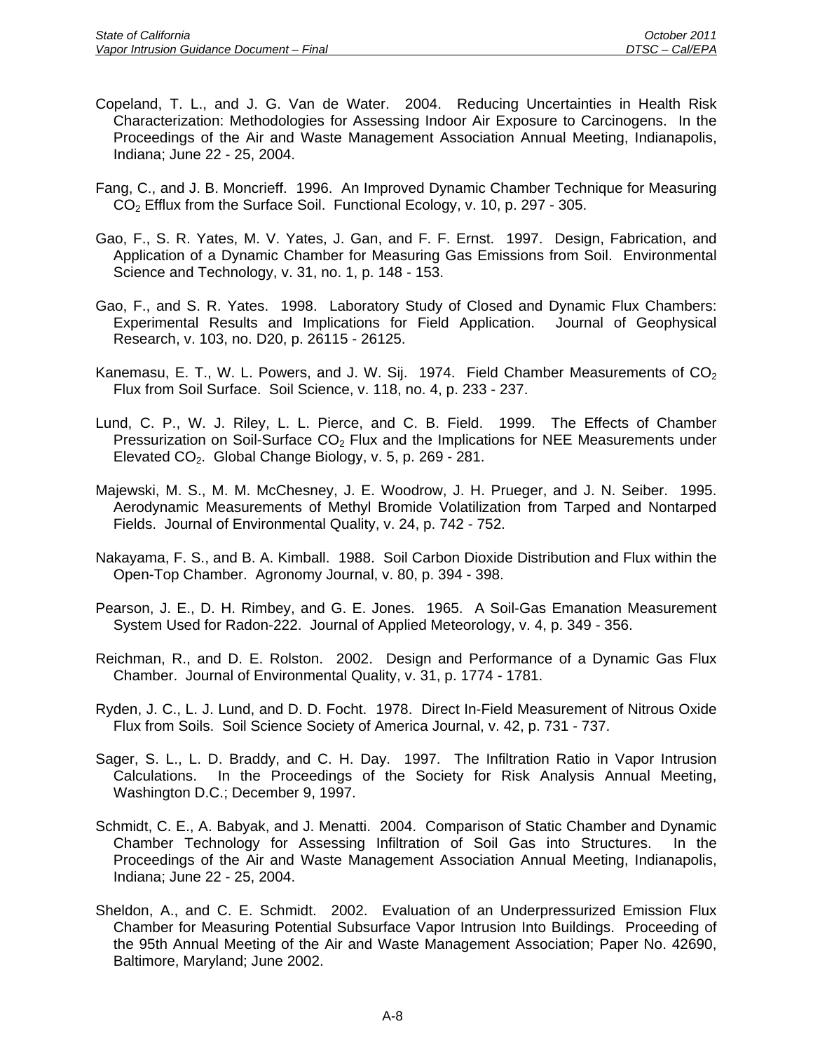Copeland, T. L., and J. G. Van de Water. 2004. Reducing Uncertainties in Health Risk Characterization: Methodologies for Assessing Indoor Air Exposure to Carcinogens. In the Proceedings of the Air and Waste Management Association Annual Meeting, Indianapolis, Indiana; June 22 - 25, 2004.

Fang, C., and J. B. Moncrieff. 1996. An Improved Dynamic Chamber Technique for Measuring $CO_2$ Efflux from the Surface Soil. Functional Ecology, v. 10, p. 297 - 305.

Gao, F., S. R. Yates, M. V. Yates, J. Gan, and F. F. Ernst. 1997. Design, Fabrication, and Application of a Dynamic Chamber for Measuring Gas Emissions from Soil. Environmental Science and Technology, v. 31, no. 1, p. 148 - 153.

Gao, F., and S. R. Yates. 1998. Laboratory Study of Closed and Dynamic Flux Chambers: Experimental Results and Implications for Field Application. Journal of Geophysical Research, v. 103, no. D20, p. 26115 - 26125.

Kanemasu, E. T., W. L. Powers, and J. W. Sij. 1974. Field Chamber Measurements of $CO_2$ Flux from Soil Surface. Soil Science, v. 118, no. 4, p. 233 - 237.

Lund, C. P., W. J. Riley, L. L. Pierce, and C. B. Field. 1999. The Effects of Chamber Pressurization on Soil-Surface $CO_2$ Flux and the Implications for NEE Measurements under Elevated $CO_2$. Global Change Biology, v. 5, p. 269 - 281.

Majewski, M. S., M. M. McChesney, J. E. Woodrow, J. H. Prueger, and J. N. Seiber. 1995. Aerodynamic Measurements of Methyl Bromide Volatilization from Tarped and Nontarped Fields. Journal of Environmental Quality, v. 24, p. 742 - 752.

Nakayama, F. S., and B. A. Kimball. 1988. Soil Carbon Dioxide Distribution and Flux within the Open-Top Chamber. Agronomy Journal, v. 80, p. 394 - 398.

Pearson, J. E., D. H. Rimbey, and G. E. Jones. 1965. A Soil-Gas Emanation Measurement System Used for Radon-222. Journal of Applied Meteorology, v. 4, p. 349 - 356.

Reichman, R., and D. E. Rolston. 2002. Design and Performance of a Dynamic Gas Flux Chamber. Journal of Environmental Quality, v. 31, p. 1774 - 1781.

Ryden, J. C., L. J. Lund, and D. D. Focht. 1978. Direct In-Field Measurement of Nitrous Oxide Flux from Soils. Soil Science Society of America Journal, v. 42, p. 731 - 737.

Sager, S. L., L. D. Braddy, and C. H. Day. 1997. The Infiltration Ratio in Vapor Intrusion Calculations. In the Proceedings of the Society for Risk Analysis Annual Meeting, Washington D.C.; December 9, 1997.

Schmidt, C. E., A. Babyak, and J. Menatti. 2004. Comparison of Static Chamber and Dynamic Chamber Technology for Assessing Infiltration of Soil Gas into Structures. In the Proceedings of the Air and Waste Management Association Annual Meeting, Indianapolis, Indiana; June 22 - 25, 2004.

Sheldon, A., and C. E. Schmidt. 2002. Evaluation of an Underpressurized Emission Flux Chamber for Measuring Potential Subsurface Vapor Intrusion Into Buildings. Proceeding of the 95th Annual Meeting of the Air and Waste Management Association; Paper No. 42690, Baltimore, Maryland; June 2002.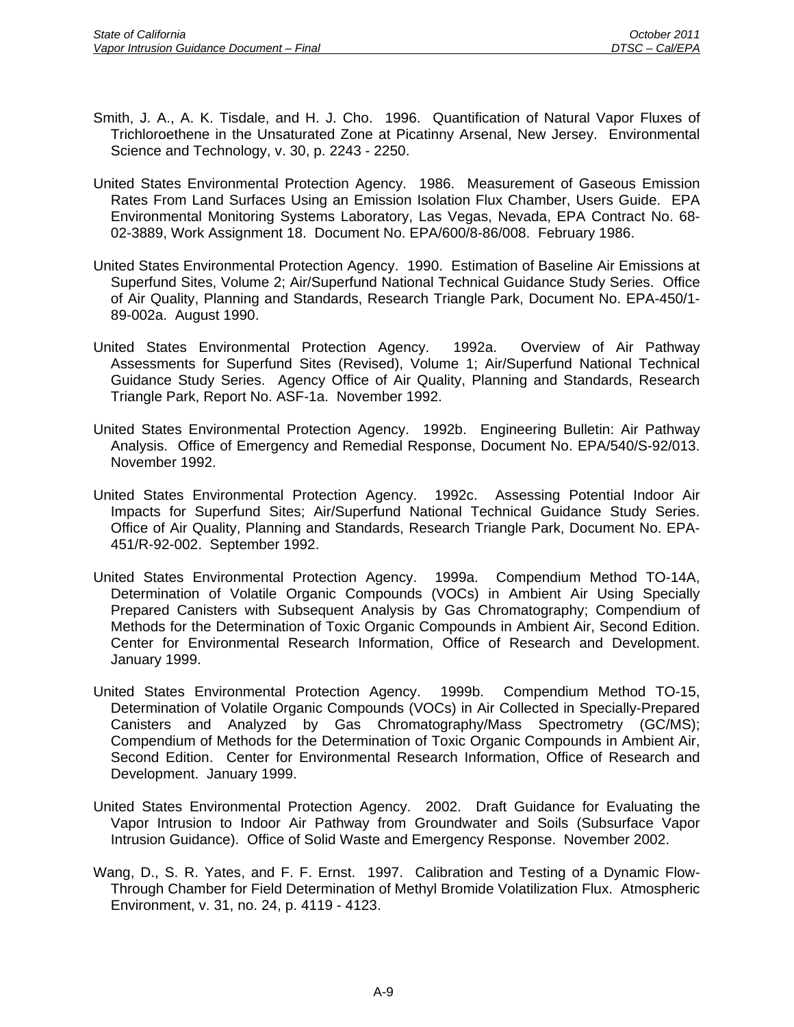Smith, J. A., A. K. Tisdale, and H. J. Cho. 1996. Quantification of Natural Vapor Fluxes of Trichloroethene in the Unsaturated Zone at Picatinny Arsenal, New Jersey. Environmental Science and Technology, v. 30, p. 2243 - 2250.

United States Environmental Protection Agency. 1986. Measurement of Gaseous Emission Rates From Land Surfaces Using an Emission Isolation Flux Chamber, Users Guide. EPA Environmental Monitoring Systems Laboratory, Las Vegas, Nevada, EPA Contract No. 68-02-3889, Work Assignment 18. Document No. EPA/600/8-86/008. February 1986.

United States Environmental Protection Agency. 1990. Estimation of Baseline Air Emissions at Superfund Sites, Volume 2; Air/Superfund National Technical Guidance Study Series. Office of Air Quality, Planning and Standards, Research Triangle Park, Document No. EPA-450/1-89-002a. August 1990.

United States Environmental Protection Agency. 1992a. Overview of Air Pathway Assessments for Superfund Sites (Revised), Volume 1; Air/Superfund National Technical Guidance Study Series. Agency Office of Air Quality, Planning and Standards, Research Triangle Park, Report No. ASF-1a. November 1992.

United States Environmental Protection Agency. 1992b. Engineering Bulletin: Air Pathway Analysis. Office of Emergency and Remedial Response, Document No. EPA/540/S-92/013. November 1992.

United States Environmental Protection Agency. 1992c. Assessing Potential Indoor Air Impacts for Superfund Sites; Air/Superfund National Technical Guidance Study Series. Office of Air Quality, Planning and Standards, Research Triangle Park, Document No. EPA-451/R-92-002. September 1992.

United States Environmental Protection Agency. 1999a. Compendium Method TO-14A, Determination of Volatile Organic Compounds (VOCs) in Ambient Air Using Specially Prepared Canisters with Subsequent Analysis by Gas Chromatography; Compendium of Methods for the Determination of Toxic Organic Compounds in Ambient Air, Second Edition. Center for Environmental Research Information, Office of Research and Development. January 1999.

United States Environmental Protection Agency. 1999b. Compendium Method TO-15, Determination of Volatile Organic Compounds (VOCs) in Air Collected in Specially-Prepared Canisters and Analyzed by Gas Chromatography/Mass Spectrometry (GC/MS); Compendium of Methods for the Determination of Toxic Organic Compounds in Ambient Air, Second Edition. Center for Environmental Research Information, Office of Research and Development. January 1999.

United States Environmental Protection Agency. 2002. Draft Guidance for Evaluating the Vapor Intrusion to Indoor Air Pathway from Groundwater and Soils (Subsurface Vapor Intrusion Guidance). Office of Solid Waste and Emergency Response. November 2002.

Wang, D., S. R. Yates, and F. F. Ernst. 1997. Calibration and Testing of a Dynamic Flow-Through Chamber for Field Determination of Methyl Bromide Volatilization Flux. Atmospheric Environment, v. 31, no. 24, p. 4119 - 4123.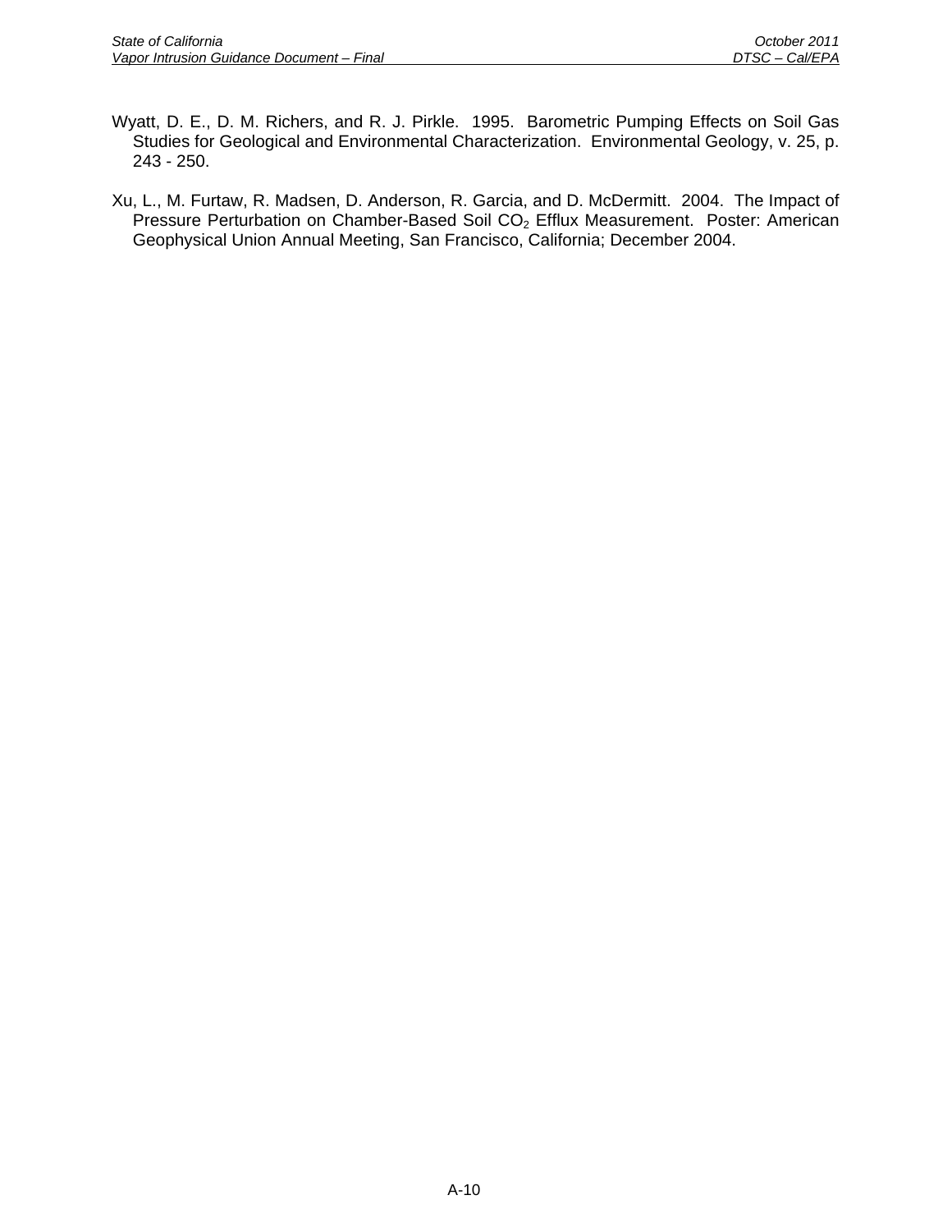Wyatt, D. E., D. M. Richers, and R. J. Pirkle. 1995. Barometric Pumping Effects on Soil Gas Studies for Geological and Environmental Characterization. Environmental Geology, v. 25, p. 243 - 250.

Xu, L., M. Furtaw, R. Madsen, D. Anderson, R. Garcia, and D. McDermitt. 2004. The Impact of Pressure Perturbation on Chamber-Based Soil $CO_2$ Efflux Measurement. Poster: American Geophysical Union Annual Meeting, San Francisco, California; December 2004.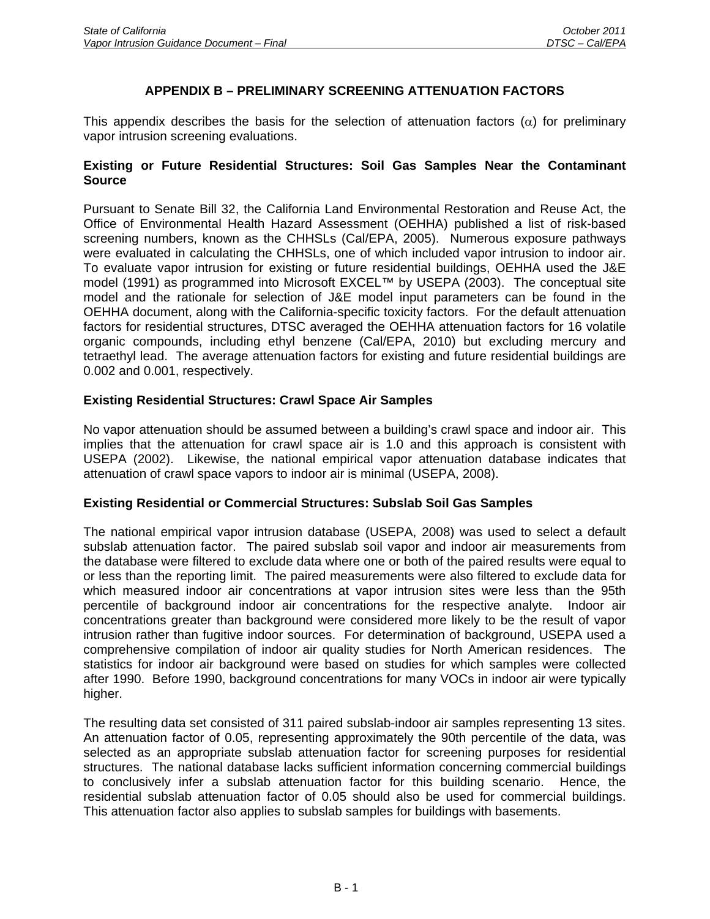# APPENDIX B – PRELIMINARY SCREENING ATTENUATION FACTORS

This appendix describes the basis for the selection of attenuation factors ($\alpha$) for preliminary vapor intrusion screening evaluations.

**Existing or Future Residential Structures: Soil Gas Samples Near the Contaminant Source**

Pursuant to Senate Bill 32, the California Land Environmental Restoration and Reuse Act, the Office of Environmental Health Hazard Assessment (OEHHA) published a list of risk-based screening numbers, known as the CHHSLs (Cal/EPA, 2005). Numerous exposure pathways were evaluated in calculating the CHHSLs, one of which included vapor intrusion to indoor air. To evaluate vapor intrusion for existing or future residential buildings, OEHHA used the J&E model (1991) as programmed into Microsoft EXCEL™ by USEPA (2003). The conceptual site model and the rationale for selection of J&E model input parameters can be found in the OEHHA document, along with the California-specific toxicity factors. For the default attenuation factors for residential structures, DTSC averaged the OEHHA attenuation factors for 16 volatile organic compounds, including ethyl benzene (Cal/EPA, 2010) but excluding mercury and tetraethyl lead. The average attenuation factors for existing and future residential buildings are 0.002 and 0.001, respectively.

**Existing Residential Structures: Crawl Space Air Samples**

No vapor attenuation should be assumed between a building's crawl space and indoor air. This implies that the attenuation for crawl space air is 1.0 and this approach is consistent with USEPA (2002). Likewise, the national empirical vapor attenuation database indicates that attenuation of crawl space vapors to indoor air is minimal (USEPA, 2008).

**Existing Residential or Commercial Structures: Subslab Soil Gas Samples**

The national empirical vapor intrusion database (USEPA, 2008) was used to select a default subslab attenuation factor. The paired subslab soil vapor and indoor air measurements from the database were filtered to exclude data where one or both of the paired results were equal to or less than the reporting limit. The paired measurements were also filtered to exclude data for which measured indoor air concentrations at vapor intrusion sites were less than the 95th percentile of background indoor air concentrations for the respective analyte. Indoor air concentrations greater than background were considered more likely to be the result of vapor intrusion rather than fugitive indoor sources. For determination of background, USEPA used a comprehensive compilation of indoor air quality studies for North American residences. The statistics for indoor air background were based on studies for which samples were collected after 1990. Before 1990, background concentrations for many VOCs in indoor air were typically higher.

The resulting data set consisted of 311 paired subslab-indoor air samples representing 13 sites. An attenuation factor of 0.05, representing approximately the 90th percentile of the data, was selected as an appropriate subslab attenuation factor for screening purposes for residential structures. The national database lacks sufficient information concerning commercial buildings to conclusively infer a subslab attenuation factor for this building scenario. Hence, the residential subslab attenuation factor of 0.05 should also be used for commercial buildings. This attenuation factor also applies to subslab samples for buildings with basements.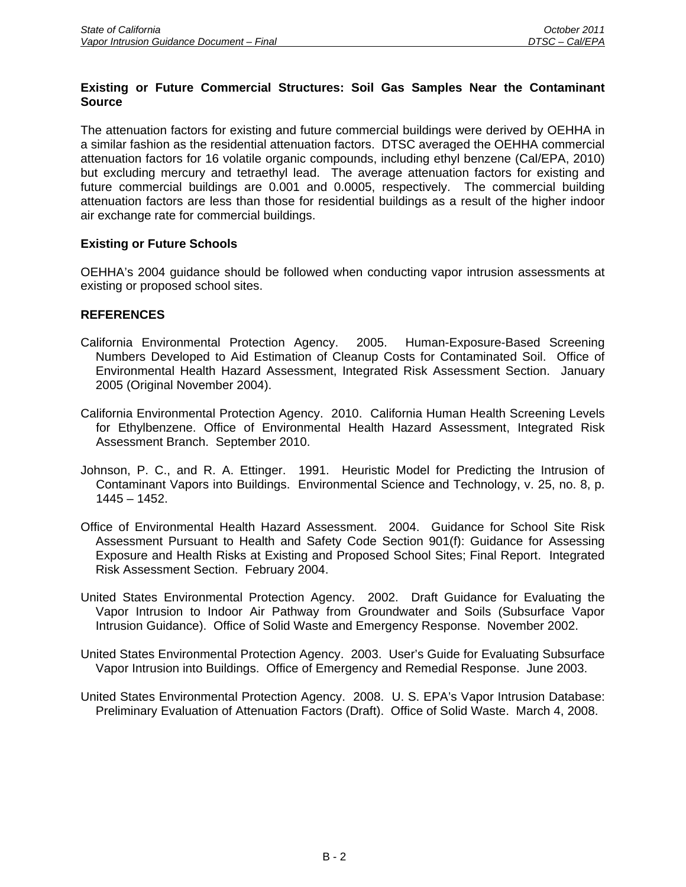**Existing or Future Commercial Structures: Soil Gas Samples Near the Contaminant Source**

The attenuation factors for existing and future commercial buildings were derived by OEHHA in a similar fashion as the residential attenuation factors. DTSC averaged the OEHHA commercial attenuation factors for 16 volatile organic compounds, including ethyl benzene (Cal/EPA, 2010) but excluding mercury and tetraethyl lead. The average attenuation factors for existing and future commercial buildings are 0.001 and 0.0005, respectively. The commercial building attenuation factors are less than those for residential buildings as a result of the higher indoor air exchange rate for commercial buildings.

**Existing or Future Schools**

OEHHA's 2004 guidance should be followed when conducting vapor intrusion assessments at existing or proposed school sites.

**REFERENCES**

California Environmental Protection Agency. 2005. Human-Exposure-Based Screening Numbers Developed to Aid Estimation of Cleanup Costs for Contaminated Soil. Office of Environmental Health Hazard Assessment, Integrated Risk Assessment Section. January 2005 (Original November 2004).

California Environmental Protection Agency. 2010. California Human Health Screening Levels for Ethylbenzene. Office of Environmental Health Hazard Assessment, Integrated Risk Assessment Branch. September 2010.

Johnson, P. C., and R. A. Ettinger. 1991. Heuristic Model for Predicting the Intrusion of Contaminant Vapors into Buildings. Environmental Science and Technology, v. 25, no. 8, p. 1445 – 1452.

Office of Environmental Health Hazard Assessment. 2004. Guidance for School Site Risk Assessment Pursuant to Health and Safety Code Section 901(f): Guidance for Assessing Exposure and Health Risks at Existing and Proposed School Sites; Final Report. Integrated Risk Assessment Section. February 2004.

United States Environmental Protection Agency. 2002. Draft Guidance for Evaluating the Vapor Intrusion to Indoor Air Pathway from Groundwater and Soils (Subsurface Vapor Intrusion Guidance). Office of Solid Waste and Emergency Response. November 2002.

United States Environmental Protection Agency. 2003. User's Guide for Evaluating Subsurface Vapor Intrusion into Buildings. Office of Emergency and Remedial Response. June 2003.

United States Environmental Protection Agency. 2008. U. S. EPA's Vapor Intrusion Database: Preliminary Evaluation of Attenuation Factors (Draft). Office of Solid Waste. March 4, 2008.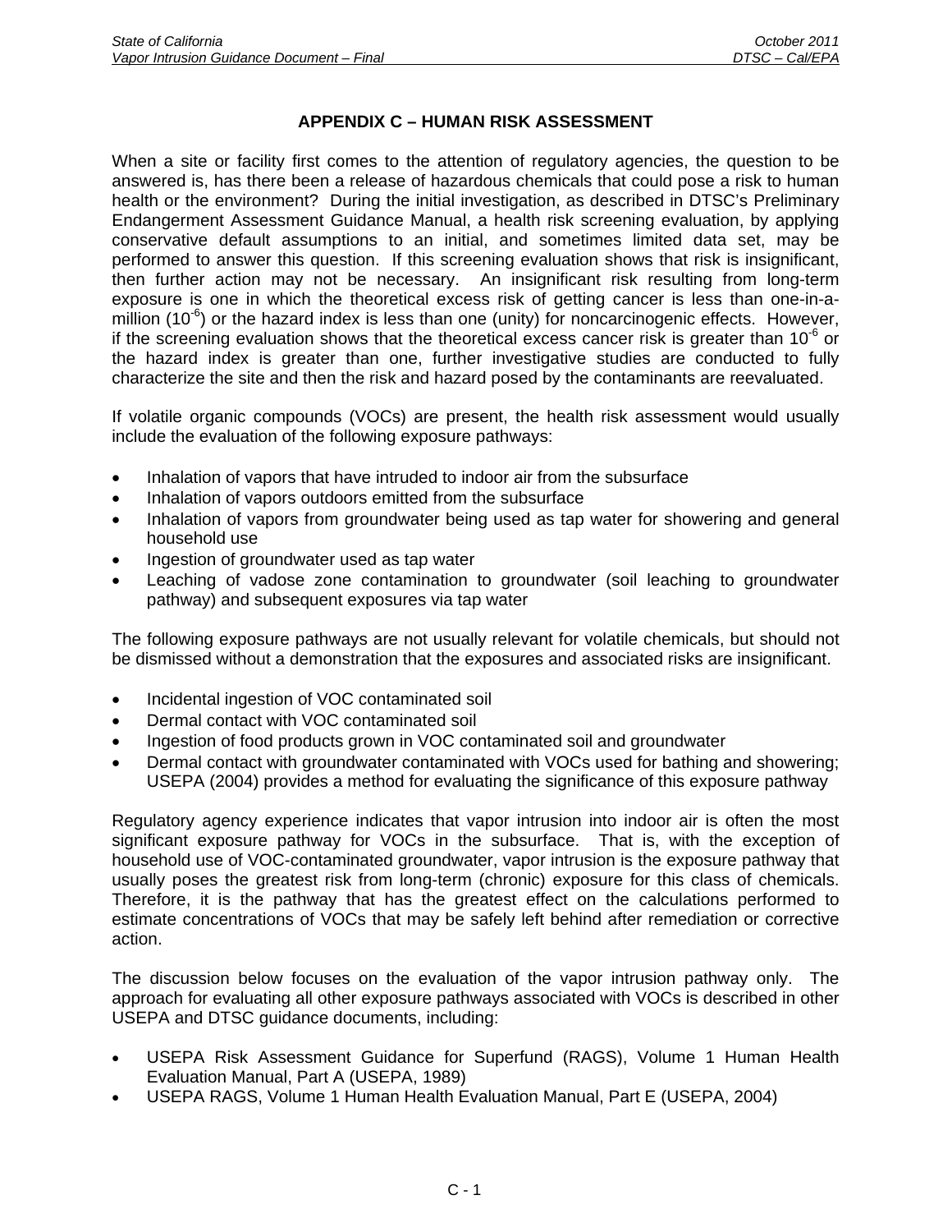## APPENDIX C – HUMAN RISK ASSESSMENT

When a site or facility first comes to the attention of regulatory agencies, the question to be answered is, has there been a release of hazardous chemicals that could pose a risk to human health or the environment? During the initial investigation, as described in DTSC's Preliminary Endangerment Assessment Guidance Manual, a health risk screening evaluation, by applying conservative default assumptions to an initial, and sometimes limited data set, may be performed to answer this question. If this screening evaluation shows that risk is insignificant, then further action may not be necessary. An insignificant risk resulting from long-term exposure is one in which the theoretical excess risk of getting cancer is less than one-in-a-million ($10^{-6}$) or the hazard index is less than one (unity) for noncarcinogenic effects. However, if the screening evaluation shows that the theoretical excess cancer risk is greater than $10^{-6}$ or the hazard index is greater than one, further investigative studies are conducted to fully characterize the site and then the risk and hazard posed by the contaminants are reevaluated.

If volatile organic compounds (VOCs) are present, the health risk assessment would usually include the evaluation of the following exposure pathways:

- Inhalation of vapors that have intruded to indoor air from the subsurface
- Inhalation of vapors outdoors emitted from the subsurface
- Inhalation of vapors from groundwater being used as tap water for showering and general household use
- Ingestion of groundwater used as tap water
- Leaching of vadose zone contamination to groundwater (soil leaching to groundwater pathway) and subsequent exposures via tap water

The following exposure pathways are not usually relevant for volatile chemicals, but should not be dismissed without a demonstration that the exposures and associated risks are insignificant.

- Incidental ingestion of VOC contaminated soil
- Dermal contact with VOC contaminated soil
- Ingestion of food products grown in VOC contaminated soil and groundwater
- Dermal contact with groundwater contaminated with VOCs used for bathing and showering; USEPA (2004) provides a method for evaluating the significance of this exposure pathway

Regulatory agency experience indicates that vapor intrusion into indoor air is often the most significant exposure pathway for VOCs in the subsurface. That is, with the exception of household use of VOC-contaminated groundwater, vapor intrusion is the exposure pathway that usually poses the greatest risk from long-term (chronic) exposure for this class of chemicals. Therefore, it is the pathway that has the greatest effect on the calculations performed to estimate concentrations of VOCs that may be safely left behind after remediation or corrective action.

The discussion below focuses on the evaluation of the vapor intrusion pathway only. The approach for evaluating all other exposure pathways associated with VOCs is described in other USEPA and DTSC guidance documents, including:

- USEPA Risk Assessment Guidance for Superfund (RAGS), Volume 1 Human Health Evaluation Manual, Part A (USEPA, 1989)
- USEPA RAGS, Volume 1 Human Health Evaluation Manual, Part E (USEPA, 2004)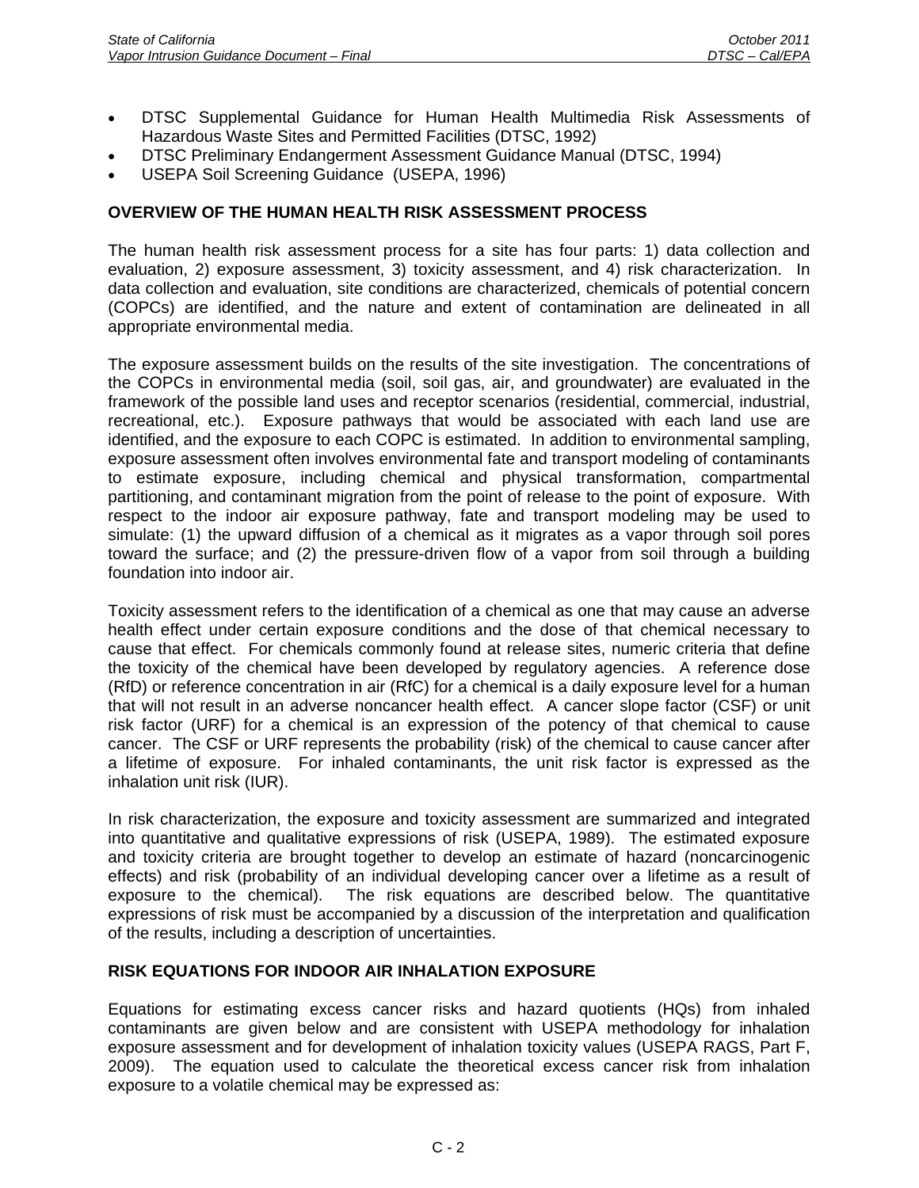- DTSC Supplemental Guidance for Human Health Multimedia Risk Assessments of Hazardous Waste Sites and Permitted Facilities (DTSC, 1992)
- DTSC Preliminary Endangerment Assessment Guidance Manual (DTSC, 1994)
- USEPA Soil Screening Guidance (USEPA, 1996)

**OVERVIEW OF THE HUMAN HEALTH RISK ASSESSMENT PROCESS**

The human health risk assessment process for a site has four parts: 1) data collection and evaluation, 2) exposure assessment, 3) toxicity assessment, and 4) risk characterization. In data collection and evaluation, site conditions are characterized, chemicals of potential concern (COPCs) are identified, and the nature and extent of contamination are delineated in all appropriate environmental media.

The exposure assessment builds on the results of the site investigation. The concentrations of the COPCs in environmental media (soil, soil gas, air, and groundwater) are evaluated in the framework of the possible land uses and receptor scenarios (residential, commercial, industrial, recreational, etc.). Exposure pathways that would be associated with each land use are identified, and the exposure to each COPC is estimated. In addition to environmental sampling, exposure assessment often involves environmental fate and transport modeling of contaminants to estimate exposure, including chemical and physical transformation, compartmental partitioning, and contaminant migration from the point of release to the point of exposure. With respect to the indoor air exposure pathway, fate and transport modeling may be used to simulate: (1) the upward diffusion of a chemical as it migrates as a vapor through soil pores toward the surface; and (2) the pressure-driven flow of a vapor from soil through a building foundation into indoor air.

Toxicity assessment refers to the identification of a chemical as one that may cause an adverse health effect under certain exposure conditions and the dose of that chemical necessary to cause that effect. For chemicals commonly found at release sites, numeric criteria that define the toxicity of the chemical have been developed by regulatory agencies. A reference dose (RfD) or reference concentration in air (RfC) for a chemical is a daily exposure level for a human that will not result in an adverse noncancer health effect. A cancer slope factor (CSF) or unit risk factor (URF) for a chemical is an expression of the potency of that chemical to cause cancer. The CSF or URF represents the probability (risk) of the chemical to cause cancer after a lifetime of exposure. For inhaled contaminants, the unit risk factor is expressed as the inhalation unit risk (IUR).

In risk characterization, the exposure and toxicity assessment are summarized and integrated into quantitative and qualitative expressions of risk (USEPA, 1989). The estimated exposure and toxicity criteria are brought together to develop an estimate of hazard (noncarcinogenic effects) and risk (probability of an individual developing cancer over a lifetime as a result of exposure to the chemical). The risk equations are described below. The quantitative expressions of risk must be accompanied by a discussion of the interpretation and qualification of the results, including a description of uncertainties.

**RISK EQUATIONS FOR INDOOR AIR INHALATION EXPOSURE**

Equations for estimating excess cancer risks and hazard quotients (HQs) from inhaled contaminants are given below and are consistent with USEPA methodology for inhalation exposure assessment and for development of inhalation toxicity values (USEPA RAGS, Part F, 2009). The equation used to calculate the theoretical excess cancer risk from inhalation exposure to a volatile chemical may be expressed as: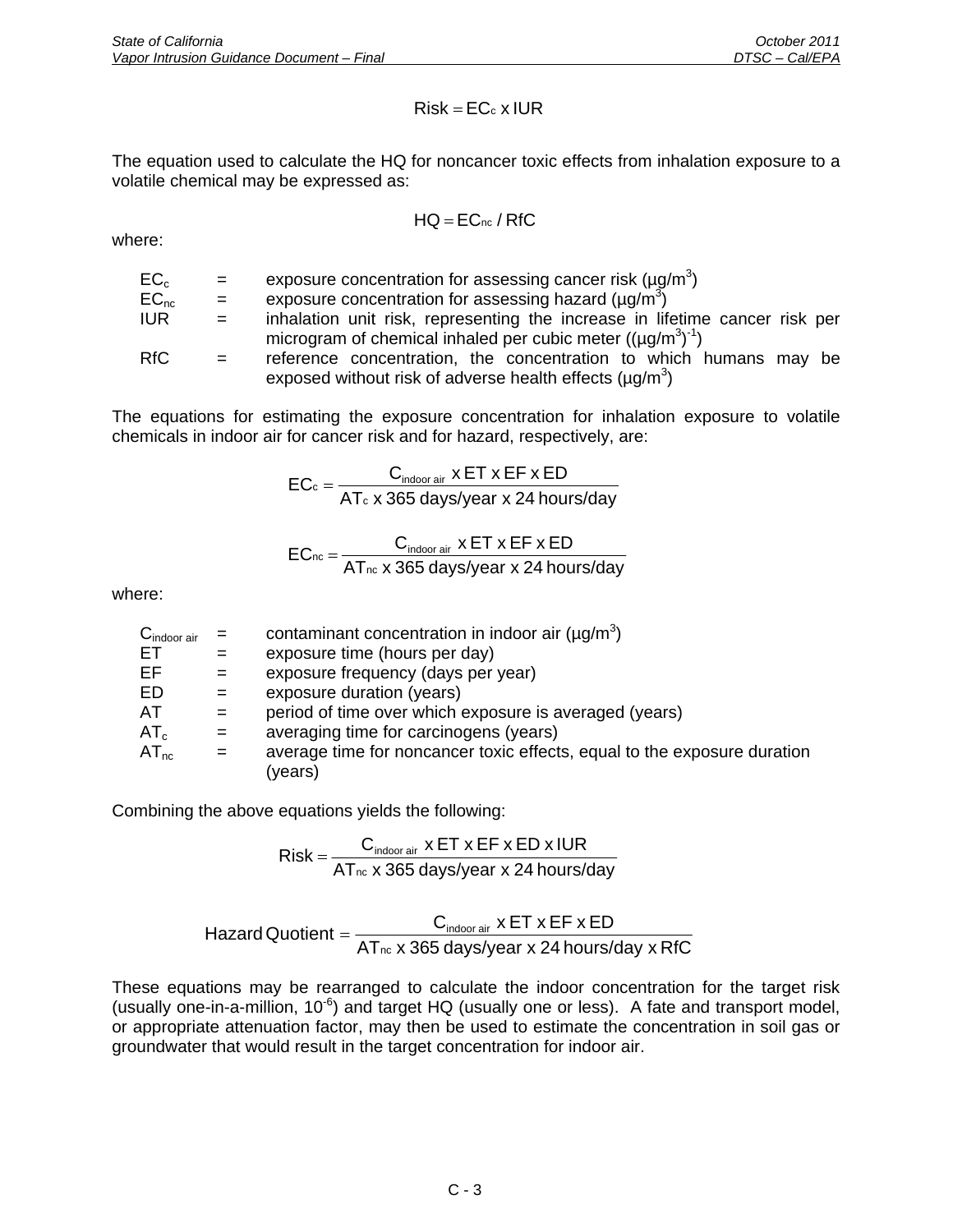$$\text{Risk} = EC_c \times IUR$$

The equation used to calculate the HQ for noncancer toxic effects from inhalation exposure to a volatile chemical may be expressed as:

$$HQ = EC_{nc} / RfC$$

where:

| | | |
|---|---|---|
| $EC_c$ | = | exposure concentration for assessing cancer risk ($\mu g/m^3$) |
| $EC_{nc}$ | = | exposure concentration for assessing hazard ($\mu g/m^3$) |
| IUR | = | inhalation unit risk, representing the increase in lifetime cancer risk per microgram of chemical inhaled per cubic meter ($(\mu g/m^3)^{-1}$) |
| RfC | = | reference concentration, the concentration to which humans may be exposed without risk of adverse health effects ($\mu g/m^3$) |

The equations for estimating the exposure concentration for inhalation exposure to volatile chemicals in indoor air for cancer risk and for hazard, respectively, are:

$$EC_c = \frac{C_{\text{indoor air}} \times ET \times EF \times ED}{AT_c \times 365 \text{ days/year} \times 24 \text{ hours/day}}$$

$$EC_{nc} = \frac{C_{\text{indoor air}} \times ET \times EF \times ED}{AT_{nc} \times 365 \text{ days/year} \times 24 \text{ hours/day}}$$

where:

| | | |
|---|---|---|
| $C_{\text{indoor air}}$ | = | contaminant concentration in indoor air ($\mu g/m^3$) |
| ET | = | exposure time (hours per day) |
| EF | = | exposure frequency (days per year) |
| ED | = | exposure duration (years) |
| AT | = | period of time over which exposure is averaged (years) |
| $AT_c$ | = | averaging time for carcinogens (years) |
| $AT_{nc}$ | = | average time for noncancer toxic effects, equal to the exposure duration (years) |

Combining the above equations yields the following:

$$\text{Risk} = \frac{C_{\text{indoor air}} \times ET \times EF \times ED \times IUR}{AT_{nc} \times 365 \text{ days/year} \times 24 \text{ hours/day}}$$

$$\text{Hazard Quotient} = \frac{C_{\text{indoor air}} \times ET \times EF \times ED}{AT_{nc} \times 365 \text{ days/year} \times 24 \text{ hours/day} \times RfC}$$

These equations may be rearranged to calculate the indoor concentration for the target risk (usually one-in-a-million, $10^{-6}$) and target HQ (usually one or less). A fate and transport model, or appropriate attenuation factor, may then be used to estimate the concentration in soil gas or groundwater that would result in the target concentration for indoor air.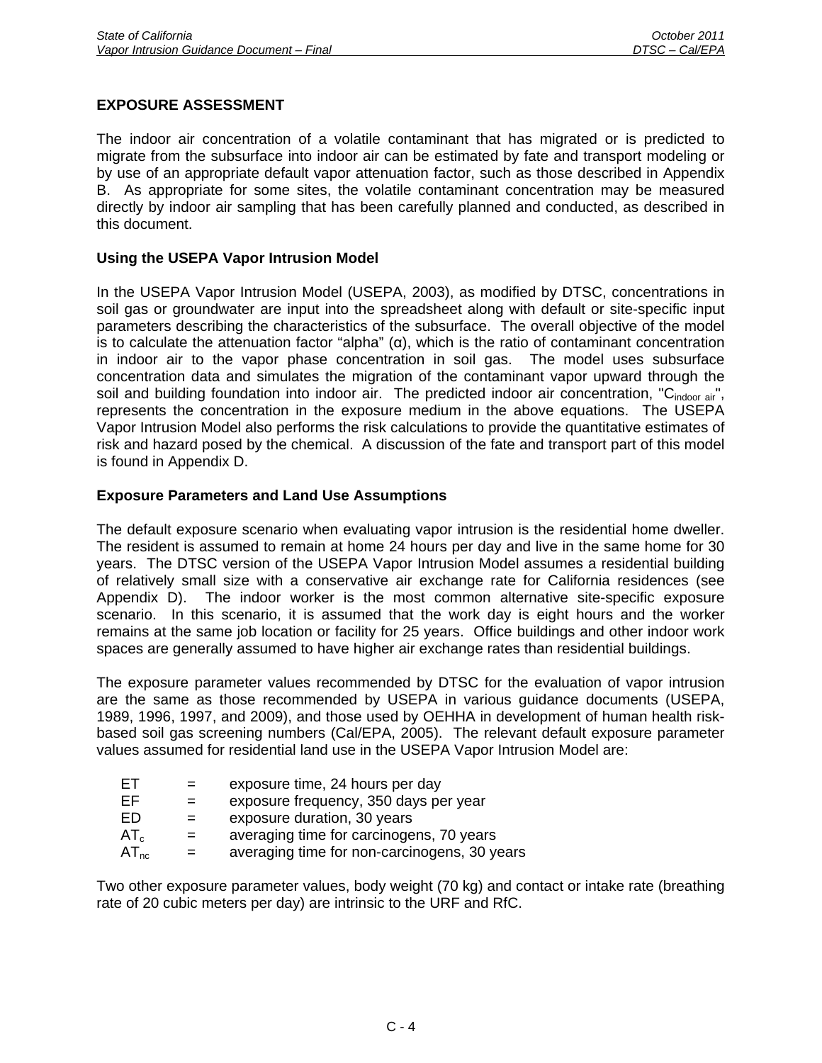**EXPOSURE ASSESSMENT**

The indoor air concentration of a volatile contaminant that has migrated or is predicted to migrate from the subsurface into indoor air can be estimated by fate and transport modeling or by use of an appropriate default vapor attenuation factor, such as those described in Appendix B. As appropriate for some sites, the volatile contaminant concentration may be measured directly by indoor air sampling that has been carefully planned and conducted, as described in this document.

**Using the USEPA Vapor Intrusion Model**

In the USEPA Vapor Intrusion Model (USEPA, 2003), as modified by DTSC, concentrations in soil gas or groundwater are input into the spreadsheet along with default or site-specific input parameters describing the characteristics of the subsurface. The overall objective of the model is to calculate the attenuation factor "alpha" (α), which is the ratio of contaminant concentration in indoor air to the vapor phase concentration in soil gas. The model uses subsurface concentration data and simulates the migration of the contaminant vapor upward through the soil and building foundation into indoor air. The predicted indoor air concentration, "$C_{indoor\ air}$", represents the concentration in the exposure medium in the above equations. The USEPA Vapor Intrusion Model also performs the risk calculations to provide the quantitative estimates of risk and hazard posed by the chemical. A discussion of the fate and transport part of this model is found in Appendix D.

**Exposure Parameters and Land Use Assumptions**

The default exposure scenario when evaluating vapor intrusion is the residential home dweller. The resident is assumed to remain at home 24 hours per day and live in the same home for 30 years. The DTSC version of the USEPA Vapor Intrusion Model assumes a residential building of relatively small size with a conservative air exchange rate for California residences (see Appendix D). The indoor worker is the most common alternative site-specific exposure scenario. In this scenario, it is assumed that the work day is eight hours and the worker remains at the same job location or facility for 25 years. Office buildings and other indoor work spaces are generally assumed to have higher air exchange rates than residential buildings.

The exposure parameter values recommended by DTSC for the evaluation of vapor intrusion are the same as those recommended by USEPA in various guidance documents (USEPA, 1989, 1996, 1997, and 2009), and those used by OEHHA in development of human health risk-based soil gas screening numbers (Cal/EPA, 2005). The relevant default exposure parameter values assumed for residential land use in the USEPA Vapor Intrusion Model are:

ET = exposure time, 24 hours per day
EF = exposure frequency, 350 days per year
ED = exposure duration, 30 years
$AT_c$ = averaging time for carcinogens, 70 years
$AT_{nc}$ = averaging time for non-carcinogens, 30 years

Two other exposure parameter values, body weight (70 kg) and contact or intake rate (breathing rate of 20 cubic meters per day) are intrinsic to the URF and RfC.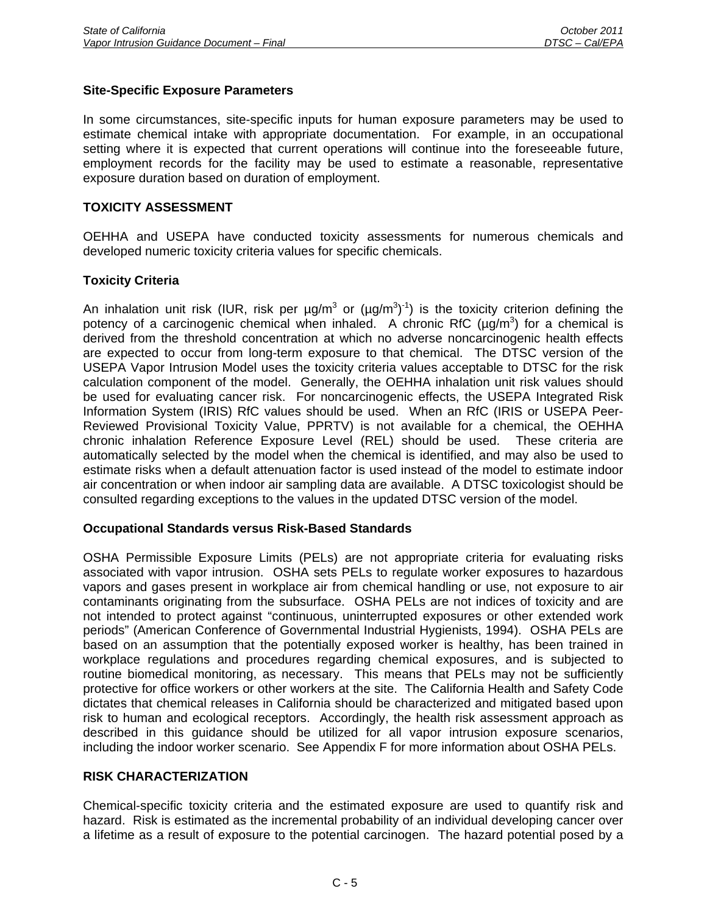### Site-Specific Exposure Parameters

In some circumstances, site-specific inputs for human exposure parameters may be used to estimate chemical intake with appropriate documentation. For example, in an occupational setting where it is expected that current operations will continue into the foreseeable future, employment records for the facility may be used to estimate a reasonable, representative exposure duration based on duration of employment.

## TOXICITY ASSESSMENT

OEHHA and USEPA have conducted toxicity assessments for numerous chemicals and developed numeric toxicity criteria values for specific chemicals.

### Toxicity Criteria

An inhalation unit risk (IUR, risk per $\mu g/m^3$ or $(\mu g/m^3)^{-1}$) is the toxicity criterion defining the potency of a carcinogenic chemical when inhaled. A chronic RfC ($\mu g/m^3$) for a chemical is derived from the threshold concentration at which no adverse noncarcinogenic health effects are expected to occur from long-term exposure to that chemical. The DTSC version of the USEPA Vapor Intrusion Model uses the toxicity criteria values acceptable to DTSC for the risk calculation component of the model. Generally, the OEHHA inhalation unit risk values should be used for evaluating cancer risk. For noncarcinogenic effects, the USEPA Integrated Risk Information System (IRIS) RfC values should be used. When an RfC (IRIS or USEPA Peer-Reviewed Provisional Toxicity Value, PPRTV) is not available for a chemical, the OEHHA chronic inhalation Reference Exposure Level (REL) should be used. These criteria are automatically selected by the model when the chemical is identified, and may also be used to estimate risks when a default attenuation factor is used instead of the model to estimate indoor air concentration or when indoor air sampling data are available. A DTSC toxicologist should be consulted regarding exceptions to the values in the updated DTSC version of the model.

### Occupational Standards versus Risk-Based Standards

OSHA Permissible Exposure Limits (PELs) are not appropriate criteria for evaluating risks associated with vapor intrusion. OSHA sets PELs to regulate worker exposures to hazardous vapors and gases present in workplace air from chemical handling or use, not exposure to air contaminants originating from the subsurface. OSHA PELs are not indices of toxicity and are not intended to protect against "continuous, uninterrupted exposures or other extended work periods" (American Conference of Governmental Industrial Hygienists, 1994). OSHA PELs are based on an assumption that the potentially exposed worker is healthy, has been trained in workplace regulations and procedures regarding chemical exposures, and is subjected to routine biomedical monitoring, as necessary. This means that PELs may not be sufficiently protective for office workers or other workers at the site. The California Health and Safety Code dictates that chemical releases in California should be characterized and mitigated based upon risk to human and ecological receptors. Accordingly, the health risk assessment approach as described in this guidance should be utilized for all vapor intrusion exposure scenarios, including the indoor worker scenario. See Appendix F for more information about OSHA PELs.

## RISK CHARACTERIZATION

Chemical-specific toxicity criteria and the estimated exposure are used to quantify risk and hazard. Risk is estimated as the incremental probability of an individual developing cancer over a lifetime as a result of exposure to the potential carcinogen. The hazard potential posed by a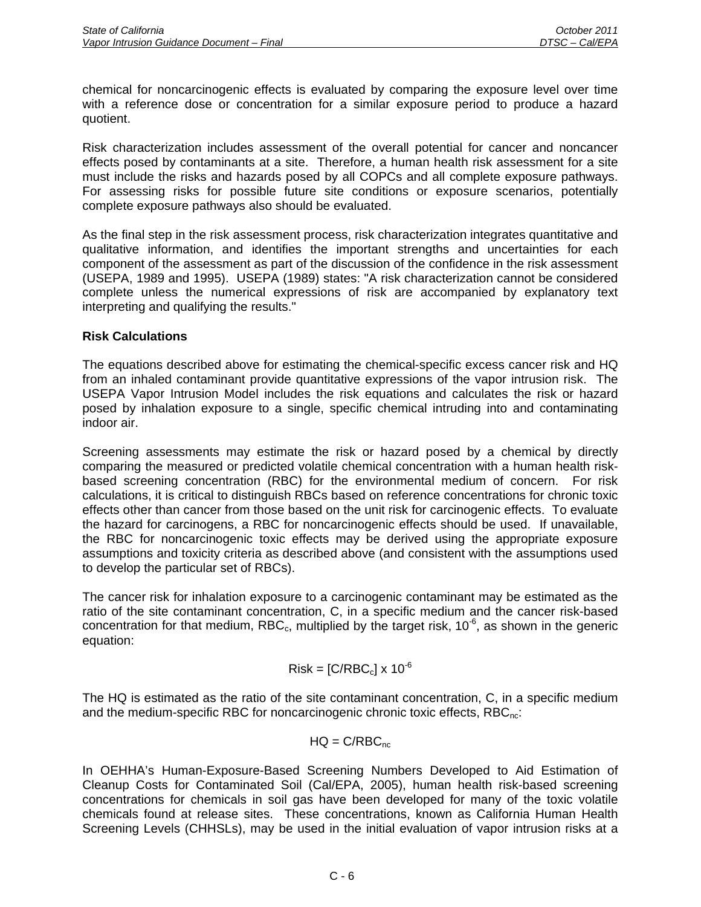chemical for noncarcinogenic effects is evaluated by comparing the exposure level over time with a reference dose or concentration for a similar exposure period to produce a hazard quotient.

Risk characterization includes assessment of the overall potential for cancer and noncancer effects posed by contaminants at a site. Therefore, a human health risk assessment for a site must include the risks and hazards posed by all COPCs and all complete exposure pathways. For assessing risks for possible future site conditions or exposure scenarios, potentially complete exposure pathways also should be evaluated.

As the final step in the risk assessment process, risk characterization integrates quantitative and qualitative information, and identifies the important strengths and uncertainties for each component of the assessment as part of the discussion of the confidence in the risk assessment (USEPA, 1989 and 1995). USEPA (1989) states: "A risk characterization cannot be considered complete unless the numerical expressions of risk are accompanied by explanatory text interpreting and qualifying the results."

**Risk Calculations**

The equations described above for estimating the chemical-specific excess cancer risk and HQ from an inhaled contaminant provide quantitative expressions of the vapor intrusion risk. The USEPA Vapor Intrusion Model includes the risk equations and calculates the risk or hazard posed by inhalation exposure to a single, specific chemical intruding into and contaminating indoor air.

Screening assessments may estimate the risk or hazard posed by a chemical by directly comparing the measured or predicted volatile chemical concentration with a human health risk-based screening concentration (RBC) for the environmental medium of concern. For risk calculations, it is critical to distinguish RBCs based on reference concentrations for chronic toxic effects other than cancer from those based on the unit risk for carcinogenic effects. To evaluate the hazard for carcinogens, a RBC for noncarcinogenic effects should be used. If unavailable, the RBC for noncarcinogenic toxic effects may be derived using the appropriate exposure assumptions and toxicity criteria as described above (and consistent with the assumptions used to develop the particular set of RBCs).

The cancer risk for inhalation exposure to a carcinogenic contaminant may be estimated as the ratio of the site contaminant concentration, C, in a specific medium and the cancer risk-based concentration for that medium, $RBC_c$, multiplied by the target risk, $10^{-6}$, as shown in the generic equation:

$$\text{Risk} = [C/RBC_c] \times 10^{-6}$$

The HQ is estimated as the ratio of the site contaminant concentration, C, in a specific medium and the medium-specific RBC for noncarcinogenic chronic toxic effects, $RBC_{nc}$:

$$HQ = C/RBC_{nc}$$

In OEHHA's Human-Exposure-Based Screening Numbers Developed to Aid Estimation of Cleanup Costs for Contaminated Soil (Cal/EPA, 2005), human health risk-based screening concentrations for chemicals in soil gas have been developed for many of the toxic volatile chemicals found at release sites. These concentrations, known as California Human Health Screening Levels (CHHSLs), may be used in the initial evaluation of vapor intrusion risks at a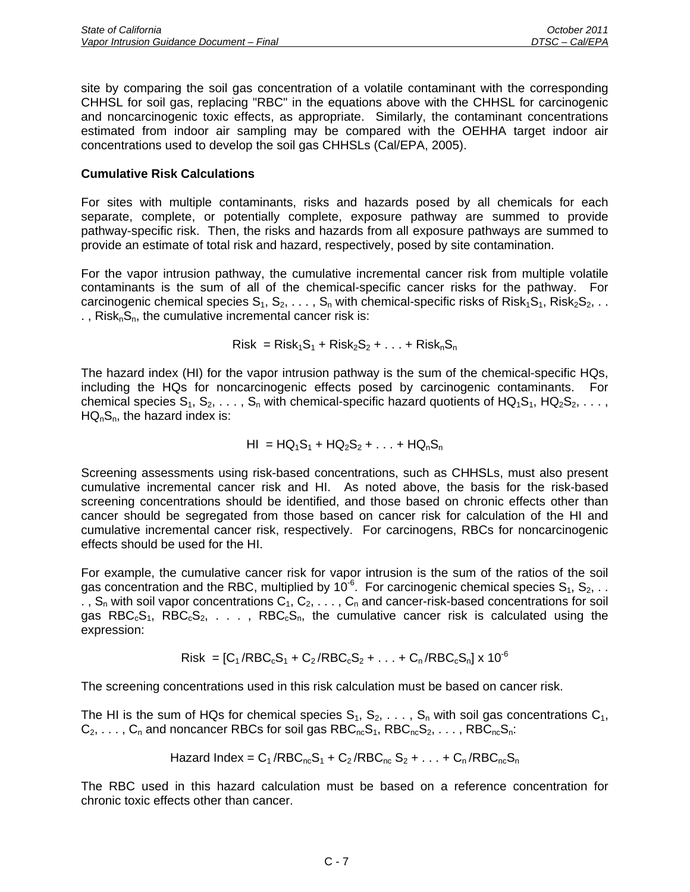site by comparing the soil gas concentration of a volatile contaminant with the corresponding CHHSL for soil gas, replacing "RBC" in the equations above with the CHHSL for carcinogenic and noncarcinogenic toxic effects, as appropriate. Similarly, the contaminant concentrations estimated from indoor air sampling may be compared with the OEHHA target indoor air concentrations used to develop the soil gas CHHSLs (Cal/EPA, 2005).

**Cumulative Risk Calculations**

For sites with multiple contaminants, risks and hazards posed by all chemicals for each separate, complete, or potentially complete, exposure pathway are summed to provide pathway-specific risk. Then, the risks and hazards from all exposure pathways are summed to provide an estimate of total risk and hazard, respectively, posed by site contamination.

For the vapor intrusion pathway, the cumulative incremental cancer risk from multiple volatile contaminants is the sum of all of the chemical-specific cancer risks for the pathway. For carcinogenic chemical species $S_1, S_2, \ldots, S_n$ with chemical-specific risks of $Risk_1S_1$, $Risk_2S_2$, . . . , $Risk_nS_n$, the cumulative incremental cancer risk is:

$$Risk = Risk_1S_1 + Risk_2S_2 + \ldots + Risk_nS_n$$

The hazard index (HI) for the vapor intrusion pathway is the sum of the chemical-specific HQs, including the HQs for noncarcinogenic effects posed by carcinogenic contaminants. For chemical species $S_1, S_2, \ldots, S_n$ with chemical-specific hazard quotients of $HQ_1S_1$, $HQ_2S_2$, . . . , $HQ_nS_n$, the hazard index is:

$$HI = HQ_1S_1 + HQ_2S_2 + \ldots + HQ_nS_n$$

Screening assessments using risk-based concentrations, such as CHHSLs, must also present cumulative incremental cancer risk and HI. As noted above, the basis for the risk-based screening concentrations should be identified, and those based on chronic effects other than cancer should be segregated from those based on cancer risk for calculation of the HI and cumulative incremental cancer risk, respectively. For carcinogens, RBCs for noncarcinogenic effects should be used for the HI.

For example, the cumulative cancer risk for vapor intrusion is the sum of the ratios of the soil gas concentration and the RBC, multiplied by $10^{-6}$. For carcinogenic chemical species $S_1, S_2, \ldots, S_n$ with soil vapor concentrations $C_1, C_2, \ldots, C_n$ and cancer-risk-based concentrations for soil gas $RBC_cS_1$, $RBC_cS_2$, . . . , $RBC_cS_n$, the cumulative cancer risk is calculated using the expression:

$$Risk = [C_1/RBC_cS_1 + C_2/RBC_cS_2 + \ldots + C_n/RBC_cS_n] \times 10^{-6}$$

The screening concentrations used in this risk calculation must be based on cancer risk.

The HI is the sum of HQs for chemical species $S_1, S_2, \ldots, S_n$ with soil gas concentrations $C_1, C_2, \ldots, C_n$ and noncancer RBCs for soil gas $RBC_{nc}S_1$, $RBC_{nc}S_2$, . . . , $RBC_{nc}S_n$:

$$\text{Hazard Index} = C_1/RBC_{nc}S_1 + C_2/RBC_{nc}S_2 + \ldots + C_n/RBC_{nc}S_n$$

The RBC used in this hazard calculation must be based on a reference concentration for chronic toxic effects other than cancer.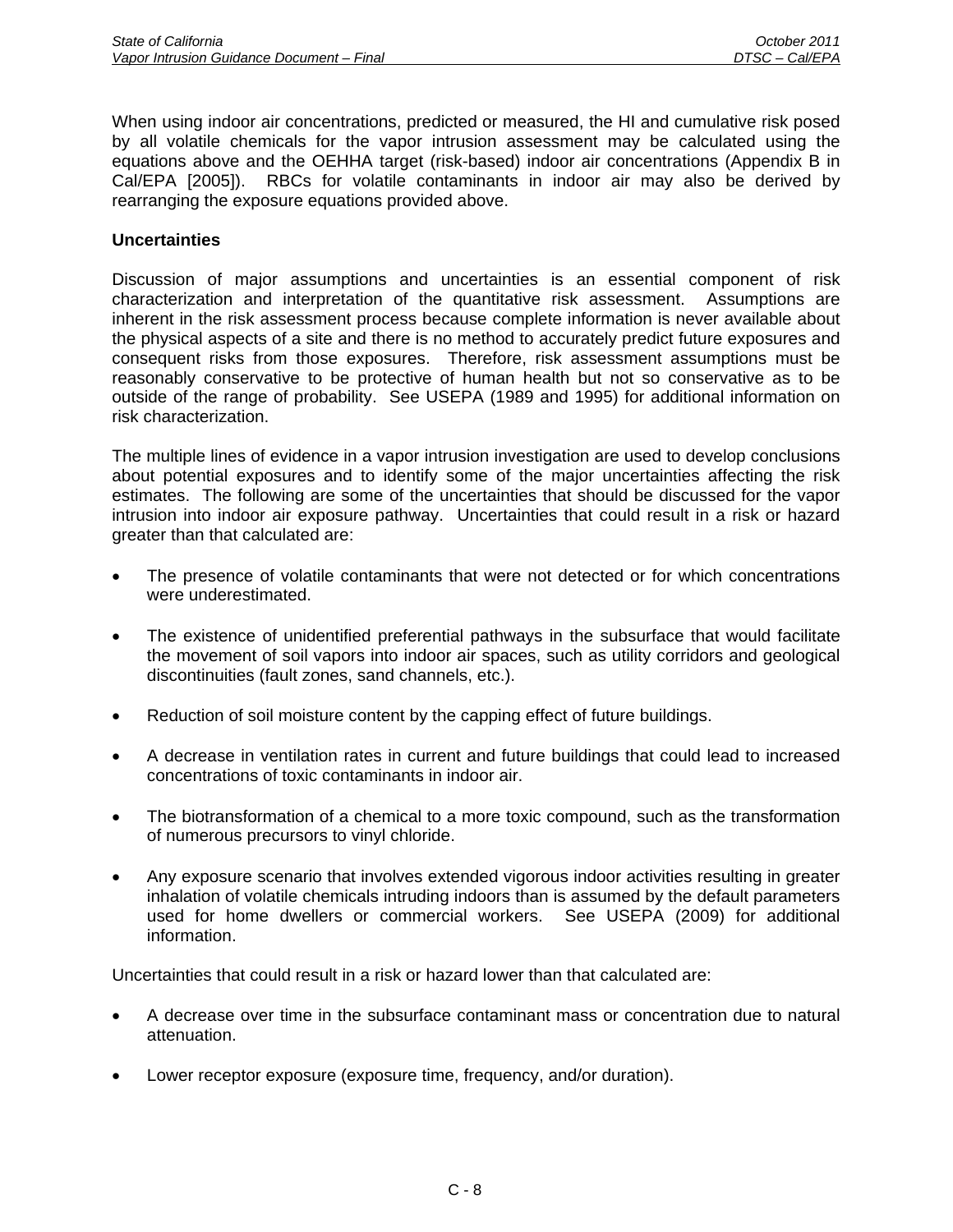When using indoor air concentrations, predicted or measured, the HI and cumulative risk posed by all volatile chemicals for the vapor intrusion assessment may be calculated using the equations above and the OEHHA target (risk-based) indoor air concentrations (Appendix B in Cal/EPA [2005]). RBCs for volatile contaminants in indoor air may also be derived by rearranging the exposure equations provided above.

**Uncertainties**

Discussion of major assumptions and uncertainties is an essential component of risk characterization and interpretation of the quantitative risk assessment. Assumptions are inherent in the risk assessment process because complete information is never available about the physical aspects of a site and there is no method to accurately predict future exposures and consequent risks from those exposures. Therefore, risk assessment assumptions must be reasonably conservative to be protective of human health but not so conservative as to be outside of the range of probability. See USEPA (1989 and 1995) for additional information on risk characterization.

The multiple lines of evidence in a vapor intrusion investigation are used to develop conclusions about potential exposures and to identify some of the major uncertainties affecting the risk estimates. The following are some of the uncertainties that should be discussed for the vapor intrusion into indoor air exposure pathway. Uncertainties that could result in a risk or hazard greater than that calculated are:

- The presence of volatile contaminants that were not detected or for which concentrations were underestimated.
- The existence of unidentified preferential pathways in the subsurface that would facilitate the movement of soil vapors into indoor air spaces, such as utility corridors and geological discontinuities (fault zones, sand channels, etc.).
- Reduction of soil moisture content by the capping effect of future buildings.
- A decrease in ventilation rates in current and future buildings that could lead to increased concentrations of toxic contaminants in indoor air.
- The biotransformation of a chemical to a more toxic compound, such as the transformation of numerous precursors to vinyl chloride.
- Any exposure scenario that involves extended vigorous indoor activities resulting in greater inhalation of volatile chemicals intruding indoors than is assumed by the default parameters used for home dwellers or commercial workers. See USEPA (2009) for additional information.

Uncertainties that could result in a risk or hazard lower than that calculated are:

- A decrease over time in the subsurface contaminant mass or concentration due to natural attenuation.
- Lower receptor exposure (exposure time, frequency, and/or duration).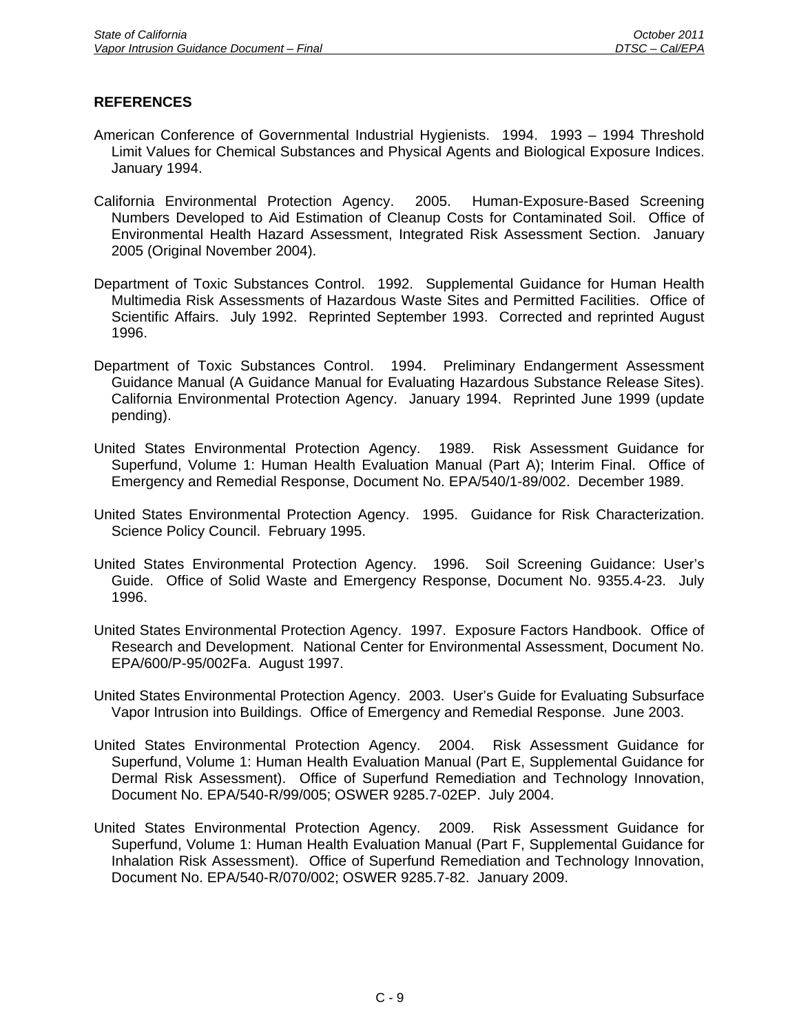## REFERENCES

American Conference of Governmental Industrial Hygienists. 1994. 1993 – 1994 Threshold Limit Values for Chemical Substances and Physical Agents and Biological Exposure Indices. January 1994.

California Environmental Protection Agency. 2005. Human-Exposure-Based Screening Numbers Developed to Aid Estimation of Cleanup Costs for Contaminated Soil. Office of Environmental Health Hazard Assessment, Integrated Risk Assessment Section. January 2005 (Original November 2004).

Department of Toxic Substances Control. 1992. Supplemental Guidance for Human Health Multimedia Risk Assessments of Hazardous Waste Sites and Permitted Facilities. Office of Scientific Affairs. July 1992. Reprinted September 1993. Corrected and reprinted August 1996.

Department of Toxic Substances Control. 1994. Preliminary Endangerment Assessment Guidance Manual (A Guidance Manual for Evaluating Hazardous Substance Release Sites). California Environmental Protection Agency. January 1994. Reprinted June 1999 (update pending).

United States Environmental Protection Agency. 1989. Risk Assessment Guidance for Superfund, Volume 1: Human Health Evaluation Manual (Part A); Interim Final. Office of Emergency and Remedial Response, Document No. EPA/540/1-89/002. December 1989.

United States Environmental Protection Agency. 1995. Guidance for Risk Characterization. Science Policy Council. February 1995.

United States Environmental Protection Agency. 1996. Soil Screening Guidance: User's Guide. Office of Solid Waste and Emergency Response, Document No. 9355.4-23. July 1996.

United States Environmental Protection Agency. 1997. Exposure Factors Handbook. Office of Research and Development. National Center for Environmental Assessment, Document No. EPA/600/P-95/002Fa. August 1997.

United States Environmental Protection Agency. 2003. User's Guide for Evaluating Subsurface Vapor Intrusion into Buildings. Office of Emergency and Remedial Response. June 2003.

United States Environmental Protection Agency. 2004. Risk Assessment Guidance for Superfund, Volume 1: Human Health Evaluation Manual (Part E, Supplemental Guidance for Dermal Risk Assessment). Office of Superfund Remediation and Technology Innovation, Document No. EPA/540-R/99/005; OSWER 9285.7-02EP. July 2004.

United States Environmental Protection Agency. 2009. Risk Assessment Guidance for Superfund, Volume 1: Human Health Evaluation Manual (Part F, Supplemental Guidance for Inhalation Risk Assessment). Office of Superfund Remediation and Technology Innovation, Document No. EPA/540-R/070/002; OSWER 9285.7-82. January 2009.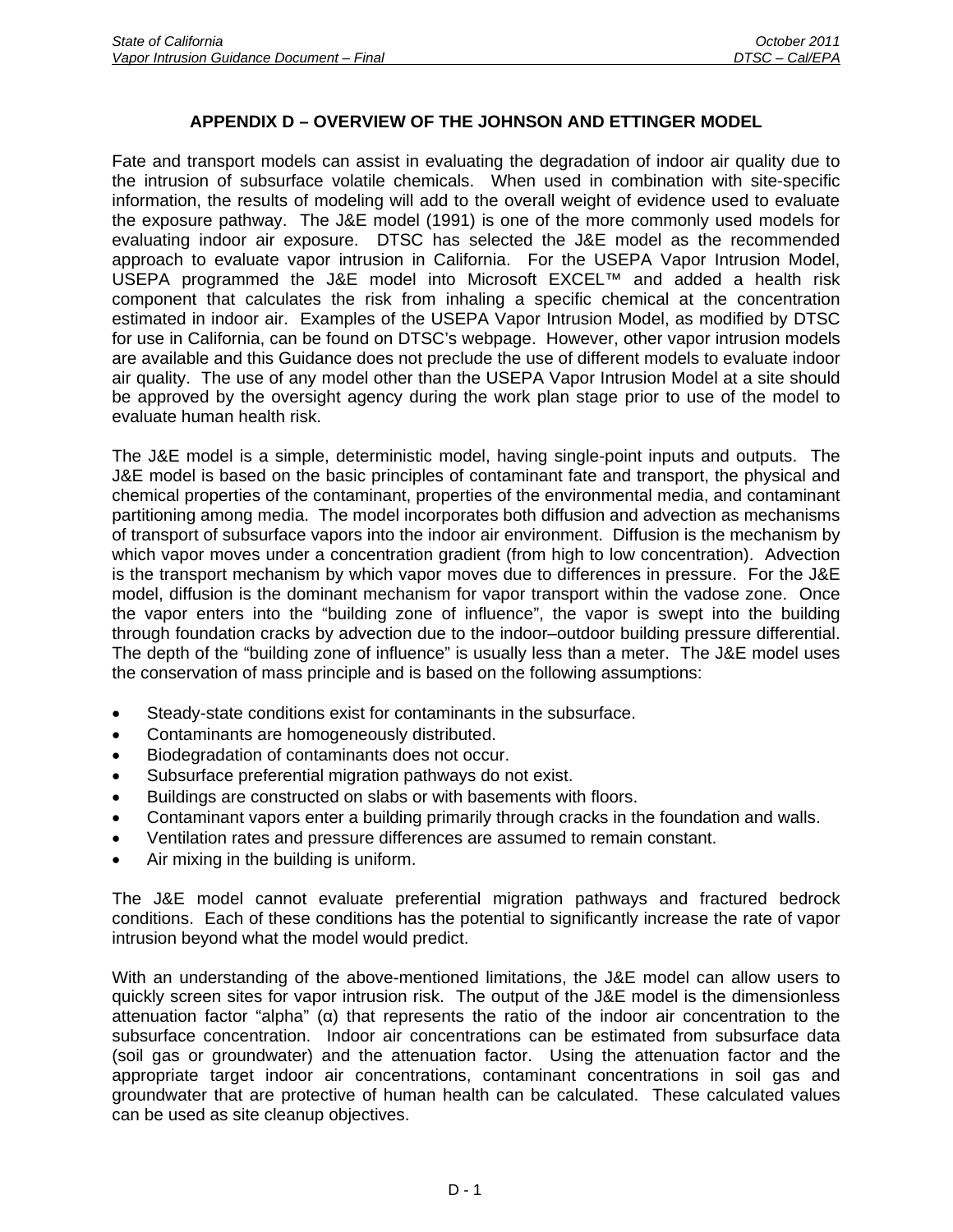# APPENDIX D – OVERVIEW OF THE JOHNSON AND ETTINGER MODEL

Fate and transport models can assist in evaluating the degradation of indoor air quality due to the intrusion of subsurface volatile chemicals. When used in combination with site-specific information, the results of modeling will add to the overall weight of evidence used to evaluate the exposure pathway. The J&E model (1991) is one of the more commonly used models for evaluating indoor air exposure. DTSC has selected the J&E model as the recommended approach to evaluate vapor intrusion in California. For the USEPA Vapor Intrusion Model, USEPA programmed the J&E model into Microsoft EXCEL™ and added a health risk component that calculates the risk from inhaling a specific chemical at the concentration estimated in indoor air. Examples of the USEPA Vapor Intrusion Model, as modified by DTSC for use in California, can be found on DTSC's webpage. However, other vapor intrusion models are available and this Guidance does not preclude the use of different models to evaluate indoor air quality. The use of any model other than the USEPA Vapor Intrusion Model at a site should be approved by the oversight agency during the work plan stage prior to use of the model to evaluate human health risk.

The J&E model is a simple, deterministic model, having single-point inputs and outputs. The J&E model is based on the basic principles of contaminant fate and transport, the physical and chemical properties of the contaminant, properties of the environmental media, and contaminant partitioning among media. The model incorporates both diffusion and advection as mechanisms of transport of subsurface vapors into the indoor air environment. Diffusion is the mechanism by which vapor moves under a concentration gradient (from high to low concentration). Advection is the transport mechanism by which vapor moves due to differences in pressure. For the J&E model, diffusion is the dominant mechanism for vapor transport within the vadose zone. Once the vapor enters into the "building zone of influence", the vapor is swept into the building through foundation cracks by advection due to the indoor–outdoor building pressure differential. The depth of the "building zone of influence" is usually less than a meter. The J&E model uses the conservation of mass principle and is based on the following assumptions:

- Steady-state conditions exist for contaminants in the subsurface.
- Contaminants are homogeneously distributed.
- Biodegradation of contaminants does not occur.
- Subsurface preferential migration pathways do not exist.
- Buildings are constructed on slabs or with basements with floors.
- Contaminant vapors enter a building primarily through cracks in the foundation and walls.
- Ventilation rates and pressure differences are assumed to remain constant.
- Air mixing in the building is uniform.

The J&E model cannot evaluate preferential migration pathways and fractured bedrock conditions. Each of these conditions has the potential to significantly increase the rate of vapor intrusion beyond what the model would predict.

With an understanding of the above-mentioned limitations, the J&E model can allow users to quickly screen sites for vapor intrusion risk. The output of the J&E model is the dimensionless attenuation factor "alpha" ($\alpha$) that represents the ratio of the indoor air concentration to the subsurface concentration. Indoor air concentrations can be estimated from subsurface data (soil gas or groundwater) and the attenuation factor. Using the attenuation factor and the appropriate target indoor air concentrations, contaminant concentrations in soil gas and groundwater that are protective of human health can be calculated. These calculated values can be used as site cleanup objectives.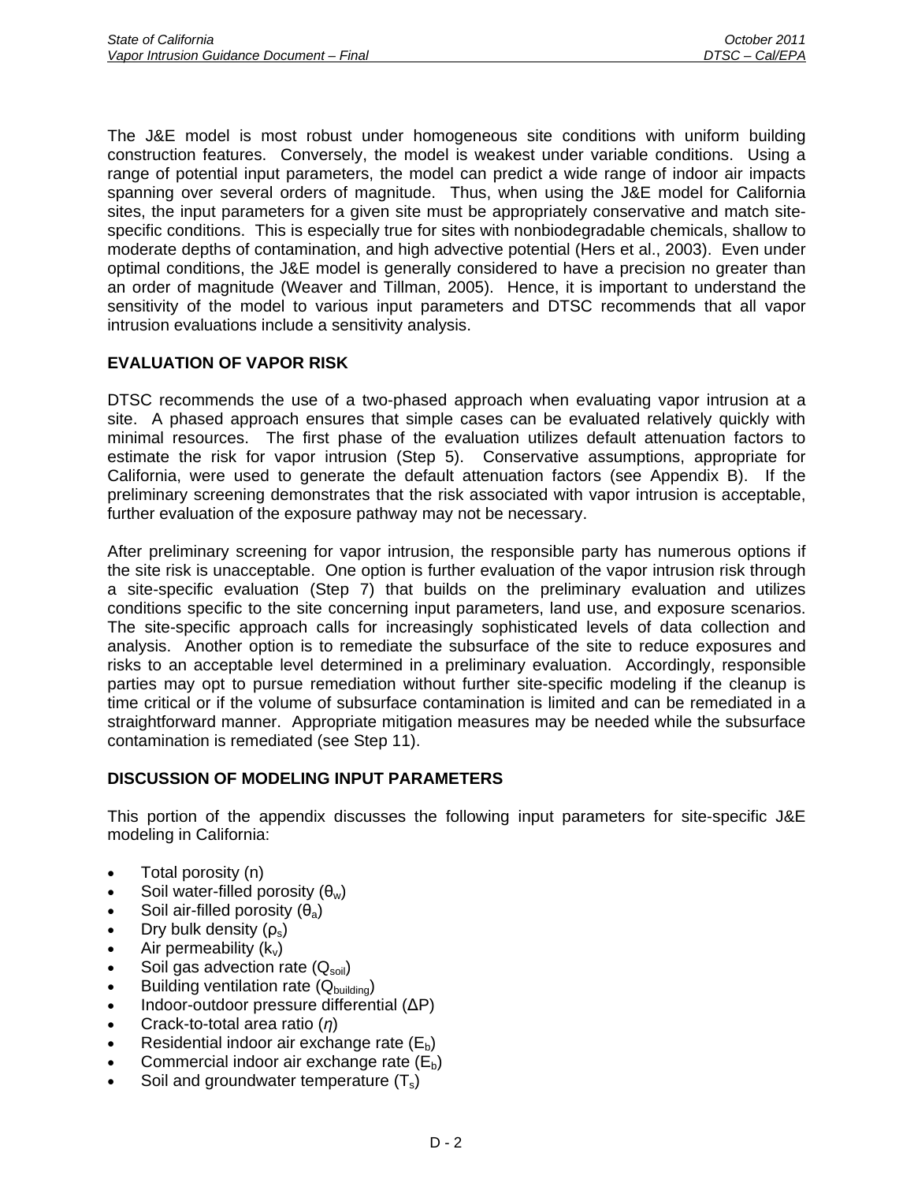The J&E model is most robust under homogeneous site conditions with uniform building construction features. Conversely, the model is weakest under variable conditions. Using a range of potential input parameters, the model can predict a wide range of indoor air impacts spanning over several orders of magnitude. Thus, when using the J&E model for California sites, the input parameters for a given site must be appropriately conservative and match site-specific conditions. This is especially true for sites with nonbiodegradable chemicals, shallow to moderate depths of contamination, and high advective potential (Hers et al., 2003). Even under optimal conditions, the J&E model is generally considered to have a precision no greater than an order of magnitude (Weaver and Tillman, 2005). Hence, it is important to understand the sensitivity of the model to various input parameters and DTSC recommends that all vapor intrusion evaluations include a sensitivity analysis.

**EVALUATION OF VAPOR RISK**

DTSC recommends the use of a two-phased approach when evaluating vapor intrusion at a site. A phased approach ensures that simple cases can be evaluated relatively quickly with minimal resources. The first phase of the evaluation utilizes default attenuation factors to estimate the risk for vapor intrusion (Step 5). Conservative assumptions, appropriate for California, were used to generate the default attenuation factors (see Appendix B). If the preliminary screening demonstrates that the risk associated with vapor intrusion is acceptable, further evaluation of the exposure pathway may not be necessary.

After preliminary screening for vapor intrusion, the responsible party has numerous options if the site risk is unacceptable. One option is further evaluation of the vapor intrusion risk through a site-specific evaluation (Step 7) that builds on the preliminary evaluation and utilizes conditions specific to the site concerning input parameters, land use, and exposure scenarios. The site-specific approach calls for increasingly sophisticated levels of data collection and analysis. Another option is to remediate the subsurface of the site to reduce exposures and risks to an acceptable level determined in a preliminary evaluation. Accordingly, responsible parties may opt to pursue remediation without further site-specific modeling if the cleanup is time critical or if the volume of subsurface contamination is limited and can be remediated in a straightforward manner. Appropriate mitigation measures may be needed while the subsurface contamination is remediated (see Step 11).

**DISCUSSION OF MODELING INPUT PARAMETERS**

This portion of the appendix discusses the following input parameters for site-specific J&E modeling in California:

- Total porosity (n)
- Soil water-filled porosity ($\theta_w$)
- Soil air-filled porosity ($\theta_a$)
- Dry bulk density ($\rho_s$)
- Air permeability ($k_v$)
- Soil gas advection rate ($Q_{soil}$)
- Building ventilation rate ($Q_{building}$)
- Indoor-outdoor pressure differential ($\Delta P$)
- Crack-to-total area ratio ($\eta$)
- Residential indoor air exchange rate ($E_b$)
- Commercial indoor air exchange rate ($E_b$)
- Soil and groundwater temperature ($T_s$)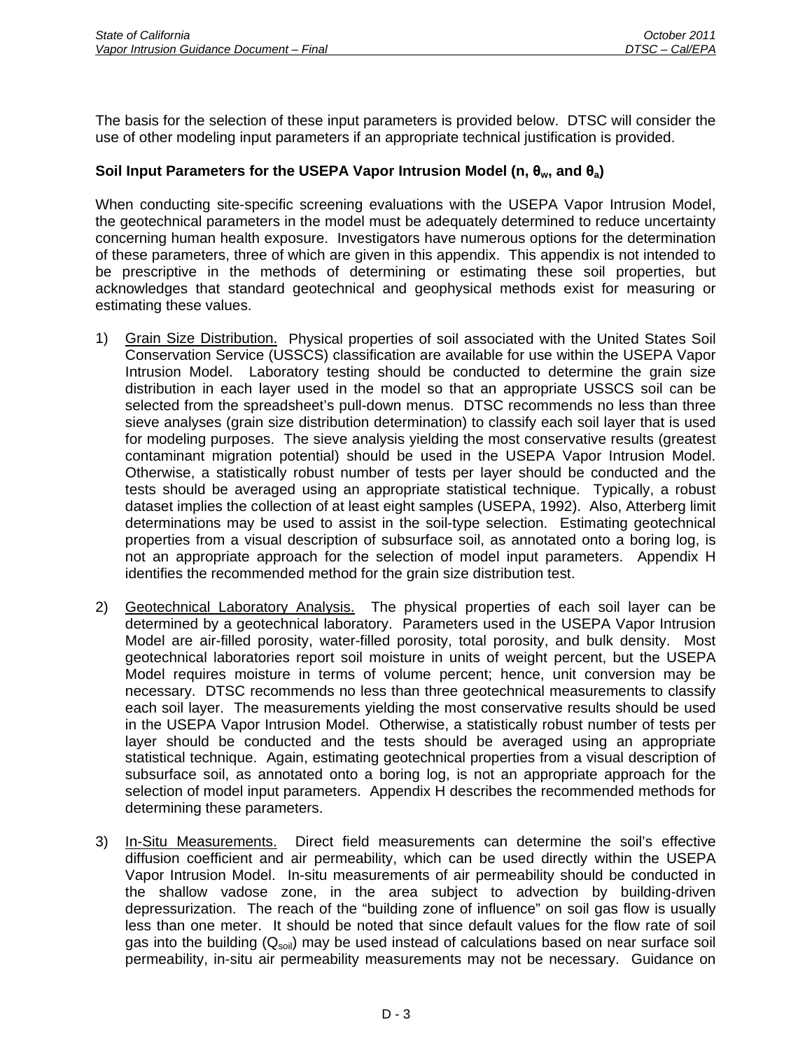The basis for the selection of these input parameters is provided below. DTSC will consider the use of other modeling input parameters if an appropriate technical justification is provided.

**Soil Input Parameters for the USEPA Vapor Intrusion Model (n, $\theta_w$, and $\theta_a$)**

When conducting site-specific screening evaluations with the USEPA Vapor Intrusion Model, the geotechnical parameters in the model must be adequately determined to reduce uncertainty concerning human health exposure. Investigators have numerous options for the determination of these parameters, three of which are given in this appendix. This appendix is not intended to be prescriptive in the methods of determining or estimating these soil properties, but acknowledges that standard geotechnical and geophysical methods exist for measuring or estimating these values.

1) Grain Size Distribution. Physical properties of soil associated with the United States Soil Conservation Service (USSCS) classification are available for use within the USEPA Vapor Intrusion Model. Laboratory testing should be conducted to determine the grain size distribution in each layer used in the model so that an appropriate USSCS soil can be selected from the spreadsheet's pull-down menus. DTSC recommends no less than three sieve analyses (grain size distribution determination) to classify each soil layer that is used for modeling purposes. The sieve analysis yielding the most conservative results (greatest contaminant migration potential) should be used in the USEPA Vapor Intrusion Model. Otherwise, a statistically robust number of tests per layer should be conducted and the tests should be averaged using an appropriate statistical technique. Typically, a robust dataset implies the collection of at least eight samples (USEPA, 1992). Also, Atterberg limit determinations may be used to assist in the soil-type selection. Estimating geotechnical properties from a visual description of subsurface soil, as annotated onto a boring log, is not an appropriate approach for the selection of model input parameters. Appendix H identifies the recommended method for the grain size distribution test.

2) Geotechnical Laboratory Analysis. The physical properties of each soil layer can be determined by a geotechnical laboratory. Parameters used in the USEPA Vapor Intrusion Model are air-filled porosity, water-filled porosity, total porosity, and bulk density. Most geotechnical laboratories report soil moisture in units of weight percent, but the USEPA Model requires moisture in terms of volume percent; hence, unit conversion may be necessary. DTSC recommends no less than three geotechnical measurements to classify each soil layer. The measurements yielding the most conservative results should be used in the USEPA Vapor Intrusion Model. Otherwise, a statistically robust number of tests per layer should be conducted and the tests should be averaged using an appropriate statistical technique. Again, estimating geotechnical properties from a visual description of subsurface soil, as annotated onto a boring log, is not an appropriate approach for the selection of model input parameters. Appendix H describes the recommended methods for determining these parameters.

3) In-Situ Measurements. Direct field measurements can determine the soil's effective diffusion coefficient and air permeability, which can be used directly within the USEPA Vapor Intrusion Model. In-situ measurements of air permeability should be conducted in the shallow vadose zone, in the area subject to advection by building-driven depressurization. The reach of the "building zone of influence" on soil gas flow is usually less than one meter. It should be noted that since default values for the flow rate of soil gas into the building ($Q_{soil}$) may be used instead of calculations based on near surface soil permeability, in-situ air permeability measurements may not be necessary. Guidance on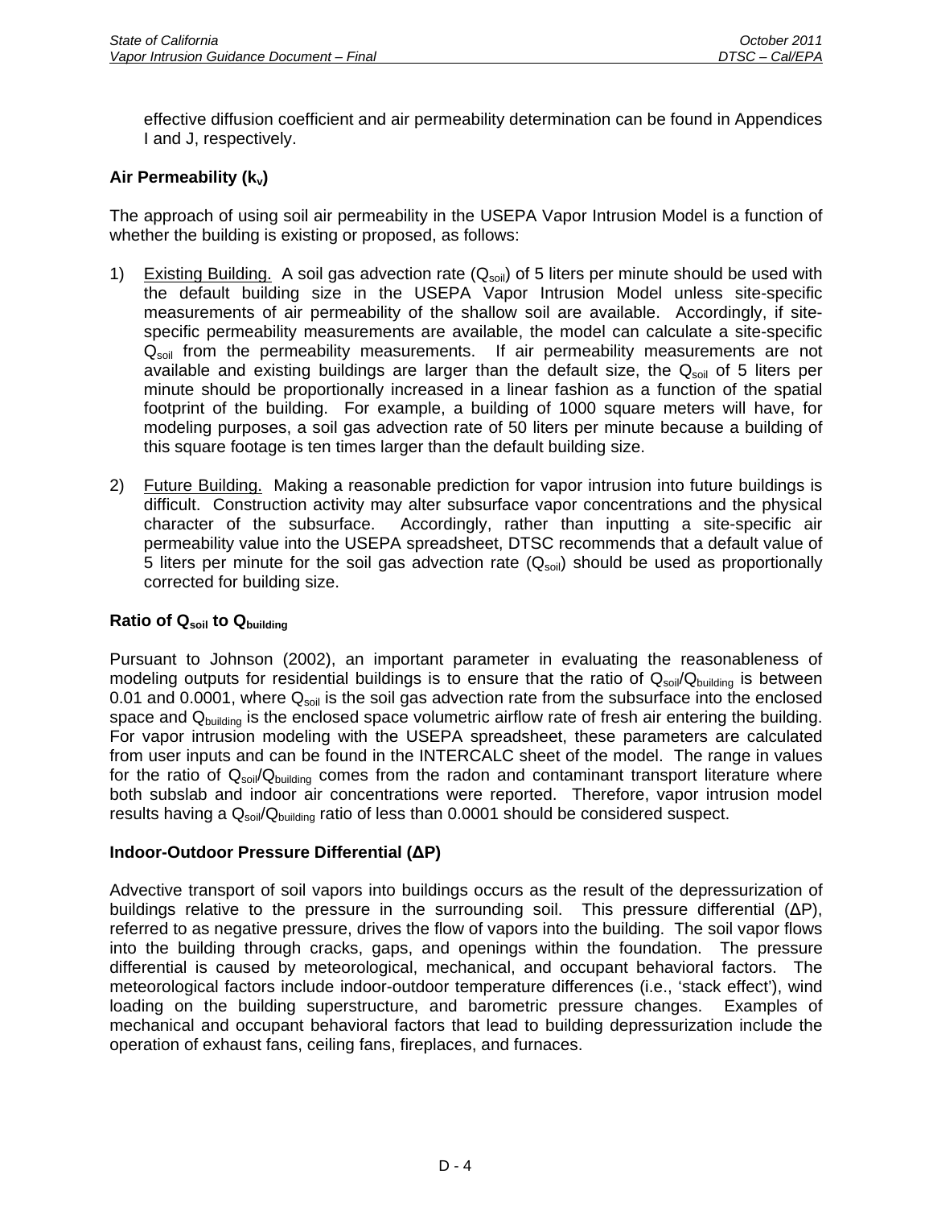effective diffusion coefficient and air permeability determination can be found in Appendices I and J, respectively.

**Air Permeability ($k_v$)**

The approach of using soil air permeability in the USEPA Vapor Intrusion Model is a function of whether the building is existing or proposed, as follows:

1) Existing Building. A soil gas advection rate ($Q_{soil}$) of 5 liters per minute should be used with the default building size in the USEPA Vapor Intrusion Model unless site-specific measurements of air permeability of the shallow soil are available. Accordingly, if site-specific permeability measurements are available, the model can calculate a site-specific $Q_{soil}$ from the permeability measurements. If air permeability measurements are not available and existing buildings are larger than the default size, the $Q_{soil}$ of 5 liters per minute should be proportionally increased in a linear fashion as a function of the spatial footprint of the building. For example, a building of 1000 square meters will have, for modeling purposes, a soil gas advection rate of 50 liters per minute because a building of this square footage is ten times larger than the default building size.

2) Future Building. Making a reasonable prediction for vapor intrusion into future buildings is difficult. Construction activity may alter subsurface vapor concentrations and the physical character of the subsurface. Accordingly, rather than inputting a site-specific air permeability value into the USEPA spreadsheet, DTSC recommends that a default value of 5 liters per minute for the soil gas advection rate ($Q_{soil}$) should be used as proportionally corrected for building size.

**Ratio of $Q_{soil}$ to $Q_{building}$**

Pursuant to Johnson (2002), an important parameter in evaluating the reasonableness of modeling outputs for residential buildings is to ensure that the ratio of $Q_{soil}/Q_{building}$ is between 0.01 and 0.0001, where $Q_{soil}$ is the soil gas advection rate from the subsurface into the enclosed space and $Q_{building}$ is the enclosed space volumetric airflow rate of fresh air entering the building. For vapor intrusion modeling with the USEPA spreadsheet, these parameters are calculated from user inputs and can be found in the INTERCALC sheet of the model. The range in values for the ratio of $Q_{soil}/Q_{building}$ comes from the radon and contaminant transport literature where both subslab and indoor air concentrations were reported. Therefore, vapor intrusion model results having a $Q_{soil}/Q_{building}$ ratio of less than 0.0001 should be considered suspect.

**Indoor-Outdoor Pressure Differential ($\Delta P$)**

Advective transport of soil vapors into buildings occurs as the result of the depressurization of buildings relative to the pressure in the surrounding soil. This pressure differential ($\Delta P$), referred to as negative pressure, drives the flow of vapors into the building. The soil vapor flows into the building through cracks, gaps, and openings within the foundation. The pressure differential is caused by meteorological, mechanical, and occupant behavioral factors. The meteorological factors include indoor-outdoor temperature differences (i.e., 'stack effect'), wind loading on the building superstructure, and barometric pressure changes. Examples of mechanical and occupant behavioral factors that lead to building depressurization include the operation of exhaust fans, ceiling fans, fireplaces, and furnaces.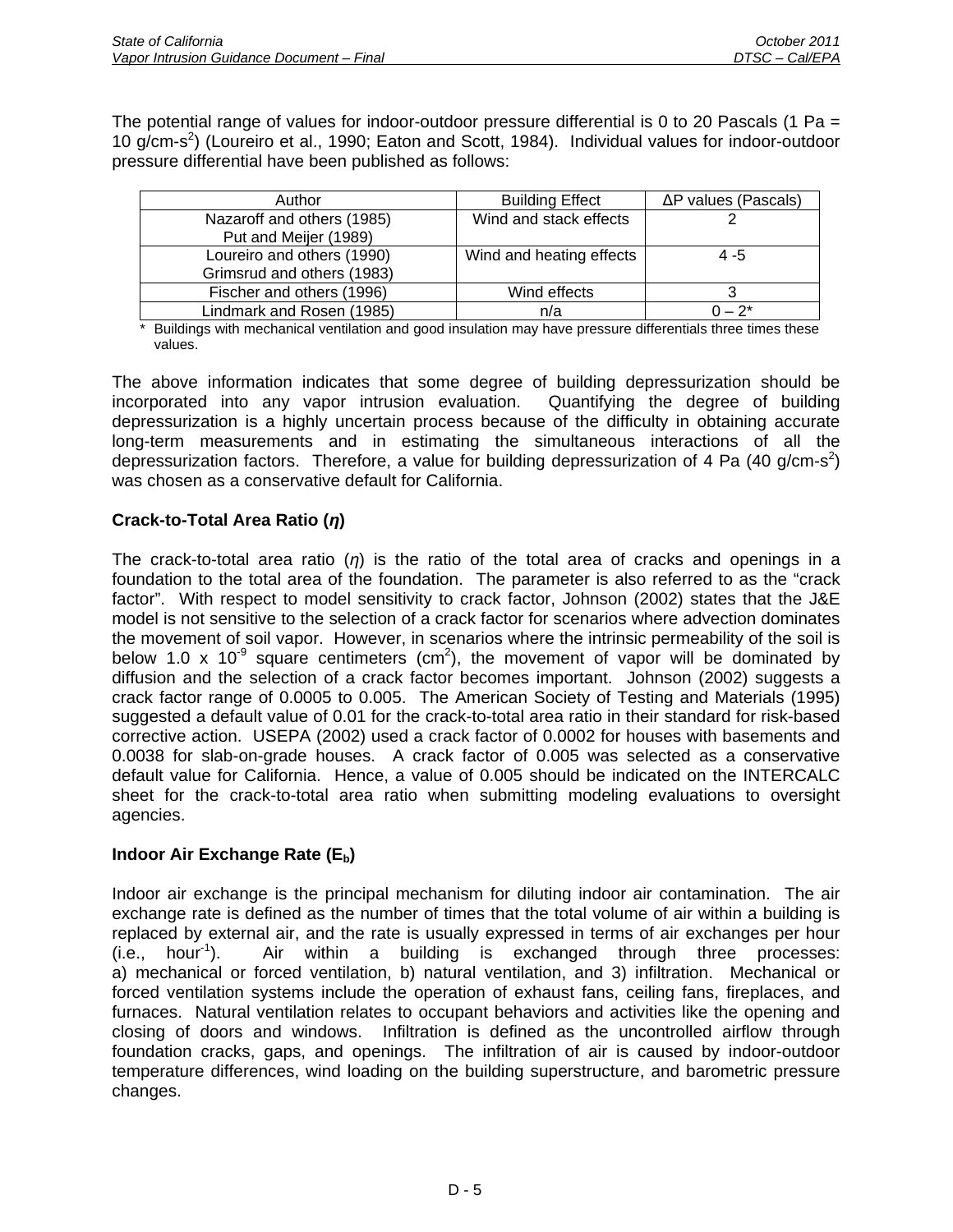The potential range of values for indoor-outdoor pressure differential is 0 to 20 Pascals (1 Pa = 10 g/cm-s$^2$) (Loureiro et al., 1990; Eaton and Scott, 1984). Individual values for indoor-outdoor pressure differential have been published as follows:

| Author | Building Effect | ΔP values (Pascals) |
|---|---|---|
| Nazaroff and others (1985)<br>Put and Meijer (1989) | Wind and stack effects | 2 |
| Loureiro and others (1990)<br>Grimsrud and others (1983) | Wind and heating effects | 4 -5 |
| Fischer and others (1996) | Wind effects | 3 |
| Lindmark and Rosen (1985) | n/a | 0 – 2* |

\* Buildings with mechanical ventilation and good insulation may have pressure differentials three times these values.

The above information indicates that some degree of building depressurization should be incorporated into any vapor intrusion evaluation. Quantifying the degree of building depressurization is a highly uncertain process because of the difficulty in obtaining accurate long-term measurements and in estimating the simultaneous interactions of all the depressurization factors. Therefore, a value for building depressurization of 4 Pa (40 g/cm-s$^2$) was chosen as a conservative default for California.

### Crack-to-Total Area Ratio (*η*)

The crack-to-total area ratio (*η*) is the ratio of the total area of cracks and openings in a foundation to the total area of the foundation. The parameter is also referred to as the "crack factor". With respect to model sensitivity to crack factor, Johnson (2002) states that the J&E model is not sensitive to the selection of a crack factor for scenarios where advection dominates the movement of soil vapor. However, in scenarios where the intrinsic permeability of the soil is below 1.0 x $10^{-9}$ square centimeters (cm$^2$), the movement of vapor will be dominated by diffusion and the selection of a crack factor becomes important. Johnson (2002) suggests a crack factor range of 0.0005 to 0.005. The American Society of Testing and Materials (1995) suggested a default value of 0.01 for the crack-to-total area ratio in their standard for risk-based corrective action. USEPA (2002) used a crack factor of 0.0002 for houses with basements and 0.0038 for slab-on-grade houses. A crack factor of 0.005 was selected as a conservative default value for California. Hence, a value of 0.005 should be indicated on the INTERCALC sheet for the crack-to-total area ratio when submitting modeling evaluations to oversight agencies.

### Indoor Air Exchange Rate ($E_b$)

Indoor air exchange is the principal mechanism for diluting indoor air contamination. The air exchange rate is defined as the number of times that the total volume of air within a building is replaced by external air, and the rate is usually expressed in terms of air exchanges per hour (i.e., hour$^{-1}$). Air within a building is exchanged through three processes: a) mechanical or forced ventilation, b) natural ventilation, and 3) infiltration. Mechanical or forced ventilation systems include the operation of exhaust fans, ceiling fans, fireplaces, and furnaces. Natural ventilation relates to occupant behaviors and activities like the opening and closing of doors and windows. Infiltration is defined as the uncontrolled airflow through foundation cracks, gaps, and openings. The infiltration of air is caused by indoor-outdoor temperature differences, wind loading on the building superstructure, and barometric pressure changes.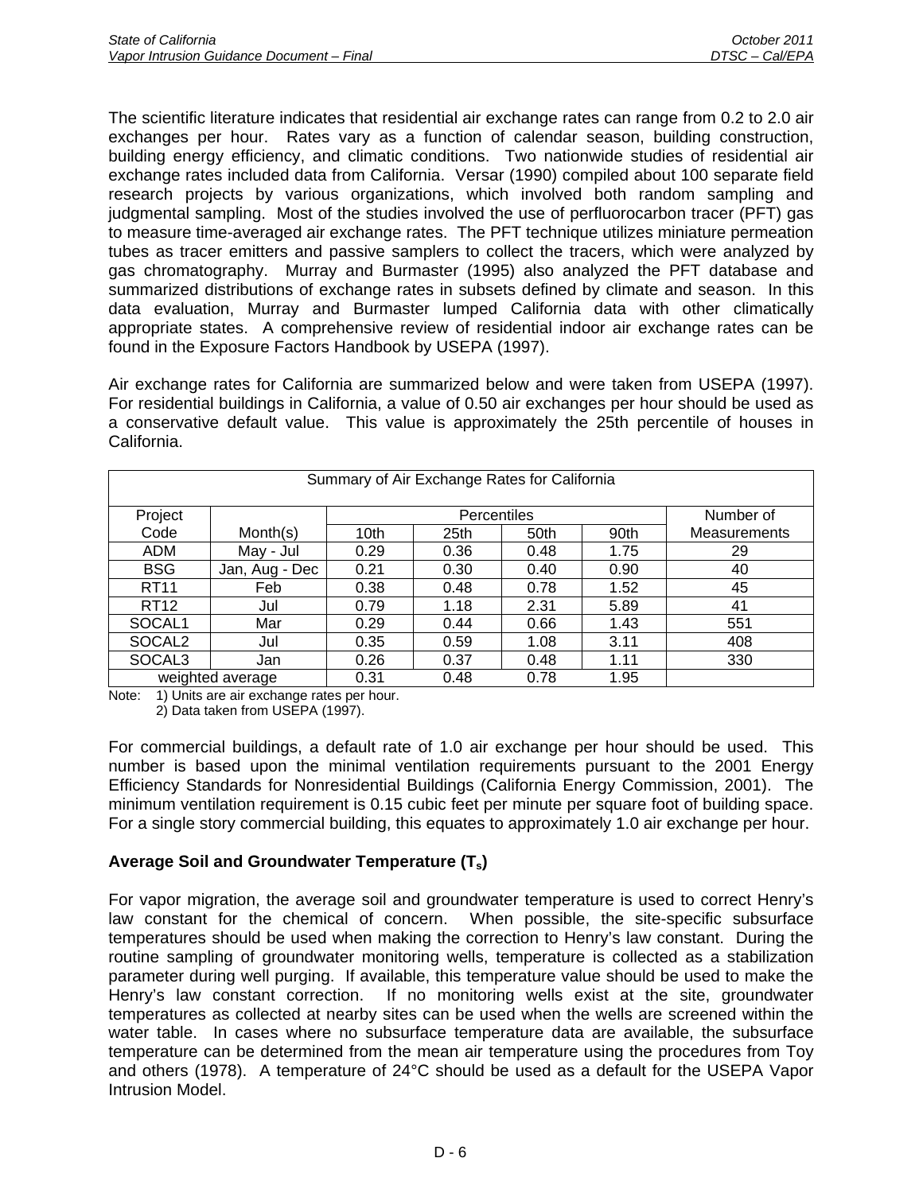The scientific literature indicates that residential air exchange rates can range from 0.2 to 2.0 air exchanges per hour. Rates vary as a function of calendar season, building construction, building energy efficiency, and climatic conditions. Two nationwide studies of residential air exchange rates included data from California. Versar (1990) compiled about 100 separate field research projects by various organizations, which involved both random sampling and judgmental sampling. Most of the studies involved the use of perfluorocarbon tracer (PFT) gas to measure time-averaged air exchange rates. The PFT technique utilizes miniature permeation tubes as tracer emitters and passive samplers to collect the tracers, which were analyzed by gas chromatography. Murray and Burmaster (1995) also analyzed the PFT database and summarized distributions of exchange rates in subsets defined by climate and season. In this data evaluation, Murray and Burmaster lumped California data with other climatically appropriate states. A comprehensive review of residential indoor air exchange rates can be found in the Exposure Factors Handbook by USEPA (1997).

Air exchange rates for California are summarized below and were taken from USEPA (1997). For residential buildings in California, a value of 0.50 air exchanges per hour should be used as a conservative default value. This value is approximately the 25th percentile of houses in California.

Summary of Air Exchange Rates for California

| Project Code | Month(s) | Percentiles 10th | 25th | 50th | 90th | Number of Measurements |
|---|---|---|---|---|---|---|
| ADM | May - Jul | 0.29 | 0.36 | 0.48 | 1.75 | 29 |
| BSG | Jan, Aug - Dec | 0.21 | 0.30 | 0.40 | 0.90 | 40 |
| RT11 | Feb | 0.38 | 0.48 | 0.78 | 1.52 | 45 |
| RT12 | Jul | 0.79 | 1.18 | 2.31 | 5.89 | 41 |
| SOCAL1 | Mar | 0.29 | 0.44 | 0.66 | 1.43 | 551 |
| SOCAL2 | Jul | 0.35 | 0.59 | 1.08 | 3.11 | 408 |
| SOCAL3 | Jan | 0.26 | 0.37 | 0.48 | 1.11 | 330 |
| weighted average | | 0.31 | 0.48 | 0.78 | 1.95 | |

Note: 1) Units are air exchange rates per hour.
2) Data taken from USEPA (1997).

For commercial buildings, a default rate of 1.0 air exchange per hour should be used. This number is based upon the minimal ventilation requirements pursuant to the 2001 Energy Efficiency Standards for Nonresidential Buildings (California Energy Commission, 2001). The minimum ventilation requirement is 0.15 cubic feet per minute per square foot of building space. For a single story commercial building, this equates to approximately 1.0 air exchange per hour.

**Average Soil and Groundwater Temperature ($T_s$)**

For vapor migration, the average soil and groundwater temperature is used to correct Henry's law constant for the chemical of concern. When possible, the site-specific subsurface temperatures should be used when making the correction to Henry's law constant. During the routine sampling of groundwater monitoring wells, temperature is collected as a stabilization parameter during well purging. If available, this temperature value should be used to make the Henry's law constant correction. If no monitoring wells exist at the site, groundwater temperatures as collected at nearby sites can be used when the wells are screened within the water table. In cases where no subsurface temperature data are available, the subsurface temperature can be determined from the mean air temperature using the procedures from Toy and others (1978). A temperature of 24°C should be used as a default for the USEPA Vapor Intrusion Model.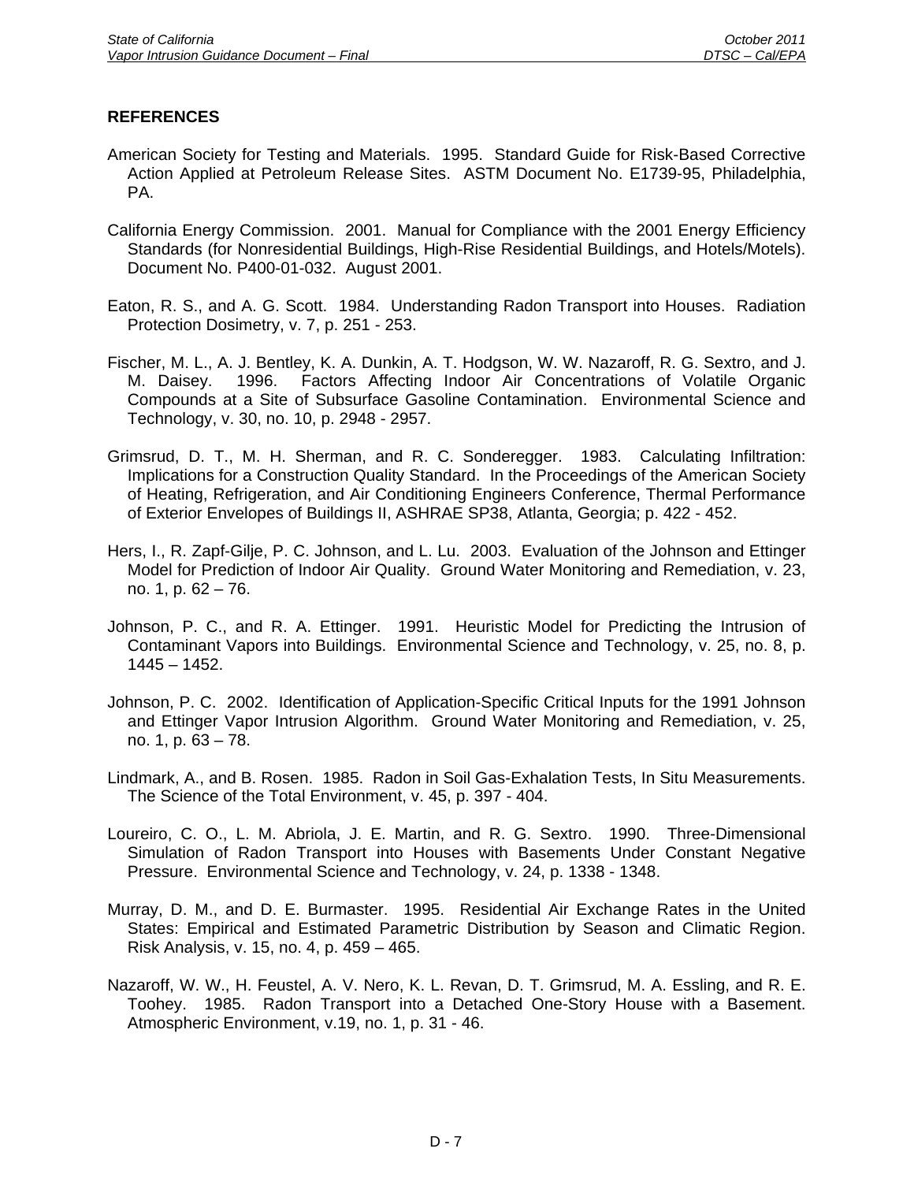## REFERENCES

American Society for Testing and Materials. 1995. Standard Guide for Risk-Based Corrective Action Applied at Petroleum Release Sites. ASTM Document No. E1739-95, Philadelphia, PA.

California Energy Commission. 2001. Manual for Compliance with the 2001 Energy Efficiency Standards (for Nonresidential Buildings, High-Rise Residential Buildings, and Hotels/Motels). Document No. P400-01-032. August 2001.

Eaton, R. S., and A. G. Scott. 1984. Understanding Radon Transport into Houses. Radiation Protection Dosimetry, v. 7, p. 251 - 253.

Fischer, M. L., A. J. Bentley, K. A. Dunkin, A. T. Hodgson, W. W. Nazaroff, R. G. Sextro, and J. M. Daisey. 1996. Factors Affecting Indoor Air Concentrations of Volatile Organic Compounds at a Site of Subsurface Gasoline Contamination. Environmental Science and Technology, v. 30, no. 10, p. 2948 - 2957.

Grimsrud, D. T., M. H. Sherman, and R. C. Sonderegger. 1983. Calculating Infiltration: Implications for a Construction Quality Standard. In the Proceedings of the American Society of Heating, Refrigeration, and Air Conditioning Engineers Conference, Thermal Performance of Exterior Envelopes of Buildings II, ASHRAE SP38, Atlanta, Georgia; p. 422 - 452.

Hers, I., R. Zapf-Gilje, P. C. Johnson, and L. Lu. 2003. Evaluation of the Johnson and Ettinger Model for Prediction of Indoor Air Quality. Ground Water Monitoring and Remediation, v. 23, no. 1, p. 62 – 76.

Johnson, P. C., and R. A. Ettinger. 1991. Heuristic Model for Predicting the Intrusion of Contaminant Vapors into Buildings. Environmental Science and Technology, v. 25, no. 8, p. 1445 – 1452.

Johnson, P. C. 2002. Identification of Application-Specific Critical Inputs for the 1991 Johnson and Ettinger Vapor Intrusion Algorithm. Ground Water Monitoring and Remediation, v. 25, no. 1, p. 63 – 78.

Lindmark, A., and B. Rosen. 1985. Radon in Soil Gas-Exhalation Tests, In Situ Measurements. The Science of the Total Environment, v. 45, p. 397 - 404.

Loureiro, C. O., L. M. Abriola, J. E. Martin, and R. G. Sextro. 1990. Three-Dimensional Simulation of Radon Transport into Houses with Basements Under Constant Negative Pressure. Environmental Science and Technology, v. 24, p. 1338 - 1348.

Murray, D. M., and D. E. Burmaster. 1995. Residential Air Exchange Rates in the United States: Empirical and Estimated Parametric Distribution by Season and Climatic Region. Risk Analysis, v. 15, no. 4, p. 459 – 465.

Nazaroff, W. W., H. Feustel, A. V. Nero, K. L. Revan, D. T. Grimsrud, M. A. Essling, and R. E. Toohey. 1985. Radon Transport into a Detached One-Story House with a Basement. Atmospheric Environment, v.19, no. 1, p. 31 - 46.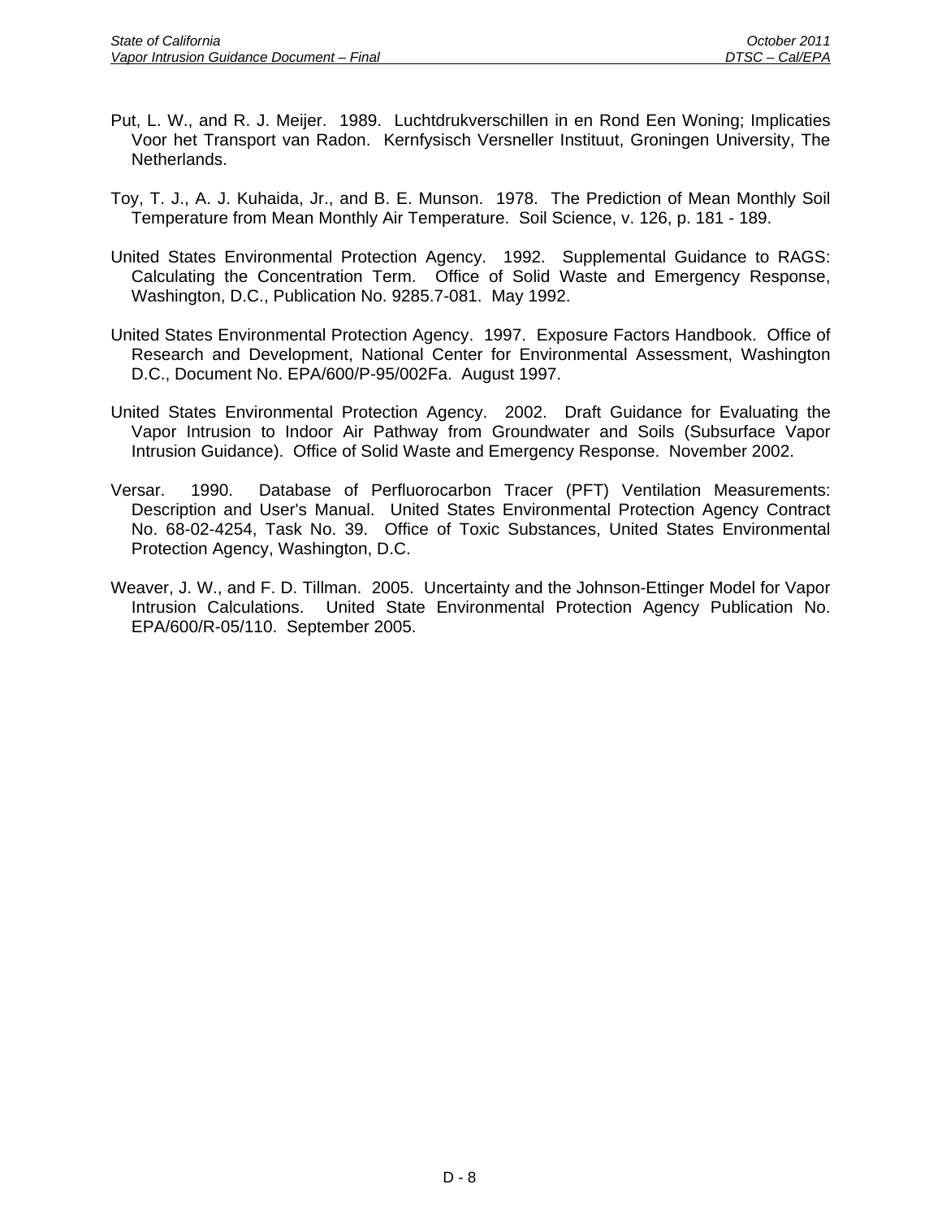Put, L. W., and R. J. Meijer. 1989. Luchtdrukverschillen in en Rond Een Woning; Implicaties Voor het Transport van Radon. Kernfysisch Versneller Instituut, Groningen University, The Netherlands.

Toy, T. J., A. J. Kuhaida, Jr., and B. E. Munson. 1978. The Prediction of Mean Monthly Soil Temperature from Mean Monthly Air Temperature. Soil Science, v. 126, p. 181 - 189.

United States Environmental Protection Agency. 1992. Supplemental Guidance to RAGS: Calculating the Concentration Term. Office of Solid Waste and Emergency Response, Washington, D.C., Publication No. 9285.7-081. May 1992.

United States Environmental Protection Agency. 1997. Exposure Factors Handbook. Office of Research and Development, National Center for Environmental Assessment, Washington D.C., Document No. EPA/600/P-95/002Fa. August 1997.

United States Environmental Protection Agency. 2002. Draft Guidance for Evaluating the Vapor Intrusion to Indoor Air Pathway from Groundwater and Soils (Subsurface Vapor Intrusion Guidance). Office of Solid Waste and Emergency Response. November 2002.

Versar. 1990. Database of Perfluorocarbon Tracer (PFT) Ventilation Measurements: Description and User's Manual. United States Environmental Protection Agency Contract No. 68-02-4254, Task No. 39. Office of Toxic Substances, United States Environmental Protection Agency, Washington, D.C.

Weaver, J. W., and F. D. Tillman. 2005. Uncertainty and the Johnson-Ettinger Model for Vapor Intrusion Calculations. United State Environmental Protection Agency Publication No. EPA/600/R-05/110. September 2005.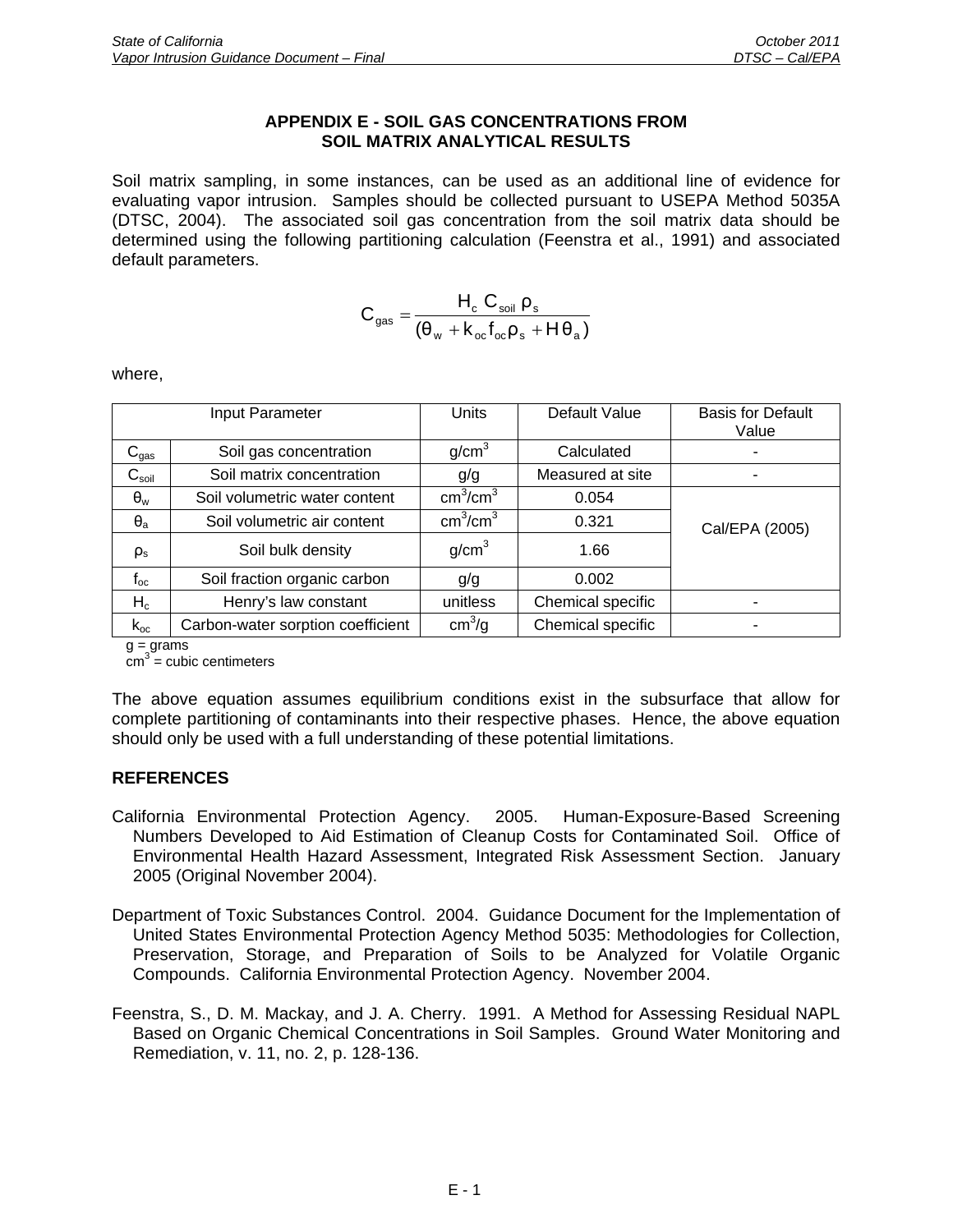# APPENDIX E - SOIL GAS CONCENTRATIONS FROM SOIL MATRIX ANALYTICAL RESULTS

Soil matrix sampling, in some instances, can be used as an additional line of evidence for evaluating vapor intrusion. Samples should be collected pursuant to USEPA Method 5035A (DTSC, 2004). The associated soil gas concentration from the soil matrix data should be determined using the following partitioning calculation (Feenstra et al., 1991) and associated default parameters.

$$C_{gas} = \frac{H_c \, C_{soil} \, \rho_s}{(\theta_w + k_{oc} f_{oc} \rho_s + H \theta_a)}$$

where,

| Input Parameter | | Units | Default Value | Basis for Default Value |
|---|---|---|---|---|
| $C_{gas}$ | Soil gas concentration | $g/cm^3$ | Calculated | - |
| $C_{soil}$ | Soil matrix concentration | g/g | Measured at site | - |
| $\theta_w$ | Soil volumetric water content | $cm^3/cm^3$ | 0.054 | Cal/EPA (2005) |
| $\theta_a$ | Soil volumetric air content | $cm^3/cm^3$ | 0.321 | |
| $\rho_s$ | Soil bulk density | $g/cm^3$ | 1.66 | |
| $f_{oc}$ | Soil fraction organic carbon | g/g | 0.002 | |
| $H_c$ | Henry's law constant | unitless | Chemical specific | - |
| $k_{oc}$ | Carbon-water sorption coefficient | $cm^3/g$ | Chemical specific | - |

g = grams
$cm^3$ = cubic centimeters

The above equation assumes equilibrium conditions exist in the subsurface that allow for complete partitioning of contaminants into their respective phases. Hence, the above equation should only be used with a full understanding of these potential limitations.

## REFERENCES

California Environmental Protection Agency. 2005. Human-Exposure-Based Screening Numbers Developed to Aid Estimation of Cleanup Costs for Contaminated Soil. Office of Environmental Health Hazard Assessment, Integrated Risk Assessment Section. January 2005 (Original November 2004).

Department of Toxic Substances Control. 2004. Guidance Document for the Implementation of United States Environmental Protection Agency Method 5035: Methodologies for Collection, Preservation, Storage, and Preparation of Soils to be Analyzed for Volatile Organic Compounds. California Environmental Protection Agency. November 2004.

Feenstra, S., D. M. Mackay, and J. A. Cherry. 1991. A Method for Assessing Residual NAPL Based on Organic Chemical Concentrations in Soil Samples. Ground Water Monitoring and Remediation, v. 11, no. 2, p. 128-136.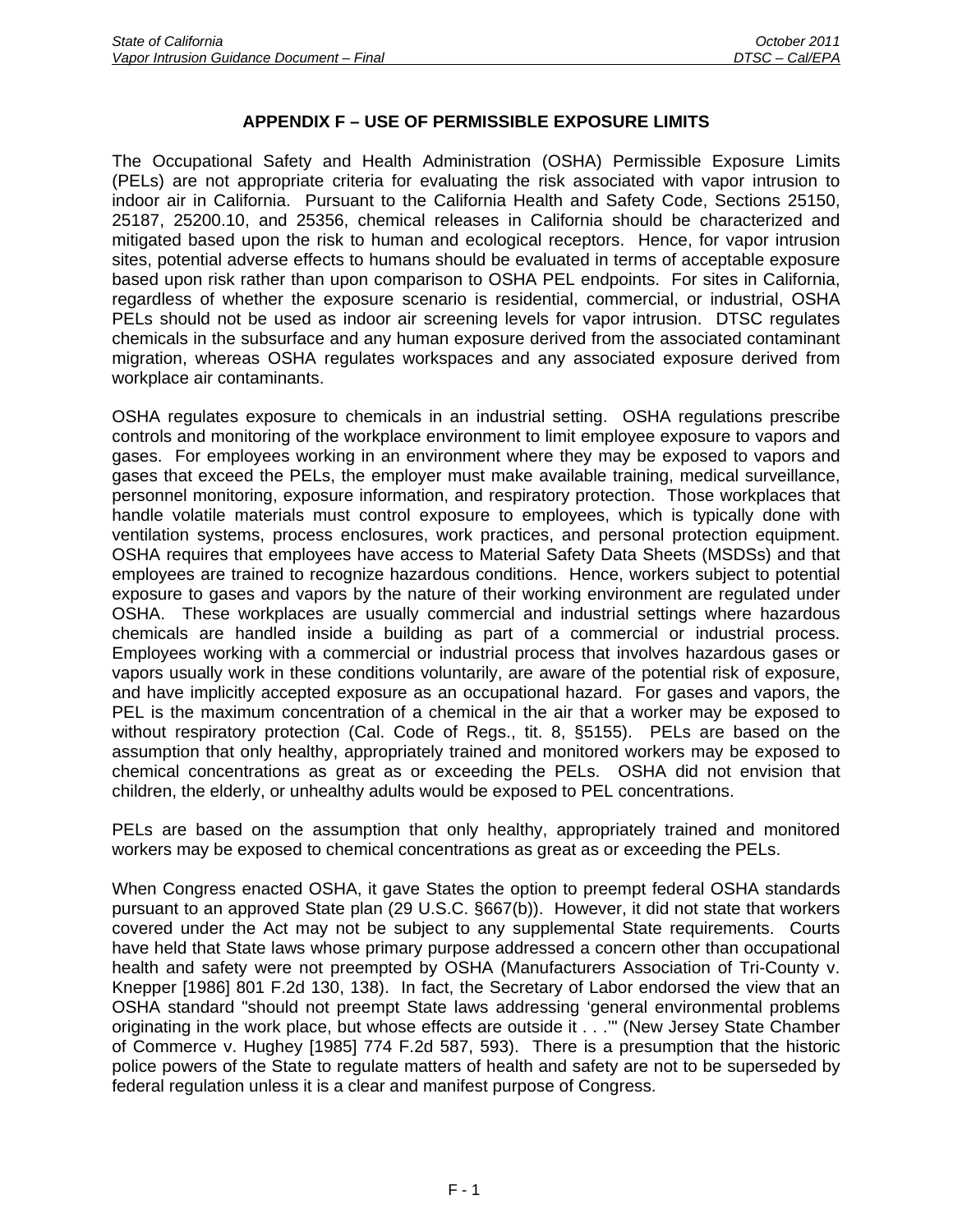## APPENDIX F – USE OF PERMISSIBLE EXPOSURE LIMITS

The Occupational Safety and Health Administration (OSHA) Permissible Exposure Limits (PELs) are not appropriate criteria for evaluating the risk associated with vapor intrusion to indoor air in California. Pursuant to the California Health and Safety Code, Sections 25150, 25187, 25200.10, and 25356, chemical releases in California should be characterized and mitigated based upon the risk to human and ecological receptors. Hence, for vapor intrusion sites, potential adverse effects to humans should be evaluated in terms of acceptable exposure based upon risk rather than upon comparison to OSHA PEL endpoints. For sites in California, regardless of whether the exposure scenario is residential, commercial, or industrial, OSHA PELs should not be used as indoor air screening levels for vapor intrusion. DTSC regulates chemicals in the subsurface and any human exposure derived from the associated contaminant migration, whereas OSHA regulates workspaces and any associated exposure derived from workplace air contaminants.

OSHA regulates exposure to chemicals in an industrial setting. OSHA regulations prescribe controls and monitoring of the workplace environment to limit employee exposure to vapors and gases. For employees working in an environment where they may be exposed to vapors and gases that exceed the PELs, the employer must make available training, medical surveillance, personnel monitoring, exposure information, and respiratory protection. Those workplaces that handle volatile materials must control exposure to employees, which is typically done with ventilation systems, process enclosures, work practices, and personal protection equipment. OSHA requires that employees have access to Material Safety Data Sheets (MSDSs) and that employees are trained to recognize hazardous conditions. Hence, workers subject to potential exposure to gases and vapors by the nature of their working environment are regulated under OSHA. These workplaces are usually commercial and industrial settings where hazardous chemicals are handled inside a building as part of a commercial or industrial process. Employees working with a commercial or industrial process that involves hazardous gases or vapors usually work in these conditions voluntarily, are aware of the potential risk of exposure, and have implicitly accepted exposure as an occupational hazard. For gases and vapors, the PEL is the maximum concentration of a chemical in the air that a worker may be exposed to without respiratory protection (Cal. Code of Regs., tit. 8, §5155). PELs are based on the assumption that only healthy, appropriately trained and monitored workers may be exposed to chemical concentrations as great as or exceeding the PELs. OSHA did not envision that children, the elderly, or unhealthy adults would be exposed to PEL concentrations.

PELs are based on the assumption that only healthy, appropriately trained and monitored workers may be exposed to chemical concentrations as great as or exceeding the PELs.

When Congress enacted OSHA, it gave States the option to preempt federal OSHA standards pursuant to an approved State plan (29 U.S.C. §667(b)). However, it did not state that workers covered under the Act may not be subject to any supplemental State requirements. Courts have held that State laws whose primary purpose addressed a concern other than occupational health and safety were not preempted by OSHA (Manufacturers Association of Tri-County v. Knepper [1986] 801 F.2d 130, 138). In fact, the Secretary of Labor endorsed the view that an OSHA standard "should not preempt State laws addressing 'general environmental problems originating in the work place, but whose effects are outside it . . .'" (New Jersey State Chamber of Commerce v. Hughey [1985] 774 F.2d 587, 593). There is a presumption that the historic police powers of the State to regulate matters of health and safety are not to be superseded by federal regulation unless it is a clear and manifest purpose of Congress.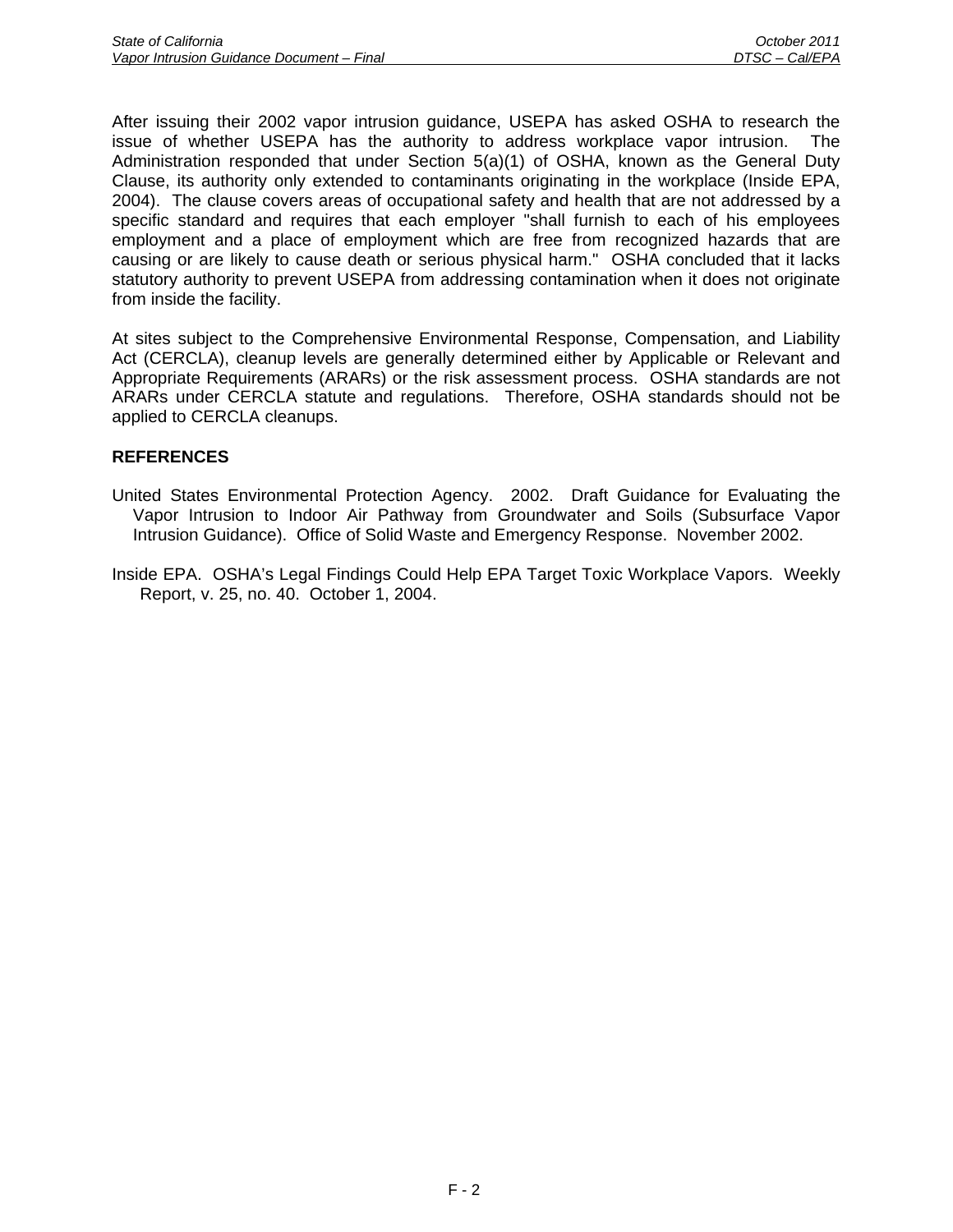After issuing their 2002 vapor intrusion guidance, USEPA has asked OSHA to research the issue of whether USEPA has the authority to address workplace vapor intrusion. The Administration responded that under Section 5(a)(1) of OSHA, known as the General Duty Clause, its authority only extended to contaminants originating in the workplace (Inside EPA, 2004). The clause covers areas of occupational safety and health that are not addressed by a specific standard and requires that each employer "shall furnish to each of his employees employment and a place of employment which are free from recognized hazards that are causing or are likely to cause death or serious physical harm." OSHA concluded that it lacks statutory authority to prevent USEPA from addressing contamination when it does not originate from inside the facility.

At sites subject to the Comprehensive Environmental Response, Compensation, and Liability Act (CERCLA), cleanup levels are generally determined either by Applicable or Relevant and Appropriate Requirements (ARARs) or the risk assessment process. OSHA standards are not ARARs under CERCLA statute and regulations. Therefore, OSHA standards should not be applied to CERCLA cleanups.

**REFERENCES**

United States Environmental Protection Agency. 2002. Draft Guidance for Evaluating the Vapor Intrusion to Indoor Air Pathway from Groundwater and Soils (Subsurface Vapor Intrusion Guidance). Office of Solid Waste and Emergency Response. November 2002.

Inside EPA. OSHA's Legal Findings Could Help EPA Target Toxic Workplace Vapors. Weekly Report, v. 25, no. 40. October 1, 2004.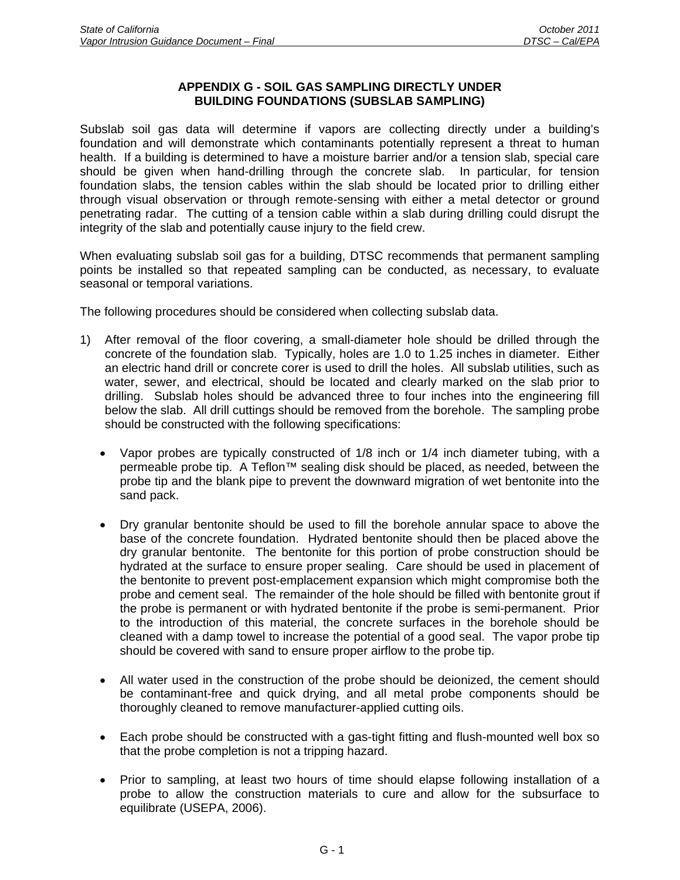# APPENDIX G - SOIL GAS SAMPLING DIRECTLY UNDER BUILDING FOUNDATIONS (SUBSLAB SAMPLING)

Subslab soil gas data will determine if vapors are collecting directly under a building's foundation and will demonstrate which contaminants potentially represent a threat to human health. If a building is determined to have a moisture barrier and/or a tension slab, special care should be given when hand-drilling through the concrete slab. In particular, for tension foundation slabs, the tension cables within the slab should be located prior to drilling either through visual observation or through remote-sensing with either a metal detector or ground penetrating radar. The cutting of a tension cable within a slab during drilling could disrupt the integrity of the slab and potentially cause injury to the field crew.

When evaluating subslab soil gas for a building, DTSC recommends that permanent sampling points be installed so that repeated sampling can be conducted, as necessary, to evaluate seasonal or temporal variations.

The following procedures should be considered when collecting subslab data.

1) After removal of the floor covering, a small-diameter hole should be drilled through the concrete of the foundation slab. Typically, holes are 1.0 to 1.25 inches in diameter. Either an electric hand drill or concrete corer is used to drill the holes. All subslab utilities, such as water, sewer, and electrical, should be located and clearly marked on the slab prior to drilling. Subslab holes should be advanced three to four inches into the engineering fill below the slab. All drill cuttings should be removed from the borehole. The sampling probe should be constructed with the following specifications:

   - Vapor probes are typically constructed of 1/8 inch or 1/4 inch diameter tubing, with a permeable probe tip. A Teflon™ sealing disk should be placed, as needed, between the probe tip and the blank pipe to prevent the downward migration of wet bentonite into the sand pack.

   - Dry granular bentonite should be used to fill the borehole annular space to above the base of the concrete foundation. Hydrated bentonite should then be placed above the dry granular bentonite. The bentonite for this portion of probe construction should be hydrated at the surface to ensure proper sealing. Care should be used in placement of the bentonite to prevent post-emplacement expansion which might compromise both the probe and cement seal. The remainder of the hole should be filled with bentonite grout if the probe is permanent or with hydrated bentonite if the probe is semi-permanent. Prior to the introduction of this material, the concrete surfaces in the borehole should be cleaned with a damp towel to increase the potential of a good seal. The vapor probe tip should be covered with sand to ensure proper airflow to the probe tip.

   - All water used in the construction of the probe should be deionized, the cement should be contaminant-free and quick drying, and all metal probe components should be thoroughly cleaned to remove manufacturer-applied cutting oils.

   - Each probe should be constructed with a gas-tight fitting and flush-mounted well box so that the probe completion is not a tripping hazard.

   - Prior to sampling, at least two hours of time should elapse following installation of a probe to allow the construction materials to cure and allow for the subsurface to equilibrate (USEPA, 2006).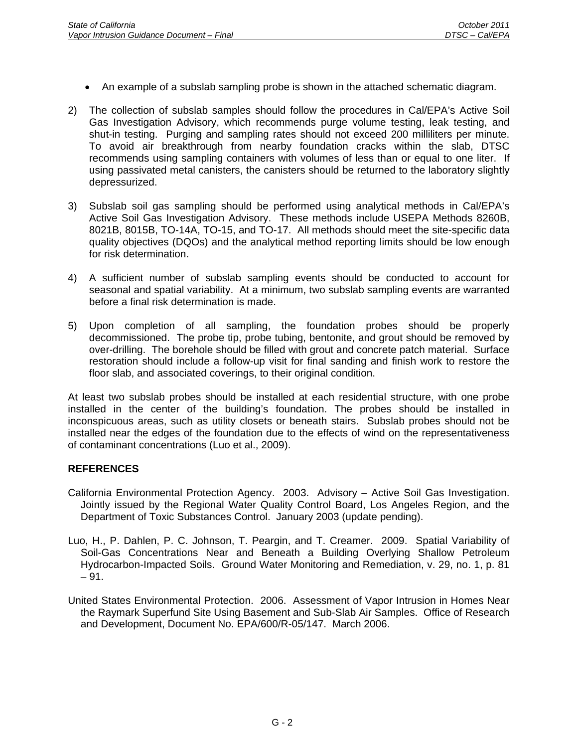- An example of a subslab sampling probe is shown in the attached schematic diagram.

2) The collection of subslab samples should follow the procedures in Cal/EPA's Active Soil Gas Investigation Advisory, which recommends purge volume testing, leak testing, and shut-in testing. Purging and sampling rates should not exceed 200 milliliters per minute. To avoid air breakthrough from nearby foundation cracks within the slab, DTSC recommends using sampling containers with volumes of less than or equal to one liter. If using passivated metal canisters, the canisters should be returned to the laboratory slightly depressurized.

3) Subslab soil gas sampling should be performed using analytical methods in Cal/EPA's Active Soil Gas Investigation Advisory. These methods include USEPA Methods 8260B, 8021B, 8015B, TO-14A, TO-15, and TO-17. All methods should meet the site-specific data quality objectives (DQOs) and the analytical method reporting limits should be low enough for risk determination.

4) A sufficient number of subslab sampling events should be conducted to account for seasonal and spatial variability. At a minimum, two subslab sampling events are warranted before a final risk determination is made.

5) Upon completion of all sampling, the foundation probes should be properly decommissioned. The probe tip, probe tubing, bentonite, and grout should be removed by over-drilling. The borehole should be filled with grout and concrete patch material. Surface restoration should include a follow-up visit for final sanding and finish work to restore the floor slab, and associated coverings, to their original condition.

At least two subslab probes should be installed at each residential structure, with one probe installed in the center of the building's foundation. The probes should be installed in inconspicuous areas, such as utility closets or beneath stairs. Subslab probes should not be installed near the edges of the foundation due to the effects of wind on the representativeness of contaminant concentrations (Luo et al., 2009).

## REFERENCES

California Environmental Protection Agency. 2003. Advisory – Active Soil Gas Investigation. Jointly issued by the Regional Water Quality Control Board, Los Angeles Region, and the Department of Toxic Substances Control. January 2003 (update pending).

Luo, H., P. Dahlen, P. C. Johnson, T. Peargin, and T. Creamer. 2009. Spatial Variability of Soil-Gas Concentrations Near and Beneath a Building Overlying Shallow Petroleum Hydrocarbon-Impacted Soils. Ground Water Monitoring and Remediation, v. 29, no. 1, p. 81 – 91.

United States Environmental Protection. 2006. Assessment of Vapor Intrusion in Homes Near the Raymark Superfund Site Using Basement and Sub-Slab Air Samples. Office of Research and Development, Document No. EPA/600/R-05/147. March 2006.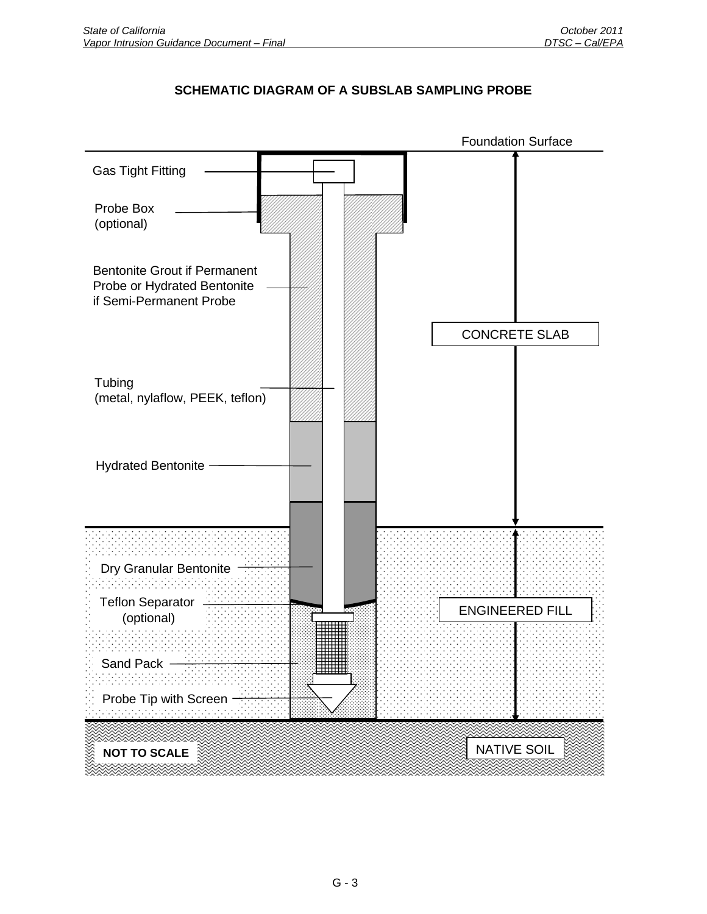**SCHEMATIC DIAGRAM OF A SUBSLAB SAMPLING PROBE**

Foundation Surface

Gas Tight Fitting

Probe Box (optional)

Bentonite Grout if Permanent Probe or Hydrated Bentonite if Semi-Permanent Probe

CONCRETE SLAB

Tubing (metal, nylaflow, PEEK, teflon)

Hydrated Bentonite

Dry Granular Bentonite

Teflon Separator (optional)

ENGINEERED FILL

Sand Pack

Probe Tip with Screen

NATIVE SOIL

**NOT TO SCALE**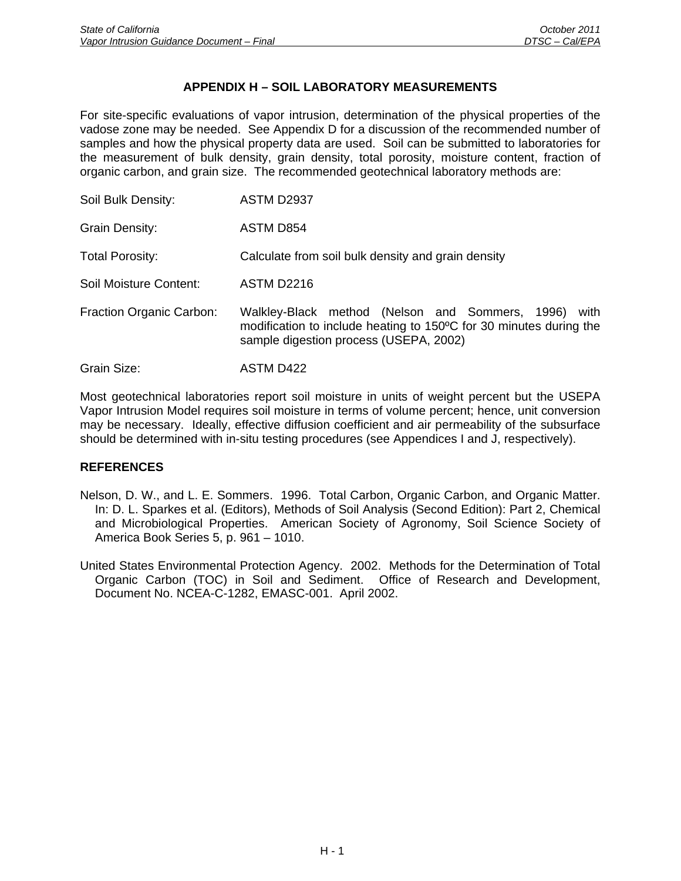# APPENDIX H – SOIL LABORATORY MEASUREMENTS

For site-specific evaluations of vapor intrusion, determination of the physical properties of the vadose zone may be needed. See Appendix D for a discussion of the recommended number of samples and how the physical property data are used. Soil can be submitted to laboratories for the measurement of bulk density, grain density, total porosity, moisture content, fraction of organic carbon, and grain size. The recommended geotechnical laboratory methods are:

| | |
|---|---|
| Soil Bulk Density: | ASTM D2937 |
| Grain Density: | ASTM D854 |
| Total Porosity: | Calculate from soil bulk density and grain density |
| Soil Moisture Content: | ASTM D2216 |
| Fraction Organic Carbon: | Walkley-Black method (Nelson and Sommers, 1996) with modification to include heating to 150ºC for 30 minutes during the sample digestion process (USEPA, 2002) |
| Grain Size: | ASTM D422 |

Most geotechnical laboratories report soil moisture in units of weight percent but the USEPA Vapor Intrusion Model requires soil moisture in terms of volume percent; hence, unit conversion may be necessary. Ideally, effective diffusion coefficient and air permeability of the subsurface should be determined with in-situ testing procedures (see Appendices I and J, respectively).

## REFERENCES

Nelson, D. W., and L. E. Sommers. 1996. Total Carbon, Organic Carbon, and Organic Matter. In: D. L. Sparkes et al. (Editors), Methods of Soil Analysis (Second Edition): Part 2, Chemical and Microbiological Properties. American Society of Agronomy, Soil Science Society of America Book Series 5, p. 961 – 1010.

United States Environmental Protection Agency. 2002. Methods for the Determination of Total Organic Carbon (TOC) in Soil and Sediment. Office of Research and Development, Document No. NCEA-C-1282, EMASC-001. April 2002.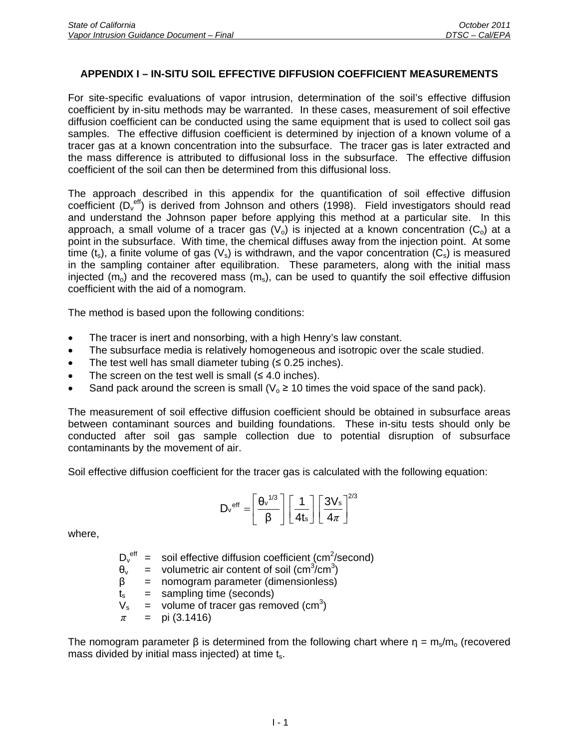# APPENDIX I – IN-SITU SOIL EFFECTIVE DIFFUSION COEFFICIENT MEASUREMENTS

For site-specific evaluations of vapor intrusion, determination of the soil's effective diffusion coefficient by in-situ methods may be warranted. In these cases, measurement of soil effective diffusion coefficient can be conducted using the same equipment that is used to collect soil gas samples. The effective diffusion coefficient is determined by injection of a known volume of a tracer gas at a known concentration into the subsurface. The tracer gas is later extracted and the mass difference is attributed to diffusional loss in the subsurface. The effective diffusion coefficient of the soil can then be determined from this diffusional loss.

The approach described in this appendix for the quantification of soil effective diffusion coefficient ($D_v^{eff}$) is derived from Johnson and others (1998). Field investigators should read and understand the Johnson paper before applying this method at a particular site. In this approach, a small volume of a tracer gas ($V_o$) is injected at a known concentration ($C_o$) at a point in the subsurface. With time, the chemical diffuses away from the injection point. At some time ($t_s$), a finite volume of gas ($V_s$) is withdrawn, and the vapor concentration ($C_s$) is measured in the sampling container after equilibration. These parameters, along with the initial mass injected ($m_o$) and the recovered mass ($m_s$), can be used to quantify the soil effective diffusion coefficient with the aid of a nomogram.

The method is based upon the following conditions:

- The tracer is inert and nonsorbing, with a high Henry's law constant.
- The subsurface media is relatively homogeneous and isotropic over the scale studied.
- The test well has small diameter tubing (≤ 0.25 inches).
- The screen on the test well is small (≤ 4.0 inches).
- Sand pack around the screen is small ($V_o$ ≥ 10 times the void space of the sand pack).

The measurement of soil effective diffusion coefficient should be obtained in subsurface areas between contaminant sources and building foundations. These in-situ tests should only be conducted after soil gas sample collection due to potential disruption of subsurface contaminants by the movement of air.

Soil effective diffusion coefficient for the tracer gas is calculated with the following equation:

$$D_v^{eff} = \left[\frac{\theta_v^{1/3}}{\beta}\right]\left[\frac{1}{4t_s}\right]\left[\frac{3V_s}{4\pi}\right]^{2/3}$$

where,

$D_v^{eff}$ = soil effective diffusion coefficient ($cm^2$/second)
$\theta_v$ = volumetric air content of soil ($cm^3/cm^3$)
$\beta$ = nomogram parameter (dimensionless)
$t_s$ = sampling time (seconds)
$V_s$ = volume of tracer gas removed ($cm^3$)
$\pi$ = pi (3.1416)

The nomogram parameter β is determined from the following chart where $\eta = m_s/m_o$ (recovered mass divided by initial mass injected) at time $t_s$.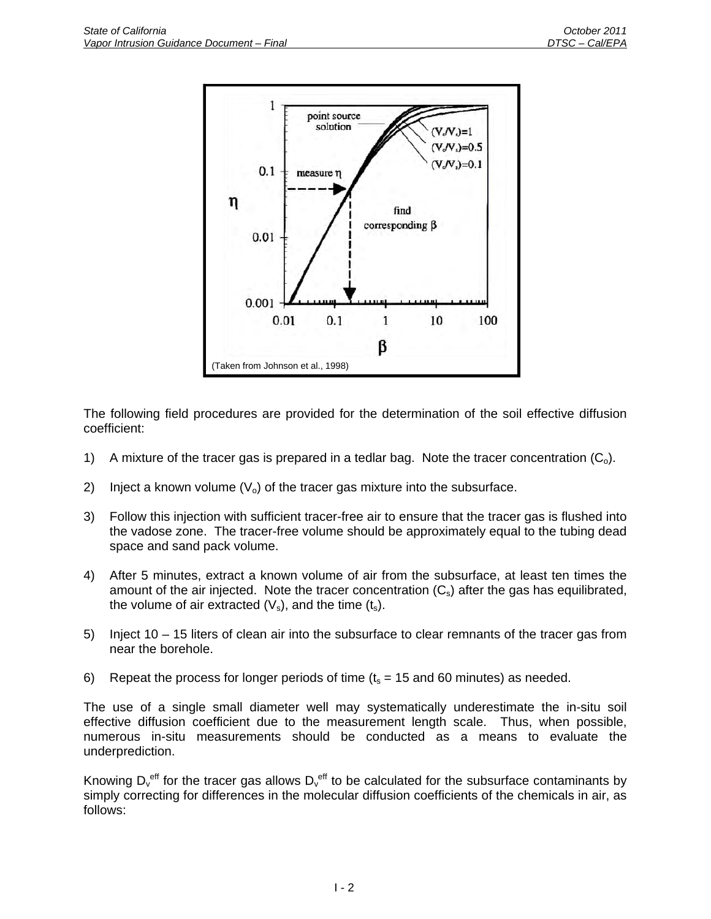(Taken from Johnson et al., 1998)

The following field procedures are provided for the determination of the soil effective diffusion coefficient:

1) A mixture of the tracer gas is prepared in a tedlar bag. Note the tracer concentration ($C_o$).
2) Inject a known volume ($V_o$) of the tracer gas mixture into the subsurface.
3) Follow this injection with sufficient tracer-free air to ensure that the tracer gas is flushed into the vadose zone. The tracer-free volume should be approximately equal to the tubing dead space and sand pack volume.
4) After 5 minutes, extract a known volume of air from the subsurface, at least ten times the amount of the air injected. Note the tracer concentration ($C_s$) after the gas has equilibrated, the volume of air extracted ($V_s$), and the time ($t_s$).
5) Inject 10 – 15 liters of clean air into the subsurface to clear remnants of the tracer gas from near the borehole.
6) Repeat the process for longer periods of time ($t_s$ = 15 and 60 minutes) as needed.

The use of a single small diameter well may systematically underestimate the in-situ soil effective diffusion coefficient due to the measurement length scale. Thus, when possible, numerous in-situ measurements should be conducted as a means to evaluate the underprediction.

Knowing $D_v^{eff}$ for the tracer gas allows $D_v^{eff}$ to be calculated for the subsurface contaminants by simply correcting for differences in the molecular diffusion coefficients of the chemicals in air, as follows: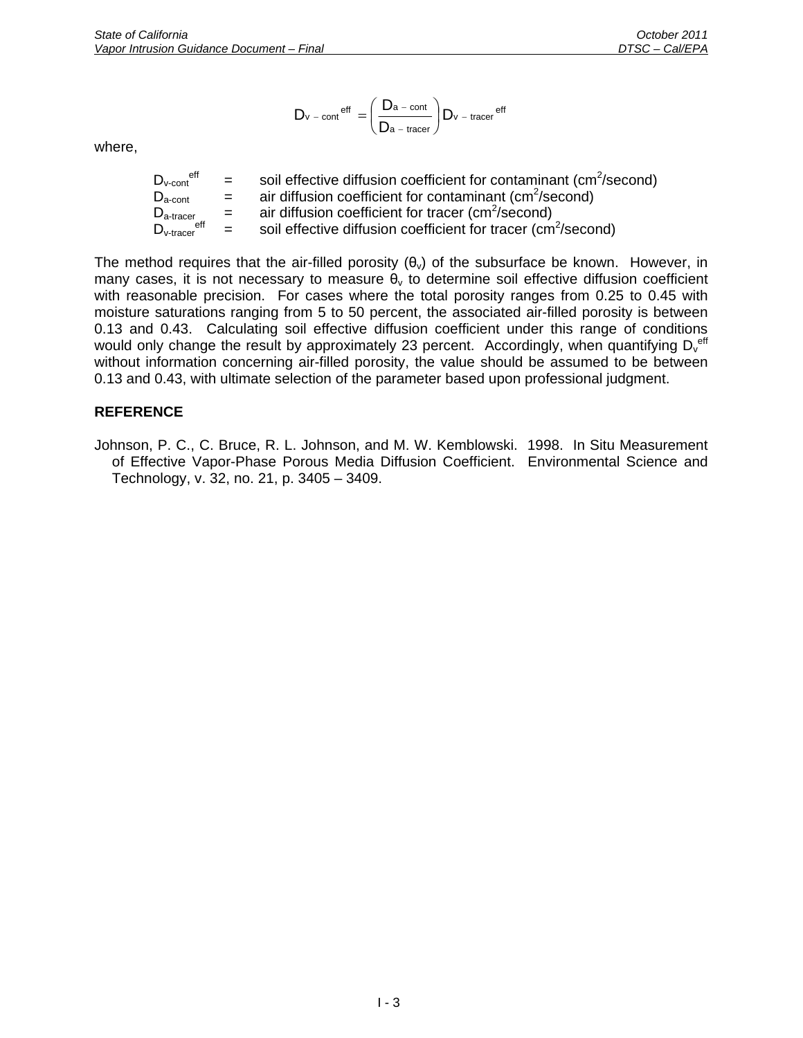$$D_{v-cont}^{eff} = \left(\frac{D_{a-cont}}{D_{a-tracer}}\right) D_{v-tracer}^{eff}$$

where,

| | | |
|---|---|---|
| $D_{v\text{-}cont}^{eff}$ | = | soil effective diffusion coefficient for contaminant ($cm^2$/second) |
| $D_{a\text{-}cont}$ | = | air diffusion coefficient for contaminant ($cm^2$/second) |
| $D_{a\text{-}tracer}$ | = | air diffusion coefficient for tracer ($cm^2$/second) |
| $D_{v\text{-}tracer}^{eff}$ | = | soil effective diffusion coefficient for tracer ($cm^2$/second) |

The method requires that the air-filled porosity ($\theta_v$) of the subsurface be known. However, in many cases, it is not necessary to measure $\theta_v$ to determine soil effective diffusion coefficient with reasonable precision. For cases where the total porosity ranges from 0.25 to 0.45 with moisture saturations ranging from 5 to 50 percent, the associated air-filled porosity is between 0.13 and 0.43. Calculating soil effective diffusion coefficient under this range of conditions would only change the result by approximately 23 percent. Accordingly, when quantifying $D_v^{eff}$ without information concerning air-filled porosity, the value should be assumed to be between 0.13 and 0.43, with ultimate selection of the parameter based upon professional judgment.

## REFERENCE

Johnson, P. C., C. Bruce, R. L. Johnson, and M. W. Kemblowski. 1998. In Situ Measurement of Effective Vapor-Phase Porous Media Diffusion Coefficient. Environmental Science and Technology, v. 32, no. 21, p. 3405 – 3409.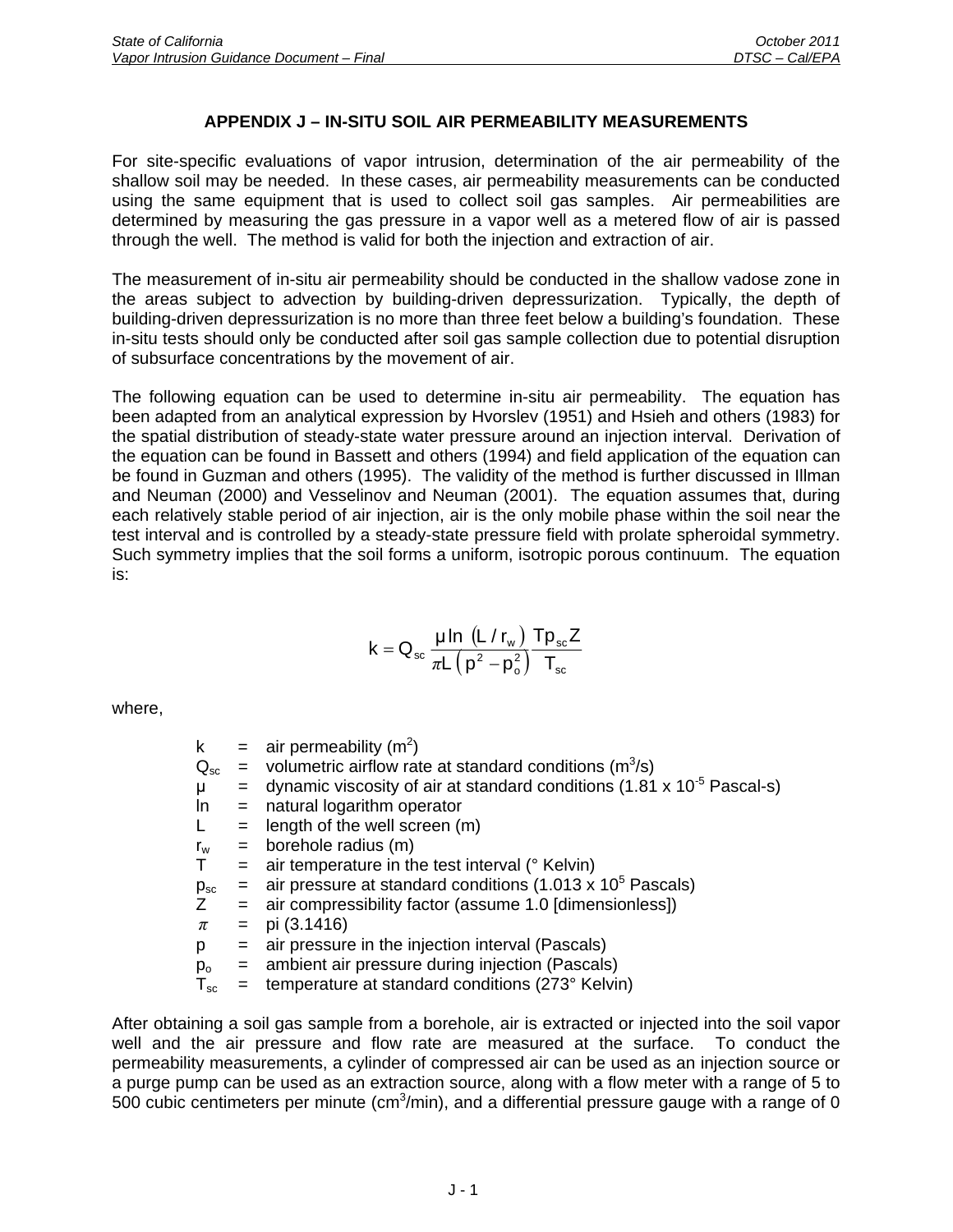## APPENDIX J – IN-SITU SOIL AIR PERMEABILITY MEASUREMENTS

For site-specific evaluations of vapor intrusion, determination of the air permeability of the shallow soil may be needed. In these cases, air permeability measurements can be conducted using the same equipment that is used to collect soil gas samples. Air permeabilities are determined by measuring the gas pressure in a vapor well as a metered flow of air is passed through the well. The method is valid for both the injection and extraction of air.

The measurement of in-situ air permeability should be conducted in the shallow vadose zone in the areas subject to advection by building-driven depressurization. Typically, the depth of building-driven depressurization is no more than three feet below a building's foundation. These in-situ tests should only be conducted after soil gas sample collection due to potential disruption of subsurface concentrations by the movement of air.

The following equation can be used to determine in-situ air permeability. The equation has been adapted from an analytical expression by Hvorslev (1951) and Hsieh and others (1983) for the spatial distribution of steady-state water pressure around an injection interval. Derivation of the equation can be found in Bassett and others (1994) and field application of the equation can be found in Guzman and others (1995). The validity of the method is further discussed in Illman and Neuman (2000) and Vesselinov and Neuman (2001). The equation assumes that, during each relatively stable period of air injection, air is the only mobile phase within the soil near the test interval and is controlled by a steady-state pressure field with prolate spheroidal symmetry. Such symmetry implies that the soil forms a uniform, isotropic porous continuum. The equation is:

$$k = Q_{sc}\,\frac{\mu \ln\left(L / r_w\right)}{\pi L\left(p^2 - p_o^2\right)}\,\frac{T p_{sc} Z}{T_{sc}}$$

where,

- $k$ = air permeability ($m^2$)
- $Q_{sc}$ = volumetric airflow rate at standard conditions ($m^3$/s)
- $\mu$ = dynamic viscosity of air at standard conditions ($1.81 \times 10^{-5}$ Pascal-s)
- ln = natural logarithm operator
- $L$ = length of the well screen (m)
- $r_w$ = borehole radius (m)
- $T$ = air temperature in the test interval (° Kelvin)
- $p_{sc}$ = air pressure at standard conditions ($1.013 \times 10^5$ Pascals)
- $Z$ = air compressibility factor (assume 1.0 [dimensionless])
- $\pi$ = pi (3.1416)
- $p$ = air pressure in the injection interval (Pascals)
- $p_o$ = ambient air pressure during injection (Pascals)
- $T_{sc}$ = temperature at standard conditions (273° Kelvin)

After obtaining a soil gas sample from a borehole, air is extracted or injected into the soil vapor well and the air pressure and flow rate are measured at the surface. To conduct the permeability measurements, a cylinder of compressed air can be used as an injection source or a purge pump can be used as an extraction source, along with a flow meter with a range of 5 to 500 cubic centimeters per minute ($cm^3$/min), and a differential pressure gauge with a range of 0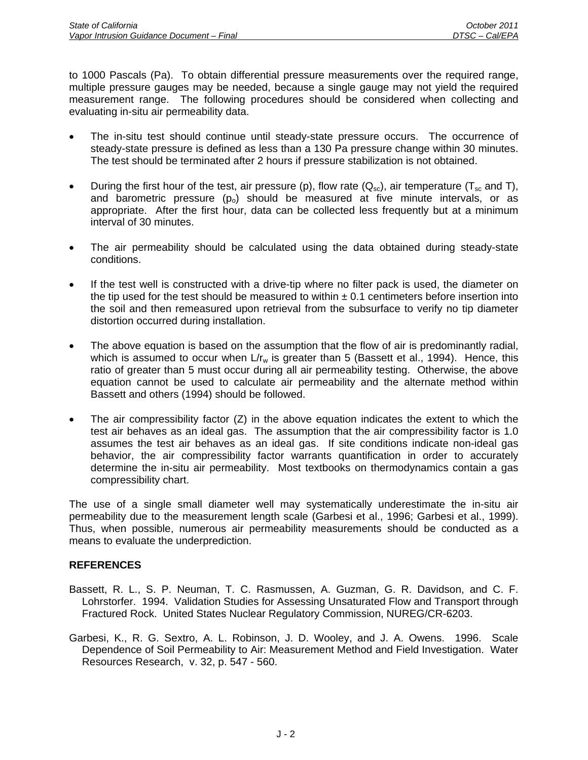to 1000 Pascals (Pa). To obtain differential pressure measurements over the required range, multiple pressure gauges may be needed, because a single gauge may not yield the required measurement range. The following procedures should be considered when collecting and evaluating in-situ air permeability data.

- The in-situ test should continue until steady-state pressure occurs. The occurrence of steady-state pressure is defined as less than a 130 Pa pressure change within 30 minutes. The test should be terminated after 2 hours if pressure stabilization is not obtained.

- During the first hour of the test, air pressure (p), flow rate ($Q_{sc}$), air temperature ($T_{sc}$ and T), and barometric pressure ($p_o$) should be measured at five minute intervals, or as appropriate. After the first hour, data can be collected less frequently but at a minimum interval of 30 minutes.

- The air permeability should be calculated using the data obtained during steady-state conditions.

- If the test well is constructed with a drive-tip where no filter pack is used, the diameter on the tip used for the test should be measured to within ± 0.1 centimeters before insertion into the soil and then remeasured upon retrieval from the subsurface to verify no tip diameter distortion occurred during installation.

- The above equation is based on the assumption that the flow of air is predominantly radial, which is assumed to occur when $L/r_w$ is greater than 5 (Bassett et al., 1994). Hence, this ratio of greater than 5 must occur during all air permeability testing. Otherwise, the above equation cannot be used to calculate air permeability and the alternate method within Bassett and others (1994) should be followed.

- The air compressibility factor (Z) in the above equation indicates the extent to which the test air behaves as an ideal gas. The assumption that the air compressibility factor is 1.0 assumes the test air behaves as an ideal gas. If site conditions indicate non-ideal gas behavior, the air compressibility factor warrants quantification in order to accurately determine the in-situ air permeability. Most textbooks on thermodynamics contain a gas compressibility chart.

The use of a single small diameter well may systematically underestimate the in-situ air permeability due to the measurement length scale (Garbesi et al., 1996; Garbesi et al., 1999). Thus, when possible, numerous air permeability measurements should be conducted as a means to evaluate the underprediction.

## REFERENCES

Bassett, R. L., S. P. Neuman, T. C. Rasmussen, A. Guzman, G. R. Davidson, and C. F. Lohrstorfer. 1994. Validation Studies for Assessing Unsaturated Flow and Transport through Fractured Rock. United States Nuclear Regulatory Commission, NUREG/CR-6203.

Garbesi, K., R. G. Sextro, A. L. Robinson, J. D. Wooley, and J. A. Owens. 1996. Scale Dependence of Soil Permeability to Air: Measurement Method and Field Investigation. Water Resources Research, v. 32, p. 547 - 560.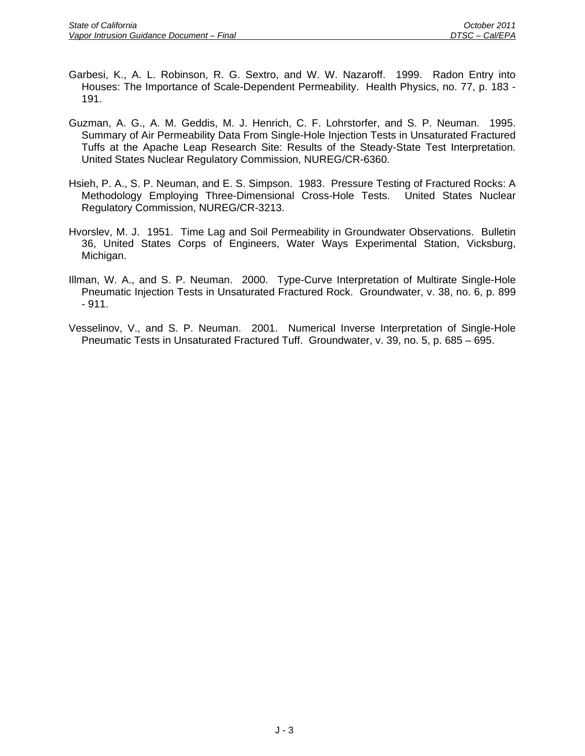Garbesi, K., A. L. Robinson, R. G. Sextro, and W. W. Nazaroff. 1999. Radon Entry into Houses: The Importance of Scale-Dependent Permeability. Health Physics, no. 77, p. 183 - 191.

Guzman, A. G., A. M. Geddis, M. J. Henrich, C. F. Lohrstorfer, and S. P. Neuman. 1995. Summary of Air Permeability Data From Single-Hole Injection Tests in Unsaturated Fractured Tuffs at the Apache Leap Research Site: Results of the Steady-State Test Interpretation. United States Nuclear Regulatory Commission, NUREG/CR-6360.

Hsieh, P. A., S. P. Neuman, and E. S. Simpson. 1983. Pressure Testing of Fractured Rocks: A Methodology Employing Three-Dimensional Cross-Hole Tests. United States Nuclear Regulatory Commission, NUREG/CR-3213.

Hvorslev, M. J. 1951. Time Lag and Soil Permeability in Groundwater Observations. Bulletin 36, United States Corps of Engineers, Water Ways Experimental Station, Vicksburg, Michigan.

Illman, W. A., and S. P. Neuman. 2000. Type-Curve Interpretation of Multirate Single-Hole Pneumatic Injection Tests in Unsaturated Fractured Rock. Groundwater, v. 38, no. 6, p. 899 - 911.

Vesselinov, V., and S. P. Neuman. 2001. Numerical Inverse Interpretation of Single-Hole Pneumatic Tests in Unsaturated Fractured Tuff. Groundwater, v. 39, no. 5, p. 685 – 695.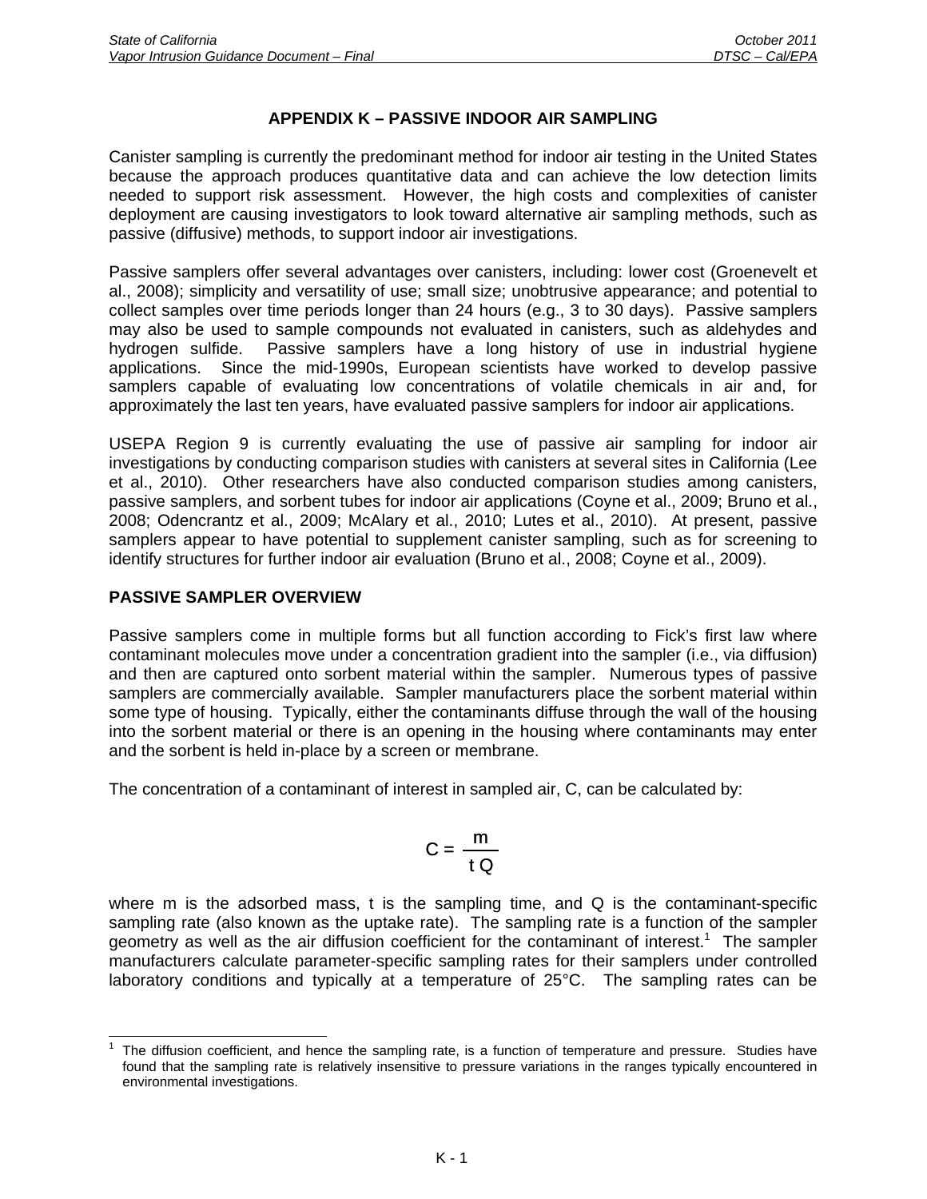# APPENDIX K – PASSIVE INDOOR AIR SAMPLING

Canister sampling is currently the predominant method for indoor air testing in the United States because the approach produces quantitative data and can achieve the low detection limits needed to support risk assessment. However, the high costs and complexities of canister deployment are causing investigators to look toward alternative air sampling methods, such as passive (diffusive) methods, to support indoor air investigations.

Passive samplers offer several advantages over canisters, including: lower cost (Groenevelt et al., 2008); simplicity and versatility of use; small size; unobtrusive appearance; and potential to collect samples over time periods longer than 24 hours (e.g., 3 to 30 days). Passive samplers may also be used to sample compounds not evaluated in canisters, such as aldehydes and hydrogen sulfide. Passive samplers have a long history of use in industrial hygiene applications. Since the mid-1990s, European scientists have worked to develop passive samplers capable of evaluating low concentrations of volatile chemicals in air and, for approximately the last ten years, have evaluated passive samplers for indoor air applications.

USEPA Region 9 is currently evaluating the use of passive air sampling for indoor air investigations by conducting comparison studies with canisters at several sites in California (Lee et al., 2010). Other researchers have also conducted comparison studies among canisters, passive samplers, and sorbent tubes for indoor air applications (Coyne et al., 2009; Bruno et al., 2008; Odencrantz et al., 2009; McAlary et al., 2010; Lutes et al., 2010). At present, passive samplers appear to have potential to supplement canister sampling, such as for screening to identify structures for further indoor air evaluation (Bruno et al., 2008; Coyne et al., 2009).

## PASSIVE SAMPLER OVERVIEW

Passive samplers come in multiple forms but all function according to Fick's first law where contaminant molecules move under a concentration gradient into the sampler (i.e., via diffusion) and then are captured onto sorbent material within the sampler. Numerous types of passive samplers are commercially available. Sampler manufacturers place the sorbent material within some type of housing. Typically, either the contaminants diffuse through the wall of the housing into the sorbent material or there is an opening in the housing where contaminants may enter and the sorbent is held in-place by a screen or membrane.

The concentration of a contaminant of interest in sampled air, C, can be calculated by:

$$C = \frac{m}{t\,Q}$$

where m is the adsorbed mass, t is the sampling time, and Q is the contaminant-specific sampling rate (also known as the uptake rate). The sampling rate is a function of the sampler geometry as well as the air diffusion coefficient for the contaminant of interest.[1] The sampler manufacturers calculate parameter-specific sampling rates for their samplers under controlled laboratory conditions and typically at a temperature of 25°C. The sampling rates can be

[1] The diffusion coefficient, and hence the sampling rate, is a function of temperature and pressure. Studies have found that the sampling rate is relatively insensitive to pressure variations in the ranges typically encountered in environmental investigations.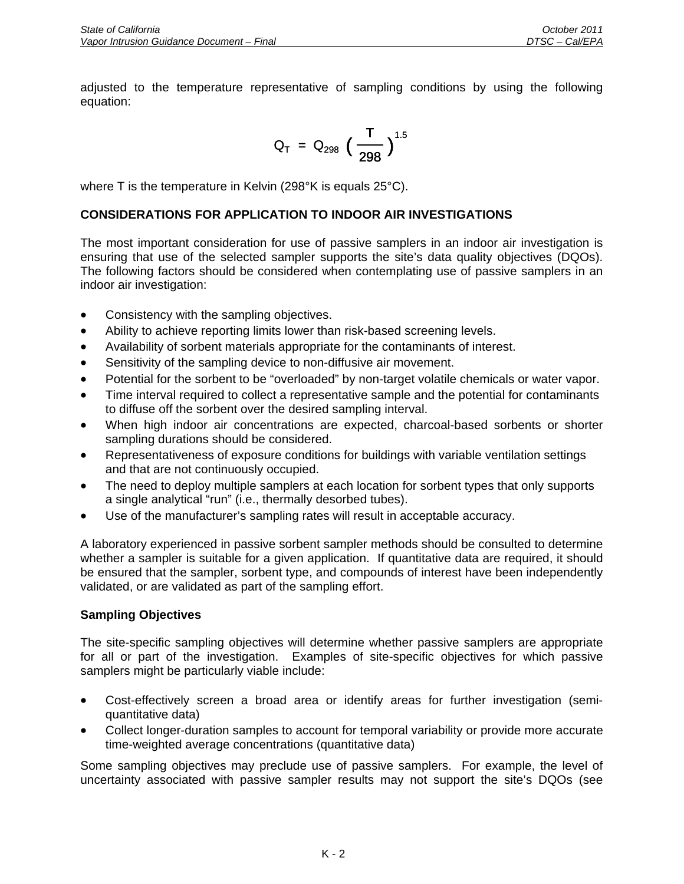adjusted to the temperature representative of sampling conditions by using the following equation:

$$Q_T = Q_{298} \left( \frac{T}{298} \right)^{1.5}$$

where T is the temperature in Kelvin (298°K is equals 25°C).

## CONSIDERATIONS FOR APPLICATION TO INDOOR AIR INVESTIGATIONS

The most important consideration for use of passive samplers in an indoor air investigation is ensuring that use of the selected sampler supports the site's data quality objectives (DQOs). The following factors should be considered when contemplating use of passive samplers in an indoor air investigation:

- Consistency with the sampling objectives.
- Ability to achieve reporting limits lower than risk-based screening levels.
- Availability of sorbent materials appropriate for the contaminants of interest.
- Sensitivity of the sampling device to non-diffusive air movement.
- Potential for the sorbent to be "overloaded" by non-target volatile chemicals or water vapor.
- Time interval required to collect a representative sample and the potential for contaminants to diffuse off the sorbent over the desired sampling interval.
- When high indoor air concentrations are expected, charcoal-based sorbents or shorter sampling durations should be considered.
- Representativeness of exposure conditions for buildings with variable ventilation settings and that are not continuously occupied.
- The need to deploy multiple samplers at each location for sorbent types that only supports a single analytical "run" (i.e., thermally desorbed tubes).
- Use of the manufacturer's sampling rates will result in acceptable accuracy.

A laboratory experienced in passive sorbent sampler methods should be consulted to determine whether a sampler is suitable for a given application. If quantitative data are required, it should be ensured that the sampler, sorbent type, and compounds of interest have been independently validated, or are validated as part of the sampling effort.

### Sampling Objectives

The site-specific sampling objectives will determine whether passive samplers are appropriate for all or part of the investigation. Examples of site-specific objectives for which passive samplers might be particularly viable include:

- Cost-effectively screen a broad area or identify areas for further investigation (semi-quantitative data)
- Collect longer-duration samples to account for temporal variability or provide more accurate time-weighted average concentrations (quantitative data)

Some sampling objectives may preclude use of passive samplers. For example, the level of uncertainty associated with passive sampler results may not support the site's DQOs (see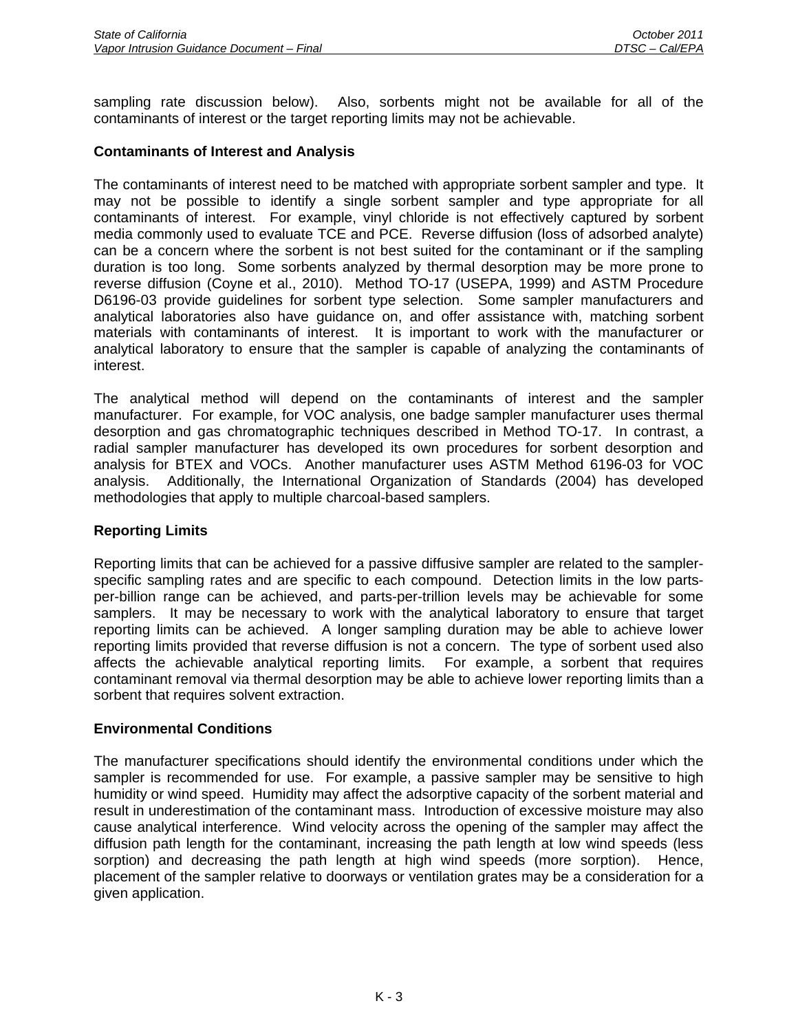sampling rate discussion below). Also, sorbents might not be available for all of the contaminants of interest or the target reporting limits may not be achievable.

**Contaminants of Interest and Analysis**

The contaminants of interest need to be matched with appropriate sorbent sampler and type. It may not be possible to identify a single sorbent sampler and type appropriate for all contaminants of interest. For example, vinyl chloride is not effectively captured by sorbent media commonly used to evaluate TCE and PCE. Reverse diffusion (loss of adsorbed analyte) can be a concern where the sorbent is not best suited for the contaminant or if the sampling duration is too long. Some sorbents analyzed by thermal desorption may be more prone to reverse diffusion (Coyne et al., 2010). Method TO-17 (USEPA, 1999) and ASTM Procedure D6196-03 provide guidelines for sorbent type selection. Some sampler manufacturers and analytical laboratories also have guidance on, and offer assistance with, matching sorbent materials with contaminants of interest. It is important to work with the manufacturer or analytical laboratory to ensure that the sampler is capable of analyzing the contaminants of interest.

The analytical method will depend on the contaminants of interest and the sampler manufacturer. For example, for VOC analysis, one badge sampler manufacturer uses thermal desorption and gas chromatographic techniques described in Method TO-17. In contrast, a radial sampler manufacturer has developed its own procedures for sorbent desorption and analysis for BTEX and VOCs. Another manufacturer uses ASTM Method 6196-03 for VOC analysis. Additionally, the International Organization of Standards (2004) has developed methodologies that apply to multiple charcoal-based samplers.

**Reporting Limits**

Reporting limits that can be achieved for a passive diffusive sampler are related to the sampler-specific sampling rates and are specific to each compound. Detection limits in the low parts-per-billion range can be achieved, and parts-per-trillion levels may be achievable for some samplers. It may be necessary to work with the analytical laboratory to ensure that target reporting limits can be achieved. A longer sampling duration may be able to achieve lower reporting limits provided that reverse diffusion is not a concern. The type of sorbent used also affects the achievable analytical reporting limits. For example, a sorbent that requires contaminant removal via thermal desorption may be able to achieve lower reporting limits than a sorbent that requires solvent extraction.

**Environmental Conditions**

The manufacturer specifications should identify the environmental conditions under which the sampler is recommended for use. For example, a passive sampler may be sensitive to high humidity or wind speed. Humidity may affect the adsorptive capacity of the sorbent material and result in underestimation of the contaminant mass. Introduction of excessive moisture may also cause analytical interference. Wind velocity across the opening of the sampler may affect the diffusion path length for the contaminant, increasing the path length at low wind speeds (less sorption) and decreasing the path length at high wind speeds (more sorption). Hence, placement of the sampler relative to doorways or ventilation grates may be a consideration for a given application.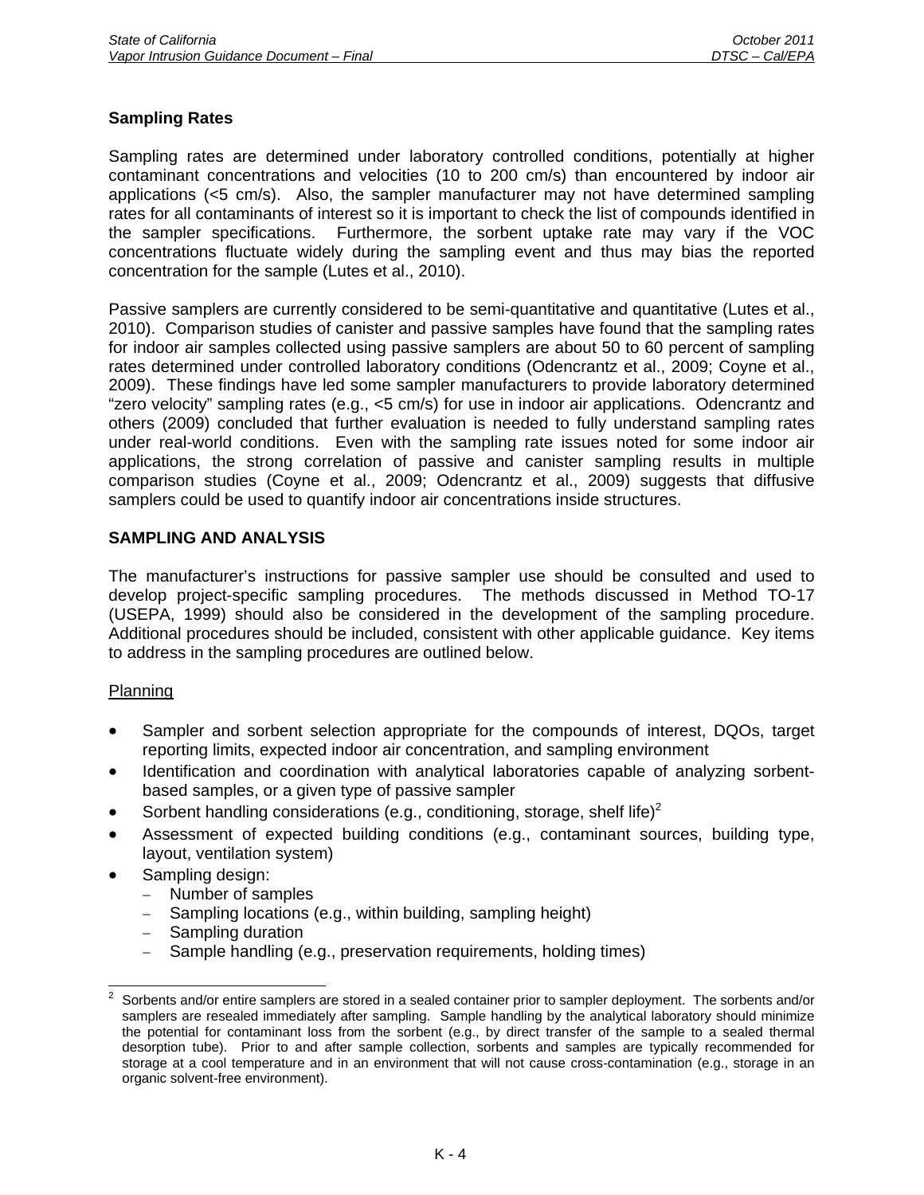**Sampling Rates**

Sampling rates are determined under laboratory controlled conditions, potentially at higher contaminant concentrations and velocities (10 to 200 cm/s) than encountered by indoor air applications (<5 cm/s). Also, the sampler manufacturer may not have determined sampling rates for all contaminants of interest so it is important to check the list of compounds identified in the sampler specifications. Furthermore, the sorbent uptake rate may vary if the VOC concentrations fluctuate widely during the sampling event and thus may bias the reported concentration for the sample (Lutes et al., 2010).

Passive samplers are currently considered to be semi-quantitative and quantitative (Lutes et al., 2010). Comparison studies of canister and passive samples have found that the sampling rates for indoor air samples collected using passive samplers are about 50 to 60 percent of sampling rates determined under controlled laboratory conditions (Odencrantz et al., 2009; Coyne et al., 2009). These findings have led some sampler manufacturers to provide laboratory determined "zero velocity" sampling rates (e.g., <5 cm/s) for use in indoor air applications. Odencrantz and others (2009) concluded that further evaluation is needed to fully understand sampling rates under real-world conditions. Even with the sampling rate issues noted for some indoor air applications, the strong correlation of passive and canister sampling results in multiple comparison studies (Coyne et al., 2009; Odencrantz et al., 2009) suggests that diffusive samplers could be used to quantify indoor air concentrations inside structures.

**SAMPLING AND ANALYSIS**

The manufacturer's instructions for passive sampler use should be consulted and used to develop project-specific sampling procedures. The methods discussed in Method TO-17 (USEPA, 1999) should also be considered in the development of the sampling procedure. Additional procedures should be included, consistent with other applicable guidance. Key items to address in the sampling procedures are outlined below.

Planning

- Sampler and sorbent selection appropriate for the compounds of interest, DQOs, target reporting limits, expected indoor air concentration, and sampling environment
- Identification and coordination with analytical laboratories capable of analyzing sorbent-based samples, or a given type of passive sampler
- Sorbent handling considerations (e.g., conditioning, storage, shelf life)[2]
- Assessment of expected building conditions (e.g., contaminant sources, building type, layout, ventilation system)
- Sampling design:
  - Number of samples
  - Sampling locations (e.g., within building, sampling height)
  - Sampling duration
  - Sample handling (e.g., preservation requirements, holding times)

[2] Sorbents and/or entire samplers are stored in a sealed container prior to sampler deployment. The sorbents and/or samplers are resealed immediately after sampling. Sample handling by the analytical laboratory should minimize the potential for contaminant loss from the sorbent (e.g., by direct transfer of the sample to a sealed thermal desorption tube). Prior to and after sample collection, sorbents and samples are typically recommended for storage at a cool temperature and in an environment that will not cause cross-contamination (e.g., storage in an organic solvent-free environment).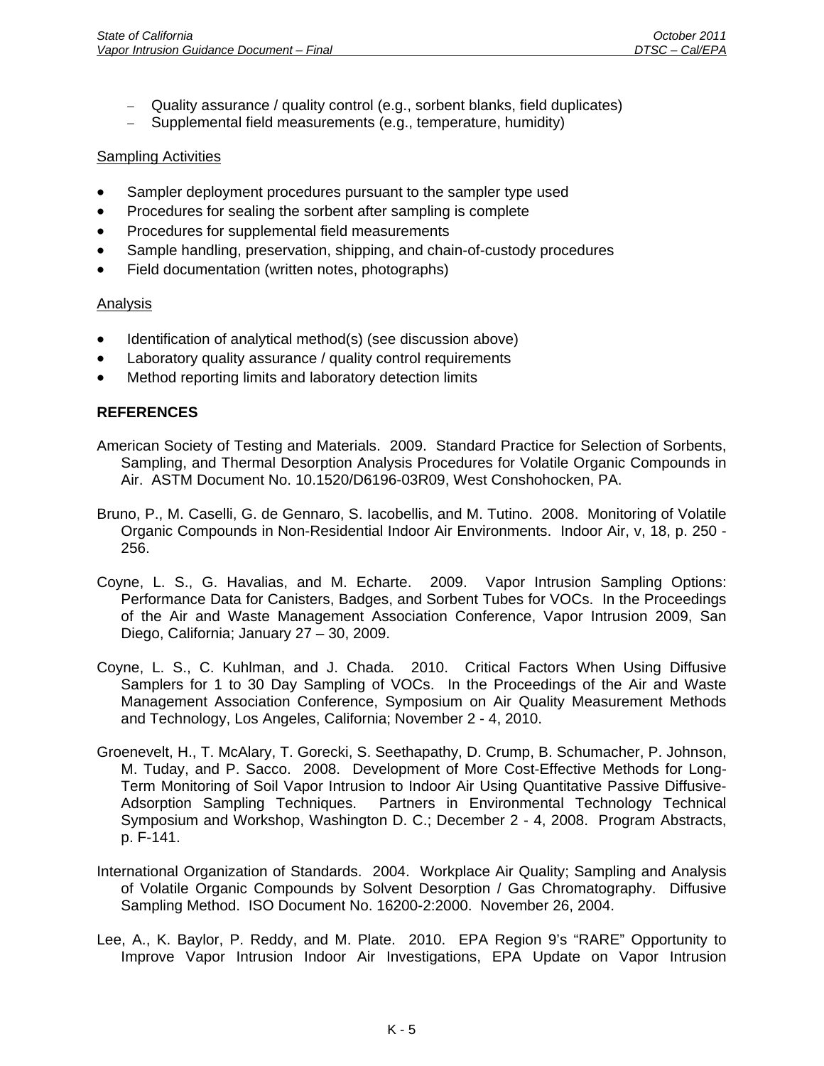- Quality assurance / quality control (e.g., sorbent blanks, field duplicates)
- Supplemental field measurements (e.g., temperature, humidity)

Sampling Activities

- Sampler deployment procedures pursuant to the sampler type used
- Procedures for sealing the sorbent after sampling is complete
- Procedures for supplemental field measurements
- Sample handling, preservation, shipping, and chain-of-custody procedures
- Field documentation (written notes, photographs)

Analysis

- Identification of analytical method(s) (see discussion above)
- Laboratory quality assurance / quality control requirements
- Method reporting limits and laboratory detection limits

**REFERENCES**

American Society of Testing and Materials. 2009. Standard Practice for Selection of Sorbents, Sampling, and Thermal Desorption Analysis Procedures for Volatile Organic Compounds in Air. ASTM Document No. 10.1520/D6196-03R09, West Conshohocken, PA.

Bruno, P., M. Caselli, G. de Gennaro, S. Iacobellis, and M. Tutino. 2008. Monitoring of Volatile Organic Compounds in Non-Residential Indoor Air Environments. Indoor Air, v, 18, p. 250 - 256.

Coyne, L. S., G. Havalias, and M. Echarte. 2009. Vapor Intrusion Sampling Options: Performance Data for Canisters, Badges, and Sorbent Tubes for VOCs. In the Proceedings of the Air and Waste Management Association Conference, Vapor Intrusion 2009, San Diego, California; January 27 – 30, 2009.

Coyne, L. S., C. Kuhlman, and J. Chada. 2010. Critical Factors When Using Diffusive Samplers for 1 to 30 Day Sampling of VOCs. In the Proceedings of the Air and Waste Management Association Conference, Symposium on Air Quality Measurement Methods and Technology, Los Angeles, California; November 2 - 4, 2010.

Groenevelt, H., T. McAlary, T. Gorecki, S. Seethapathy, D. Crump, B. Schumacher, P. Johnson, M. Tuday, and P. Sacco. 2008. Development of More Cost-Effective Methods for Long-Term Monitoring of Soil Vapor Intrusion to Indoor Air Using Quantitative Passive Diffusive-Adsorption Sampling Techniques. Partners in Environmental Technology Technical Symposium and Workshop, Washington D. C.; December 2 - 4, 2008. Program Abstracts, p. F-141.

International Organization of Standards. 2004. Workplace Air Quality; Sampling and Analysis of Volatile Organic Compounds by Solvent Desorption / Gas Chromatography. Diffusive Sampling Method. ISO Document No. 16200-2:2000. November 26, 2004.

Lee, A., K. Baylor, P. Reddy, and M. Plate. 2010. EPA Region 9's "RARE" Opportunity to Improve Vapor Intrusion Indoor Air Investigations, EPA Update on Vapor Intrusion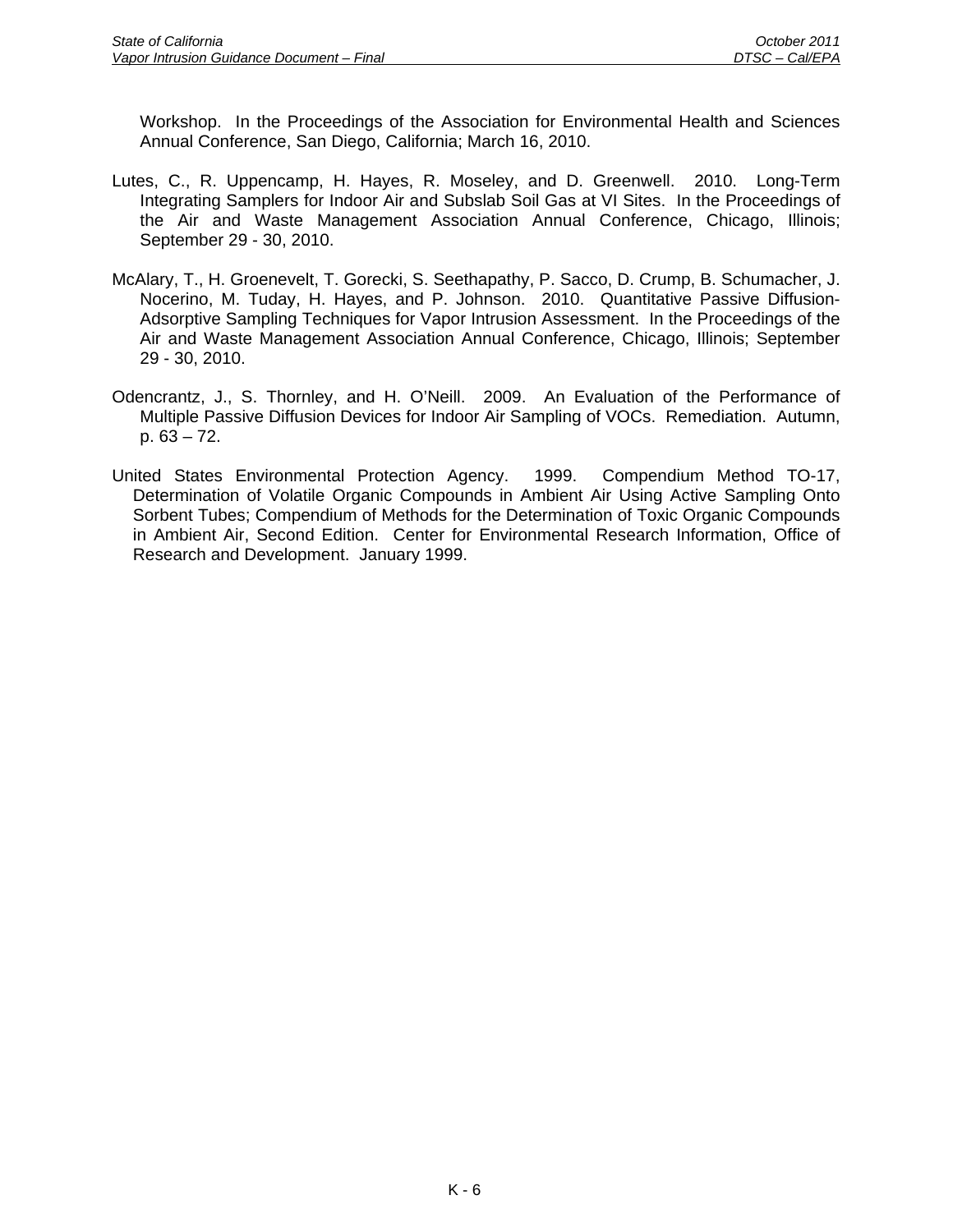Workshop. In the Proceedings of the Association for Environmental Health and Sciences Annual Conference, San Diego, California; March 16, 2010.

Lutes, C., R. Uppencamp, H. Hayes, R. Moseley, and D. Greenwell. 2010. Long-Term Integrating Samplers for Indoor Air and Subslab Soil Gas at VI Sites. In the Proceedings of the Air and Waste Management Association Annual Conference, Chicago, Illinois; September 29 - 30, 2010.

McAlary, T., H. Groenevelt, T. Gorecki, S. Seethapathy, P. Sacco, D. Crump, B. Schumacher, J. Nocerino, M. Tuday, H. Hayes, and P. Johnson. 2010. Quantitative Passive Diffusion-Adsorptive Sampling Techniques for Vapor Intrusion Assessment. In the Proceedings of the Air and Waste Management Association Annual Conference, Chicago, Illinois; September 29 - 30, 2010.

Odencrantz, J., S. Thornley, and H. O'Neill. 2009. An Evaluation of the Performance of Multiple Passive Diffusion Devices for Indoor Air Sampling of VOCs. Remediation. Autumn, p. 63 – 72.

United States Environmental Protection Agency. 1999. Compendium Method TO-17, Determination of Volatile Organic Compounds in Ambient Air Using Active Sampling Onto Sorbent Tubes; Compendium of Methods for the Determination of Toxic Organic Compounds in Ambient Air, Second Edition. Center for Environmental Research Information, Office of Research and Development. January 1999.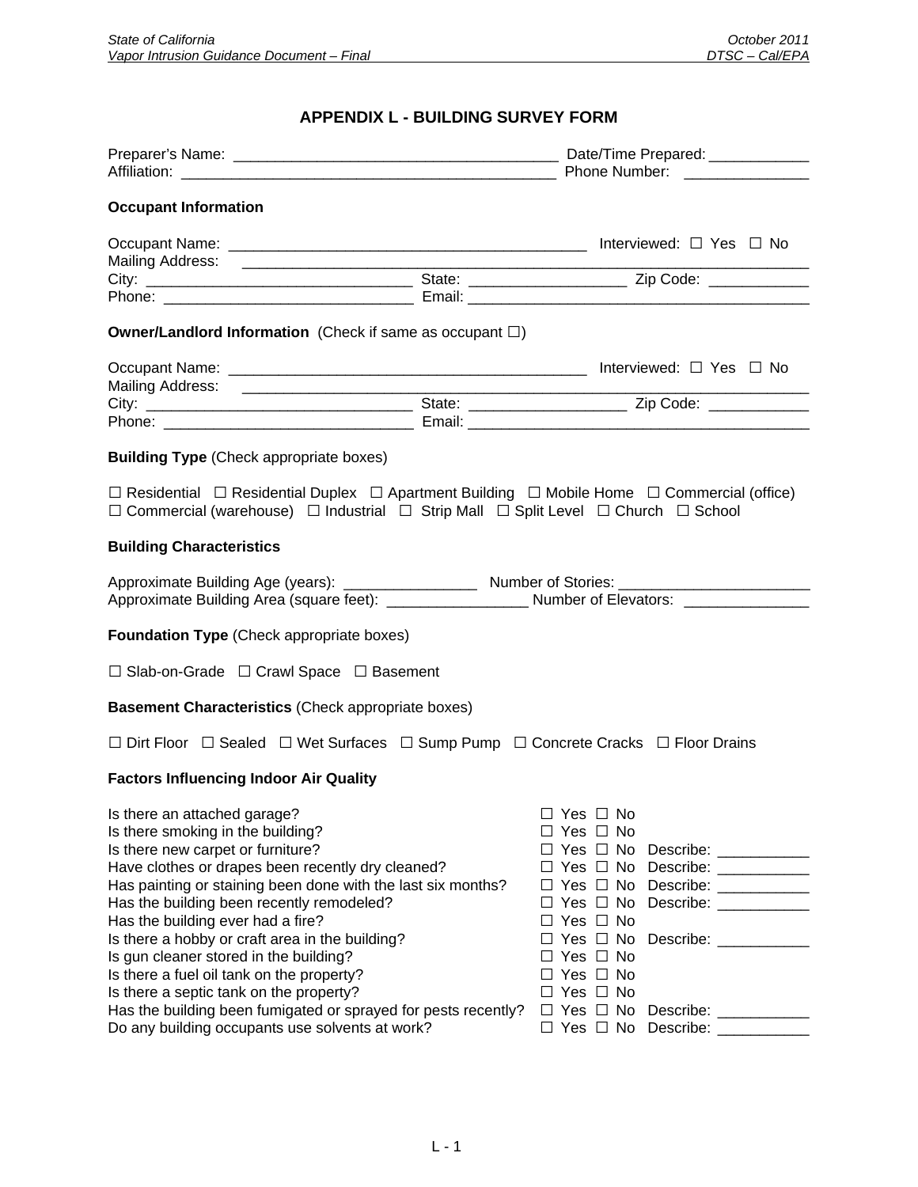# APPENDIX L - BUILDING SURVEY FORM

Preparer's Name: ________________________________________ Date/Time Prepared: ____________
Affiliation: ______________________________________________ Phone Number: _______________

### Occupant Information

Occupant Name: ____________________________________________ Interviewed: ☐ Yes ☐ No
Mailing Address: _________________________________________________________________________
City: ________________________________ State: ___________________ Zip Code: ____________
Phone: ______________________________ Email: __________________________________________

### Owner/Landlord Information (Check if same as occupant ☐)

Occupant Name: ____________________________________________ Interviewed: ☐ Yes ☐ No
Mailing Address: _________________________________________________________________________
City: ________________________________ State: ___________________ Zip Code: ____________
Phone: ______________________________ Email: __________________________________________

### Building Type (Check appropriate boxes)

☐ Residential ☐ Residential Duplex ☐ Apartment Building ☐ Mobile Home ☐ Commercial (office)
☐ Commercial (warehouse) ☐ Industrial ☐ Strip Mall ☐ Split Level ☐ Church ☐ School

### Building Characteristics

Approximate Building Age (years): ________________ Number of Stories: _______________________
Approximate Building Area (square feet): _________________ Number of Elevators: _______________

### Foundation Type (Check appropriate boxes)

☐ Slab-on-Grade ☐ Crawl Space ☐ Basement

### Basement Characteristics (Check appropriate boxes)

☐ Dirt Floor ☐ Sealed ☐ Wet Surfaces ☐ Sump Pump ☐ Concrete Cracks ☐ Floor Drains

### Factors Influencing Indoor Air Quality

| | | |
|---|---|---|
| Is there an attached garage? | ☐ Yes ☐ No | |
| Is there smoking in the building? | ☐ Yes ☐ No | |
| Is there new carpet or furniture? | ☐ Yes ☐ No | Describe: ___________ |
| Have clothes or drapes been recently dry cleaned? | ☐ Yes ☐ No | Describe: ___________ |
| Has painting or staining been done with the last six months? | ☐ Yes ☐ No | Describe: ___________ |
| Has the building been recently remodeled? | ☐ Yes ☐ No | Describe: ___________ |
| Has the building ever had a fire? | ☐ Yes ☐ No | |
| Is there a hobby or craft area in the building? | ☐ Yes ☐ No | Describe: ___________ |
| Is gun cleaner stored in the building? | ☐ Yes ☐ No | |
| Is there a fuel oil tank on the property? | ☐ Yes ☐ No | |
| Is there a septic tank on the property? | ☐ Yes ☐ No | |
| Has the building been fumigated or sprayed for pests recently? | ☐ Yes ☐ No | Describe: ___________ |
| Do any building occupants use solvents at work? | ☐ Yes ☐ No | Describe: ___________ |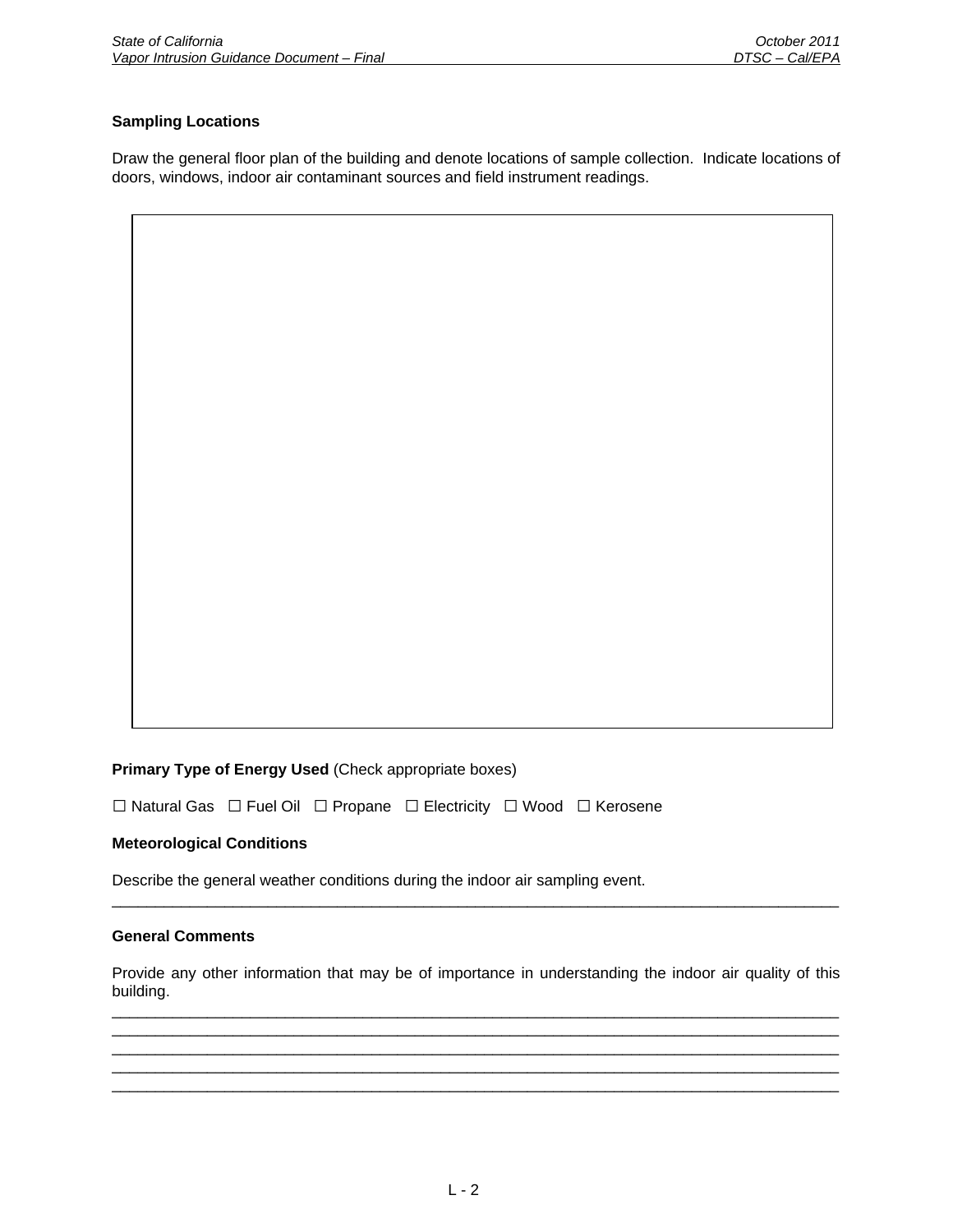**Sampling Locations**

Draw the general floor plan of the building and denote locations of sample collection. Indicate locations of doors, windows, indoor air contaminant sources and field instrument readings.

**Primary Type of Energy Used** (Check appropriate boxes)

☐ Natural Gas ☐ Fuel Oil ☐ Propane ☐ Electricity ☐ Wood ☐ Kerosene

**Meteorological Conditions**

Describe the general weather conditions during the indoor air sampling event.

\_\_\_\_\_\_\_\_\_\_\_\_\_\_\_\_\_\_\_\_\_\_\_\_\_\_\_\_\_\_\_\_\_\_\_\_\_\_\_\_\_\_\_\_\_\_\_\_\_\_\_\_\_\_\_\_\_\_\_\_\_\_\_\_\_\_\_\_\_\_\_\_\_\_\_\_\_\_

**General Comments**

Provide any other information that may be of importance in understanding the indoor air quality of this building.

\_\_\_\_\_\_\_\_\_\_\_\_\_\_\_\_\_\_\_\_\_\_\_\_\_\_\_\_\_\_\_\_\_\_\_\_\_\_\_\_\_\_\_\_\_\_\_\_\_\_\_\_\_\_\_\_\_\_\_\_\_\_\_\_\_\_\_\_\_\_\_\_\_\_\_\_\_\_

\_\_\_\_\_\_\_\_\_\_\_\_\_\_\_\_\_\_\_\_\_\_\_\_\_\_\_\_\_\_\_\_\_\_\_\_\_\_\_\_\_\_\_\_\_\_\_\_\_\_\_\_\_\_\_\_\_\_\_\_\_\_\_\_\_\_\_\_\_\_\_\_\_\_\_\_\_\_

\_\_\_\_\_\_\_\_\_\_\_\_\_\_\_\_\_\_\_\_\_\_\_\_\_\_\_\_\_\_\_\_\_\_\_\_\_\_\_\_\_\_\_\_\_\_\_\_\_\_\_\_\_\_\_\_\_\_\_\_\_\_\_\_\_\_\_\_\_\_\_\_\_\_\_\_\_\_

\_\_\_\_\_\_\_\_\_\_\_\_\_\_\_\_\_\_\_\_\_\_\_\_\_\_\_\_\_\_\_\_\_\_\_\_\_\_\_\_\_\_\_\_\_\_\_\_\_\_\_\_\_\_\_\_\_\_\_\_\_\_\_\_\_\_\_\_\_\_\_\_\_\_\_\_\_\_

\_\_\_\_\_\_\_\_\_\_\_\_\_\_\_\_\_\_\_\_\_\_\_\_\_\_\_\_\_\_\_\_\_\_\_\_\_\_\_\_\_\_\_\_\_\_\_\_\_\_\_\_\_\_\_\_\_\_\_\_\_\_\_\_\_\_\_\_\_\_\_\_\_\_\_\_\_\_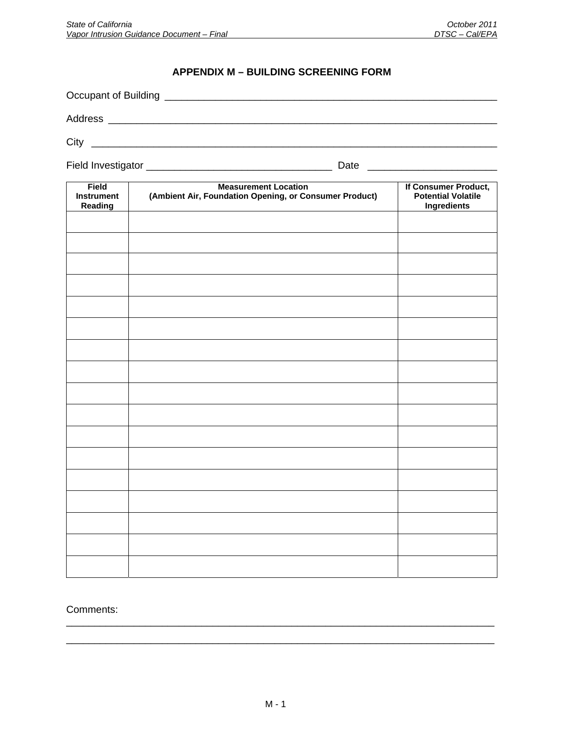## APPENDIX M – BUILDING SCREENING FORM

Occupant of Building ___________________________________________________________

Address ______________________________________________________________________

City __________________________________________________________________________

Field Investigator ________________________________ Date ______________________

| Field Instrument Reading | Measurement Location (Ambient Air, Foundation Opening, or Consumer Product) | If Consumer Product, Potential Volatile Ingredients |
|---|---|---|
| | | |
| | | |
| | | |
| | | |
| | | |
| | | |
| | | |
| | | |
| | | |
| | | |
| | | |
| | | |
| | | |
| | | |
| | | |
| | | |
| | | |

Comments:

______________________________________________________________________________

______________________________________________________________________________